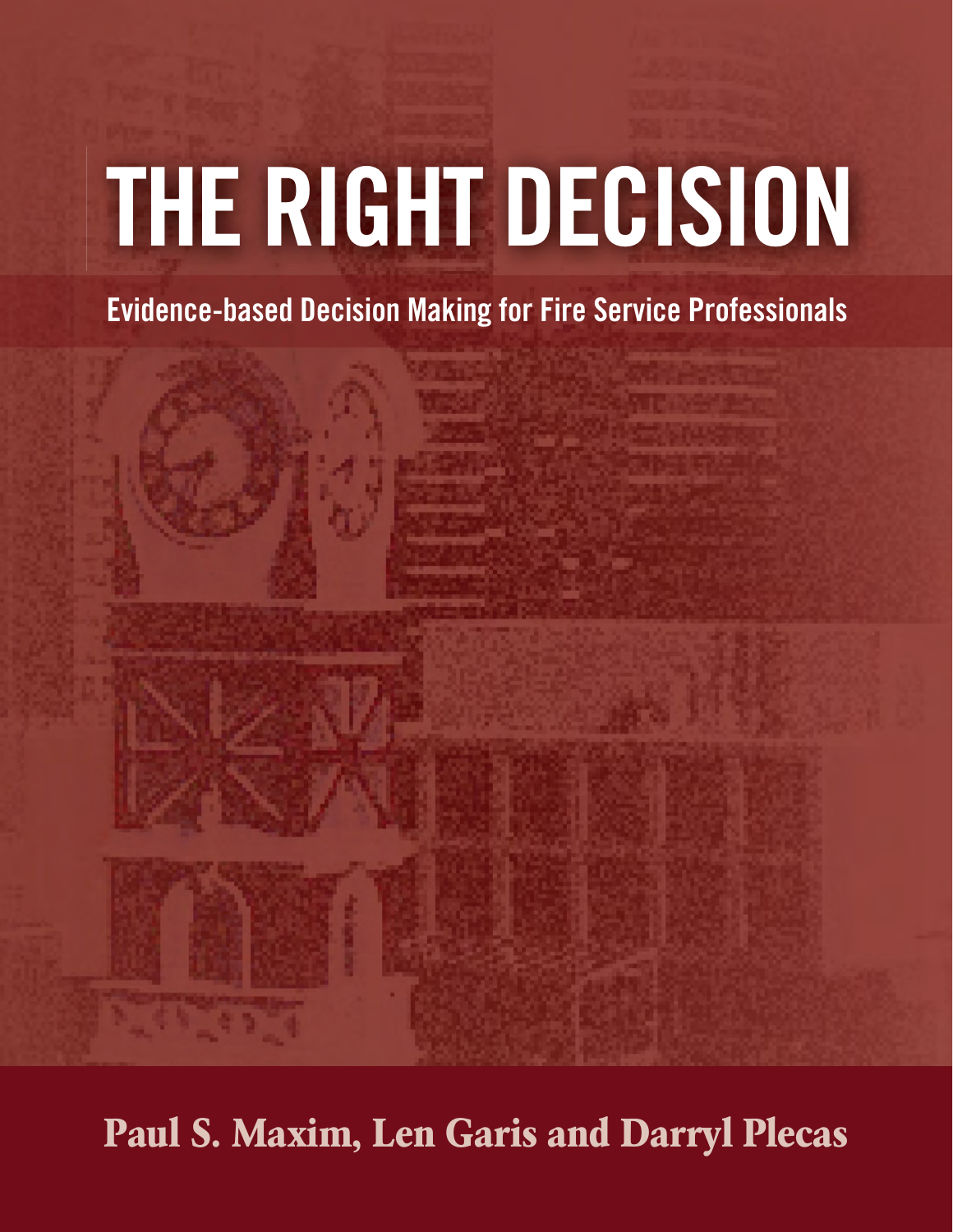# THE RIGHT DECISION

## Evidence-based Decision Making for Fire Service Professionals

**Paul S. Maxim, Len Garis and Darryl Plecas**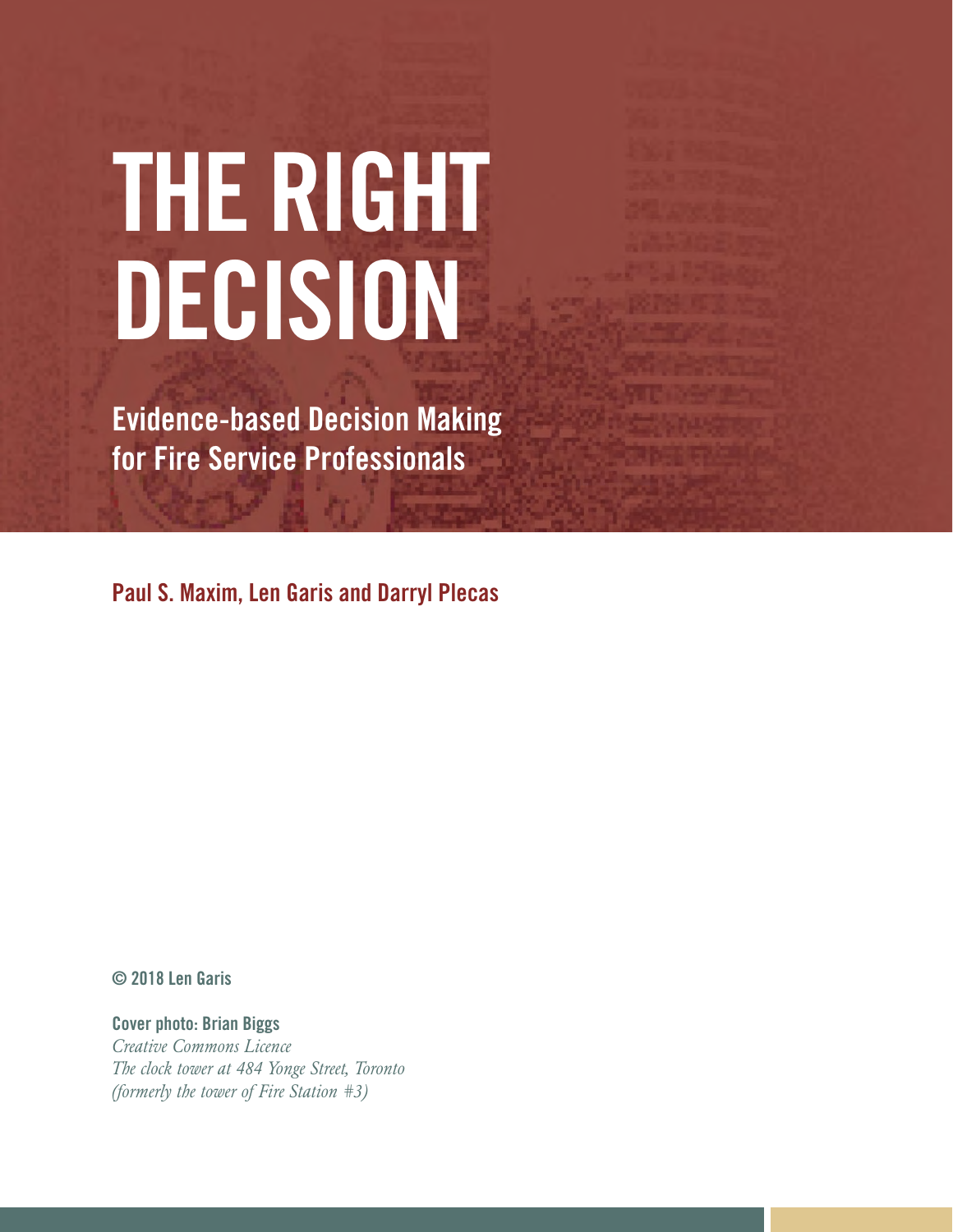# THE RIGHT DECISION

## Evidence-based Decision Making for Fire Service Professionals

**Paul S. Maxim, Len Garis and Darryl Plecas**

© 2018 Len Garis

**Cover photo: Brian Biggs**
*Creative Commons Licence*
*The clock tower at 484 Yonge Street, Toronto*
*(formerly the tower of Fire Station #3)*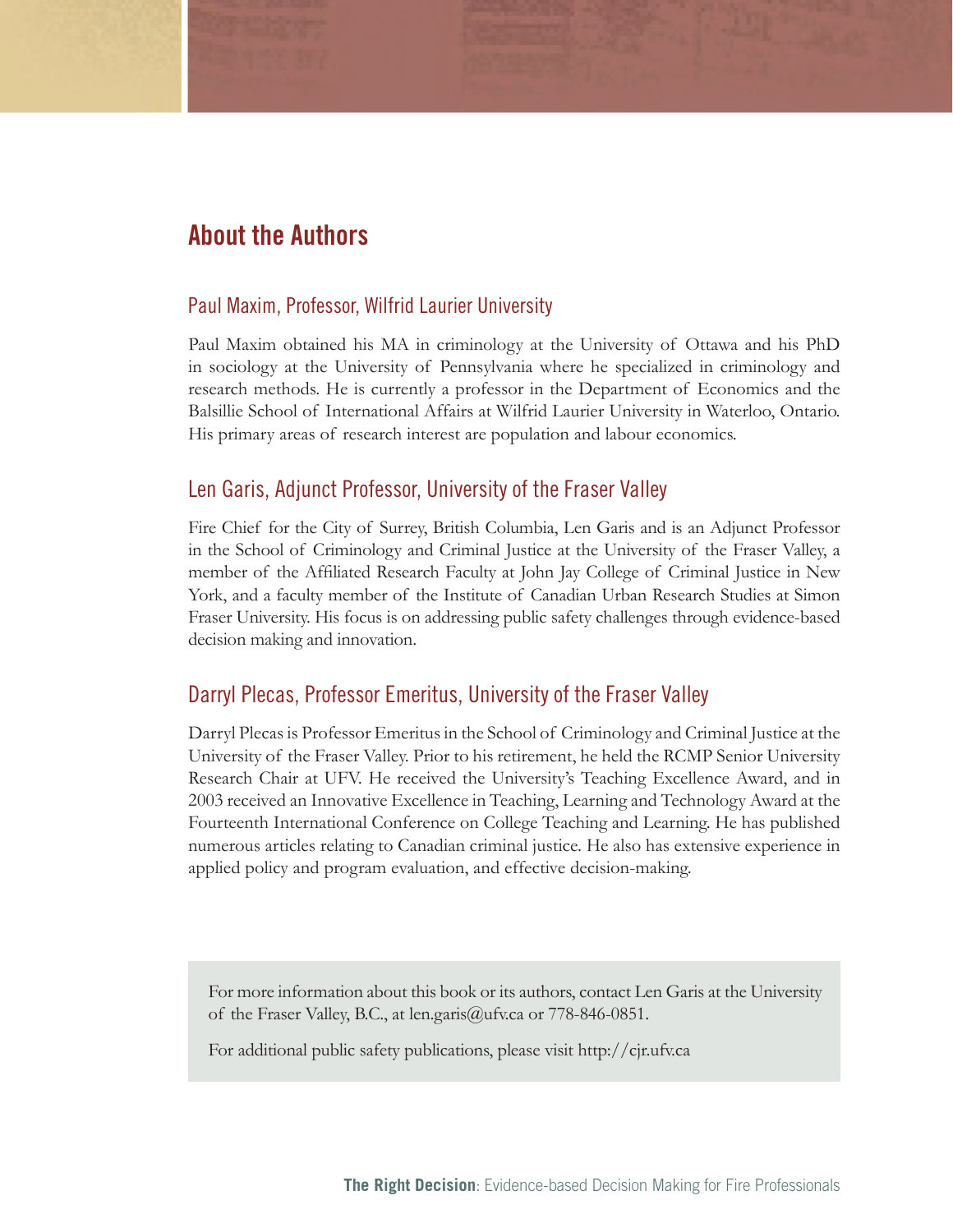## About the Authors

### Paul Maxim, Professor, Wilfrid Laurier University

Paul Maxim obtained his MA in criminology at the University of Ottawa and his PhD in sociology at the University of Pennsylvania where he specialized in criminology and research methods. He is currently a professor in the Department of Economics and the Balsillie School of International Affairs at Wilfrid Laurier University in Waterloo, Ontario. His primary areas of research interest are population and labour economics.

### Len Garis, Adjunct Professor, University of the Fraser Valley

Fire Chief for the City of Surrey, British Columbia, Len Garis and is an Adjunct Professor in the School of Criminology and Criminal Justice at the University of the Fraser Valley, a member of the Affiliated Research Faculty at John Jay College of Criminal Justice in New York, and a faculty member of the Institute of Canadian Urban Research Studies at Simon Fraser University. His focus is on addressing public safety challenges through evidence-based decision making and innovation.

### Darryl Plecas, Professor Emeritus, University of the Fraser Valley

Darryl Plecas is Professor Emeritus in the School of Criminology and Criminal Justice at the University of the Fraser Valley. Prior to his retirement, he held the RCMP Senior University Research Chair at UFV. He received the University's Teaching Excellence Award, and in 2003 received an Innovative Excellence in Teaching, Learning and Technology Award at the Fourteenth International Conference on College Teaching and Learning. He has published numerous articles relating to Canadian criminal justice. He also has extensive experience in applied policy and program evaluation, and effective decision-making.

For more information about this book or its authors, contact Len Garis at the University of the Fraser Valley, B.C., at len.garis@ufv.ca or 778-846-0851.

For additional public safety publications, please visit http://cjr.ufv.ca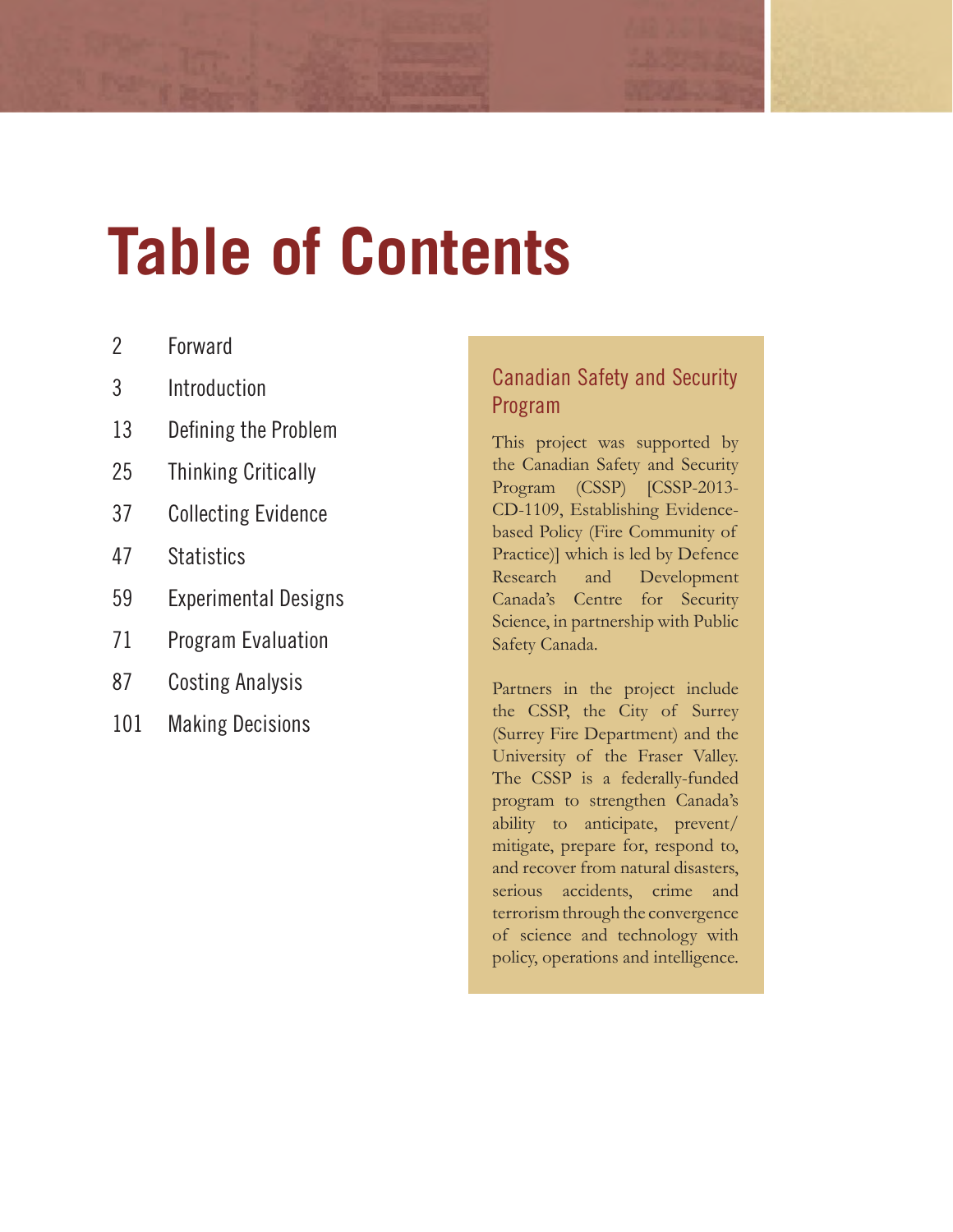# Table of Contents

| | |
|---|---|
| 2 | Forward |
| 3 | Introduction |
| 13 | Defining the Problem |
| 25 | Thinking Critically |
| 37 | Collecting Evidence |
| 47 | Statistics |
| 59 | Experimental Designs |
| 71 | Program Evaluation |
| 87 | Costing Analysis |
| 101 | Making Decisions |

## Canadian Safety and Security Program

This project was supported by the Canadian Safety and Security Program (CSSP) [CSSP-2013-CD-1109, Establishing Evidence-based Policy (Fire Community of Practice)] which is led by Defence Research and Development Canada's Centre for Security Science, in partnership with Public Safety Canada.

Partners in the project include the CSSP, the City of Surrey (Surrey Fire Department) and the University of the Fraser Valley. The CSSP is a federally-funded program to strengthen Canada's ability to anticipate, prevent/mitigate, prepare for, respond to, and recover from natural disasters, serious accidents, crime and terrorism through the convergence of science and technology with policy, operations and intelligence.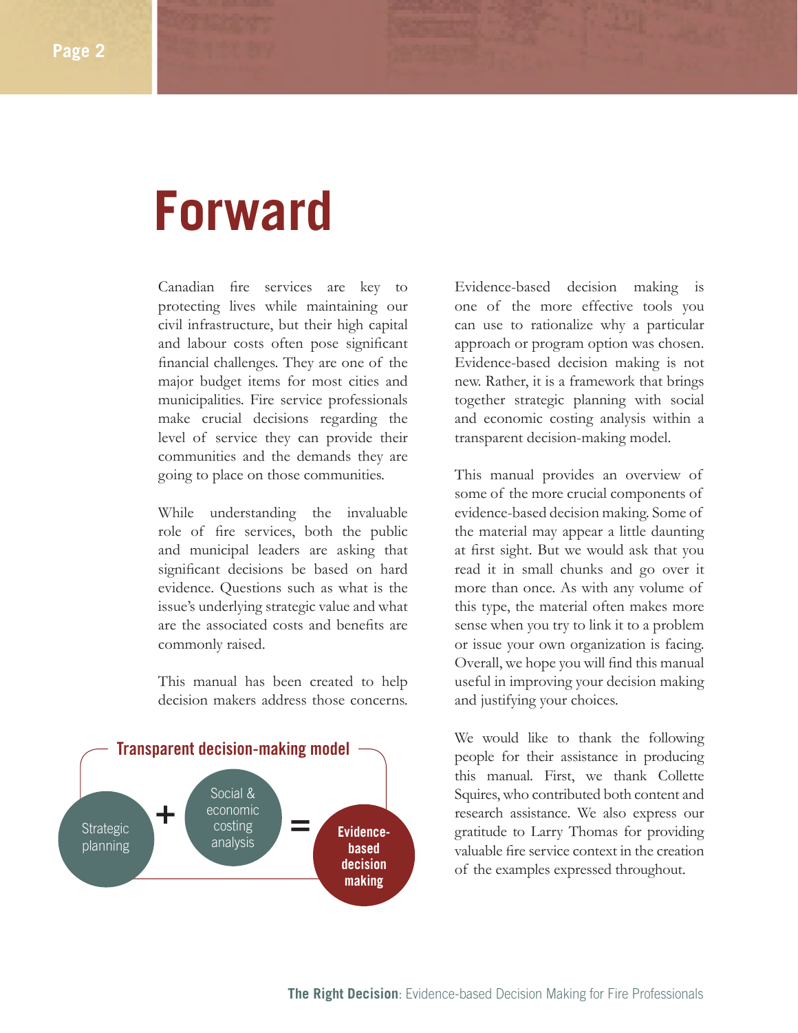# Forward

Canadian fire services are key to protecting lives while maintaining our civil infrastructure, but their high capital and labour costs often pose significant financial challenges. They are one of the major budget items for most cities and municipalities. Fire service professionals make crucial decisions regarding the level of service they can provide their communities and the demands they are going to place on those communities.

While understanding the invaluable role of fire services, both the public and municipal leaders are asking that significant decisions be based on hard evidence. Questions such as what is the issue's underlying strategic value and what are the associated costs and benefits are commonly raised.

This manual has been created to help decision makers address those concerns.

**Transparent decision-making model**

Strategic planning + Social & economic costing analysis = **Evidence-based decision making**

Evidence-based decision making is one of the more effective tools you can use to rationalize why a particular approach or program option was chosen. Evidence-based decision making is not new. Rather, it is a framework that brings together strategic planning with social and economic costing analysis within a transparent decision-making model.

This manual provides an overview of some of the more crucial components of evidence-based decision making. Some of the material may appear a little daunting at first sight. But we would ask that you read it in small chunks and go over it more than once. As with any volume of this type, the material often makes more sense when you try to link it to a problem or issue your own organization is facing. Overall, we hope you will find this manual useful in improving your decision making and justifying your choices.

We would like to thank the following people for their assistance in producing this manual. First, we thank Collette Squires, who contributed both content and research assistance. We also express our gratitude to Larry Thomas for providing valuable fire service context in the creation of the examples expressed throughout.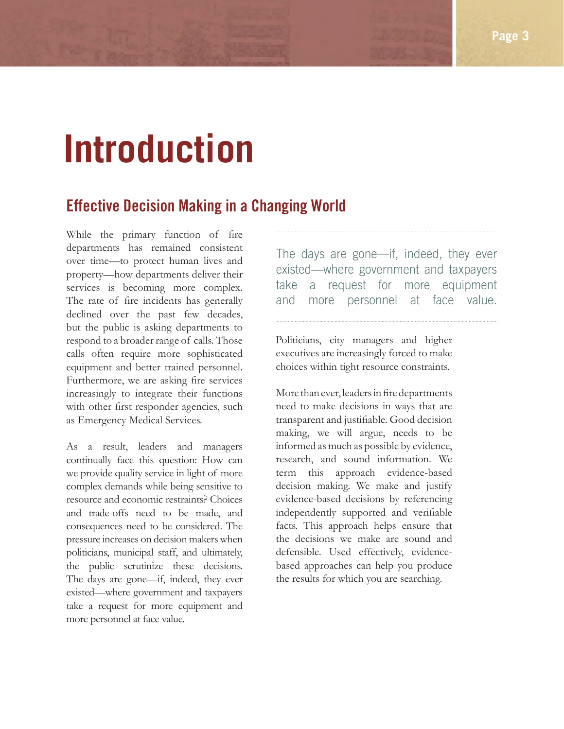# Introduction

## Effective Decision Making in a Changing World

While the primary function of fire departments has remained consistent over time—to protect human lives and property—how departments deliver their services is becoming more complex. The rate of fire incidents has generally declined over the past few decades, but the public is asking departments to respond to a broader range of calls. Those calls often require more sophisticated equipment and better trained personnel. Furthermore, we are asking fire services increasingly to integrate their functions with other first responder agencies, such as Emergency Medical Services.

As a result, leaders and managers continually face this question: How can we provide quality service in light of more complex demands while being sensitive to resource and economic restraints? Choices and trade-offs need to be made, and consequences need to be considered. The pressure increases on decision makers when politicians, municipal staff, and ultimately, the public scrutinize these decisions. The days are gone—if, indeed, they ever existed—where government and taxpayers take a request for more equipment and more personnel at face value.

> The days are gone—if, indeed, they ever existed—where government and taxpayers take a request for more equipment and more personnel at face value.

Politicians, city managers and higher executives are increasingly forced to make choices within tight resource constraints.

More than ever, leaders in fire departments need to make decisions in ways that are transparent and justifiable. Good decision making, we will argue, needs to be informed as much as possible by evidence, research, and sound information. We term this approach evidence-based decision making. We make and justify evidence-based decisions by referencing independently supported and verifiable facts. This approach helps ensure that the decisions we make are sound and defensible. Used effectively, evidence-based approaches can help you produce the results for which you are searching.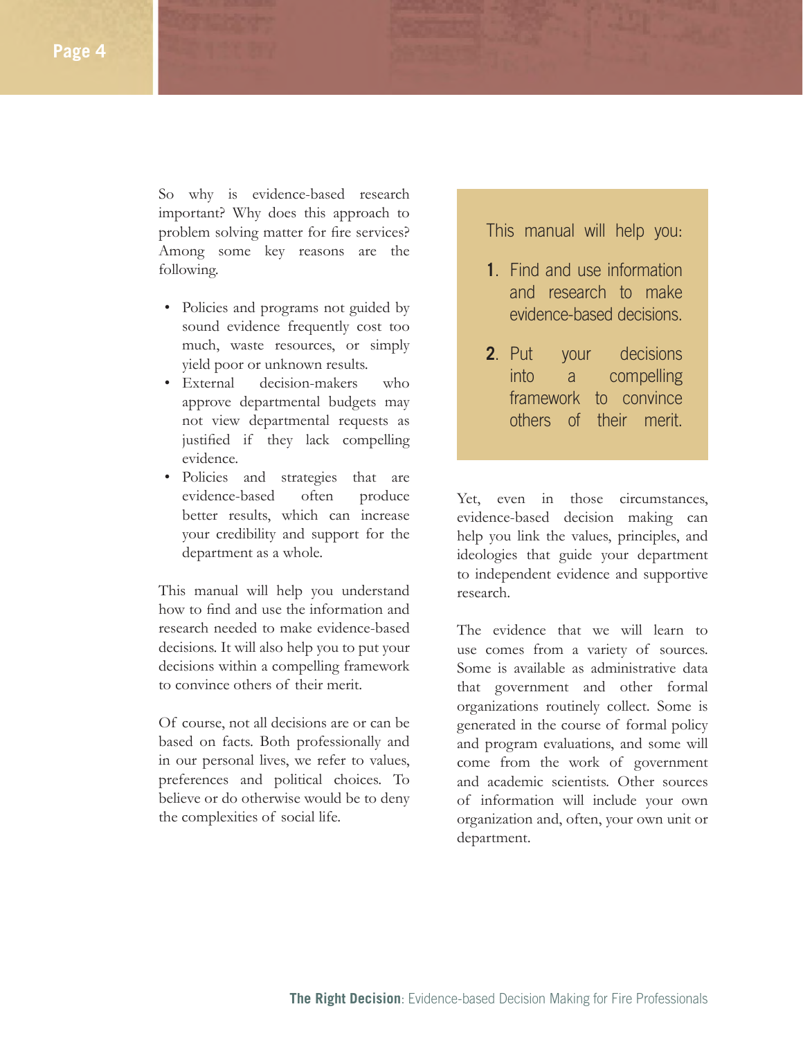So why is evidence-based research important? Why does this approach to problem solving matter for fire services? Among some key reasons are the following.

- Policies and programs not guided by sound evidence frequently cost too much, waste resources, or simply yield poor or unknown results.
- External decision-makers who approve departmental budgets may not view departmental requests as justified if they lack compelling evidence.
- Policies and strategies that are evidence-based often produce better results, which can increase your credibility and support for the department as a whole.

This manual will help you understand how to find and use the information and research needed to make evidence-based decisions. It will also help you to put your decisions within a compelling framework to convince others of their merit.

Of course, not all decisions are or can be based on facts. Both professionally and in our personal lives, we refer to values, preferences and political choices. To believe or do otherwise would be to deny the complexities of social life.

> This manual will help you:
>
> 1. Find and use information and research to make evidence-based decisions.
> 2. Put your decisions into a compelling framework to convince others of their merit.

Yet, even in those circumstances, evidence-based decision making can help you link the values, principles, and ideologies that guide your department to independent evidence and supportive research.

The evidence that we will learn to use comes from a variety of sources. Some is available as administrative data that government and other formal organizations routinely collect. Some is generated in the course of formal policy and program evaluations, and some will come from the work of government and academic scientists. Other sources of information will include your own organization and, often, your own unit or department.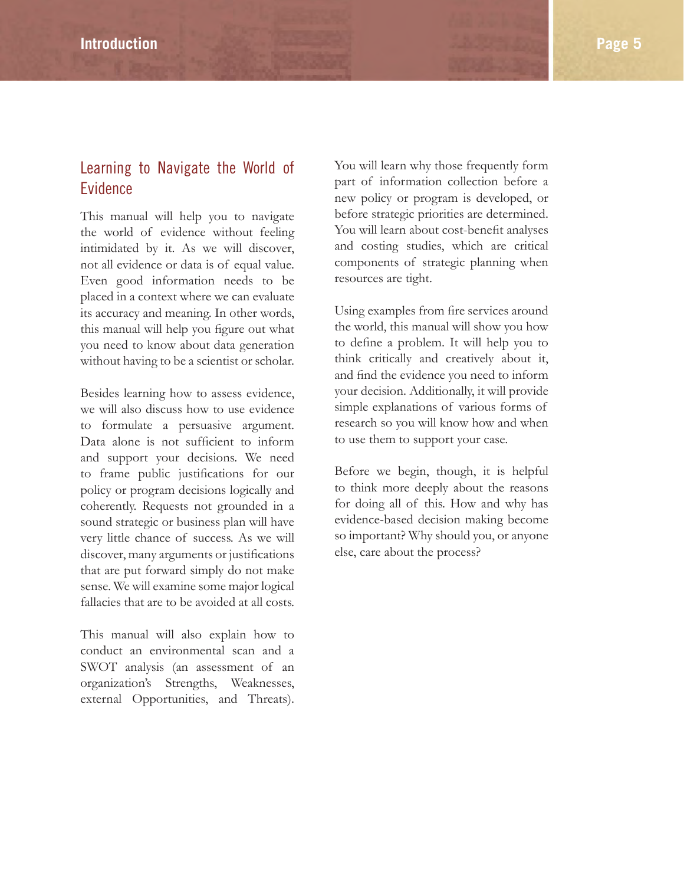## Learning to Navigate the World of Evidence

This manual will help you to navigate the world of evidence without feeling intimidated by it. As we will discover, not all evidence or data is of equal value. Even good information needs to be placed in a context where we can evaluate its accuracy and meaning. In other words, this manual will help you figure out what you need to know about data generation without having to be a scientist or scholar.

Besides learning how to assess evidence, we will also discuss how to use evidence to formulate a persuasive argument. Data alone is not sufficient to inform and support your decisions. We need to frame public justifications for our policy or program decisions logically and coherently. Requests not grounded in a sound strategic or business plan will have very little chance of success. As we will discover, many arguments or justifications that are put forward simply do not make sense. We will examine some major logical fallacies that are to be avoided at all costs.

This manual will also explain how to conduct an environmental scan and a SWOT analysis (an assessment of an organization's Strengths, Weaknesses, external Opportunities, and Threats). You will learn why those frequently form part of information collection before a new policy or program is developed, or before strategic priorities are determined. You will learn about cost-benefit analyses and costing studies, which are critical components of strategic planning when resources are tight.

Using examples from fire services around the world, this manual will show you how to define a problem. It will help you to think critically and creatively about it, and find the evidence you need to inform your decision. Additionally, it will provide simple explanations of various forms of research so you will know how and when to use them to support your case.

Before we begin, though, it is helpful to think more deeply about the reasons for doing all of this. How and why has evidence-based decision making become so important? Why should you, or anyone else, care about the process?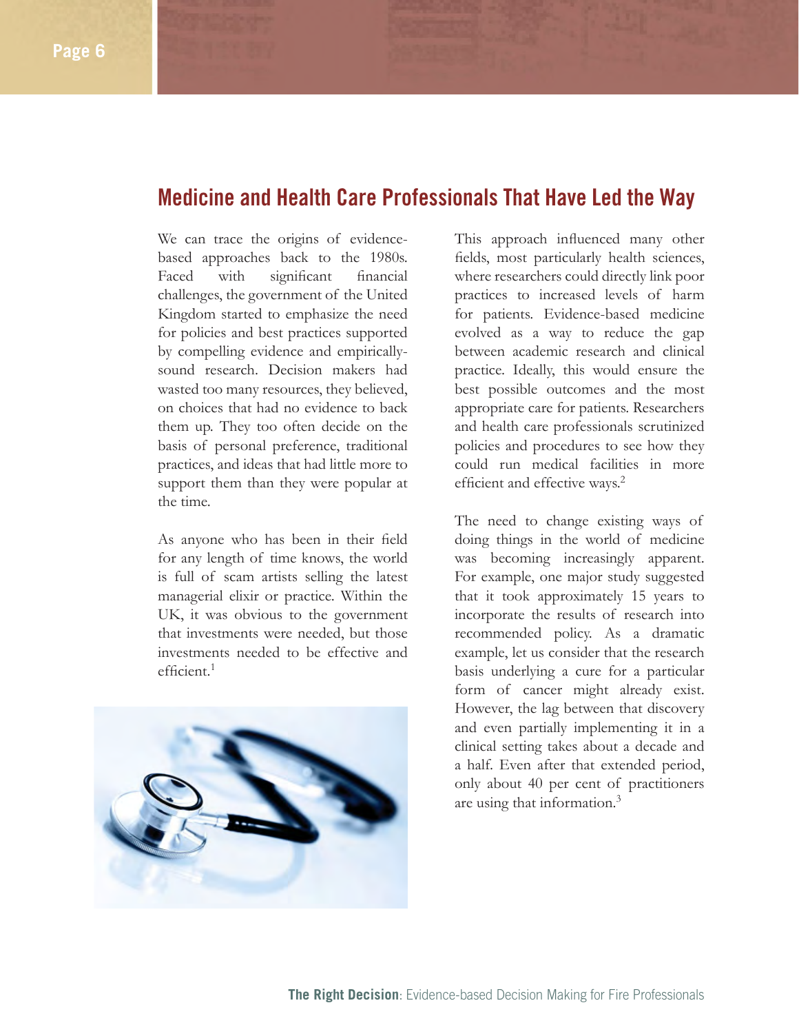## Medicine and Health Care Professionals That Have Led the Way

We can trace the origins of evidence-based approaches back to the 1980s. Faced with significant financial challenges, the government of the United Kingdom started to emphasize the need for policies and best practices supported by compelling evidence and empirically-sound research. Decision makers had wasted too many resources, they believed, on choices that had no evidence to back them up. They too often decide on the basis of personal preference, traditional practices, and ideas that had little more to support them than they were popular at the time.

As anyone who has been in their field for any length of time knows, the world is full of scam artists selling the latest managerial elixir or practice. Within the UK, it was obvious to the government that investments were needed, but those investments needed to be effective and efficient.[1]

This approach influenced many other fields, most particularly health sciences, where researchers could directly link poor practices to increased levels of harm for patients. Evidence-based medicine evolved as a way to reduce the gap between academic research and clinical practice. Ideally, this would ensure the best possible outcomes and the most appropriate care for patients. Researchers and health care professionals scrutinized policies and procedures to see how they could run medical facilities in more efficient and effective ways.[2]

The need to change existing ways of doing things in the world of medicine was becoming increasingly apparent. For example, one major study suggested that it took approximately 15 years to incorporate the results of research into recommended policy. As a dramatic example, let us consider that the research basis underlying a cure for a particular form of cancer might already exist. However, the lag between that discovery and even partially implementing it in a clinical setting takes about a decade and a half. Even after that extended period, only about 40 per cent of practitioners are using that information.[3]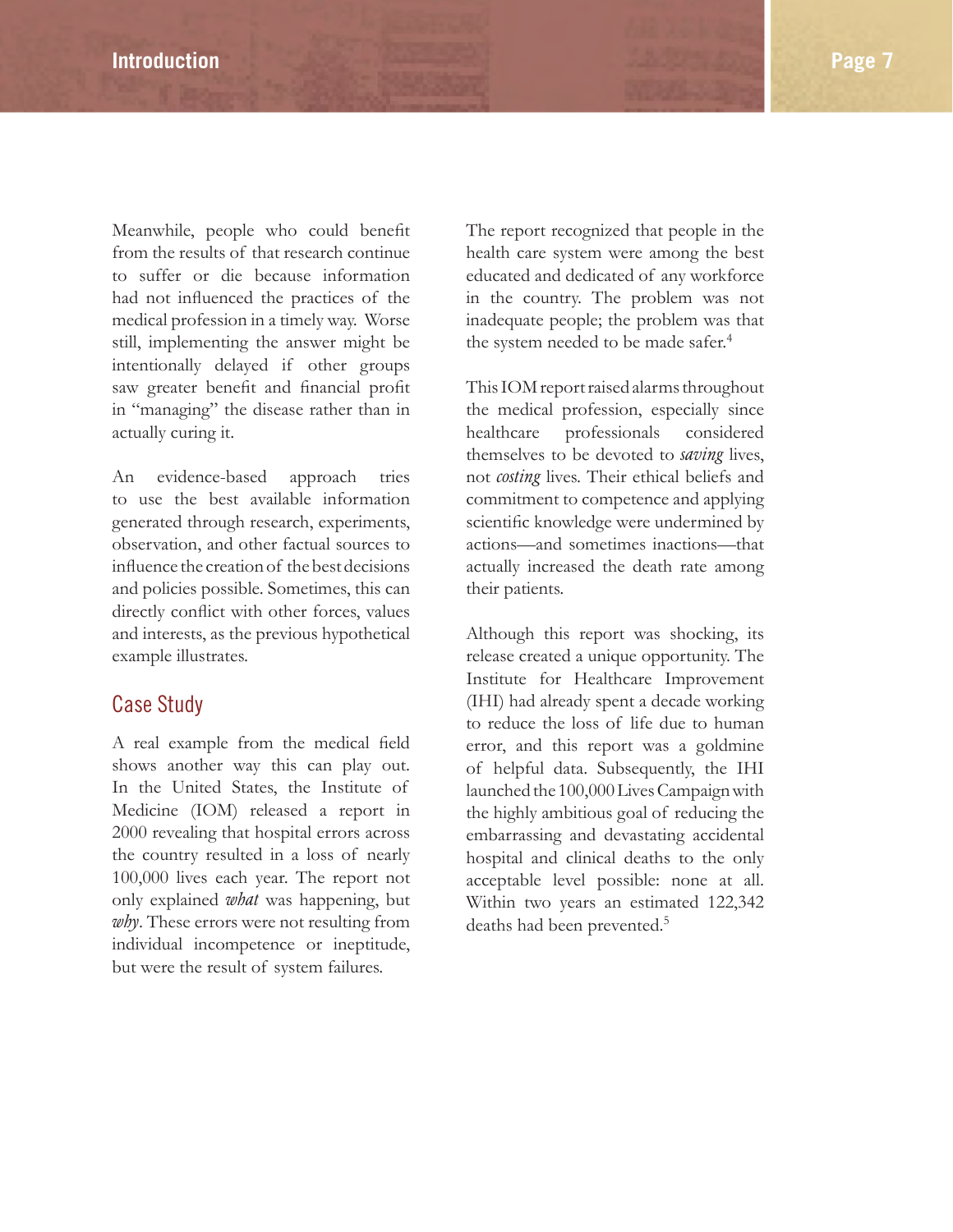Meanwhile, people who could benefit from the results of that research continue to suffer or die because information had not influenced the practices of the medical profession in a timely way. Worse still, implementing the answer might be intentionally delayed if other groups saw greater benefit and financial profit in "managing" the disease rather than in actually curing it.

An evidence-based approach tries to use the best available information generated through research, experiments, observation, and other factual sources to influence the creation of the best decisions and policies possible. Sometimes, this can directly conflict with other forces, values and interests, as the previous hypothetical example illustrates.

## Case Study

A real example from the medical field shows another way this can play out. In the United States, the Institute of Medicine (IOM) released a report in 2000 revealing that hospital errors across the country resulted in a loss of nearly 100,000 lives each year. The report not only explained *what* was happening, but *why*. These errors were not resulting from individual incompetence or ineptitude, but were the result of system failures.

The report recognized that people in the health care system were among the best educated and dedicated of any workforce in the country. The problem was not inadequate people; the problem was that the system needed to be made safer.[4]

This IOM report raised alarms throughout the medical profession, especially since healthcare professionals considered themselves to be devoted to *saving* lives, not *costing* lives. Their ethical beliefs and commitment to competence and applying scientific knowledge were undermined by actions—and sometimes inactions—that actually increased the death rate among their patients.

Although this report was shocking, its release created a unique opportunity. The Institute for Healthcare Improvement (IHI) had already spent a decade working to reduce the loss of life due to human error, and this report was a goldmine of helpful data. Subsequently, the IHI launched the 100,000 Lives Campaign with the highly ambitious goal of reducing the embarrassing and devastating accidental hospital and clinical deaths to the only acceptable level possible: none at all. Within two years an estimated 122,342 deaths had been prevented.[5]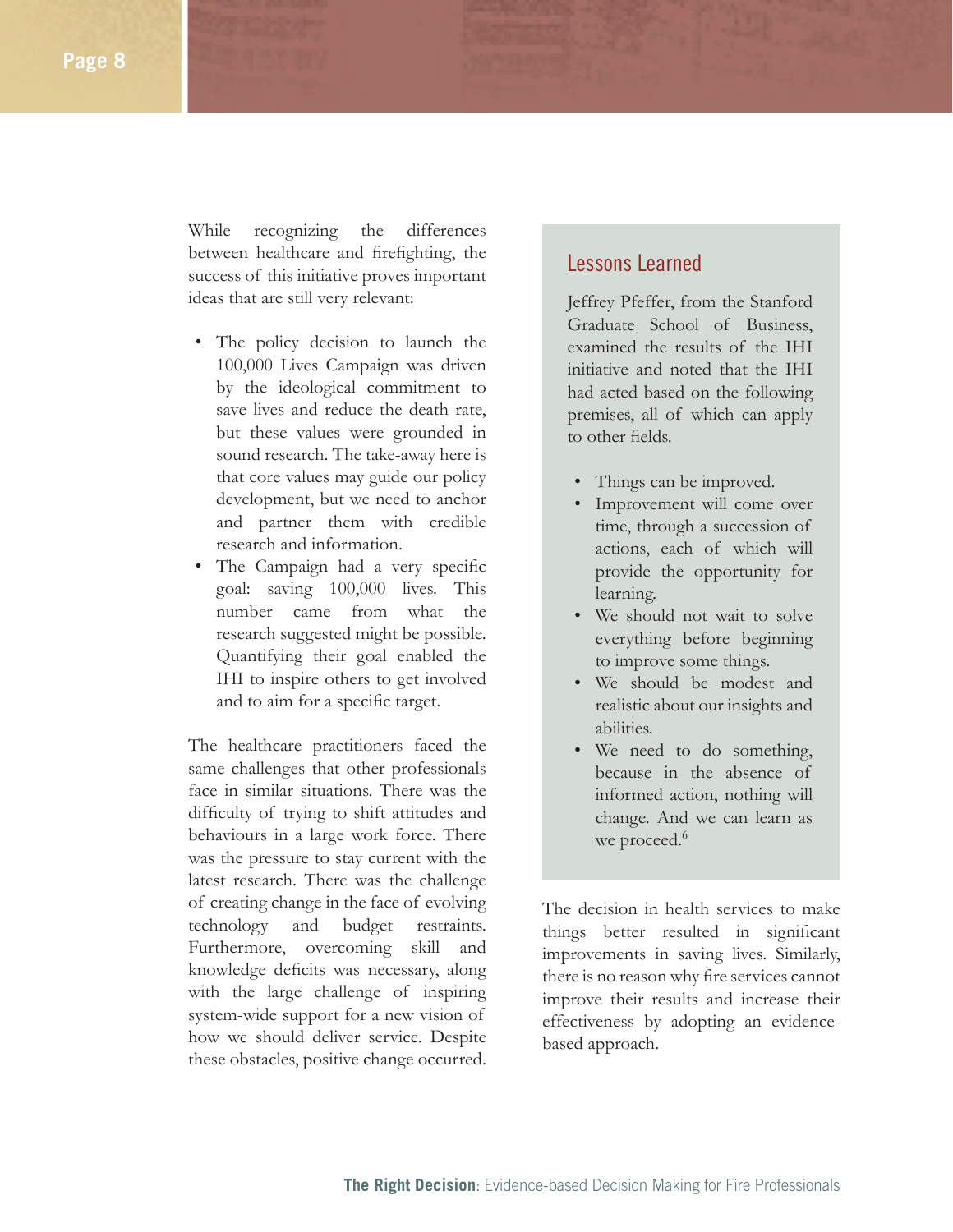While recognizing the differences between healthcare and firefighting, the success of this initiative proves important ideas that are still very relevant:

- The policy decision to launch the 100,000 Lives Campaign was driven by the ideological commitment to save lives and reduce the death rate, but these values were grounded in sound research. The take-away here is that core values may guide our policy development, but we need to anchor and partner them with credible research and information.
- The Campaign had a very specific goal: saving 100,000 lives. This number came from what the research suggested might be possible. Quantifying their goal enabled the IHI to inspire others to get involved and to aim for a specific target.

The healthcare practitioners faced the same challenges that other professionals face in similar situations. There was the difficulty of trying to shift attitudes and behaviours in a large work force. There was the pressure to stay current with the latest research. There was the challenge of creating change in the face of evolving technology and budget restraints. Furthermore, overcoming skill and knowledge deficits was necessary, along with the large challenge of inspiring system-wide support for a new vision of how we should deliver service. Despite these obstacles, positive change occurred.

## Lessons Learned

Jeffrey Pfeffer, from the Stanford Graduate School of Business, examined the results of the IHI initiative and noted that the IHI had acted based on the following premises, all of which can apply to other fields.

- Things can be improved.
- Improvement will come over time, through a succession of actions, each of which will provide the opportunity for learning.
- We should not wait to solve everything before beginning to improve some things.
- We should be modest and realistic about our insights and abilities.
- We need to do something, because in the absence of informed action, nothing will change. And we can learn as we proceed.[6]

The decision in health services to make things better resulted in significant improvements in saving lives. Similarly, there is no reason why fire services cannot improve their results and increase their effectiveness by adopting an evidence-based approach.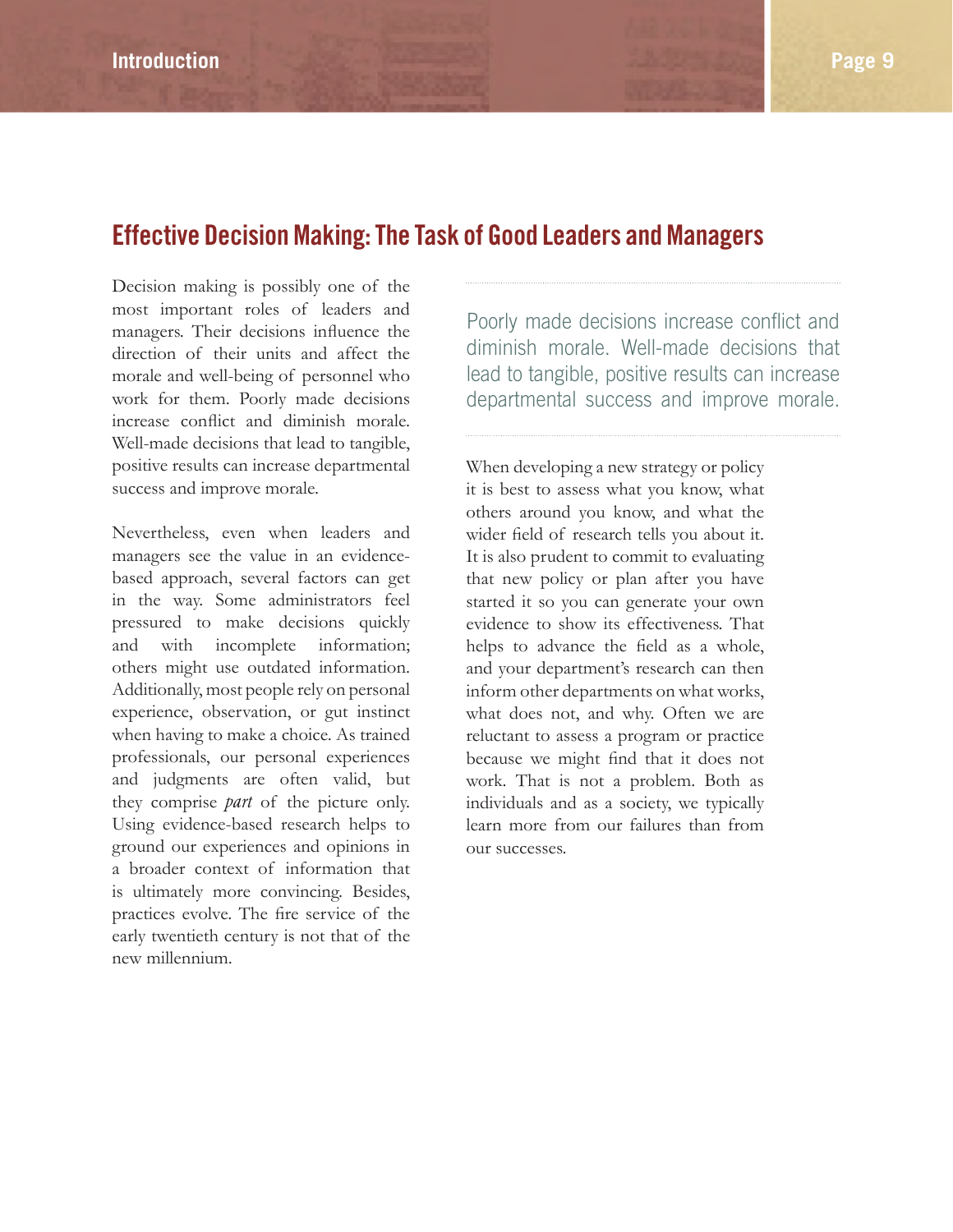## Effective Decision Making: The Task of Good Leaders and Managers

Decision making is possibly one of the most important roles of leaders and managers. Their decisions influence the direction of their units and affect the morale and well-being of personnel who work for them. Poorly made decisions increase conflict and diminish morale. Well-made decisions that lead to tangible, positive results can increase departmental success and improve morale.

Nevertheless, even when leaders and managers see the value in an evidence-based approach, several factors can get in the way. Some administrators feel pressured to make decisions quickly and with incomplete information; others might use outdated information. Additionally, most people rely on personal experience, observation, or gut instinct when having to make a choice. As trained professionals, our personal experiences and judgments are often valid, but they comprise *part* of the picture only. Using evidence-based research helps to ground our experiences and opinions in a broader context of information that is ultimately more convincing. Besides, practices evolve. The fire service of the early twentieth century is not that of the new millennium.

> Poorly made decisions increase conflict and diminish morale. Well-made decisions that lead to tangible, positive results can increase departmental success and improve morale.

When developing a new strategy or policy it is best to assess what you know, what others around you know, and what the wider field of research tells you about it. It is also prudent to commit to evaluating that new policy or plan after you have started it so you can generate your own evidence to show its effectiveness. That helps to advance the field as a whole, and your department's research can then inform other departments on what works, what does not, and why. Often we are reluctant to assess a program or practice because we might find that it does not work. That is not a problem. Both as individuals and as a society, we typically learn more from our failures than from our successes.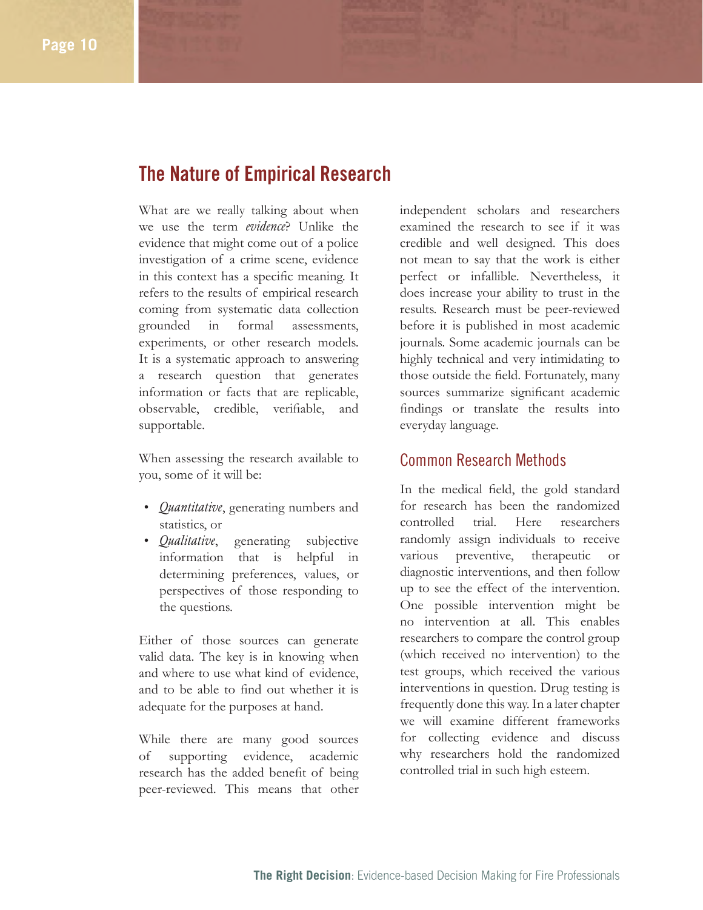## The Nature of Empirical Research

What are we really talking about when we use the term *evidence*? Unlike the evidence that might come out of a police investigation of a crime scene, evidence in this context has a specific meaning. It refers to the results of empirical research coming from systematic data collection grounded in formal assessments, experiments, or other research models. It is a systematic approach to answering a research question that generates information or facts that are replicable, observable, credible, verifiable, and supportable.

When assessing the research available to you, some of it will be:

- *Quantitative*, generating numbers and statistics, or
- *Qualitative*, generating subjective information that is helpful in determining preferences, values, or perspectives of those responding to the questions.

Either of those sources can generate valid data. The key is in knowing when and where to use what kind of evidence, and to be able to find out whether it is adequate for the purposes at hand.

While there are many good sources of supporting evidence, academic research has the added benefit of being peer-reviewed. This means that other independent scholars and researchers examined the research to see if it was credible and well designed. This does not mean to say that the work is either perfect or infallible. Nevertheless, it does increase your ability to trust in the results. Research must be peer-reviewed before it is published in most academic journals. Some academic journals can be highly technical and very intimidating to those outside the field. Fortunately, many sources summarize significant academic findings or translate the results into everyday language.

### Common Research Methods

In the medical field, the gold standard for research has been the randomized controlled trial. Here researchers randomly assign individuals to receive various preventive, therapeutic or diagnostic interventions, and then follow up to see the effect of the intervention. One possible intervention might be no intervention at all. This enables researchers to compare the control group (which received no intervention) to the test groups, which received the various interventions in question. Drug testing is frequently done this way. In a later chapter we will examine different frameworks for collecting evidence and discuss why researchers hold the randomized controlled trial in such high esteem.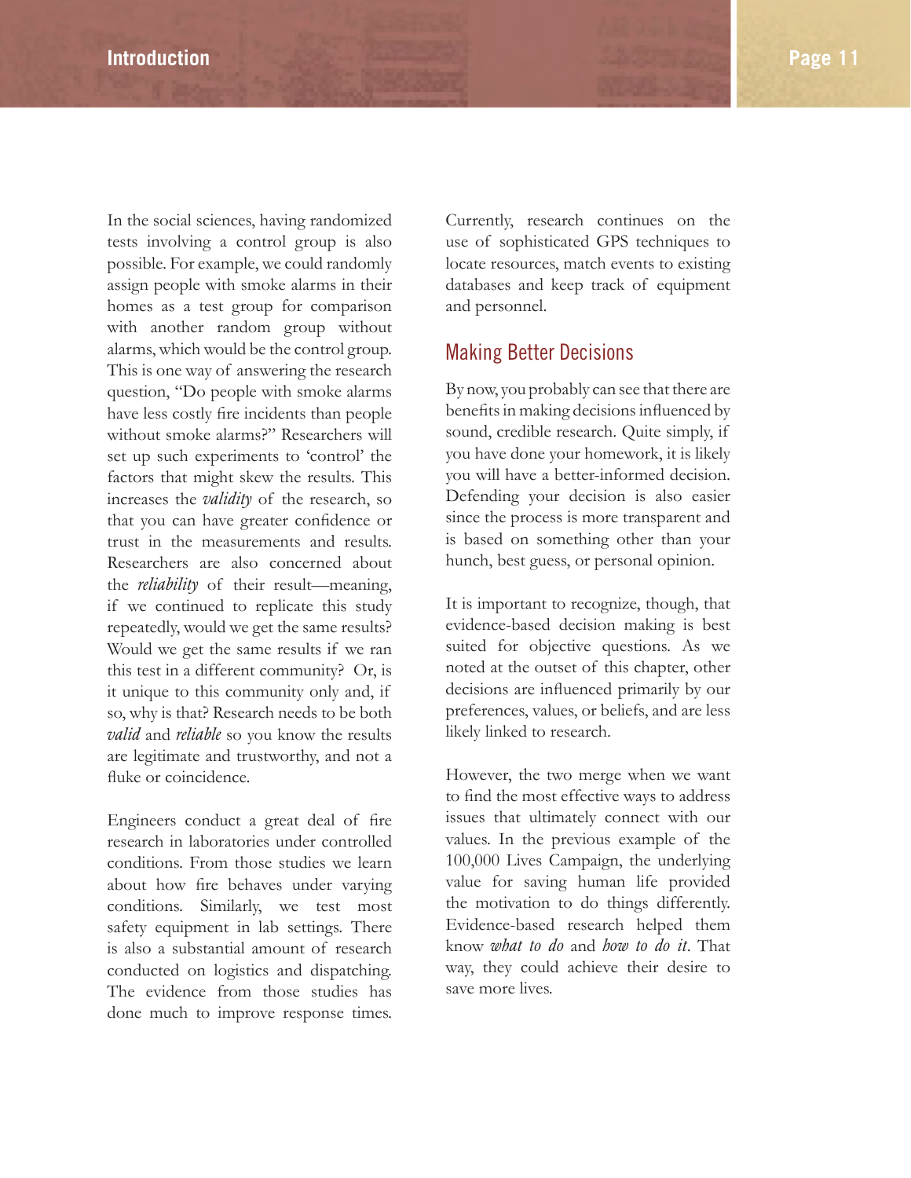In the social sciences, having randomized tests involving a control group is also possible. For example, we could randomly assign people with smoke alarms in their homes as a test group for comparison with another random group without alarms, which would be the control group. This is one way of answering the research question, "Do people with smoke alarms have less costly fire incidents than people without smoke alarms?" Researchers will set up such experiments to 'control' the factors that might skew the results. This increases the *validity* of the research, so that you can have greater confidence or trust in the measurements and results. Researchers are also concerned about the *reliability* of their result—meaning, if we continued to replicate this study repeatedly, would we get the same results? Would we get the same results if we ran this test in a different community? Or, is it unique to this community only and, if so, why is that? Research needs to be both *valid* and *reliable* so you know the results are legitimate and trustworthy, and not a fluke or coincidence.

Engineers conduct a great deal of fire research in laboratories under controlled conditions. From those studies we learn about how fire behaves under varying conditions. Similarly, we test most safety equipment in lab settings. There is also a substantial amount of research conducted on logistics and dispatching. The evidence from those studies has done much to improve response times. Currently, research continues on the use of sophisticated GPS techniques to locate resources, match events to existing databases and keep track of equipment and personnel.

## Making Better Decisions

By now, you probably can see that there are benefits in making decisions influenced by sound, credible research. Quite simply, if you have done your homework, it is likely you will have a better-informed decision. Defending your decision is also easier since the process is more transparent and is based on something other than your hunch, best guess, or personal opinion.

It is important to recognize, though, that evidence-based decision making is best suited for objective questions. As we noted at the outset of this chapter, other decisions are influenced primarily by our preferences, values, or beliefs, and are less likely linked to research.

However, the two merge when we want to find the most effective ways to address issues that ultimately connect with our values. In the previous example of the 100,000 Lives Campaign, the underlying value for saving human life provided the motivation to do things differently. Evidence-based research helped them know *what to do* and *how to do it*. That way, they could achieve their desire to save more lives.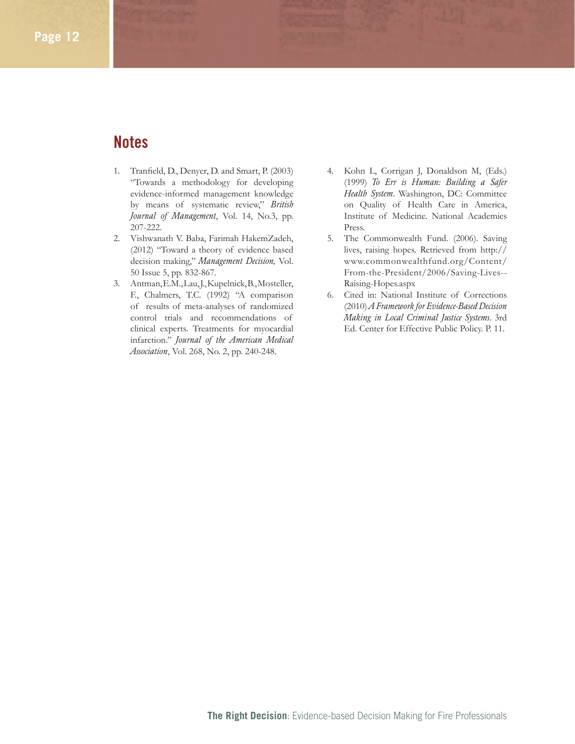## Notes

1. Tranfield, D., Denyer, D. and Smart, P. (2003) "Towards a methodology for developing evidence-informed management knowledge by means of systematic review," *British Journal of Management*, Vol. 14, No.3, pp. 207-222.
2. Vishwanath V. Baba, Farimah HakemZadeh, (2012) "Toward a theory of evidence based decision making," *Management Decision,* Vol. 50 Issue 5, pp. 832-867.
3. Antman, E.M., Lau, J., Kupelnick, B., Mosteller, F., Chalmers, T.C. (1992) "A comparison of results of meta-analyses of randomized control trials and recommendations of clinical experts. Treatments for myocardial infarction." *Journal of the American Medical Association*, Vol. 268, No. 2, pp. 240-248.
4. Kohn L, Corrigan J, Donaldson M, (Eds.) (1999) *To Err is Human: Building a Safer Health System*. Washington, DC: Committee on Quality of Health Care in America, Institute of Medicine. National Academies Press.
5. The Commonwealth Fund. (2006). Saving lives, raising hopes. Retrieved from http://www.commonwealthfund.org/Content/From-the-President/2006/Saving-Lives--Raising-Hopes.aspx
6. Cited in: National Institute of Corrections (2010) *A Framework for Evidence-Based Decision Making in Local Criminal Justice Systems*. 3rd Ed. Center for Effective Public Policy. P. 11.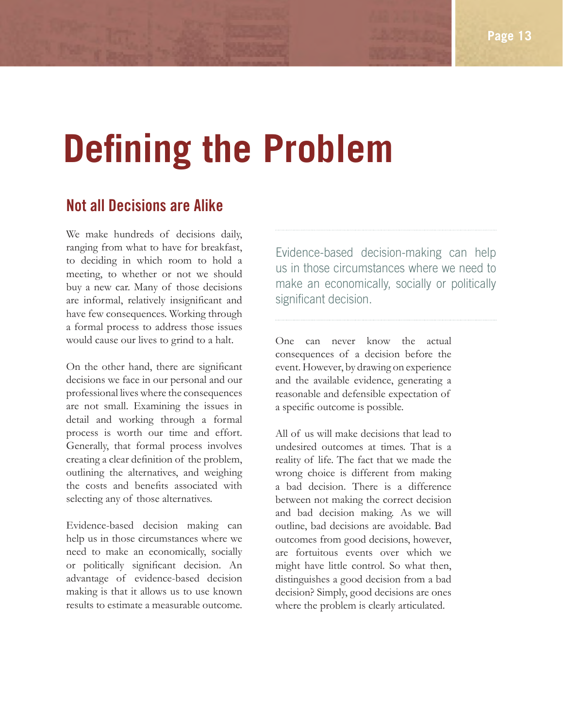# Defining the Problem

## Not all Decisions are Alike

We make hundreds of decisions daily, ranging from what to have for breakfast, to deciding in which room to hold a meeting, to whether or not we should buy a new car. Many of those decisions are informal, relatively insignificant and have few consequences. Working through a formal process to address those issues would cause our lives to grind to a halt.

On the other hand, there are significant decisions we face in our personal and our professional lives where the consequences are not small. Examining the issues in detail and working through a formal process is worth our time and effort. Generally, that formal process involves creating a clear definition of the problem, outlining the alternatives, and weighing the costs and benefits associated with selecting any of those alternatives.

Evidence-based decision making can help us in those circumstances where we need to make an economically, socially or politically significant decision. An advantage of evidence-based decision making is that it allows us to use known results to estimate a measurable outcome.

> Evidence-based decision-making can help us in those circumstances where we need to make an economically, socially or politically significant decision.

One can never know the actual consequences of a decision before the event. However, by drawing on experience and the available evidence, generating a reasonable and defensible expectation of a specific outcome is possible.

All of us will make decisions that lead to undesired outcomes at times. That is a reality of life. The fact that we made the wrong choice is different from making a bad decision. There is a difference between not making the correct decision and bad decision making. As we will outline, bad decisions are avoidable. Bad outcomes from good decisions, however, are fortuitous events over which we might have little control. So what then, distinguishes a good decision from a bad decision? Simply, good decisions are ones where the problem is clearly articulated.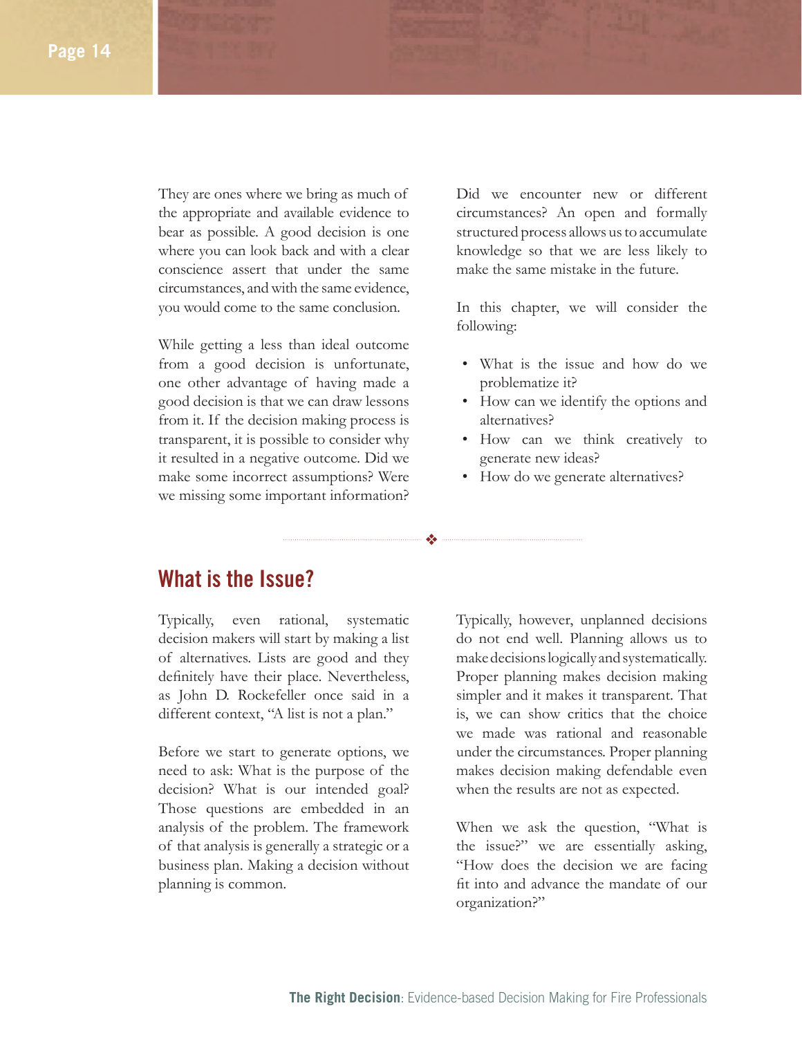They are ones where we bring as much of the appropriate and available evidence to bear as possible. A good decision is one where you can look back and with a clear conscience assert that under the same circumstances, and with the same evidence, you would come to the same conclusion.

While getting a less than ideal outcome from a good decision is unfortunate, one other advantage of having made a good decision is that we can draw lessons from it. If the decision making process is transparent, it is possible to consider why it resulted in a negative outcome. Did we make some incorrect assumptions? Were we missing some important information? Did we encounter new or different circumstances? An open and formally structured process allows us to accumulate knowledge so that we are less likely to make the same mistake in the future.

In this chapter, we will consider the following:

- What is the issue and how do we problematize it?
- How can we identify the options and alternatives?
- How can we think creatively to generate new ideas?
- How do we generate alternatives?

## What is the Issue?

Typically, even rational, systematic decision makers will start by making a list of alternatives. Lists are good and they definitely have their place. Nevertheless, as John D. Rockefeller once said in a different context, "A list is not a plan."

Before we start to generate options, we need to ask: What is the purpose of the decision? What is our intended goal? Those questions are embedded in an analysis of the problem. The framework of that analysis is generally a strategic or a business plan. Making a decision without planning is common.

Typically, however, unplanned decisions do not end well. Planning allows us to make decisions logically and systematically. Proper planning makes decision making simpler and it makes it transparent. That is, we can show critics that the choice we made was rational and reasonable under the circumstances. Proper planning makes decision making defendable even when the results are not as expected.

When we ask the question, "What is the issue?" we are essentially asking, "How does the decision we are facing fit into and advance the mandate of our organization?"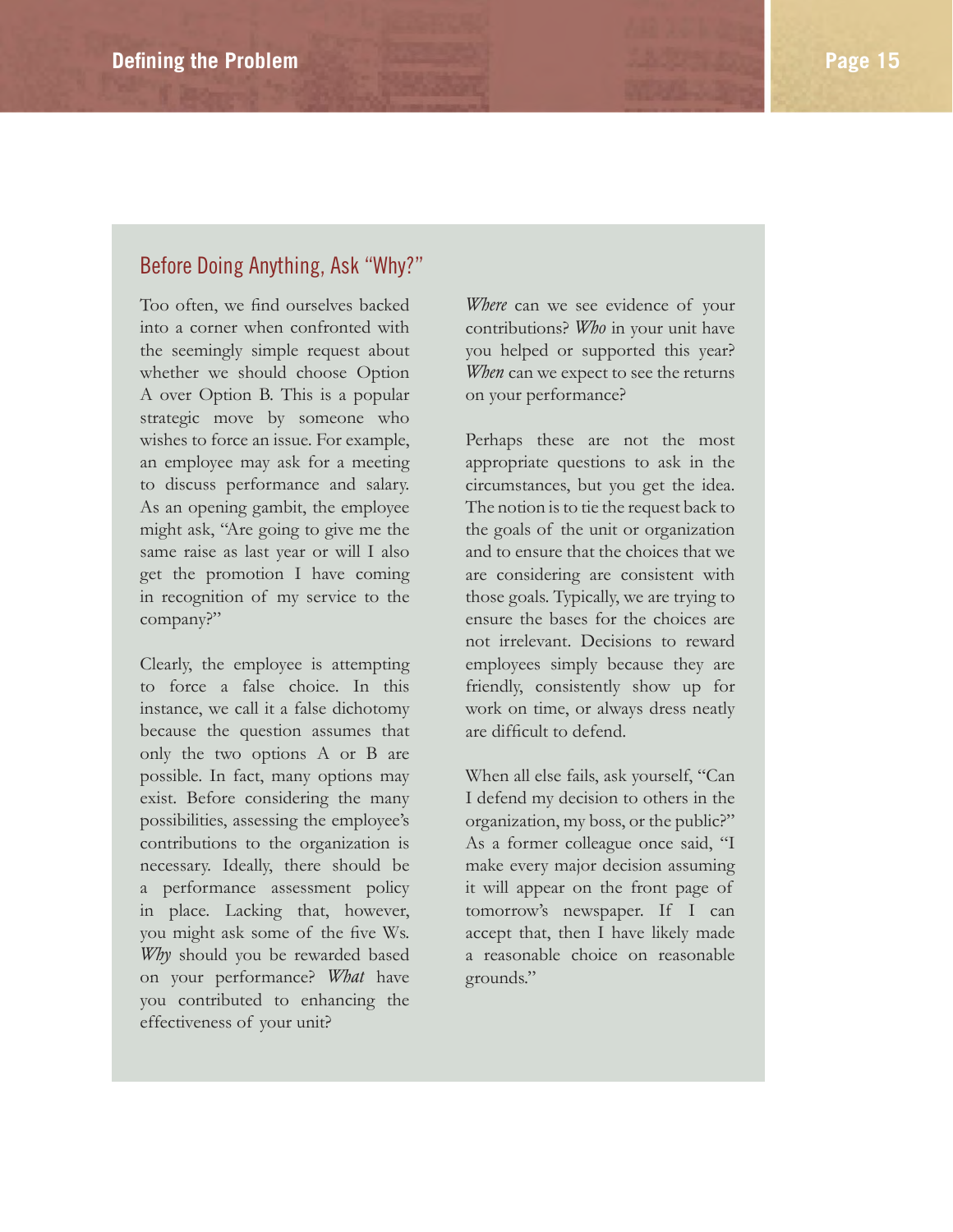## Before Doing Anything, Ask "Why?"

Too often, we find ourselves backed into a corner when confronted with the seemingly simple request about whether we should choose Option A over Option B. This is a popular strategic move by someone who wishes to force an issue. For example, an employee may ask for a meeting to discuss performance and salary. As an opening gambit, the employee might ask, "Are going to give me the same raise as last year or will I also get the promotion I have coming in recognition of my service to the company?"

Clearly, the employee is attempting to force a false choice. In this instance, we call it a false dichotomy because the question assumes that only the two options A or B are possible. In fact, many options may exist. Before considering the many possibilities, assessing the employee's contributions to the organization is necessary. Ideally, there should be a performance assessment policy in place. Lacking that, however, you might ask some of the five Ws. *Why* should you be rewarded based on your performance? *What* have you contributed to enhancing the effectiveness of your unit? *Where* can we see evidence of your contributions? *Who* in your unit have you helped or supported this year? *When* can we expect to see the returns on your performance?

Perhaps these are not the most appropriate questions to ask in the circumstances, but you get the idea. The notion is to tie the request back to the goals of the unit or organization and to ensure that the choices that we are considering are consistent with those goals. Typically, we are trying to ensure the bases for the choices are not irrelevant. Decisions to reward employees simply because they are friendly, consistently show up for work on time, or always dress neatly are difficult to defend.

When all else fails, ask yourself, "Can I defend my decision to others in the organization, my boss, or the public?" As a former colleague once said, "I make every major decision assuming it will appear on the front page of tomorrow's newspaper. If I can accept that, then I have likely made a reasonable choice on reasonable grounds."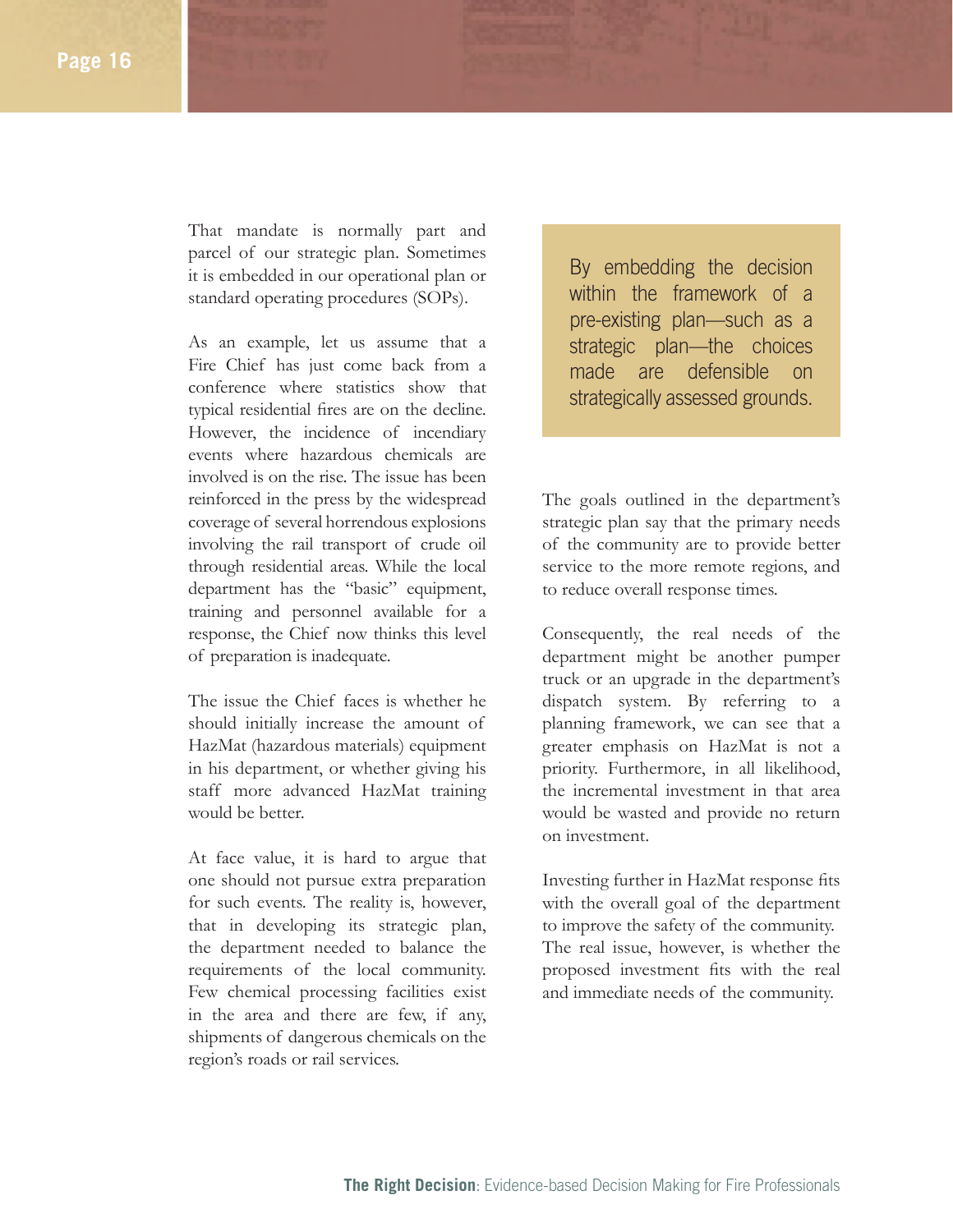That mandate is normally part and parcel of our strategic plan. Sometimes it is embedded in our operational plan or standard operating procedures (SOPs).

As an example, let us assume that a Fire Chief has just come back from a conference where statistics show that typical residential fires are on the decline. However, the incidence of incendiary events where hazardous chemicals are involved is on the rise. The issue has been reinforced in the press by the widespread coverage of several horrendous explosions involving the rail transport of crude oil through residential areas. While the local department has the "basic" equipment, training and personnel available for a response, the Chief now thinks this level of preparation is inadequate.

The issue the Chief faces is whether he should initially increase the amount of HazMat (hazardous materials) equipment in his department, or whether giving his staff more advanced HazMat training would be better.

At face value, it is hard to argue that one should not pursue extra preparation for such events. The reality is, however, that in developing its strategic plan, the department needed to balance the requirements of the local community. Few chemical processing facilities exist in the area and there are few, if any, shipments of dangerous chemicals on the region's roads or rail services.

> By embedding the decision within the framework of a pre-existing plan—such as a strategic plan—the choices made are defensible on strategically assessed grounds.

The goals outlined in the department's strategic plan say that the primary needs of the community are to provide better service to the more remote regions, and to reduce overall response times.

Consequently, the real needs of the department might be another pumper truck or an upgrade in the department's dispatch system. By referring to a planning framework, we can see that a greater emphasis on HazMat is not a priority. Furthermore, in all likelihood, the incremental investment in that area would be wasted and provide no return on investment.

Investing further in HazMat response fits with the overall goal of the department to improve the safety of the community. The real issue, however, is whether the proposed investment fits with the real and immediate needs of the community.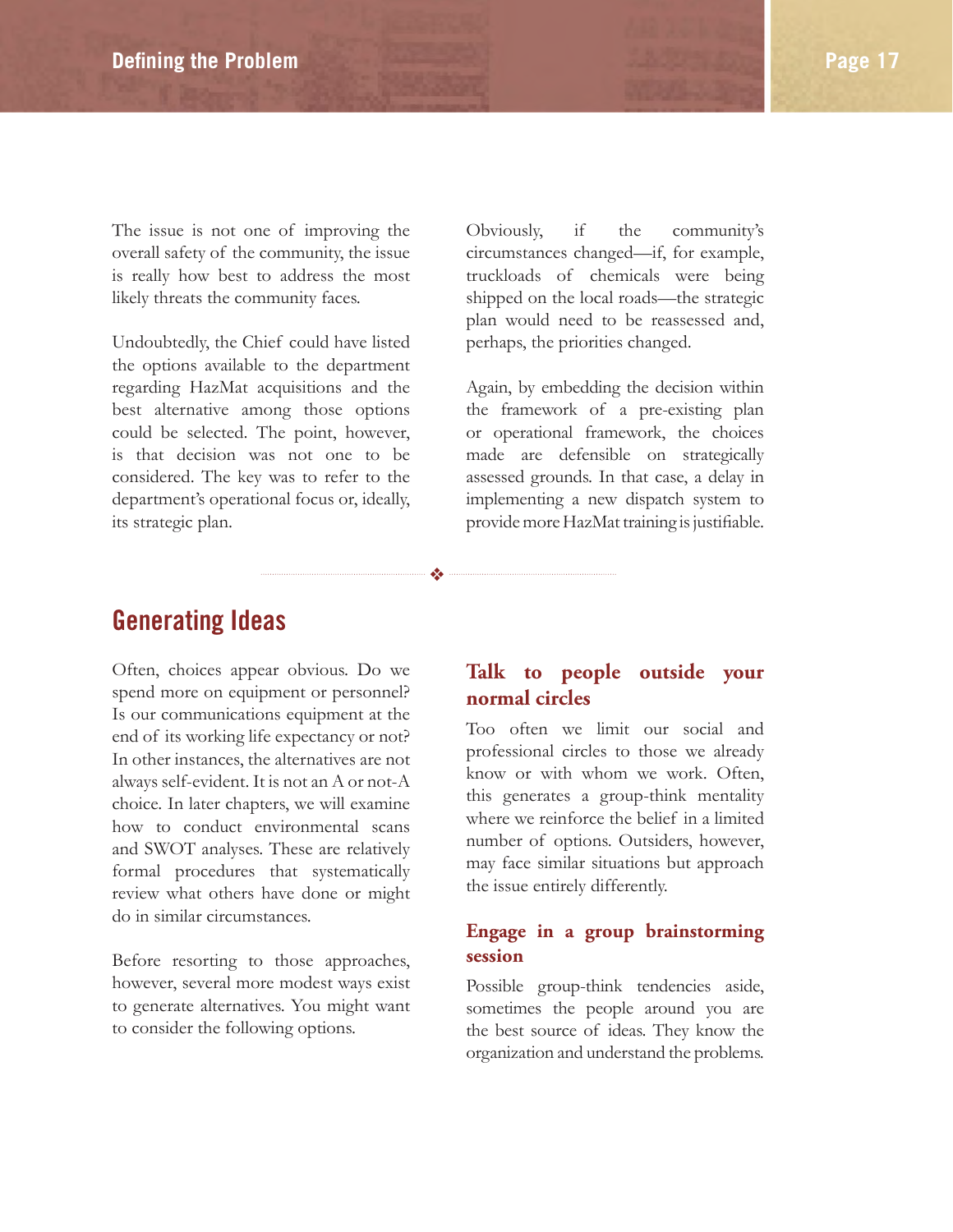The issue is not one of improving the overall safety of the community, the issue is really how best to address the most likely threats the community faces.

Undoubtedly, the Chief could have listed the options available to the department regarding HazMat acquisitions and the best alternative among those options could be selected. The point, however, is that decision was not one to be considered. The key was to refer to the department's operational focus or, ideally, its strategic plan.

Obviously, if the community's circumstances changed—if, for example, truckloads of chemicals were being shipped on the local roads—the strategic plan would need to be reassessed and, perhaps, the priorities changed.

Again, by embedding the decision within the framework of a pre-existing plan or operational framework, the choices made are defensible on strategically assessed grounds. In that case, a delay in implementing a new dispatch system to provide more HazMat training is justifiable.

## Generating Ideas

Often, choices appear obvious. Do we spend more on equipment or personnel? Is our communications equipment at the end of its working life expectancy or not? In other instances, the alternatives are not always self-evident. It is not an A or not-A choice. In later chapters, we will examine how to conduct environmental scans and SWOT analyses. These are relatively formal procedures that systematically review what others have done or might do in similar circumstances.

Before resorting to those approaches, however, several more modest ways exist to generate alternatives. You might want to consider the following options.

### Talk to people outside your normal circles

Too often we limit our social and professional circles to those we already know or with whom we work. Often, this generates a group-think mentality where we reinforce the belief in a limited number of options. Outsiders, however, may face similar situations but approach the issue entirely differently.

### Engage in a group brainstorming session

Possible group-think tendencies aside, sometimes the people around you are the best source of ideas. They know the organization and understand the problems.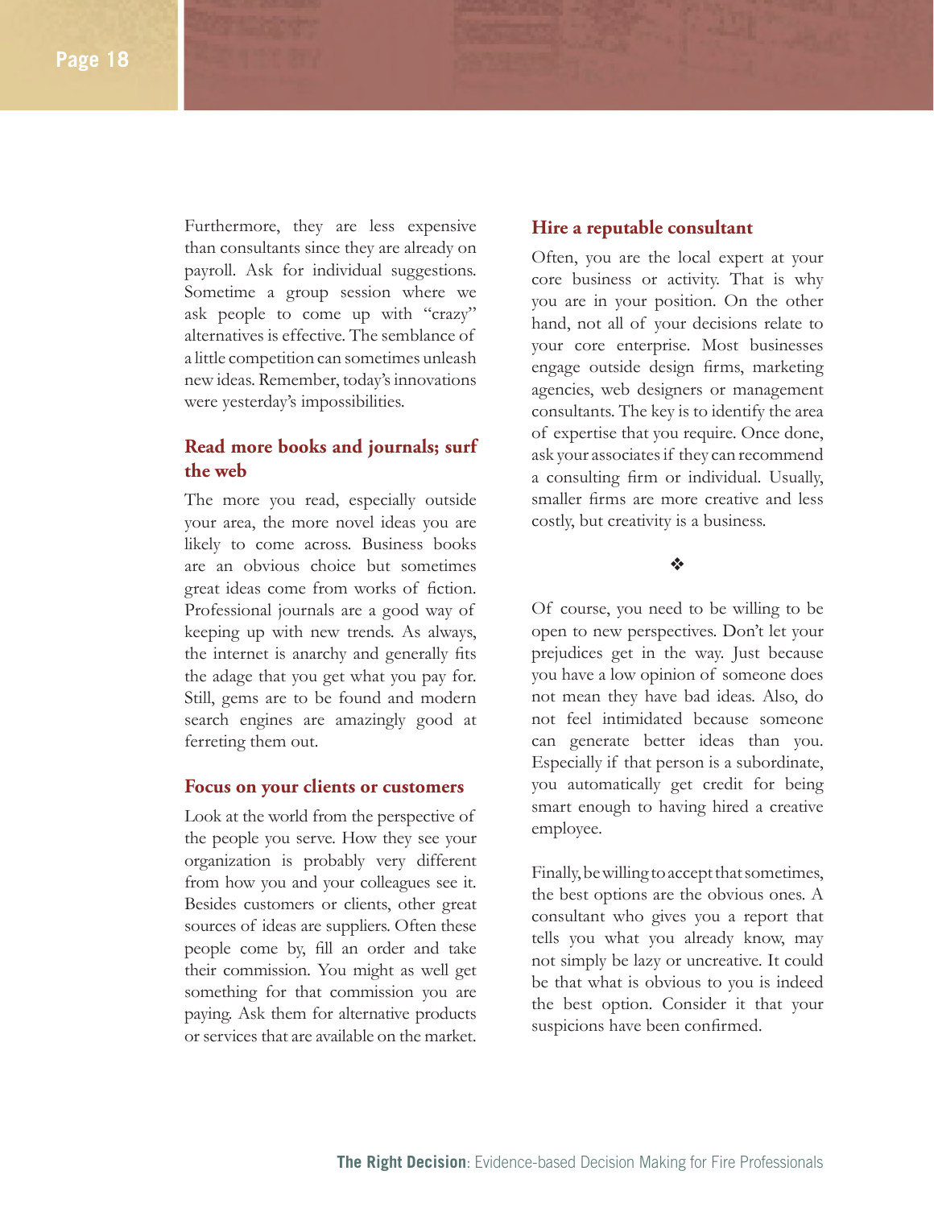Furthermore, they are less expensive than consultants since they are already on payroll. Ask for individual suggestions. Sometime a group session where we ask people to come up with "crazy" alternatives is effective. The semblance of a little competition can sometimes unleash new ideas. Remember, today's innovations were yesterday's impossibilities.

### Read more books and journals; surf the web

The more you read, especially outside your area, the more novel ideas you are likely to come across. Business books are an obvious choice but sometimes great ideas come from works of fiction. Professional journals are a good way of keeping up with new trends. As always, the internet is anarchy and generally fits the adage that you get what you pay for. Still, gems are to be found and modern search engines are amazingly good at ferreting them out.

### Focus on your clients or customers

Look at the world from the perspective of the people you serve. How they see your organization is probably very different from how you and your colleagues see it. Besides customers or clients, other great sources of ideas are suppliers. Often these people come by, fill an order and take their commission. You might as well get something for that commission you are paying. Ask them for alternative products or services that are available on the market.

### Hire a reputable consultant

Often, you are the local expert at your core business or activity. That is why you are in your position. On the other hand, not all of your decisions relate to your core enterprise. Most businesses engage outside design firms, marketing agencies, web designers or management consultants. The key is to identify the area of expertise that you require. Once done, ask your associates if they can recommend a consulting firm or individual. Usually, smaller firms are more creative and less costly, but creativity is a business.

❖

Of course, you need to be willing to be open to new perspectives. Don't let your prejudices get in the way. Just because you have a low opinion of someone does not mean they have bad ideas. Also, do not feel intimidated because someone can generate better ideas than you. Especially if that person is a subordinate, you automatically get credit for being smart enough to having hired a creative employee.

Finally, be willing to accept that sometimes, the best options are the obvious ones. A consultant who gives you a report that tells you what you already know, may not simply be lazy or uncreative. It could be that what is obvious to you is indeed the best option. Consider it that your suspicions have been confirmed.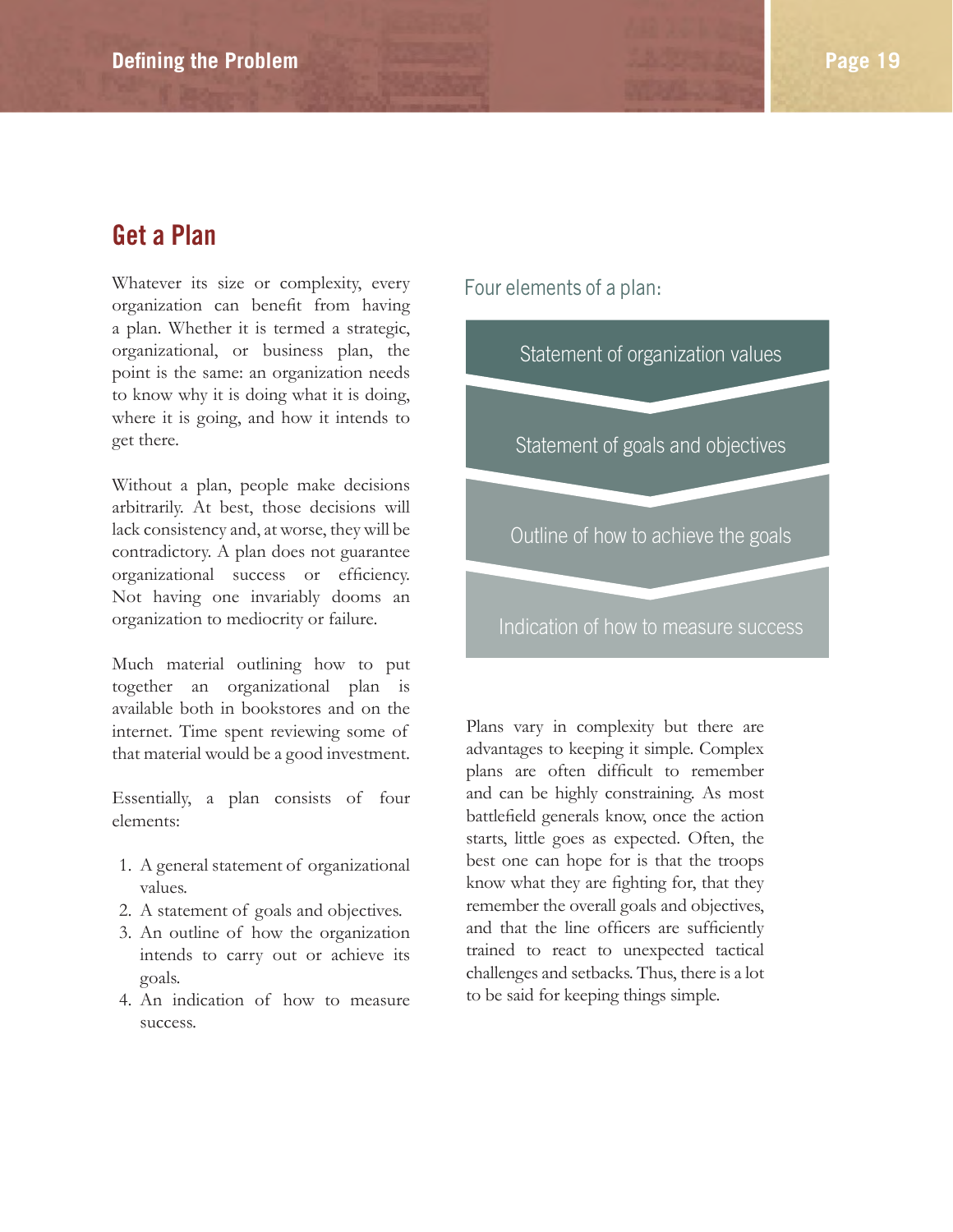## Get a Plan

Whatever its size or complexity, every organization can benefit from having a plan. Whether it is termed a strategic, organizational, or business plan, the point is the same: an organization needs to know why it is doing what it is doing, where it is going, and how it intends to get there.

Without a plan, people make decisions arbitrarily. At best, those decisions will lack consistency and, at worse, they will be contradictory. A plan does not guarantee organizational success or efficiency. Not having one invariably dooms an organization to mediocrity or failure.

Much material outlining how to put together an organizational plan is available both in bookstores and on the internet. Time spent reviewing some of that material would be a good investment.

Essentially, a plan consists of four elements:

1. A general statement of organizational values.
2. A statement of goals and objectives.
3. An outline of how the organization intends to carry out or achieve its goals.
4. An indication of how to measure success.

Four elements of a plan:

- Statement of organization values
- Statement of goals and objectives
- Outline of how to achieve the goals
- Indication of how to measure success

Plans vary in complexity but there are advantages to keeping it simple. Complex plans are often difficult to remember and can be highly constraining. As most battlefield generals know, once the action starts, little goes as expected. Often, the best one can hope for is that the troops know what they are fighting for, that they remember the overall goals and objectives, and that the line officers are sufficiently trained to react to unexpected tactical challenges and setbacks. Thus, there is a lot to be said for keeping things simple.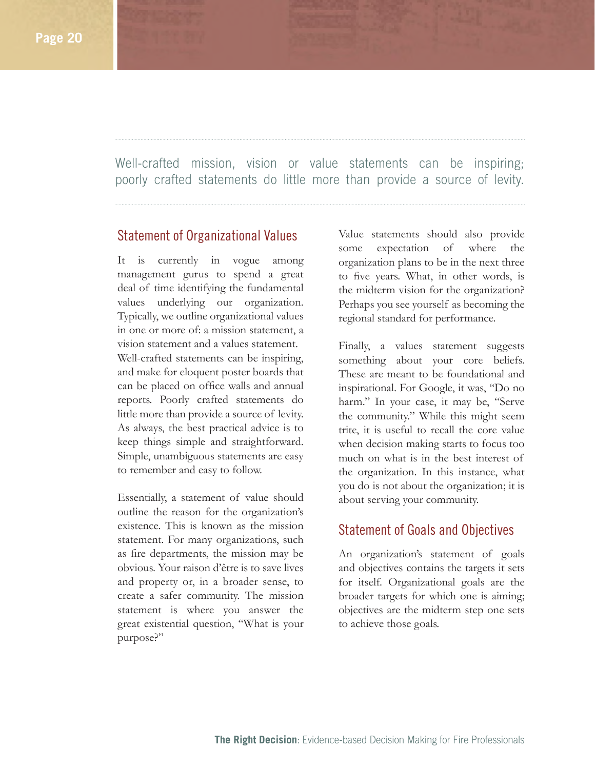> Well-crafted mission, vision or value statements can be inspiring; poorly crafted statements do little more than provide a source of levity.

## Statement of Organizational Values

It is currently in vogue among management gurus to spend a great deal of time identifying the fundamental values underlying our organization. Typically, we outline organizational values in one or more of: a mission statement, a vision statement and a values statement. Well-crafted statements can be inspiring, and make for eloquent poster boards that can be placed on office walls and annual reports. Poorly crafted statements do little more than provide a source of levity. As always, the best practical advice is to keep things simple and straightforward. Simple, unambiguous statements are easy to remember and easy to follow.

Essentially, a statement of value should outline the reason for the organization's existence. This is known as the mission statement. For many organizations, such as fire departments, the mission may be obvious. Your raison d'être is to save lives and property or, in a broader sense, to create a safer community. The mission statement is where you answer the great existential question, "What is your purpose?"

Value statements should also provide some expectation of where the organization plans to be in the next three to five years. What, in other words, is the midterm vision for the organization? Perhaps you see yourself as becoming the regional standard for performance.

Finally, a values statement suggests something about your core beliefs. These are meant to be foundational and inspirational. For Google, it was, "Do no harm." In your case, it may be, "Serve the community." While this might seem trite, it is useful to recall the core value when decision making starts to focus too much on what is in the best interest of the organization. In this instance, what you do is not about the organization; it is about serving your community.

## Statement of Goals and Objectives

An organization's statement of goals and objectives contains the targets it sets for itself. Organizational goals are the broader targets for which one is aiming; objectives are the midterm step one sets to achieve those goals.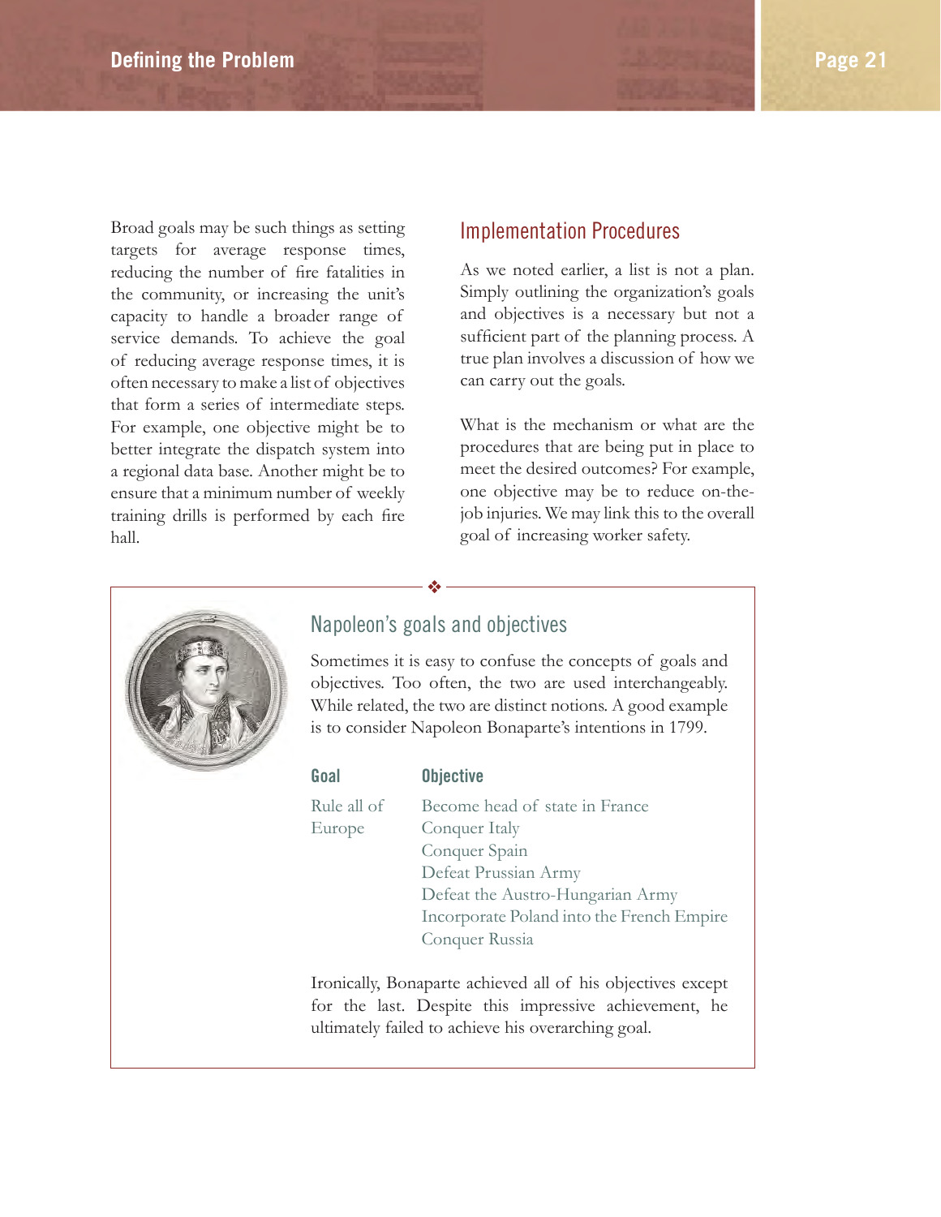Broad goals may be such things as setting targets for average response times, reducing the number of fire fatalities in the community, or increasing the unit's capacity to handle a broader range of service demands. To achieve the goal of reducing average response times, it is often necessary to make a list of objectives that form a series of intermediate steps. For example, one objective might be to better integrate the dispatch system into a regional data base. Another might be to ensure that a minimum number of weekly training drills is performed by each fire hall.

## Implementation Procedures

As we noted earlier, a list is not a plan. Simply outlining the organization's goals and objectives is a necessary but not a sufficient part of the planning process. A true plan involves a discussion of how we can carry out the goals.

What is the mechanism or what are the procedures that are being put in place to meet the desired outcomes? For example, one objective may be to reduce on-the-job injuries. We may link this to the overall goal of increasing worker safety.

### Napoleon's goals and objectives

Sometimes it is easy to confuse the concepts of goals and objectives. Too often, the two are used interchangeably. While related, the two are distinct notions. A good example is to consider Napoleon Bonaparte's intentions in 1799.

| Goal | Objective |
|---|---|
| Rule all of Europe | Become head of state in France |
| | Conquer Italy |
| | Conquer Spain |
| | Defeat Prussian Army |
| | Defeat the Austro-Hungarian Army |
| | Incorporate Poland into the French Empire |
| | Conquer Russia |

Ironically, Bonaparte achieved all of his objectives except for the last. Despite this impressive achievement, he ultimately failed to achieve his overarching goal.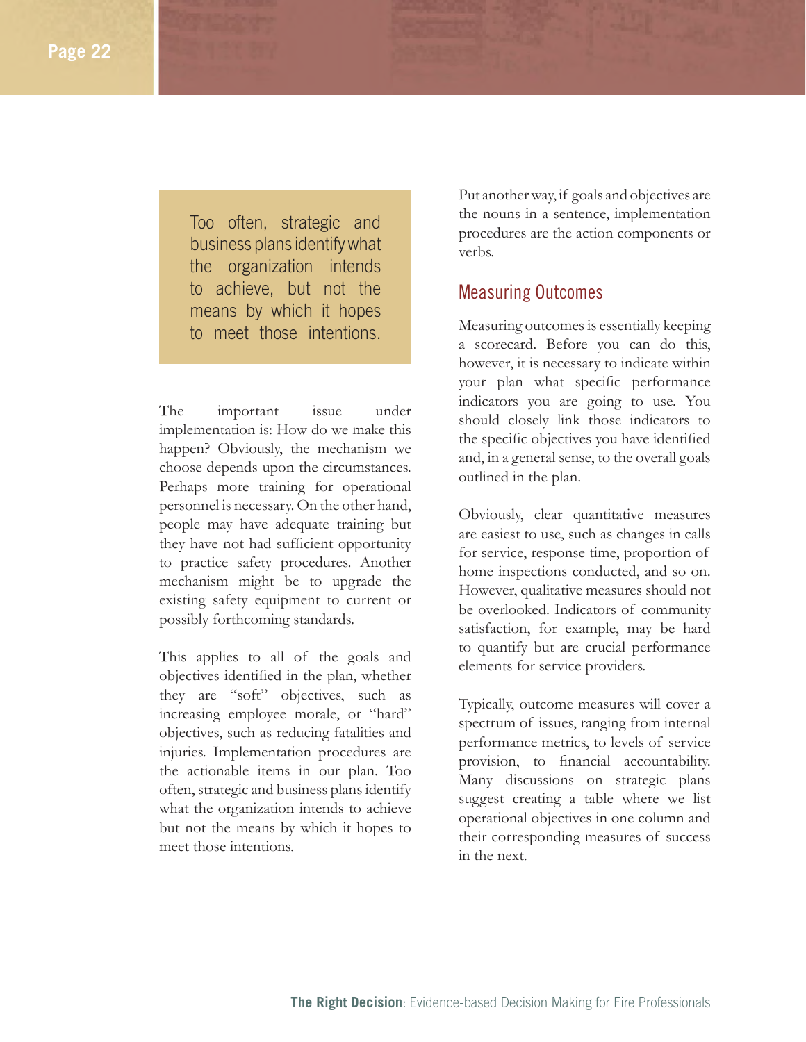> Too often, strategic and business plans identify what the organization intends to achieve, but not the means by which it hopes to meet those intentions.

The important issue under implementation is: How do we make this happen? Obviously, the mechanism we choose depends upon the circumstances. Perhaps more training for operational personnel is necessary. On the other hand, people may have adequate training but they have not had sufficient opportunity to practice safety procedures. Another mechanism might be to upgrade the existing safety equipment to current or possibly forthcoming standards.

This applies to all of the goals and objectives identified in the plan, whether they are "soft" objectives, such as increasing employee morale, or "hard" objectives, such as reducing fatalities and injuries. Implementation procedures are the actionable items in our plan. Too often, strategic and business plans identify what the organization intends to achieve but not the means by which it hopes to meet those intentions.

Put another way, if goals and objectives are the nouns in a sentence, implementation procedures are the action components or verbs.

## Measuring Outcomes

Measuring outcomes is essentially keeping a scorecard. Before you can do this, however, it is necessary to indicate within your plan what specific performance indicators you are going to use. You should closely link those indicators to the specific objectives you have identified and, in a general sense, to the overall goals outlined in the plan.

Obviously, clear quantitative measures are easiest to use, such as changes in calls for service, response time, proportion of home inspections conducted, and so on. However, qualitative measures should not be overlooked. Indicators of community satisfaction, for example, may be hard to quantify but are crucial performance elements for service providers.

Typically, outcome measures will cover a spectrum of issues, ranging from internal performance metrics, to levels of service provision, to financial accountability. Many discussions on strategic plans suggest creating a table where we list operational objectives in one column and their corresponding measures of success in the next.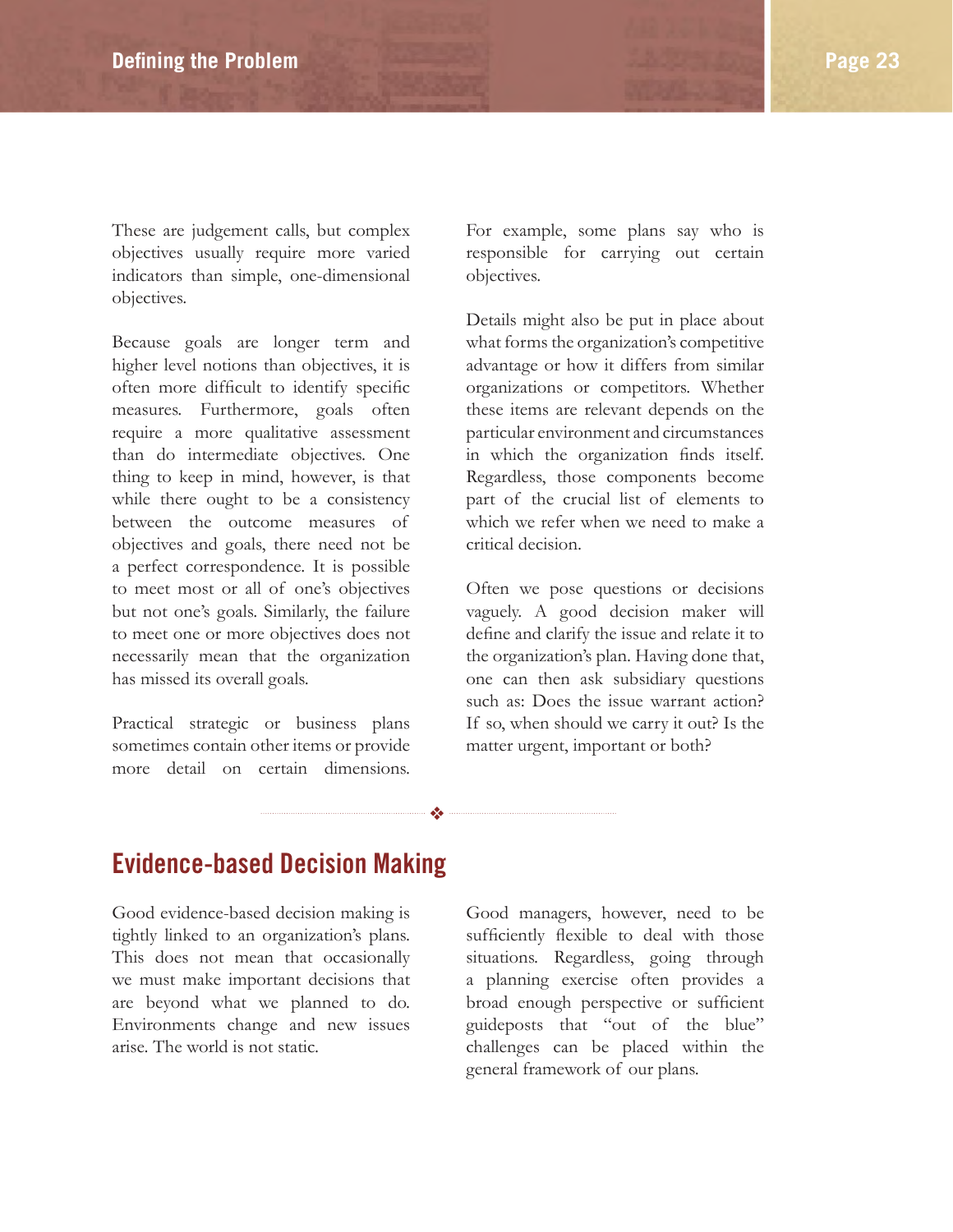These are judgement calls, but complex objectives usually require more varied indicators than simple, one-dimensional objectives.

Because goals are longer term and higher level notions than objectives, it is often more difficult to identify specific measures. Furthermore, goals often require a more qualitative assessment than do intermediate objectives. One thing to keep in mind, however, is that while there ought to be a consistency between the outcome measures of objectives and goals, there need not be a perfect correspondence. It is possible to meet most or all of one's objectives but not one's goals. Similarly, the failure to meet one or more objectives does not necessarily mean that the organization has missed its overall goals.

Practical strategic or business plans sometimes contain other items or provide more detail on certain dimensions. For example, some plans say who is responsible for carrying out certain objectives.

Details might also be put in place about what forms the organization's competitive advantage or how it differs from similar organizations or competitors. Whether these items are relevant depends on the particular environment and circumstances in which the organization finds itself. Regardless, those components become part of the crucial list of elements to which we refer when we need to make a critical decision.

Often we pose questions or decisions vaguely. A good decision maker will define and clarify the issue and relate it to the organization's plan. Having done that, one can then ask subsidiary questions such as: Does the issue warrant action? If so, when should we carry it out? Is the matter urgent, important or both?

## Evidence-based Decision Making

Good evidence-based decision making is tightly linked to an organization's plans. This does not mean that occasionally we must make important decisions that are beyond what we planned to do. Environments change and new issues arise. The world is not static.

Good managers, however, need to be sufficiently flexible to deal with those situations. Regardless, going through a planning exercise often provides a broad enough perspective or sufficient guideposts that "out of the blue" challenges can be placed within the general framework of our plans.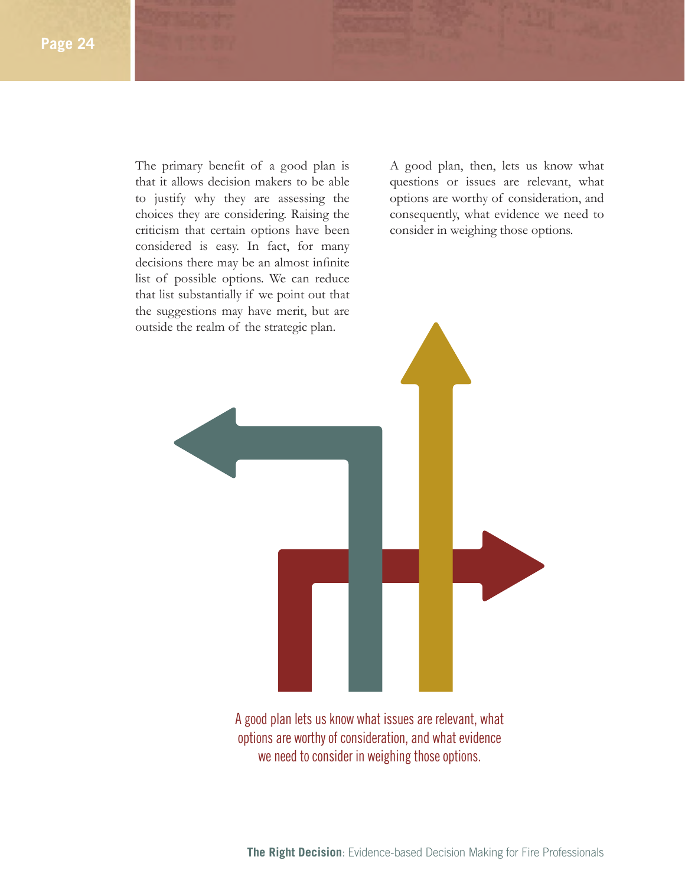The primary benefit of a good plan is that it allows decision makers to be able to justify why they are assessing the choices they are considering. Raising the criticism that certain options have been considered is easy. In fact, for many decisions there may be an almost infinite list of possible options. We can reduce that list substantially if we point out that the suggestions may have merit, but are outside the realm of the strategic plan.

A good plan, then, lets us know what questions or issues are relevant, what options are worthy of consideration, and consequently, what evidence we need to consider in weighing those options.

A good plan lets us know what issues are relevant, what options are worthy of consideration, and what evidence we need to consider in weighing those options.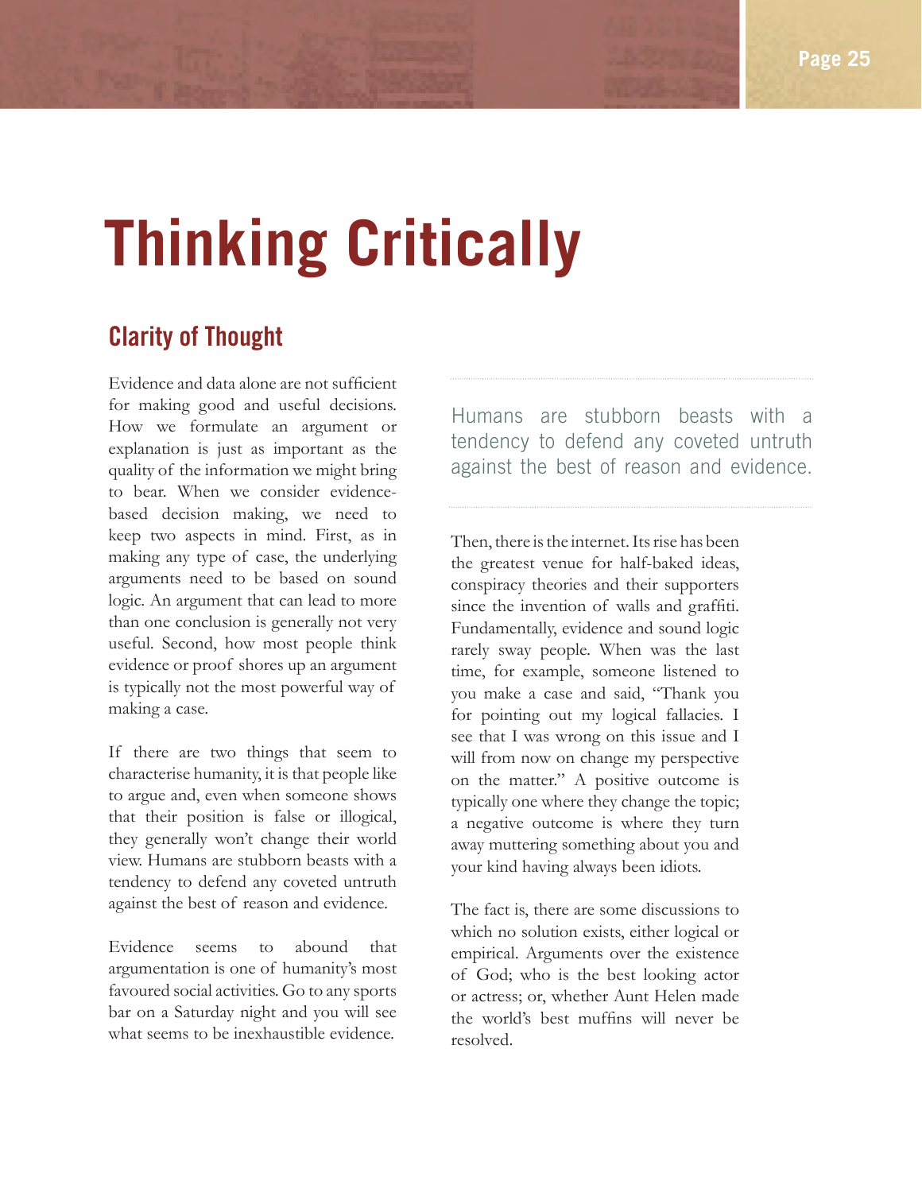# Thinking Critically

## Clarity of Thought

Evidence and data alone are not sufficient for making good and useful decisions. How we formulate an argument or explanation is just as important as the quality of the information we might bring to bear. When we consider evidence-based decision making, we need to keep two aspects in mind. First, as in making any type of case, the underlying arguments need to be based on sound logic. An argument that can lead to more than one conclusion is generally not very useful. Second, how most people think evidence or proof shores up an argument is typically not the most powerful way of making a case.

If there are two things that seem to characterise humanity, it is that people like to argue and, even when someone shows that their position is false or illogical, they generally won't change their world view. Humans are stubborn beasts with a tendency to defend any coveted untruth against the best of reason and evidence.

Evidence seems to abound that argumentation is one of humanity's most favoured social activities. Go to any sports bar on a Saturday night and you will see what seems to be inexhaustible evidence.

> Humans are stubborn beasts with a tendency to defend any coveted untruth against the best of reason and evidence.

Then, there is the internet. Its rise has been the greatest venue for half-baked ideas, conspiracy theories and their supporters since the invention of walls and graffiti. Fundamentally, evidence and sound logic rarely sway people. When was the last time, for example, someone listened to you make a case and said, "Thank you for pointing out my logical fallacies. I see that I was wrong on this issue and I will from now on change my perspective on the matter." A positive outcome is typically one where they change the topic; a negative outcome is where they turn away muttering something about you and your kind having always been idiots.

The fact is, there are some discussions to which no solution exists, either logical or empirical. Arguments over the existence of God; who is the best looking actor or actress; or, whether Aunt Helen made the world's best muffins will never be resolved.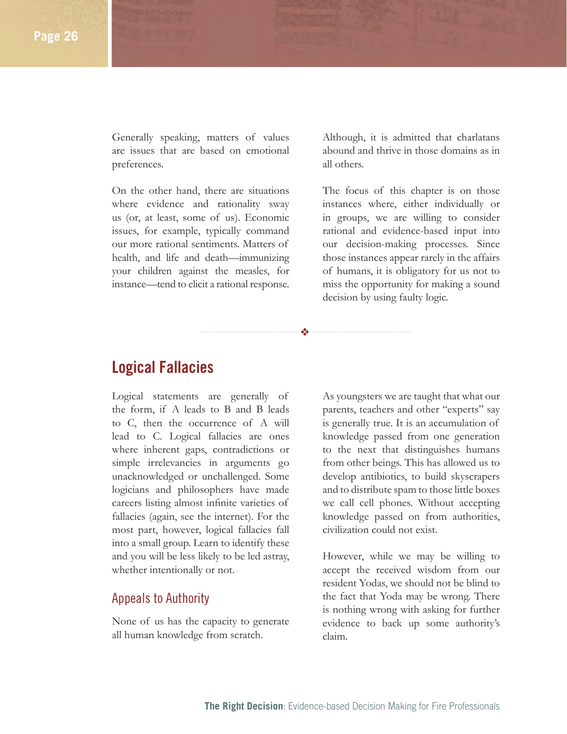Generally speaking, matters of values are issues that are based on emotional preferences.

On the other hand, there are situations where evidence and rationality sway us (or, at least, some of us). Economic issues, for example, typically command our more rational sentiments. Matters of health, and life and death—immunizing your children against the measles, for instance—tend to elicit a rational response.

Although, it is admitted that charlatans abound and thrive in those domains as in all others.

The focus of this chapter is on those instances where, either individually or in groups, we are willing to consider rational and evidence-based input into our decision-making processes. Since those instances appear rarely in the affairs of humans, it is obligatory for us not to miss the opportunity for making a sound decision by using faulty logic.

## Logical Fallacies

Logical statements are generally of the form, if A leads to B and B leads to C, then the occurrence of A will lead to C. Logical fallacies are ones where inherent gaps, contradictions or simple irrelevancies in arguments go unacknowledged or unchallenged. Some logicians and philosophers have made careers listing almost infinite varieties of fallacies (again, see the internet). For the most part, however, logical fallacies fall into a small group. Learn to identify these and you will be less likely to be led astray, whether intentionally or not.

### Appeals to Authority

None of us has the capacity to generate all human knowledge from scratch.

As youngsters we are taught that what our parents, teachers and other "experts" say is generally true. It is an accumulation of knowledge passed from one generation to the next that distinguishes humans from other beings. This has allowed us to develop antibiotics, to build skyscrapers and to distribute spam to those little boxes we call cell phones. Without accepting knowledge passed on from authorities, civilization could not exist.

However, while we may be willing to accept the received wisdom from our resident Yodas, we should not be blind to the fact that Yoda may be wrong. There is nothing wrong with asking for further evidence to back up some authority's claim.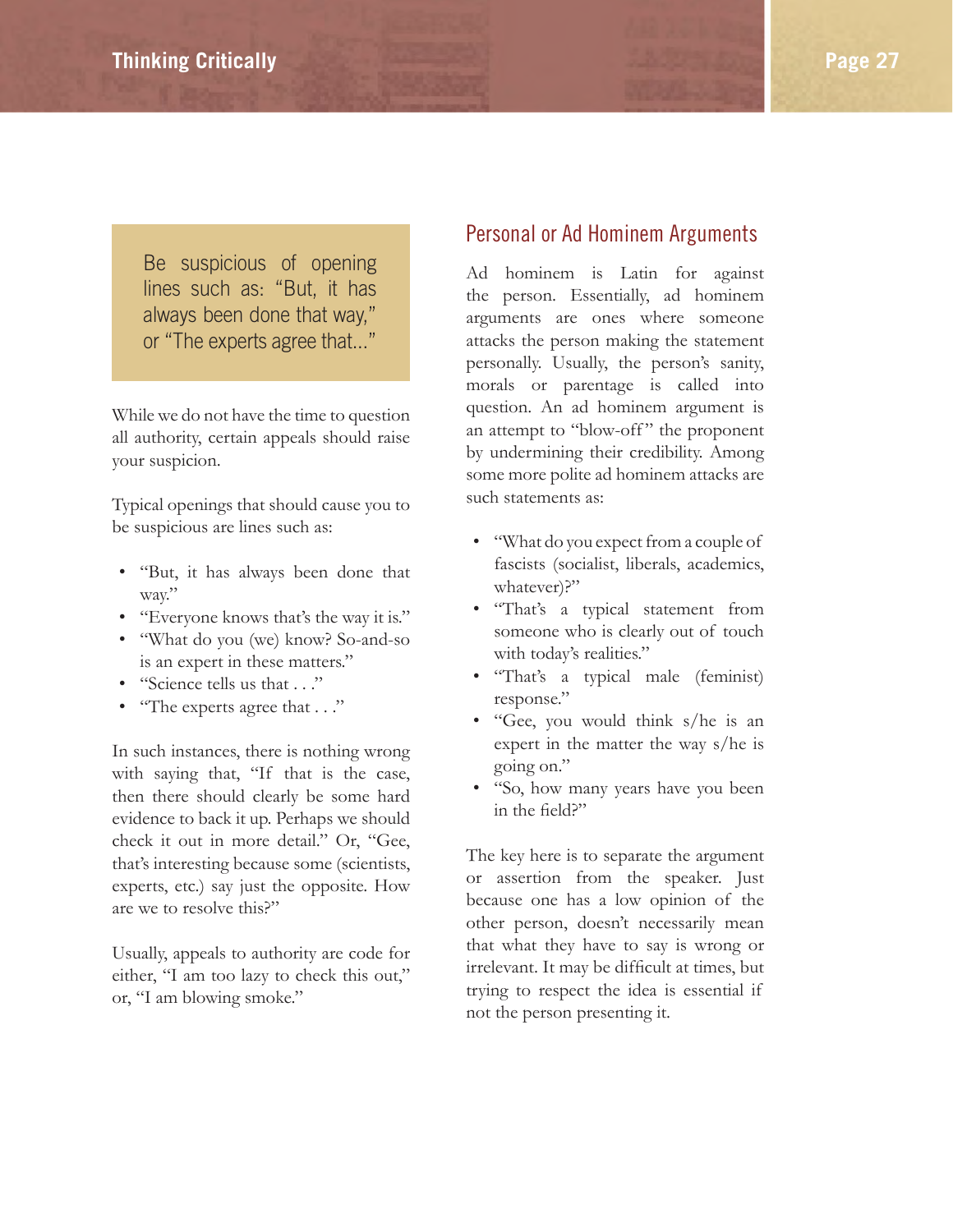> Be suspicious of opening lines such as: "But, it has always been done that way," or "The experts agree that..."

While we do not have the time to question all authority, certain appeals should raise your suspicion.

Typical openings that should cause you to be suspicious are lines such as:

- "But, it has always been done that way."
- "Everyone knows that's the way it is."
- "What do you (we) know? So-and-so is an expert in these matters."
- "Science tells us that . . ."
- "The experts agree that . . ."

In such instances, there is nothing wrong with saying that, "If that is the case, then there should clearly be some hard evidence to back it up. Perhaps we should check it out in more detail." Or, "Gee, that's interesting because some (scientists, experts, etc.) say just the opposite. How are we to resolve this?"

Usually, appeals to authority are code for either, "I am too lazy to check this out," or, "I am blowing smoke."

## Personal or Ad Hominem Arguments

Ad hominem is Latin for against the person. Essentially, ad hominem arguments are ones where someone attacks the person making the statement personally. Usually, the person's sanity, morals or parentage is called into question. An ad hominem argument is an attempt to "blow-off" the proponent by undermining their credibility. Among some more polite ad hominem attacks are such statements as:

- "What do you expect from a couple of fascists (socialist, liberals, academics, whatever)?"
- "That's a typical statement from someone who is clearly out of touch with today's realities."
- "That's a typical male (feminist) response."
- "Gee, you would think s/he is an expert in the matter the way s/he is going on."
- "So, how many years have you been in the field?"

The key here is to separate the argument or assertion from the speaker. Just because one has a low opinion of the other person, doesn't necessarily mean that what they have to say is wrong or irrelevant. It may be difficult at times, but trying to respect the idea is essential if not the person presenting it.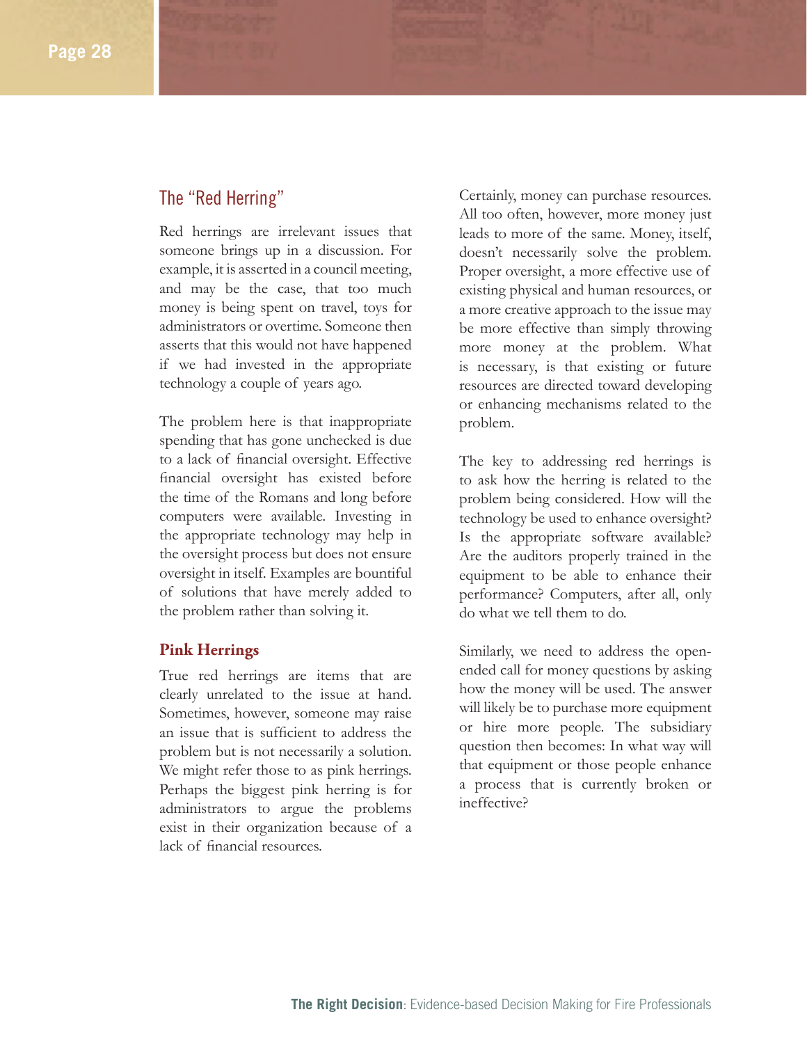## The "Red Herring"

Red herrings are irrelevant issues that someone brings up in a discussion. For example, it is asserted in a council meeting, and may be the case, that too much money is being spent on travel, toys for administrators or overtime. Someone then asserts that this would not have happened if we had invested in the appropriate technology a couple of years ago.

The problem here is that inappropriate spending that has gone unchecked is due to a lack of financial oversight. Effective financial oversight has existed before the time of the Romans and long before computers were available. Investing in the appropriate technology may help in the oversight process but does not ensure oversight in itself. Examples are bountiful of solutions that have merely added to the problem rather than solving it.

### Pink Herrings

True red herrings are items that are clearly unrelated to the issue at hand. Sometimes, however, someone may raise an issue that is sufficient to address the problem but is not necessarily a solution. We might refer those to as pink herrings. Perhaps the biggest pink herring is for administrators to argue the problems exist in their organization because of a lack of financial resources.

Certainly, money can purchase resources. All too often, however, more money just leads to more of the same. Money, itself, doesn't necessarily solve the problem. Proper oversight, a more effective use of existing physical and human resources, or a more creative approach to the issue may be more effective than simply throwing more money at the problem. What is necessary, is that existing or future resources are directed toward developing or enhancing mechanisms related to the problem.

The key to addressing red herrings is to ask how the herring is related to the problem being considered. How will the technology be used to enhance oversight? Is the appropriate software available? Are the auditors properly trained in the equipment to be able to enhance their performance? Computers, after all, only do what we tell them to do.

Similarly, we need to address the open-ended call for money questions by asking how the money will be used. The answer will likely be to purchase more equipment or hire more people. The subsidiary question then becomes: In what way will that equipment or those people enhance a process that is currently broken or ineffective?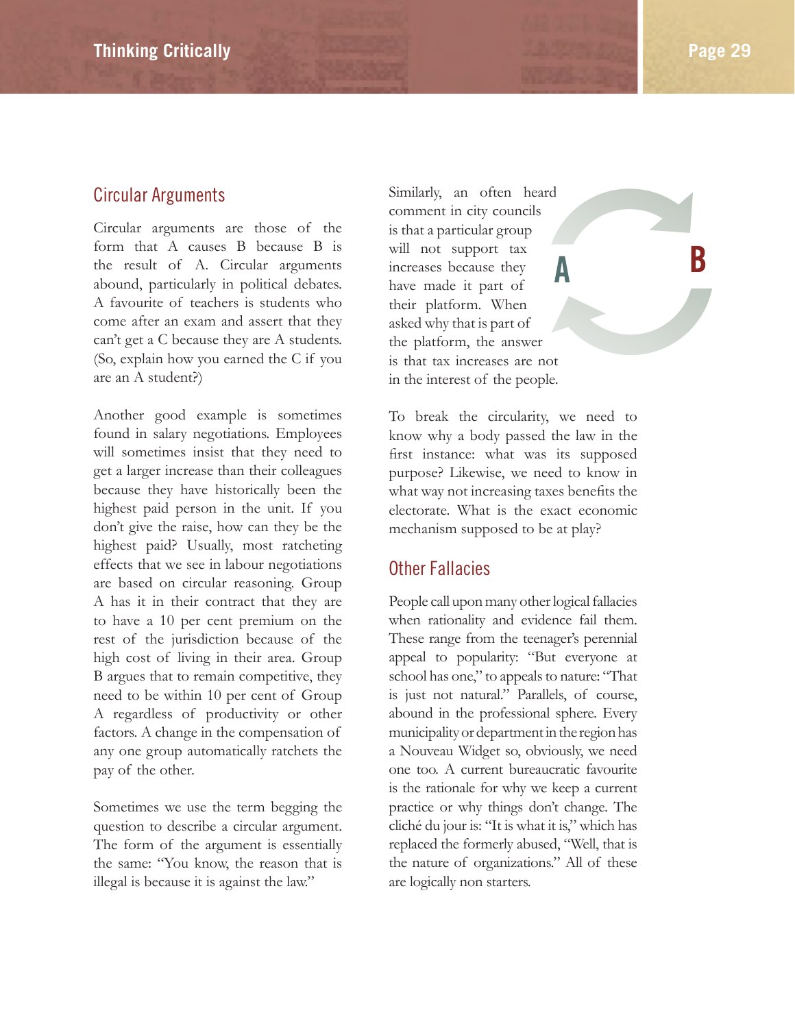## Circular Arguments

Circular arguments are those of the form that A causes B because B is the result of A. Circular arguments abound, particularly in political debates. A favourite of teachers is students who come after an exam and assert that they can't get a C because they are A students. (So, explain how you earned the C if you are an A student?)

Another good example is sometimes found in salary negotiations. Employees will sometimes insist that they need to get a larger increase than their colleagues because they have historically been the highest paid person in the unit. If you don't give the raise, how can they be the highest paid? Usually, most ratcheting effects that we see in labour negotiations are based on circular reasoning. Group A has it in their contract that they are to have a 10 per cent premium on the rest of the jurisdiction because of the high cost of living in their area. Group B argues that to remain competitive, they need to be within 10 per cent of Group A regardless of productivity or other factors. A change in the compensation of any one group automatically ratchets the pay of the other.

Sometimes we use the term begging the question to describe a circular argument. The form of the argument is essentially the same: "You know, the reason that is illegal is because it is against the law."

Similarly, an often heard comment in city councils is that a particular group will not support tax increases because they have made it part of their platform. When asked why that is part of the platform, the answer is that tax increases are not in the interest of the people.

To break the circularity, we need to know why a body passed the law in the first instance: what was its supposed purpose? Likewise, we need to know in what way not increasing taxes benefits the electorate. What is the exact economic mechanism supposed to be at play?

## Other Fallacies

People call upon many other logical fallacies when rationality and evidence fail them. These range from the teenager's perennial appeal to popularity: "But everyone at school has one," to appeals to nature: "That is just not natural." Parallels, of course, abound in the professional sphere. Every municipality or department in the region has a Nouveau Widget so, obviously, we need one too. A current bureaucratic favourite is the rationale for why we keep a current practice or why things don't change. The cliché du jour is: "It is what it is," which has replaced the formerly abused, "Well, that is the nature of organizations." All of these are logically non starters.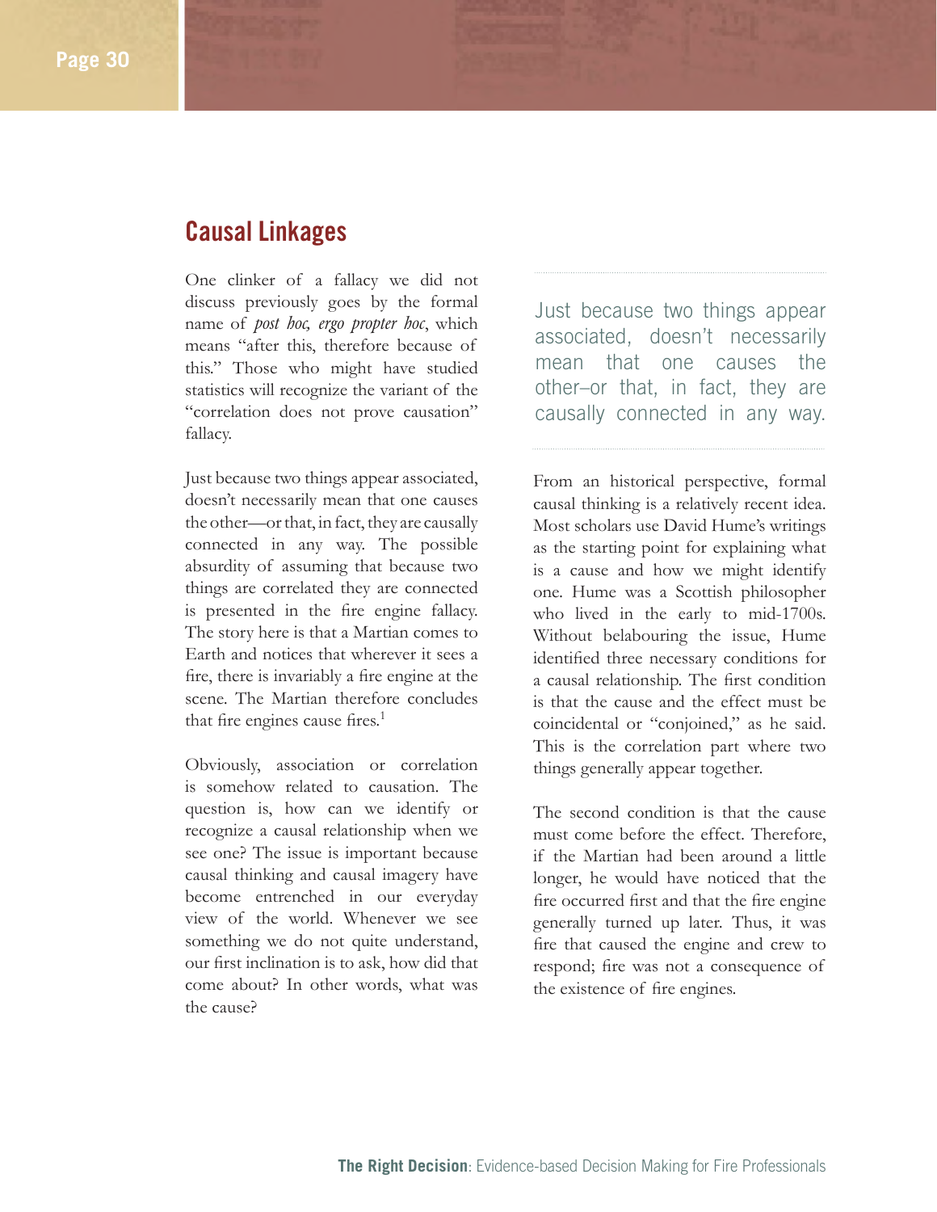## Causal Linkages

One clinker of a fallacy we did not discuss previously goes by the formal name of *post hoc, ergo propter hoc*, which means "after this, therefore because of this." Those who might have studied statistics will recognize the variant of the "correlation does not prove causation" fallacy.

Just because two things appear associated, doesn't necessarily mean that one causes the other—or that, in fact, they are causally connected in any way. The possible absurdity of assuming that because two things are correlated they are connected is presented in the fire engine fallacy. The story here is that a Martian comes to Earth and notices that wherever it sees a fire, there is invariably a fire engine at the scene. The Martian therefore concludes that fire engines cause fires.[1]

Obviously, association or correlation is somehow related to causation. The question is, how can we identify or recognize a causal relationship when we see one? The issue is important because causal thinking and causal imagery have become entrenched in our everyday view of the world. Whenever we see something we do not quite understand, our first inclination is to ask, how did that come about? In other words, what was the cause?

> Just because two things appear associated, doesn't necessarily mean that one causes the other–or that, in fact, they are causally connected in any way.

From an historical perspective, formal causal thinking is a relatively recent idea. Most scholars use David Hume's writings as the starting point for explaining what is a cause and how we might identify one. Hume was a Scottish philosopher who lived in the early to mid-1700s. Without belabouring the issue, Hume identified three necessary conditions for a causal relationship. The first condition is that the cause and the effect must be coincidental or "conjoined," as he said. This is the correlation part where two things generally appear together.

The second condition is that the cause must come before the effect. Therefore, if the Martian had been around a little longer, he would have noticed that the fire occurred first and that the fire engine generally turned up later. Thus, it was fire that caused the engine and crew to respond; fire was not a consequence of the existence of fire engines.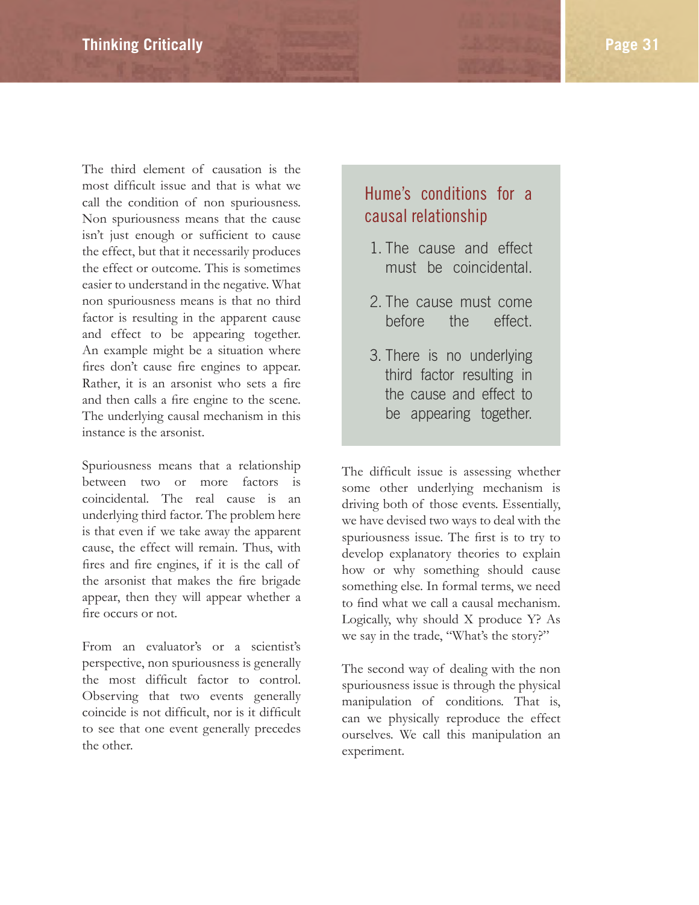The third element of causation is the most difficult issue and that is what we call the condition of non spuriousness. Non spuriousness means that the cause isn't just enough or sufficient to cause the effect, but that it necessarily produces the effect or outcome. This is sometimes easier to understand in the negative. What non spuriousness means is that no third factor is resulting in the apparent cause and effect to be appearing together. An example might be a situation where fires don't cause fire engines to appear. Rather, it is an arsonist who sets a fire and then calls a fire engine to the scene. The underlying causal mechanism in this instance is the arsonist.

Spuriousness means that a relationship between two or more factors is coincidental. The real cause is an underlying third factor. The problem here is that even if we take away the apparent cause, the effect will remain. Thus, with fires and fire engines, if it is the call of the arsonist that makes the fire brigade appear, then they will appear whether a fire occurs or not.

From an evaluator's or a scientist's perspective, non spuriousness is generally the most difficult factor to control. Observing that two events generally coincide is not difficult, nor is it difficult to see that one event generally precedes the other.

### Hume's conditions for a causal relationship

1. The cause and effect must be coincidental.
2. The cause must come before the effect.
3. There is no underlying third factor resulting in the cause and effect to be appearing together.

The difficult issue is assessing whether some other underlying mechanism is driving both of those events. Essentially, we have devised two ways to deal with the spuriousness issue. The first is to try to develop explanatory theories to explain how or why something should cause something else. In formal terms, we need to find what we call a causal mechanism. Logically, why should X produce Y? As we say in the trade, "What's the story?"

The second way of dealing with the non spuriousness issue is through the physical manipulation of conditions. That is, can we physically reproduce the effect ourselves. We call this manipulation an experiment.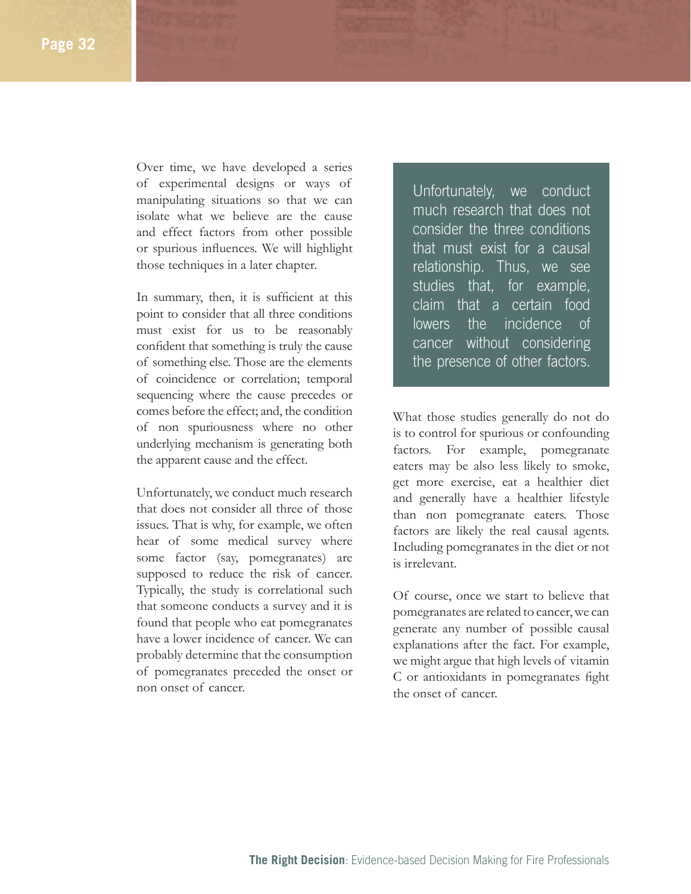Over time, we have developed a series of experimental designs or ways of manipulating situations so that we can isolate what we believe are the cause and effect factors from other possible or spurious influences. We will highlight those techniques in a later chapter.

In summary, then, it is sufficient at this point to consider that all three conditions must exist for us to be reasonably confident that something is truly the cause of something else. Those are the elements of coincidence or correlation; temporal sequencing where the cause precedes or comes before the effect; and, the condition of non spuriousness where no other underlying mechanism is generating both the apparent cause and the effect.

Unfortunately, we conduct much research that does not consider all three of those issues. That is why, for example, we often hear of some medical survey where some factor (say, pomegranates) are supposed to reduce the risk of cancer. Typically, the study is correlational such that someone conducts a survey and it is found that people who eat pomegranates have a lower incidence of cancer. We can probably determine that the consumption of pomegranates preceded the onset or non onset of cancer.

> Unfortunately, we conduct much research that does not consider the three conditions that must exist for a causal relationship. Thus, we see studies that, for example, claim that a certain food lowers the incidence of cancer without considering the presence of other factors.

What those studies generally do not do is to control for spurious or confounding factors. For example, pomegranate eaters may be also less likely to smoke, get more exercise, eat a healthier diet and generally have a healthier lifestyle than non pomegranate eaters. Those factors are likely the real causal agents. Including pomegranates in the diet or not is irrelevant.

Of course, once we start to believe that pomegranates are related to cancer, we can generate any number of possible causal explanations after the fact. For example, we might argue that high levels of vitamin C or antioxidants in pomegranates fight the onset of cancer.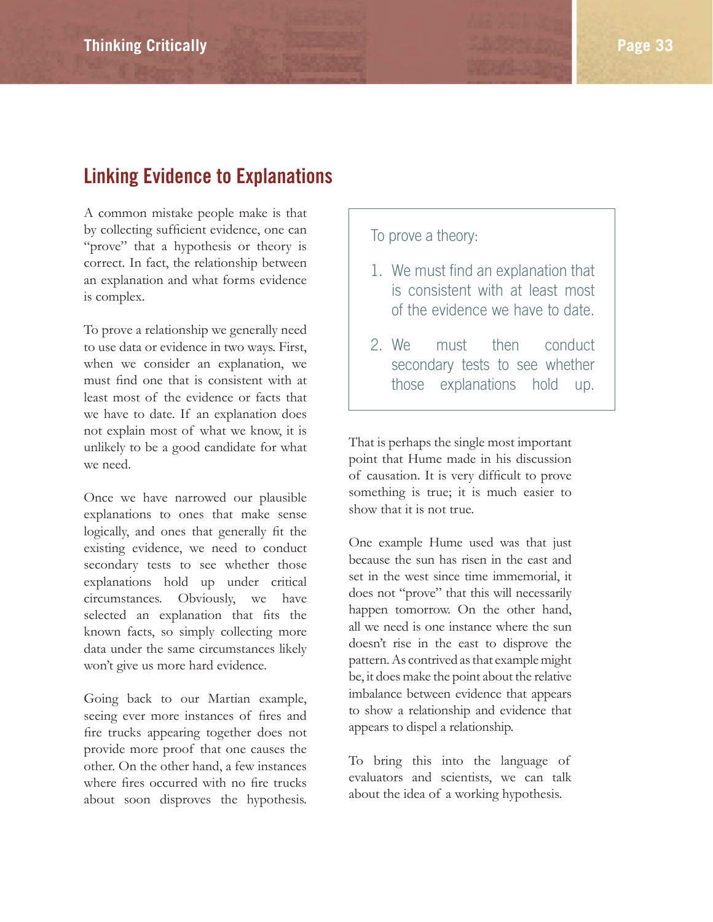## Linking Evidence to Explanations

A common mistake people make is that by collecting sufficient evidence, one can "prove" that a hypothesis or theory is correct. In fact, the relationship between an explanation and what forms evidence is complex.

To prove a relationship we generally need to use data or evidence in two ways. First, when we consider an explanation, we must find one that is consistent with at least most of the evidence or facts that we have to date. If an explanation does not explain most of what we know, it is unlikely to be a good candidate for what we need.

Once we have narrowed our plausible explanations to ones that make sense logically, and ones that generally fit the existing evidence, we need to conduct secondary tests to see whether those explanations hold up under critical circumstances. Obviously, we have selected an explanation that fits the known facts, so simply collecting more data under the same circumstances likely won't give us more hard evidence.

Going back to our Martian example, seeing ever more instances of fires and fire trucks appearing together does not provide more proof that one causes the other. On the other hand, a few instances where fires occurred with no fire trucks about soon disproves the hypothesis.

> To prove a theory:
>
> 1. We must find an explanation that is consistent with at least most of the evidence we have to date.
> 2. We must then conduct secondary tests to see whether those explanations hold up.

That is perhaps the single most important point that Hume made in his discussion of causation. It is very difficult to prove something is true; it is much easier to show that it is not true.

One example Hume used was that just because the sun has risen in the east and set in the west since time immemorial, it does not "prove" that this will necessarily happen tomorrow. On the other hand, all we need is one instance where the sun doesn't rise in the east to disprove the pattern. As contrived as that example might be, it does make the point about the relative imbalance between evidence that appears to show a relationship and evidence that appears to dispel a relationship.

To bring this into the language of evaluators and scientists, we can talk about the idea of a working hypothesis.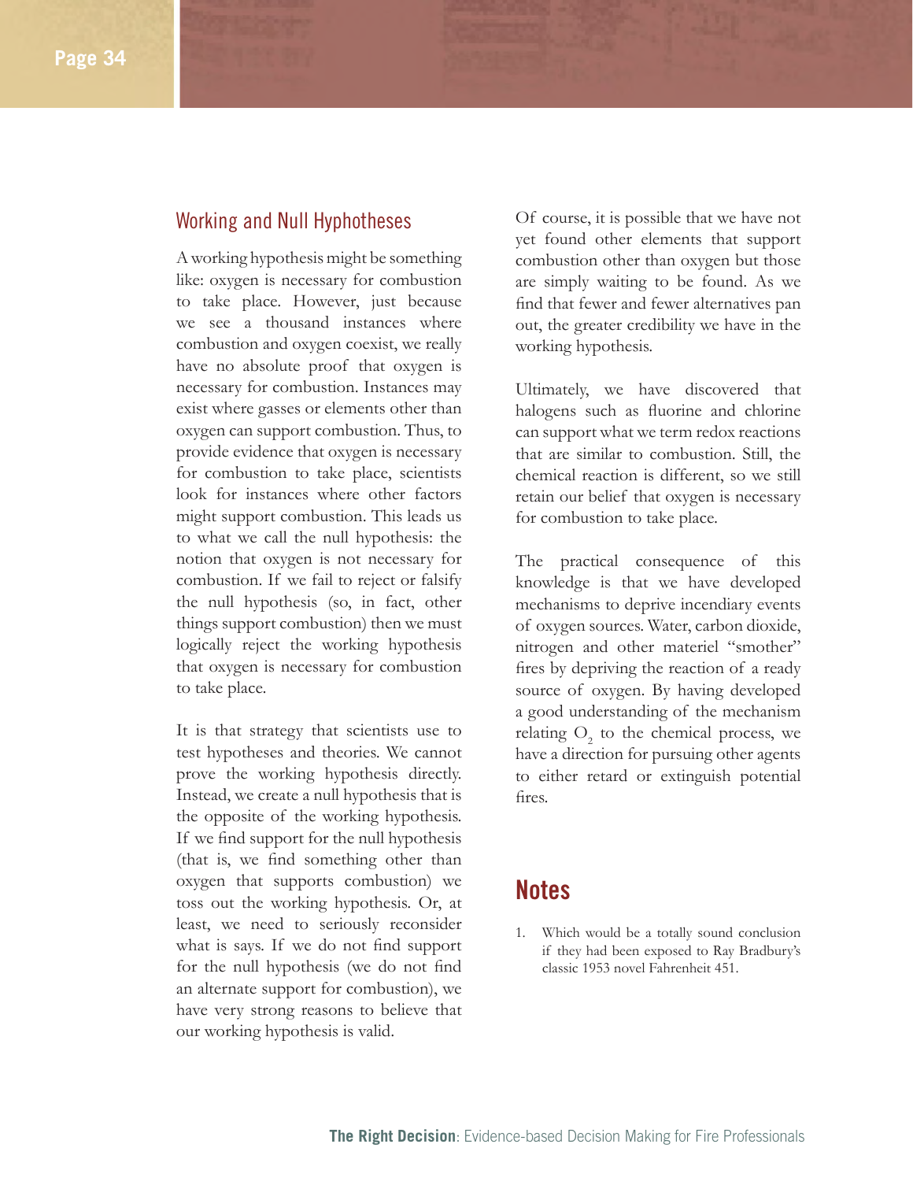## Working and Null Hyphotheses

A working hypothesis might be something like: oxygen is necessary for combustion to take place. However, just because we see a thousand instances where combustion and oxygen coexist, we really have no absolute proof that oxygen is necessary for combustion. Instances may exist where gasses or elements other than oxygen can support combustion. Thus, to provide evidence that oxygen is necessary for combustion to take place, scientists look for instances where other factors might support combustion. This leads us to what we call the null hypothesis: the notion that oxygen is not necessary for combustion. If we fail to reject or falsify the null hypothesis (so, in fact, other things support combustion) then we must logically reject the working hypothesis that oxygen is necessary for combustion to take place.

It is that strategy that scientists use to test hypotheses and theories. We cannot prove the working hypothesis directly. Instead, we create a null hypothesis that is the opposite of the working hypothesis. If we find support for the null hypothesis (that is, we find something other than oxygen that supports combustion) we toss out the working hypothesis. Or, at least, we need to seriously reconsider what is says. If we do not find support for the null hypothesis (we do not find an alternate support for combustion), we have very strong reasons to believe that our working hypothesis is valid.

Of course, it is possible that we have not yet found other elements that support combustion other than oxygen but those are simply waiting to be found. As we find that fewer and fewer alternatives pan out, the greater credibility we have in the working hypothesis.

Ultimately, we have discovered that halogens such as fluorine and chlorine can support what we term redox reactions that are similar to combustion. Still, the chemical reaction is different, so we still retain our belief that oxygen is necessary for combustion to take place.

The practical consequence of this knowledge is that we have developed mechanisms to deprive incendiary events of oxygen sources. Water, carbon dioxide, nitrogen and other materiel "smother" fires by depriving the reaction of a ready source of oxygen. By having developed a good understanding of the mechanism relating $O_2$ to the chemical process, we have a direction for pursuing other agents to either retard or extinguish potential fires.

# Notes

1. Which would be a totally sound conclusion if they had been exposed to Ray Bradbury's classic 1953 novel Fahrenheit 451.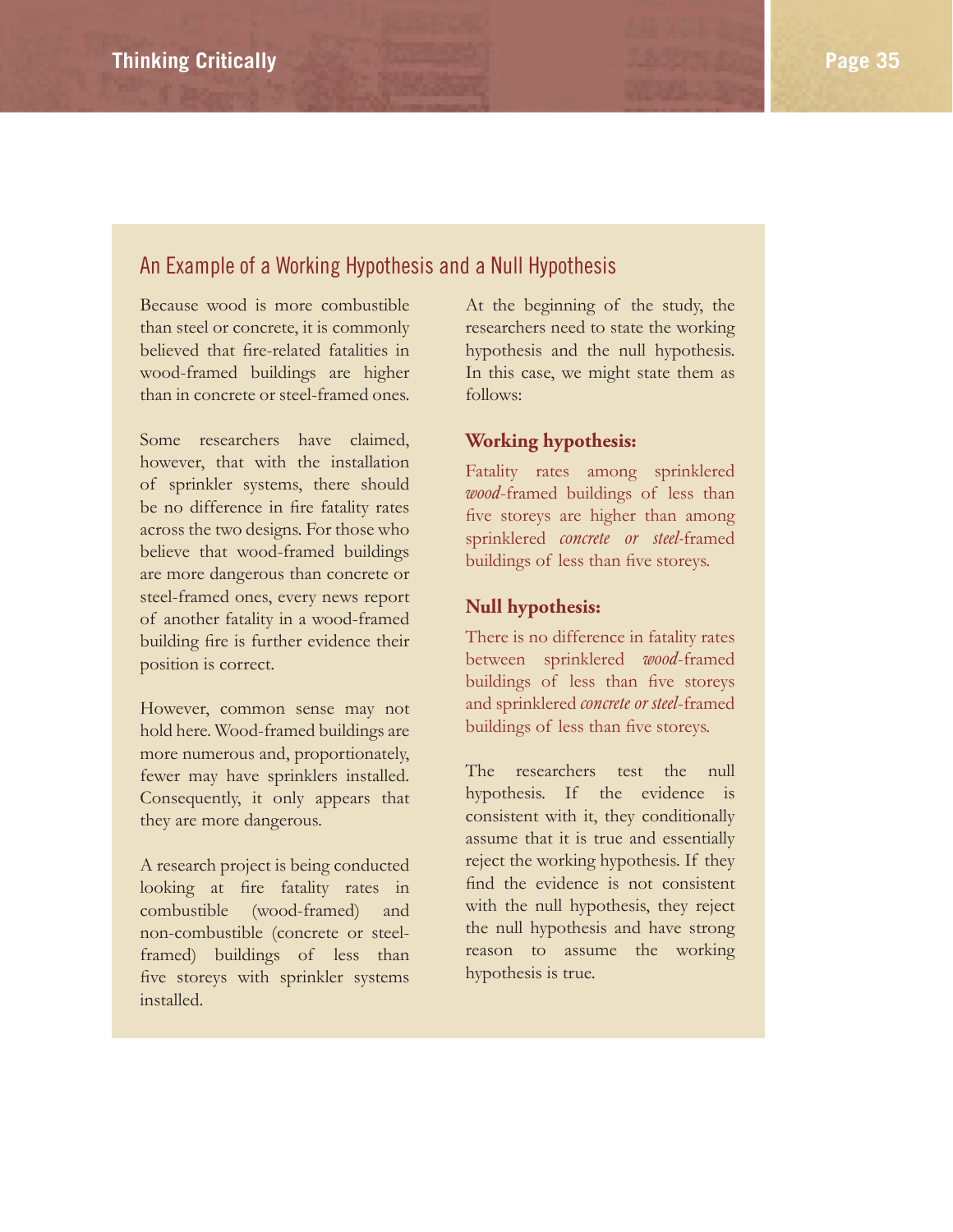## An Example of a Working Hypothesis and a Null Hypothesis

Because wood is more combustible than steel or concrete, it is commonly believed that fire-related fatalities in wood-framed buildings are higher than in concrete or steel-framed ones.

Some researchers have claimed, however, that with the installation of sprinkler systems, there should be no difference in fire fatality rates across the two designs. For those who believe that wood-framed buildings are more dangerous than concrete or steel-framed ones, every news report of another fatality in a wood-framed building fire is further evidence their position is correct.

However, common sense may not hold here. Wood-framed buildings are more numerous and, proportionately, fewer may have sprinklers installed. Consequently, it only appears that they are more dangerous.

A research project is being conducted looking at fire fatality rates in combustible (wood-framed) and non-combustible (concrete or steel-framed) buildings of less than five storeys with sprinkler systems installed.

At the beginning of the study, the researchers need to state the working hypothesis and the null hypothesis. In this case, we might state them as follows:

**Working hypothesis:**

Fatality rates among sprinklered *wood*-framed buildings of less than five storeys are higher than among sprinklered *concrete or steel*-framed buildings of less than five storeys.

**Null hypothesis:**

There is no difference in fatality rates between sprinklered *wood*-framed buildings of less than five storeys and sprinklered *concrete or steel*-framed buildings of less than five storeys.

The researchers test the null hypothesis. If the evidence is consistent with it, they conditionally assume that it is true and essentially reject the working hypothesis. If they find the evidence is not consistent with the null hypothesis, they reject the null hypothesis and have strong reason to assume the working hypothesis is true.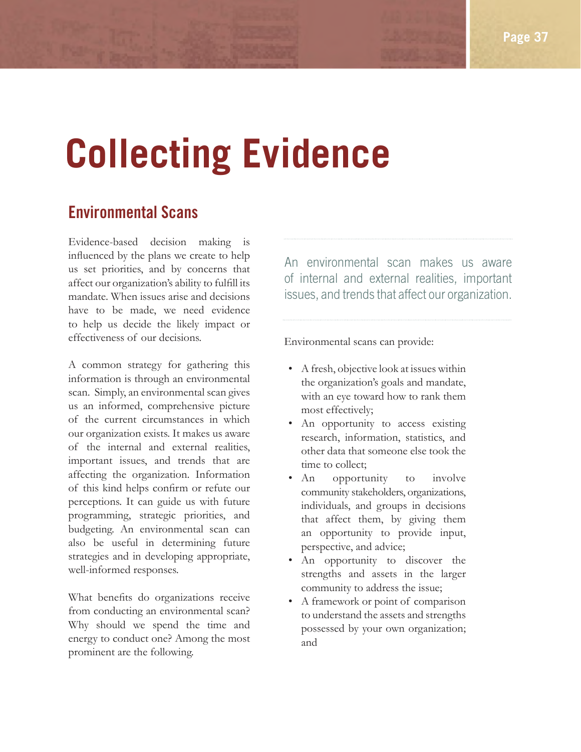# Collecting Evidence

## Environmental Scans

Evidence-based decision making is influenced by the plans we create to help us set priorities, and by concerns that affect our organization's ability to fulfill its mandate. When issues arise and decisions have to be made, we need evidence to help us decide the likely impact or effectiveness of our decisions.

A common strategy for gathering this information is through an environmental scan. Simply, an environmental scan gives us an informed, comprehensive picture of the current circumstances in which our organization exists. It makes us aware of the internal and external realities, important issues, and trends that are affecting the organization. Information of this kind helps confirm or refute our perceptions. It can guide us with future programming, strategic priorities, and budgeting. An environmental scan can also be useful in determining future strategies and in developing appropriate, well-informed responses.

What benefits do organizations receive from conducting an environmental scan? Why should we spend the time and energy to conduct one? Among the most prominent are the following.

> An environmental scan makes us aware of internal and external realities, important issues, and trends that affect our organization.

Environmental scans can provide:

- A fresh, objective look at issues within the organization's goals and mandate, with an eye toward how to rank them most effectively;
- An opportunity to access existing research, information, statistics, and other data that someone else took the time to collect;
- An opportunity to involve community stakeholders, organizations, individuals, and groups in decisions that affect them, by giving them an opportunity to provide input, perspective, and advice;
- An opportunity to discover the strengths and assets in the larger community to address the issue;
- A framework or point of comparison to understand the assets and strengths possessed by your own organization; and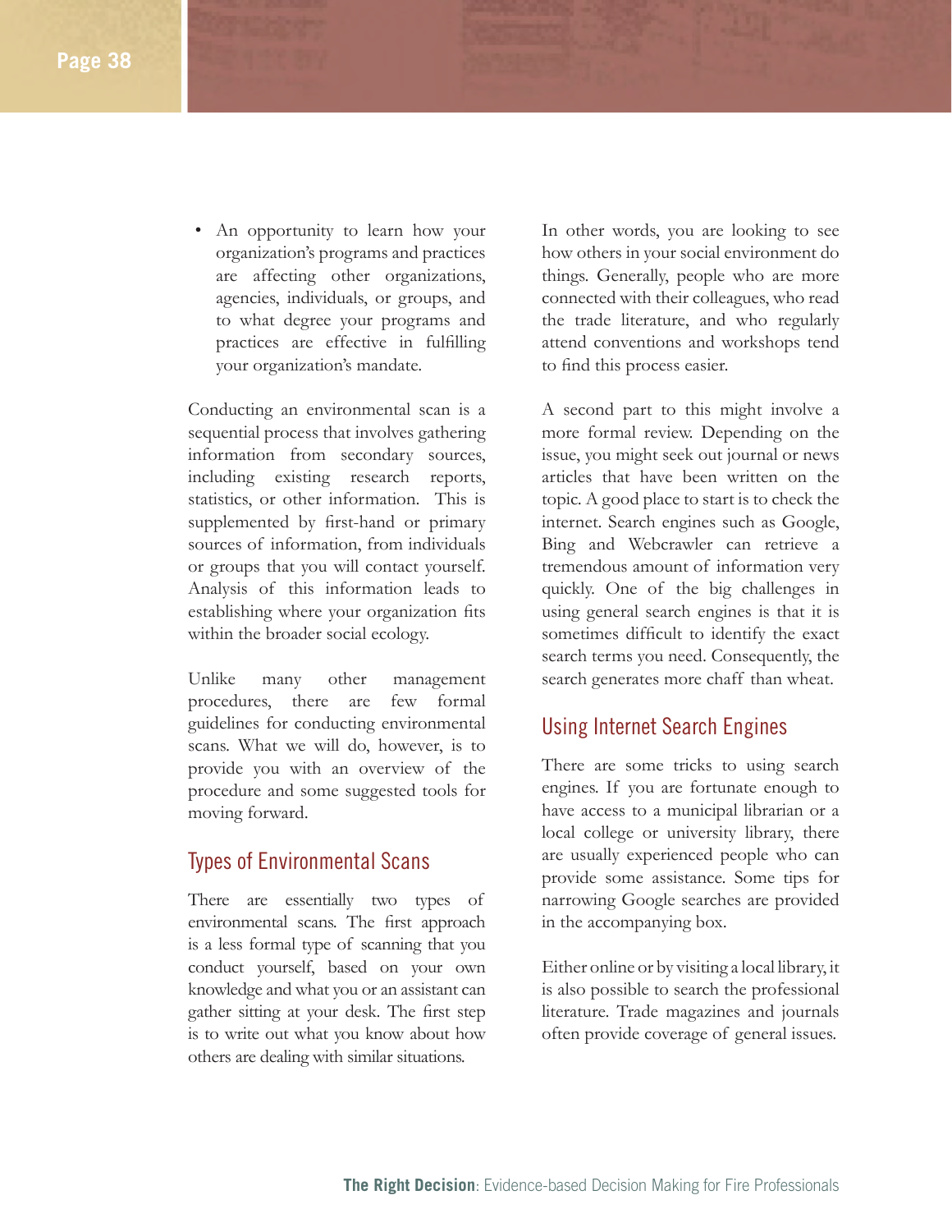- An opportunity to learn how your organization's programs and practices are affecting other organizations, agencies, individuals, or groups, and to what degree your programs and practices are effective in fulfilling your organization's mandate.

Conducting an environmental scan is a sequential process that involves gathering information from secondary sources, including existing research reports, statistics, or other information. This is supplemented by first-hand or primary sources of information, from individuals or groups that you will contact yourself. Analysis of this information leads to establishing where your organization fits within the broader social ecology.

Unlike many other management procedures, there are few formal guidelines for conducting environmental scans. What we will do, however, is to provide you with an overview of the procedure and some suggested tools for moving forward.

## Types of Environmental Scans

There are essentially two types of environmental scans. The first approach is a less formal type of scanning that you conduct yourself, based on your own knowledge and what you or an assistant can gather sitting at your desk. The first step is to write out what you know about how others are dealing with similar situations.

In other words, you are looking to see how others in your social environment do things. Generally, people who are more connected with their colleagues, who read the trade literature, and who regularly attend conventions and workshops tend to find this process easier.

A second part to this might involve a more formal review. Depending on the issue, you might seek out journal or news articles that have been written on the topic. A good place to start is to check the internet. Search engines such as Google, Bing and Webcrawler can retrieve a tremendous amount of information very quickly. One of the big challenges in using general search engines is that it is sometimes difficult to identify the exact search terms you need. Consequently, the search generates more chaff than wheat.

## Using Internet Search Engines

There are some tricks to using search engines. If you are fortunate enough to have access to a municipal librarian or a local college or university library, there are usually experienced people who can provide some assistance. Some tips for narrowing Google searches are provided in the accompanying box.

Either online or by visiting a local library, it is also possible to search the professional literature. Trade magazines and journals often provide coverage of general issues.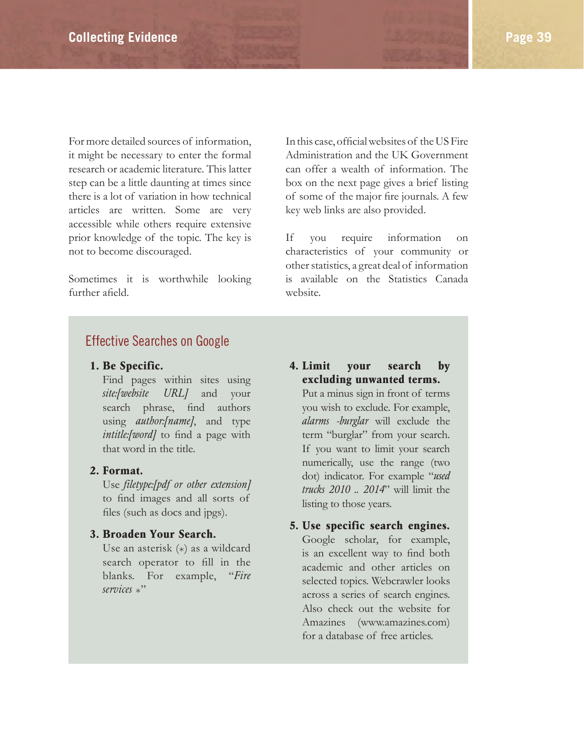For more detailed sources of information, it might be necessary to enter the formal research or academic literature. This latter step can be a little daunting at times since there is a lot of variation in how technical articles are written. Some are very accessible while others require extensive prior knowledge of the topic. The key is not to become discouraged.

Sometimes it is worthwhile looking further afield.

In this case, official websites of the US Fire Administration and the UK Government can offer a wealth of information. The box on the next page gives a brief listing of some of the major fire journals. A few key web links are also provided.

If you require information on characteristics of your community or other statistics, a great deal of information is available on the Statistics Canada website.

## Effective Searches on Google

1. **Be Specific.**
   Find pages within sites using *site:[website URL]* and your search phrase, find authors using *author:[name]*, and type *intitle:[word]* to find a page with that word in the title.

2. **Format.**
   Use *filetype:[pdf or other extension]* to find images and all sorts of files (such as docs and jpgs).

3. **Broaden Your Search.**
   Use an asterisk (*) as a wildcard search operator to fill in the blanks. For example, "*Fire services* *"

4. **Limit your search by excluding unwanted terms.**
   Put a minus sign in front of terms you wish to exclude. For example, *alarms -burglar* will exclude the term "burglar" from your search. If you want to limit your search numerically, use the range (two dot) indicator. For example "*used trucks 2010 .. 2014*" will limit the listing to those years.

5. **Use specific search engines.**
   Google scholar, for example, is an excellent way to find both academic and other articles on selected topics. Webcrawler looks across a series of search engines. Also check out the website for Amazines (www.amazines.com) for a database of free articles.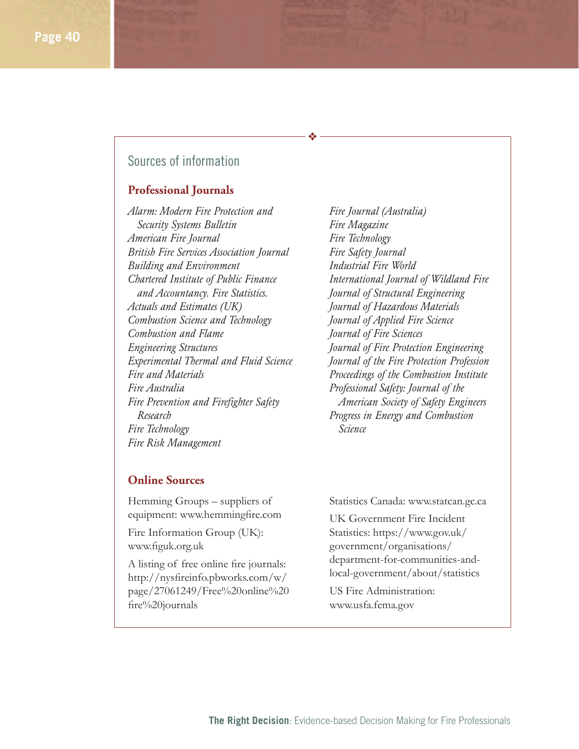## Sources of information

### Professional Journals

*Alarm: Modern Fire Protection and Security Systems Bulletin*
*American Fire Journal*
*British Fire Services Association Journal*
*Building and Environment*
*Chartered Institute of Public Finance and Accountancy. Fire Statistics.*
*Actuals and Estimates (UK)*
*Combustion Science and Technology*
*Combustion and Flame*
*Engineering Structures*
*Experimental Thermal and Fluid Science*
*Fire and Materials*
*Fire Australia*
*Fire Prevention and Firefighter Safety Research*
*Fire Technology*
*Fire Risk Management*
*Fire Journal (Australia)*
*Fire Magazine*
*Fire Technology*
*Fire Safety Journal*
*Industrial Fire World*
*International Journal of Wildland Fire*
*Journal of Structural Engineering*
*Journal of Hazardous Materials*
*Journal of Applied Fire Science*
*Journal of Fire Sciences*
*Journal of Fire Protection Engineering*
*Journal of the Fire Protection Profession*
*Proceedings of the Combustion Institute*
*Professional Safety: Journal of the American Society of Safety Engineers*
*Progress in Energy and Combustion Science*

### Online Sources

Hemming Groups – suppliers of equipment: www.hemmingfire.com

Fire Information Group (UK): www.figuk.org.uk

A listing of free online fire journals: http://nysfireinfo.pbworks.com/w/page/27061249/Free%20online%20fire%20journals

Statistics Canada: www.statcan.gc.ca

UK Government Fire Incident Statistics: https://www.gov.uk/government/organisations/department-for-communities-and-local-government/about/statistics

US Fire Administration: www.usfa.fema.gov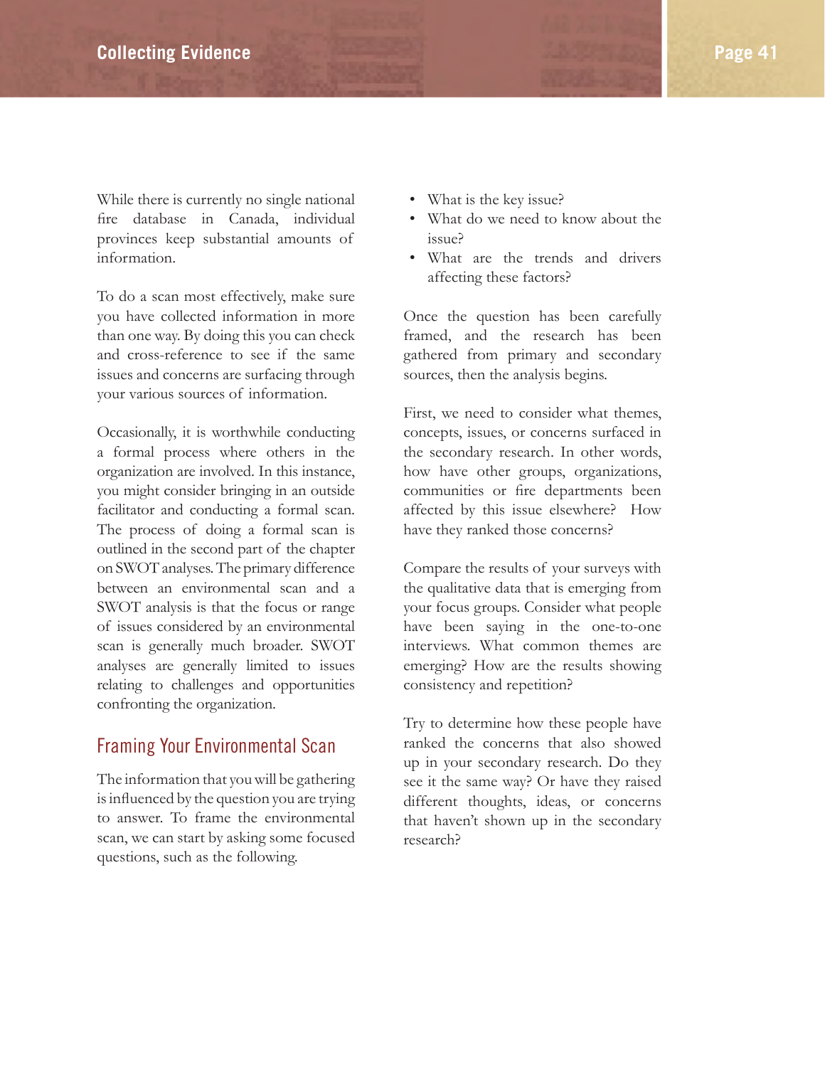While there is currently no single national fire database in Canada, individual provinces keep substantial amounts of information.

To do a scan most effectively, make sure you have collected information in more than one way. By doing this you can check and cross-reference to see if the same issues and concerns are surfacing through your various sources of information.

Occasionally, it is worthwhile conducting a formal process where others in the organization are involved. In this instance, you might consider bringing in an outside facilitator and conducting a formal scan. The process of doing a formal scan is outlined in the second part of the chapter on SWOT analyses. The primary difference between an environmental scan and a SWOT analysis is that the focus or range of issues considered by an environmental scan is generally much broader. SWOT analyses are generally limited to issues relating to challenges and opportunities confronting the organization.

## Framing Your Environmental Scan

The information that you will be gathering is influenced by the question you are trying to answer. To frame the environmental scan, we can start by asking some focused questions, such as the following.

- What is the key issue?
- What do we need to know about the issue?
- What are the trends and drivers affecting these factors?

Once the question has been carefully framed, and the research has been gathered from primary and secondary sources, then the analysis begins.

First, we need to consider what themes, concepts, issues, or concerns surfaced in the secondary research. In other words, how have other groups, organizations, communities or fire departments been affected by this issue elsewhere? How have they ranked those concerns?

Compare the results of your surveys with the qualitative data that is emerging from your focus groups. Consider what people have been saying in the one-to-one interviews. What common themes are emerging? How are the results showing consistency and repetition?

Try to determine how these people have ranked the concerns that also showed up in your secondary research. Do they see it the same way? Or have they raised different thoughts, ideas, or concerns that haven't shown up in the secondary research?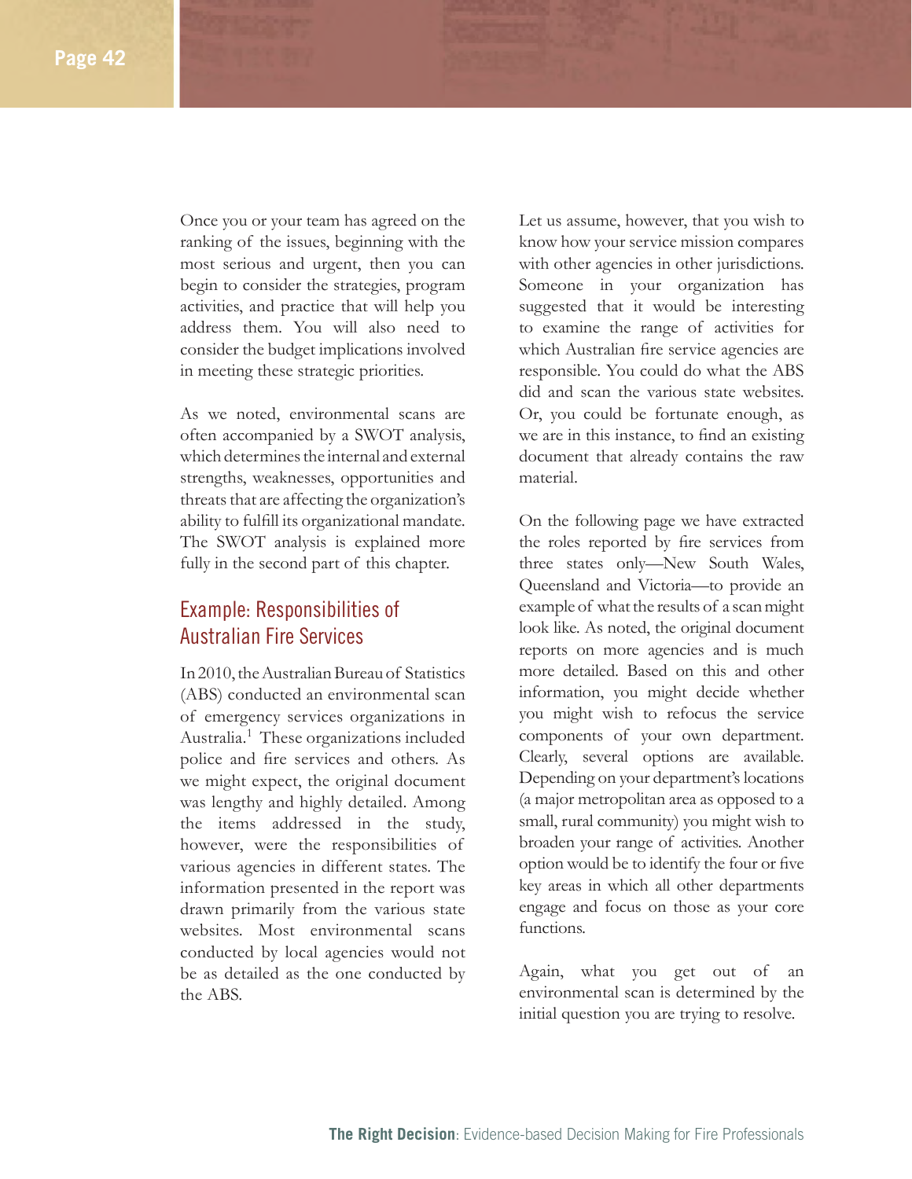Once you or your team has agreed on the ranking of the issues, beginning with the most serious and urgent, then you can begin to consider the strategies, program activities, and practice that will help you address them. You will also need to consider the budget implications involved in meeting these strategic priorities.

As we noted, environmental scans are often accompanied by a SWOT analysis, which determines the internal and external strengths, weaknesses, opportunities and threats that are affecting the organization's ability to fulfill its organizational mandate. The SWOT analysis is explained more fully in the second part of this chapter.

## Example: Responsibilities of Australian Fire Services

In 2010, the Australian Bureau of Statistics (ABS) conducted an environmental scan of emergency services organizations in Australia.[1] These organizations included police and fire services and others. As we might expect, the original document was lengthy and highly detailed. Among the items addressed in the study, however, were the responsibilities of various agencies in different states. The information presented in the report was drawn primarily from the various state websites. Most environmental scans conducted by local agencies would not be as detailed as the one conducted by the ABS.

Let us assume, however, that you wish to know how your service mission compares with other agencies in other jurisdictions. Someone in your organization has suggested that it would be interesting to examine the range of activities for which Australian fire service agencies are responsible. You could do what the ABS did and scan the various state websites. Or, you could be fortunate enough, as we are in this instance, to find an existing document that already contains the raw material.

On the following page we have extracted the roles reported by fire services from three states only—New South Wales, Queensland and Victoria—to provide an example of what the results of a scan might look like. As noted, the original document reports on more agencies and is much more detailed. Based on this and other information, you might decide whether you might wish to refocus the service components of your own department. Clearly, several options are available. Depending on your department's locations (a major metropolitan area as opposed to a small, rural community) you might wish to broaden your range of activities. Another option would be to identify the four or five key areas in which all other departments engage and focus on those as your core functions.

Again, what you get out of an environmental scan is determined by the initial question you are trying to resolve.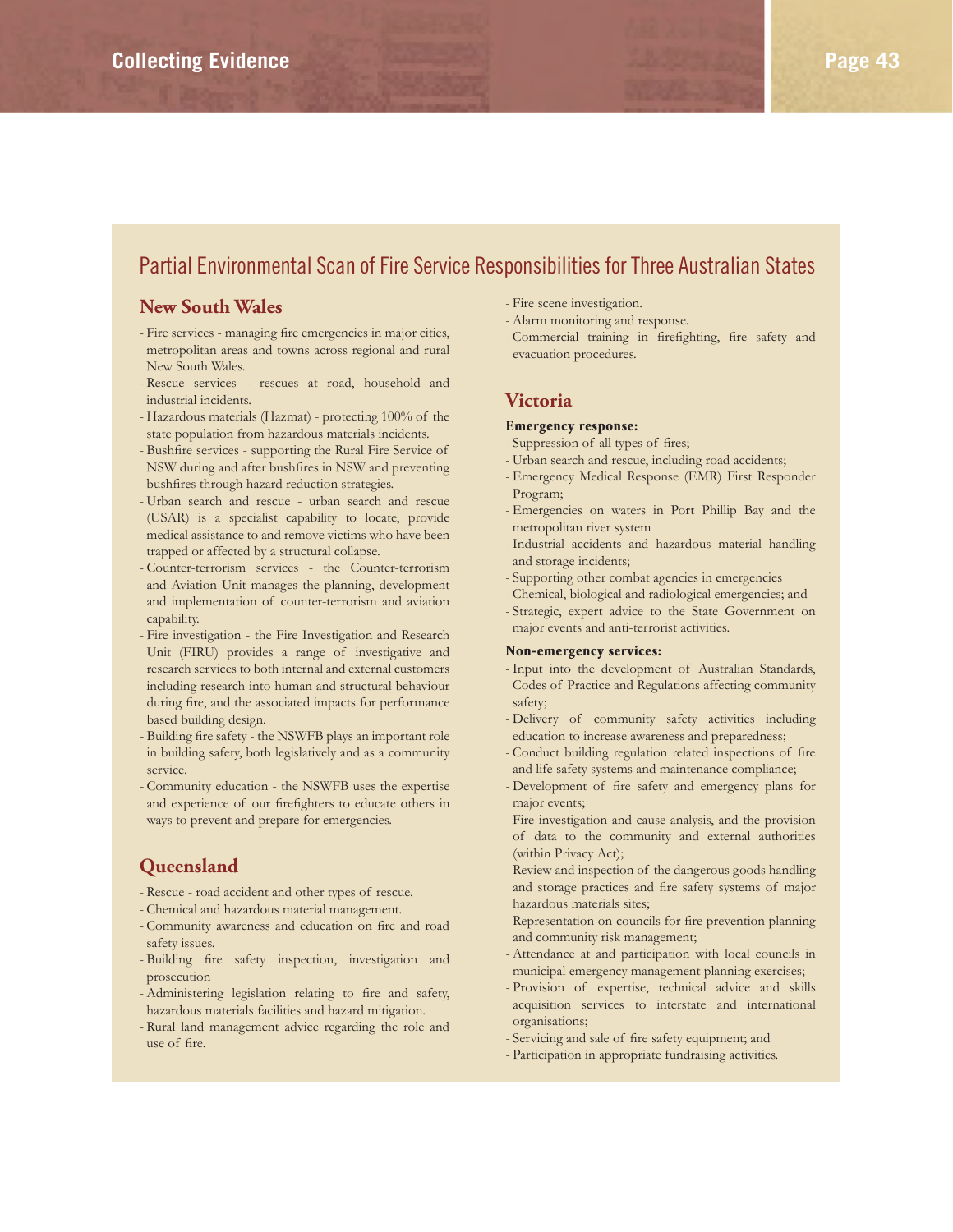## Partial Environmental Scan of Fire Service Responsibilities for Three Australian States

### New South Wales

- Fire services - managing fire emergencies in major cities, metropolitan areas and towns across regional and rural New South Wales.
- Rescue services - rescues at road, household and industrial incidents.
- Hazardous materials (Hazmat) - protecting 100% of the state population from hazardous materials incidents.
- Bushfire services - supporting the Rural Fire Service of NSW during and after bushfires in NSW and preventing bushfires through hazard reduction strategies.
- Urban search and rescue - urban search and rescue (USAR) is a specialist capability to locate, provide medical assistance to and remove victims who have been trapped or affected by a structural collapse.
- Counter-terrorism services - the Counter-terrorism and Aviation Unit manages the planning, development and implementation of counter-terrorism and aviation capability.
- Fire investigation - the Fire Investigation and Research Unit (FIRU) provides a range of investigative and research services to both internal and external customers including research into human and structural behaviour during fire, and the associated impacts for performance based building design.
- Building fire safety - the NSWFB plays an important role in building safety, both legislatively and as a community service.
- Community education - the NSWFB uses the expertise and experience of our firefighters to educate others in ways to prevent and prepare for emergencies.

### Queensland

- Rescue - road accident and other types of rescue.
- Chemical and hazardous material management.
- Community awareness and education on fire and road safety issues.
- Building fire safety inspection, investigation and prosecution
- Administering legislation relating to fire and safety, hazardous materials facilities and hazard mitigation.
- Rural land management advice regarding the role and use of fire.
- Fire scene investigation.
- Alarm monitoring and response.
- Commercial training in firefighting, fire safety and evacuation procedures.

### Victoria

**Emergency response:**

- Suppression of all types of fires;
- Urban search and rescue, including road accidents;
- Emergency Medical Response (EMR) First Responder Program;
- Emergencies on waters in Port Phillip Bay and the metropolitan river system
- Industrial accidents and hazardous material handling and storage incidents;
- Supporting other combat agencies in emergencies
- Chemical, biological and radiological emergencies; and
- Strategic, expert advice to the State Government on major events and anti-terrorist activities.

**Non-emergency services:**

- Input into the development of Australian Standards, Codes of Practice and Regulations affecting community safety;
- Delivery of community safety activities including education to increase awareness and preparedness;
- Conduct building regulation related inspections of fire and life safety systems and maintenance compliance;
- Development of fire safety and emergency plans for major events;
- Fire investigation and cause analysis, and the provision of data to the community and external authorities (within Privacy Act);
- Review and inspection of the dangerous goods handling and storage practices and fire safety systems of major hazardous materials sites;
- Representation on councils for fire prevention planning and community risk management;
- Attendance at and participation with local councils in municipal emergency management planning exercises;
- Provision of expertise, technical advice and skills acquisition services to interstate and international organisations;
- Servicing and sale of fire safety equipment; and
- Participation in appropriate fundraising activities.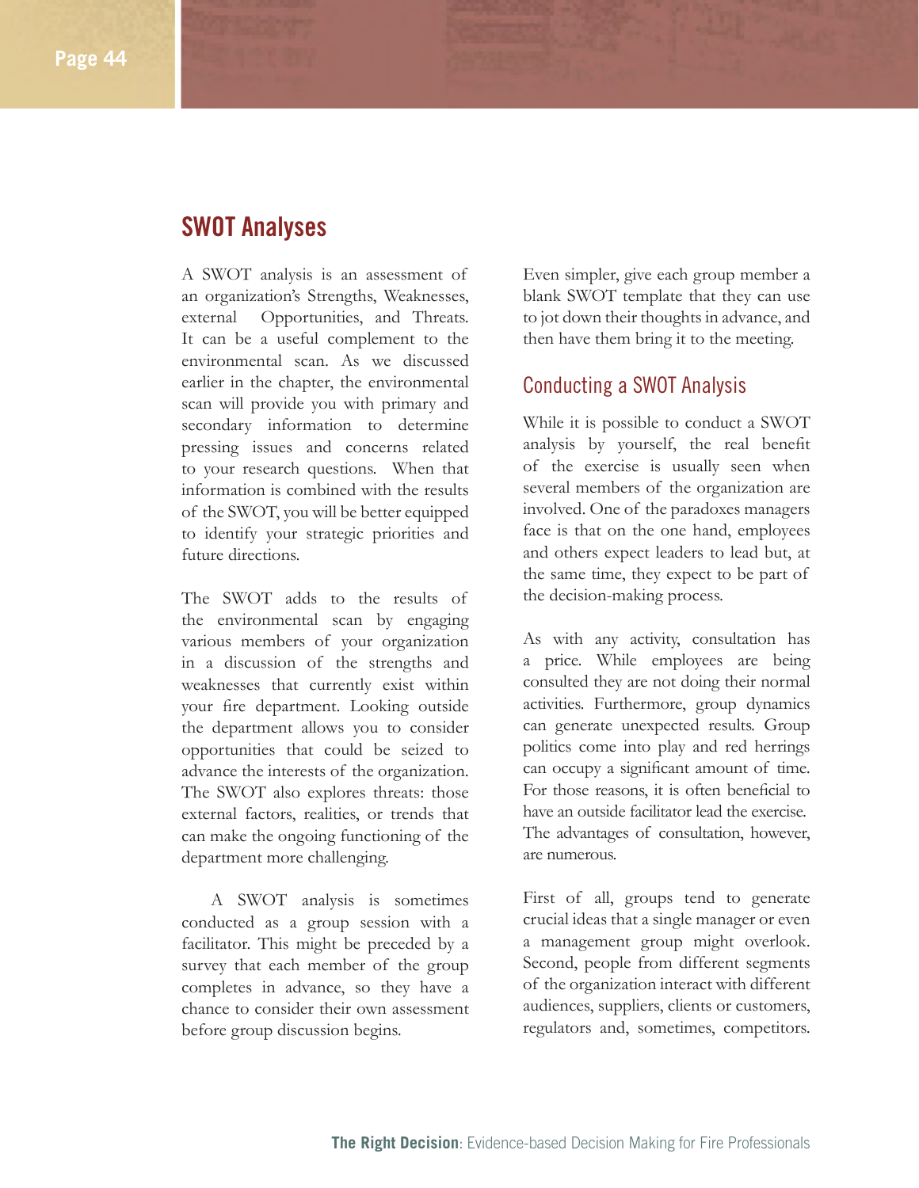## SWOT Analyses

A SWOT analysis is an assessment of an organization's Strengths, Weaknesses, external Opportunities, and Threats. It can be a useful complement to the environmental scan. As we discussed earlier in the chapter, the environmental scan will provide you with primary and secondary information to determine pressing issues and concerns related to your research questions. When that information is combined with the results of the SWOT, you will be better equipped to identify your strategic priorities and future directions.

The SWOT adds to the results of the environmental scan by engaging various members of your organization in a discussion of the strengths and weaknesses that currently exist within your fire department. Looking outside the department allows you to consider opportunities that could be seized to advance the interests of the organization. The SWOT also explores threats: those external factors, realities, or trends that can make the ongoing functioning of the department more challenging.

A SWOT analysis is sometimes conducted as a group session with a facilitator. This might be preceded by a survey that each member of the group completes in advance, so they have a chance to consider their own assessment before group discussion begins. Even simpler, give each group member a blank SWOT template that they can use to jot down their thoughts in advance, and then have them bring it to the meeting.

### Conducting a SWOT Analysis

While it is possible to conduct a SWOT analysis by yourself, the real benefit of the exercise is usually seen when several members of the organization are involved. One of the paradoxes managers face is that on the one hand, employees and others expect leaders to lead but, at the same time, they expect to be part of the decision-making process.

As with any activity, consultation has a price. While employees are being consulted they are not doing their normal activities. Furthermore, group dynamics can generate unexpected results. Group politics come into play and red herrings can occupy a significant amount of time. For those reasons, it is often beneficial to have an outside facilitator lead the exercise. The advantages of consultation, however, are numerous.

First of all, groups tend to generate crucial ideas that a single manager or even a management group might overlook. Second, people from different segments of the organization interact with different audiences, suppliers, clients or customers, regulators and, sometimes, competitors.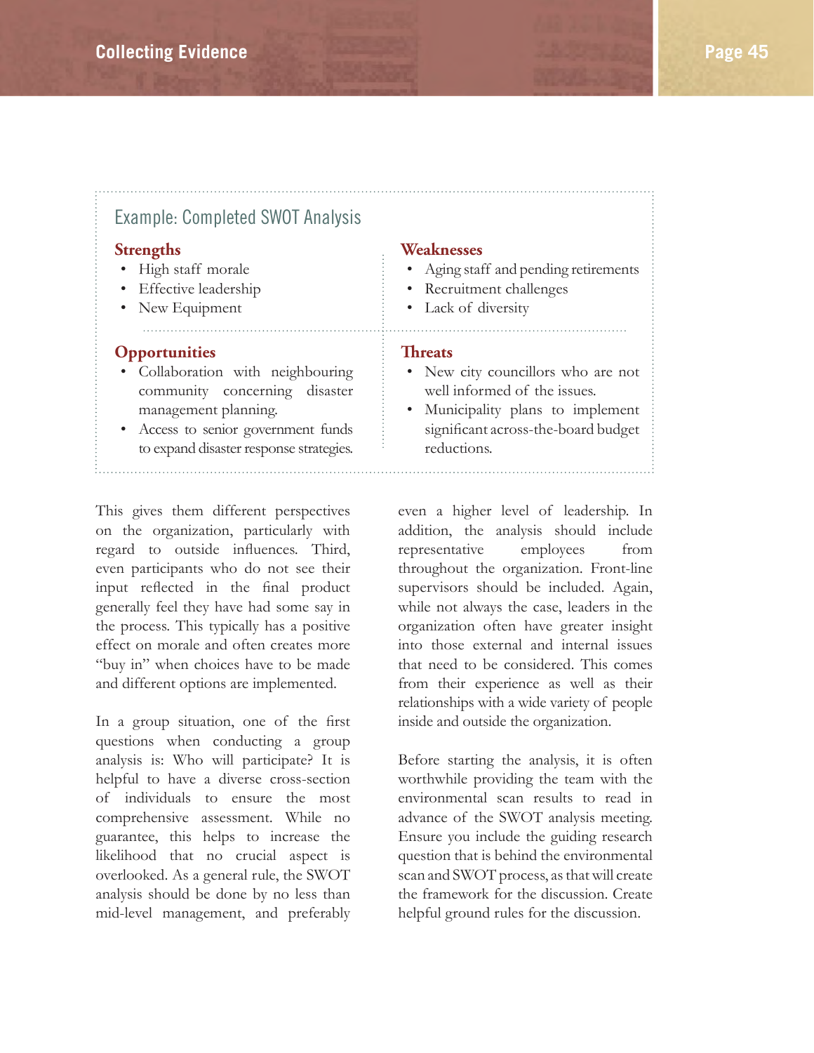### Example: Completed SWOT Analysis

**Strengths**

- High staff morale
- Effective leadership
- New Equipment

**Weaknesses**

- Aging staff and pending retirements
- Recruitment challenges
- Lack of diversity

**Opportunities**

- Collaboration with neighbouring community concerning disaster management planning.
- Access to senior government funds to expand disaster response strategies.

**Threats**

- New city councillors who are not well informed of the issues.
- Municipality plans to implement significant across-the-board budget reductions.

This gives them different perspectives on the organization, particularly with regard to outside influences. Third, even participants who do not see their input reflected in the final product generally feel they have had some say in the process. This typically has a positive effect on morale and often creates more "buy in" when choices have to be made and different options are implemented.

In a group situation, one of the first questions when conducting a group analysis is: Who will participate? It is helpful to have a diverse cross-section of individuals to ensure the most comprehensive assessment. While no guarantee, this helps to increase the likelihood that no crucial aspect is overlooked. As a general rule, the SWOT analysis should be done by no less than mid-level management, and preferably even a higher level of leadership. In addition, the analysis should include representative employees from throughout the organization. Front-line supervisors should be included. Again, while not always the case, leaders in the organization often have greater insight into those external and internal issues that need to be considered. This comes from their experience as well as their relationships with a wide variety of people inside and outside the organization.

Before starting the analysis, it is often worthwhile providing the team with the environmental scan results to read in advance of the SWOT analysis meeting. Ensure you include the guiding research question that is behind the environmental scan and SWOT process, as that will create the framework for the discussion. Create helpful ground rules for the discussion.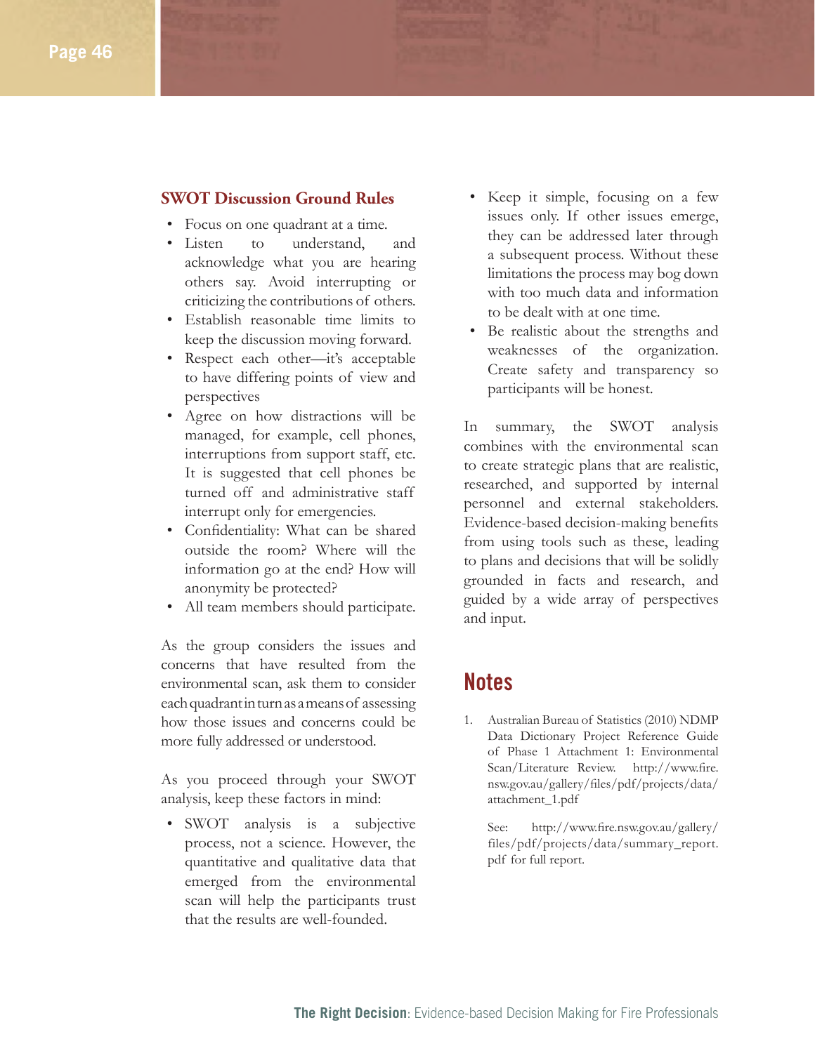### SWOT Discussion Ground Rules

- Focus on one quadrant at a time.
- Listen to understand, and acknowledge what you are hearing others say. Avoid interrupting or criticizing the contributions of others.
- Establish reasonable time limits to keep the discussion moving forward.
- Respect each other—it's acceptable to have differing points of view and perspectives
- Agree on how distractions will be managed, for example, cell phones, interruptions from support staff, etc. It is suggested that cell phones be turned off and administrative staff interrupt only for emergencies.
- Confidentiality: What can be shared outside the room? Where will the information go at the end? How will anonymity be protected?
- All team members should participate.

As the group considers the issues and concerns that have resulted from the environmental scan, ask them to consider each quadrant in turn as a means of assessing how those issues and concerns could be more fully addressed or understood.

As you proceed through your SWOT analysis, keep these factors in mind:

- SWOT analysis is a subjective process, not a science. However, the quantitative and qualitative data that emerged from the environmental scan will help the participants trust that the results are well-founded.
- Keep it simple, focusing on a few issues only. If other issues emerge, they can be addressed later through a subsequent process. Without these limitations the process may bog down with too much data and information to be dealt with at one time.
- Be realistic about the strengths and weaknesses of the organization. Create safety and transparency so participants will be honest.

In summary, the SWOT analysis combines with the environmental scan to create strategic plans that are realistic, researched, and supported by internal personnel and external stakeholders. Evidence-based decision-making benefits from using tools such as these, leading to plans and decisions that will be solidly grounded in facts and research, and guided by a wide array of perspectives and input.

## Notes

1. Australian Bureau of Statistics (2010) NDMP Data Dictionary Project Reference Guide of Phase 1 Attachment 1: Environmental Scan/Literature Review. http://www.fire.nsw.gov.au/gallery/files/pdf/projects/data/attachment_1.pdf

   See: http://www.fire.nsw.gov.au/gallery/files/pdf/projects/data/summary_report.pdf for full report.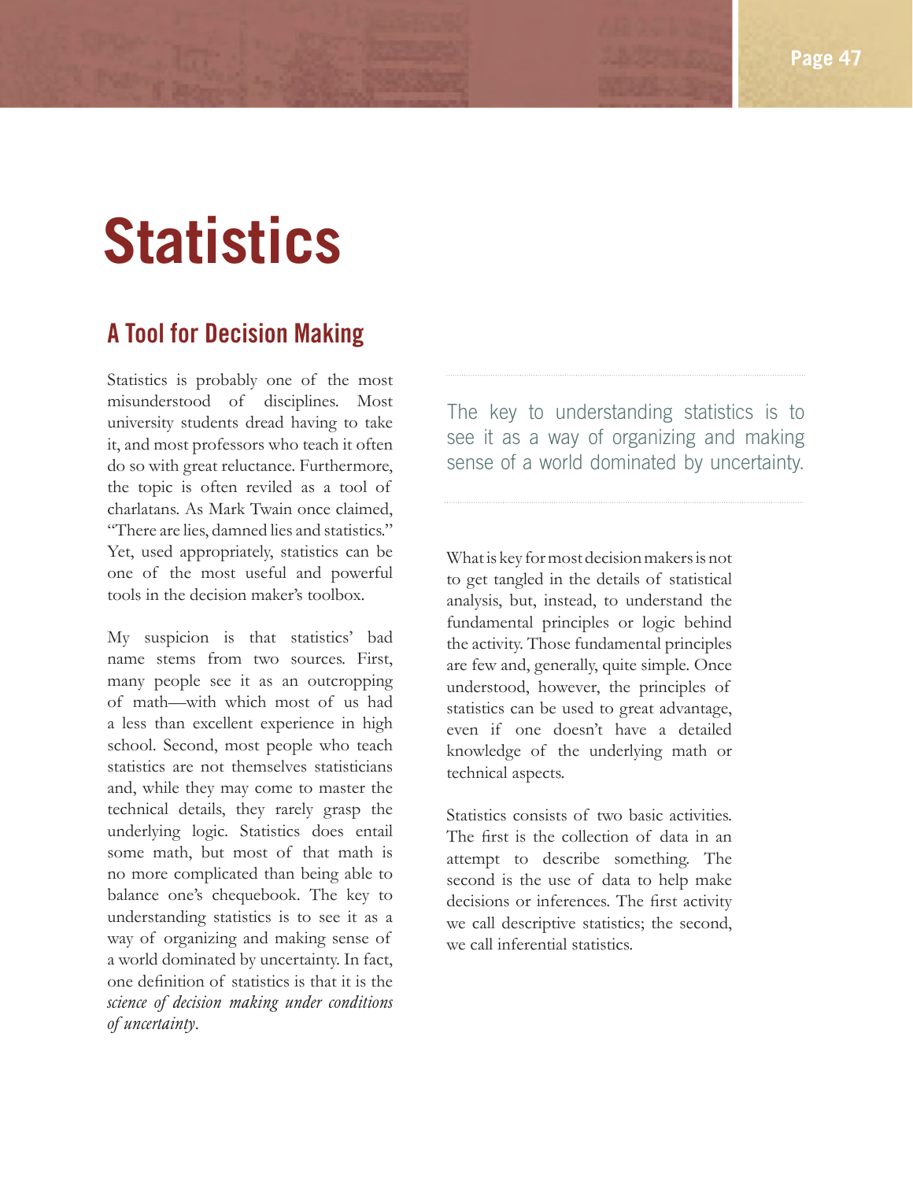# Statistics

## A Tool for Decision Making

Statistics is probably one of the most misunderstood of disciplines. Most university students dread having to take it, and most professors who teach it often do so with great reluctance. Furthermore, the topic is often reviled as a tool of charlatans. As Mark Twain once claimed, "There are lies, damned lies and statistics." Yet, used appropriately, statistics can be one of the most useful and powerful tools in the decision maker's toolbox.

My suspicion is that statistics' bad name stems from two sources. First, many people see it as an outcropping of math—with which most of us had a less than excellent experience in high school. Second, most people who teach statistics are not themselves statisticians and, while they may come to master the technical details, they rarely grasp the underlying logic. Statistics does entail some math, but most of that math is no more complicated than being able to balance one's chequebook. The key to understanding statistics is to see it as a way of organizing and making sense of a world dominated by uncertainty. In fact, one definition of statistics is that it is the *science of decision making under conditions of uncertainty*.

> The key to understanding statistics is to see it as a way of organizing and making sense of a world dominated by uncertainty.

What is key for most decision makers is not to get tangled in the details of statistical analysis, but, instead, to understand the fundamental principles or logic behind the activity. Those fundamental principles are few and, generally, quite simple. Once understood, however, the principles of statistics can be used to great advantage, even if one doesn't have a detailed knowledge of the underlying math or technical aspects.

Statistics consists of two basic activities. The first is the collection of data in an attempt to describe something. The second is the use of data to help make decisions or inferences. The first activity we call descriptive statistics; the second, we call inferential statistics.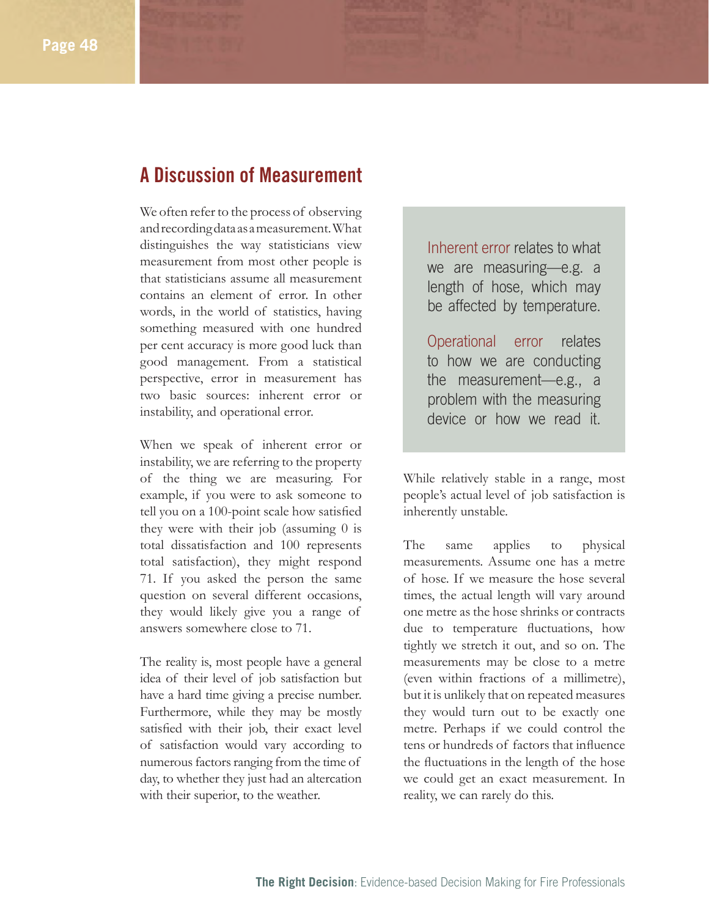## A Discussion of Measurement

We often refer to the process of observing and recording data as a measurement. What distinguishes the way statisticians view measurement from most other people is that statisticians assume all measurement contains an element of error. In other words, in the world of statistics, having something measured with one hundred per cent accuracy is more good luck than good management. From a statistical perspective, error in measurement has two basic sources: inherent error or instability, and operational error.

When we speak of inherent error or instability, we are referring to the property of the thing we are measuring. For example, if you were to ask someone to tell you on a 100-point scale how satisfied they were with their job (assuming 0 is total dissatisfaction and 100 represents total satisfaction), they might respond 71. If you asked the person the same question on several different occasions, they would likely give you a range of answers somewhere close to 71.

The reality is, most people have a general idea of their level of job satisfaction but have a hard time giving a precise number. Furthermore, while they may be mostly satisfied with their job, their exact level of satisfaction would vary according to numerous factors ranging from the time of day, to whether they just had an altercation with their superior, to the weather.

> Inherent error relates to what we are measuring—e.g. a length of hose, which may be affected by temperature.
>
> Operational error relates to how we are conducting the measurement—e.g., a problem with the measuring device or how we read it.

While relatively stable in a range, most people's actual level of job satisfaction is inherently unstable.

The same applies to physical measurements. Assume one has a metre of hose. If we measure the hose several times, the actual length will vary around one metre as the hose shrinks or contracts due to temperature fluctuations, how tightly we stretch it out, and so on. The measurements may be close to a metre (even within fractions of a millimetre), but it is unlikely that on repeated measures they would turn out to be exactly one metre. Perhaps if we could control the tens or hundreds of factors that influence the fluctuations in the length of the hose we could get an exact measurement. In reality, we can rarely do this.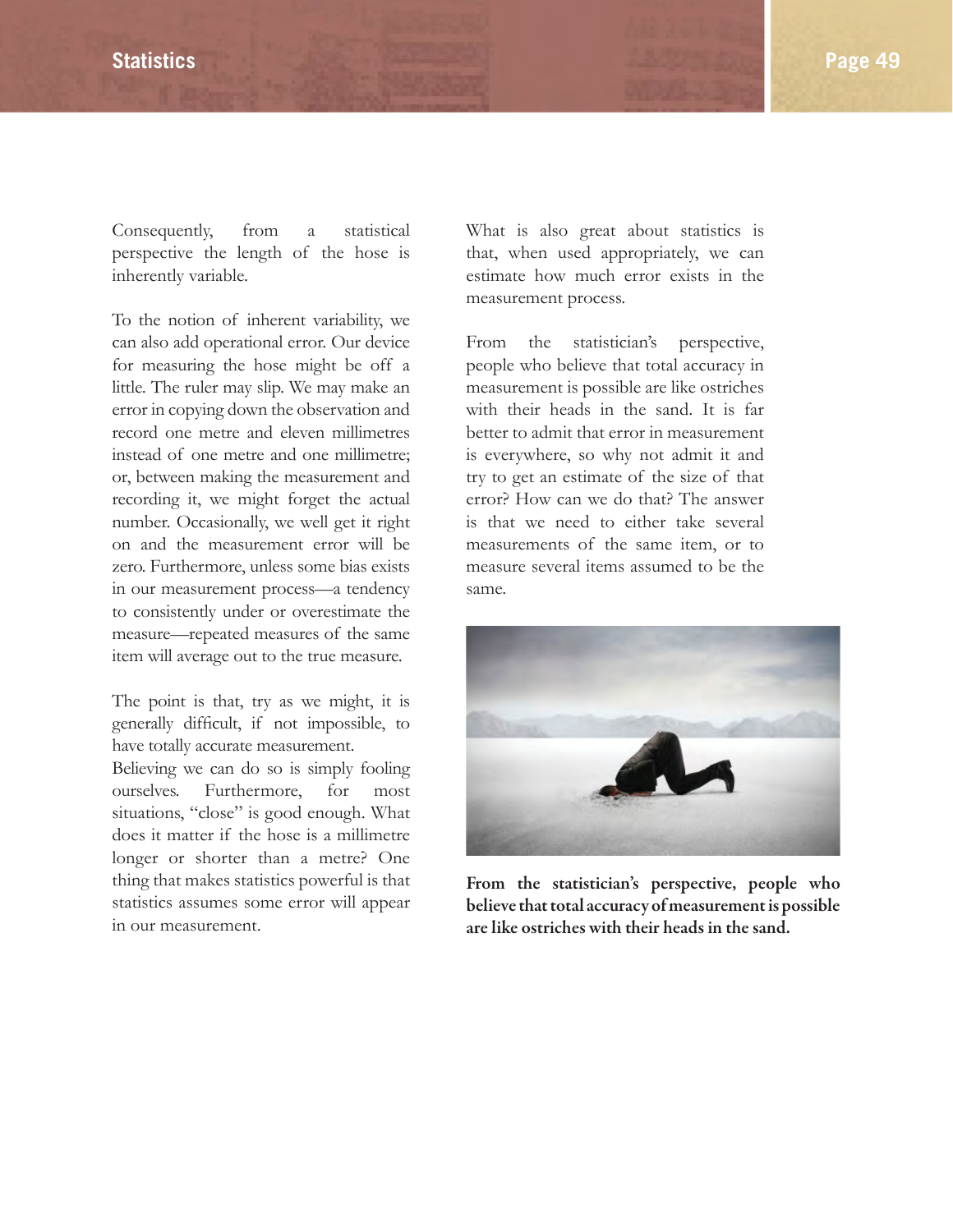Consequently, from a statistical perspective the length of the hose is inherently variable.

To the notion of inherent variability, we can also add operational error. Our device for measuring the hose might be off a little. The ruler may slip. We may make an error in copying down the observation and record one metre and eleven millimetres instead of one metre and one millimetre; or, between making the measurement and recording it, we might forget the actual number. Occasionally, we well get it right on and the measurement error will be zero. Furthermore, unless some bias exists in our measurement process—a tendency to consistently under or overestimate the measure—repeated measures of the same item will average out to the true measure.

The point is that, try as we might, it is generally difficult, if not impossible, to have totally accurate measurement. Believing we can do so is simply fooling ourselves. Furthermore, for most situations, "close" is good enough. What does it matter if the hose is a millimetre longer or shorter than a metre? One thing that makes statistics powerful is that statistics assumes some error will appear in our measurement.

What is also great about statistics is that, when used appropriately, we can estimate how much error exists in the measurement process.

From the statistician's perspective, people who believe that total accuracy in measurement is possible are like ostriches with their heads in the sand. It is far better to admit that error in measurement is everywhere, so why not admit it and try to get an estimate of the size of that error? How can we do that? The answer is that we need to either take several measurements of the same item, or to measure several items assumed to be the same.

**From the statistician's perspective, people who believe that total accuracy of measurement is possible are like ostriches with their heads in the sand.**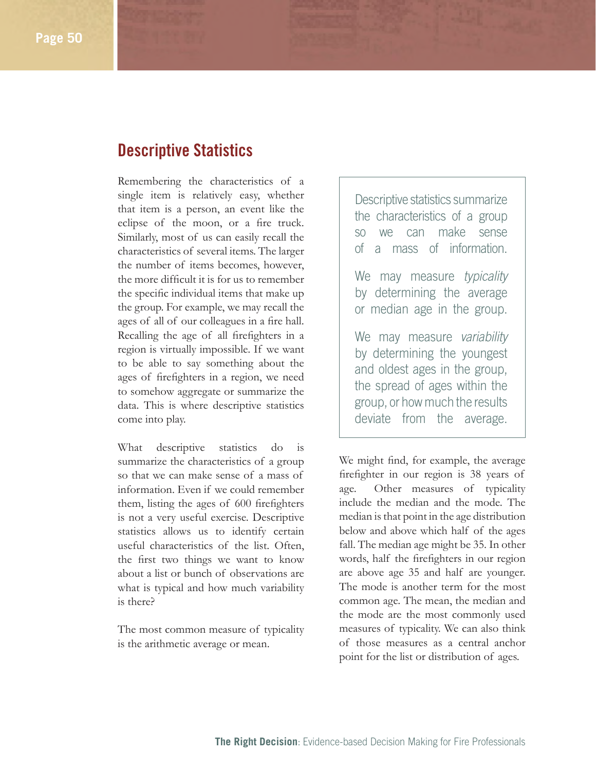## Descriptive Statistics

Remembering the characteristics of a single item is relatively easy, whether that item is a person, an event like the eclipse of the moon, or a fire truck. Similarly, most of us can easily recall the characteristics of several items. The larger the number of items becomes, however, the more difficult it is for us to remember the specific individual items that make up the group. For example, we may recall the ages of all of our colleagues in a fire hall. Recalling the age of all firefighters in a region is virtually impossible. If we want to be able to say something about the ages of firefighters in a region, we need to somehow aggregate or summarize the data. This is where descriptive statistics come into play.

What descriptive statistics do is summarize the characteristics of a group so that we can make sense of a mass of information. Even if we could remember them, listing the ages of 600 firefighters is not a very useful exercise. Descriptive statistics allows us to identify certain useful characteristics of the list. Often, the first two things we want to know about a list or bunch of observations are what is typical and how much variability is there?

The most common measure of typicality is the arithmetic average or mean.

> Descriptive statistics summarize the characteristics of a group so we can make sense of a mass of information.
>
> We may measure *typicality* by determining the average or median age in the group.
>
> We may measure *variability* by determining the youngest and oldest ages in the group, the spread of ages within the group, or how much the results deviate from the average.

We might find, for example, the average firefighter in our region is 38 years of age. Other measures of typicality include the median and the mode. The median is that point in the age distribution below and above which half of the ages fall. The median age might be 35. In other words, half the firefighters in our region are above age 35 and half are younger. The mode is another term for the most common age. The mean, the median and the mode are the most commonly used measures of typicality. We can also think of those measures as a central anchor point for the list or distribution of ages.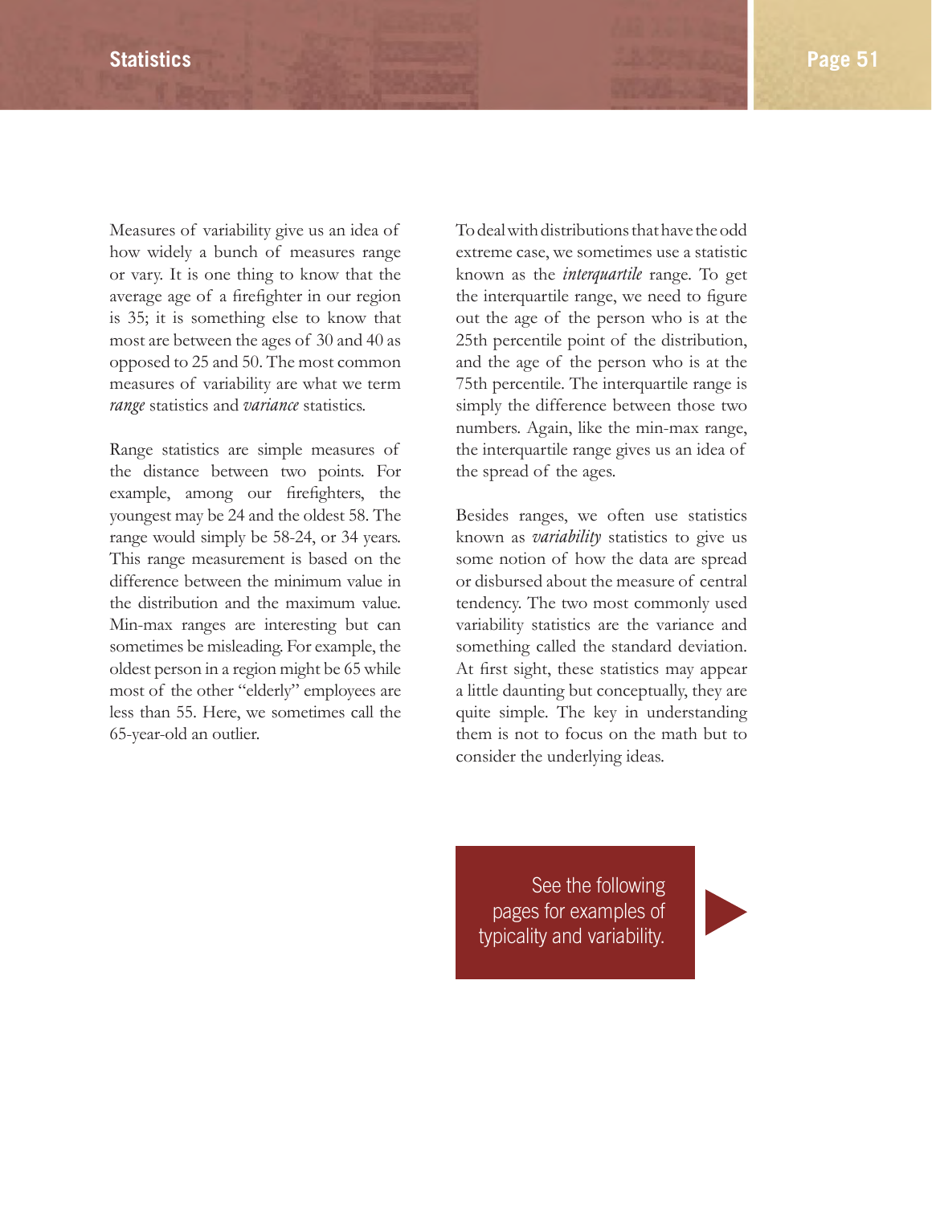Measures of variability give us an idea of how widely a bunch of measures range or vary. It is one thing to know that the average age of a firefighter in our region is 35; it is something else to know that most are between the ages of 30 and 40 as opposed to 25 and 50. The most common measures of variability are what we term *range* statistics and *variance* statistics.

Range statistics are simple measures of the distance between two points. For example, among our firefighters, the youngest may be 24 and the oldest 58. The range would simply be 58-24, or 34 years. This range measurement is based on the difference between the minimum value in the distribution and the maximum value. Min-max ranges are interesting but can sometimes be misleading. For example, the oldest person in a region might be 65 while most of the other "elderly" employees are less than 55. Here, we sometimes call the 65-year-old an outlier.

To deal with distributions that have the odd extreme case, we sometimes use a statistic known as the *interquartile* range. To get the interquartile range, we need to figure out the age of the person who is at the 25th percentile point of the distribution, and the age of the person who is at the 75th percentile. The interquartile range is simply the difference between those two numbers. Again, like the min-max range, the interquartile range gives us an idea of the spread of the ages.

Besides ranges, we often use statistics known as *variability* statistics to give us some notion of how the data are spread or disbursed about the measure of central tendency. The two most commonly used variability statistics are the variance and something called the standard deviation. At first sight, these statistics may appear a little daunting but conceptually, they are quite simple. The key in understanding them is not to focus on the math but to consider the underlying ideas.

See the following pages for examples of typicality and variability.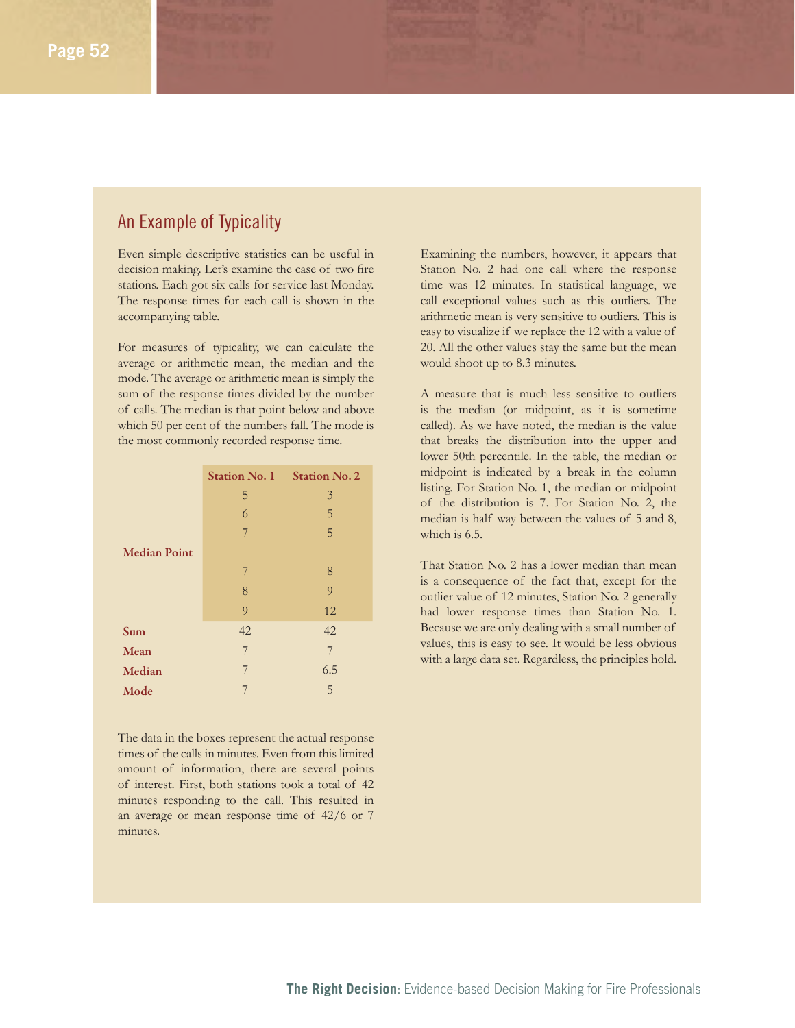## An Example of Typicality

Even simple descriptive statistics can be useful in decision making. Let's examine the case of two fire stations. Each got six calls for service last Monday. The response times for each call is shown in the accompanying table.

For measures of typicality, we can calculate the average or arithmetic mean, the median and the mode. The average or arithmetic mean is simply the sum of the response times divided by the number of calls. The median is that point below and above which 50 per cent of the numbers fall. The mode is the most commonly recorded response time.

| | Station No. 1 | Station No. 2 |
|---|---|---|
| | 5 | 3 |
| | 6 | 5 |
| | 7 | 5 |
| **Median Point** | | |
| | 7 | 8 |
| | 8 | 9 |
| | 9 | 12 |
| **Sum** | 42 | 42 |
| **Mean** | 7 | 7 |
| **Median** | 7 | 6.5 |
| **Mode** | 7 | 5 |

The data in the boxes represent the actual response times of the calls in minutes. Even from this limited amount of information, there are several points of interest. First, both stations took a total of 42 minutes responding to the call. This resulted in an average or mean response time of 42/6 or 7 minutes.

Examining the numbers, however, it appears that Station No. 2 had one call where the response time was 12 minutes. In statistical language, we call exceptional values such as this outliers. The arithmetic mean is very sensitive to outliers. This is easy to visualize if we replace the 12 with a value of 20. All the other values stay the same but the mean would shoot up to 8.3 minutes.

A measure that is much less sensitive to outliers is the median (or midpoint, as it is sometime called). As we have noted, the median is the value that breaks the distribution into the upper and lower 50th percentile. In the table, the median or midpoint is indicated by a break in the column listing. For Station No. 1, the median or midpoint of the distribution is 7. For Station No. 2, the median is half way between the values of 5 and 8, which is 6.5.

That Station No. 2 has a lower median than mean is a consequence of the fact that, except for the outlier value of 12 minutes, Station No. 2 generally had lower response times than Station No. 1. Because we are only dealing with a small number of values, this is easy to see. It would be less obvious with a large data set. Regardless, the principles hold.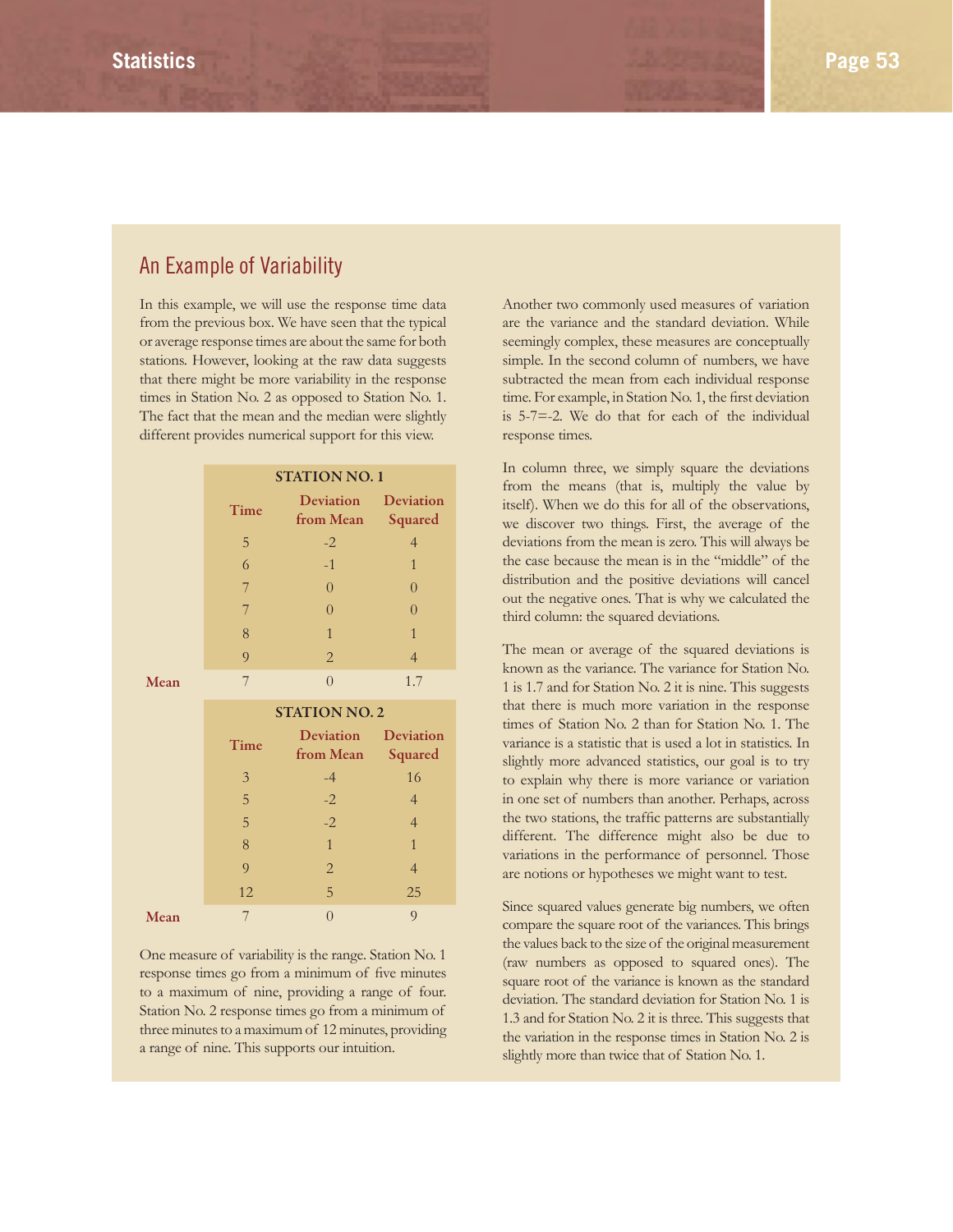## An Example of Variability

In this example, we will use the response time data from the previous box. We have seen that the typical or average response times are about the same for both stations. However, looking at the raw data suggests that there might be more variability in the response times in Station No. 2 as opposed to Station No. 1. The fact that the mean and the median were slightly different provides numerical support for this view.

| | STATION NO. 1 | | |
|---|---|---|---|
| | Time | Deviation from Mean | Deviation Squared |
| | 5 | -2 | 4 |
| | 6 | -1 | 1 |
| | 7 | 0 | 0 |
| | 7 | 0 | 0 |
| | 8 | 1 | 1 |
| | 9 | 2 | 4 |
| Mean | 7 | 0 | 1.7 |

| | STATION NO. 2 | | |
|---|---|---|---|
| | Time | Deviation from Mean | Deviation Squared |
| | 3 | -4 | 16 |
| | 5 | -2 | 4 |
| | 5 | -2 | 4 |
| | 8 | 1 | 1 |
| | 9 | 2 | 4 |
| | 12 | 5 | 25 |
| Mean | 7 | 0 | 9 |

One measure of variability is the range. Station No. 1 response times go from a minimum of five minutes to a maximum of nine, providing a range of four. Station No. 2 response times go from a minimum of three minutes to a maximum of 12 minutes, providing a range of nine. This supports our intuition.

Another two commonly used measures of variation are the variance and the standard deviation. While seemingly complex, these measures are conceptually simple. In the second column of numbers, we have subtracted the mean from each individual response time. For example, in Station No. 1, the first deviation is 5-7=-2. We do that for each of the individual response times.

In column three, we simply square the deviations from the means (that is, multiply the value by itself). When we do this for all of the observations, we discover two things. First, the average of the deviations from the mean is zero. This will always be the case because the mean is in the "middle" of the distribution and the positive deviations will cancel out the negative ones. That is why we calculated the third column: the squared deviations.

The mean or average of the squared deviations is known as the variance. The variance for Station No. 1 is 1.7 and for Station No. 2 it is nine. This suggests that there is much more variation in the response times of Station No. 2 than for Station No. 1. The variance is a statistic that is used a lot in statistics. In slightly more advanced statistics, our goal is to try to explain why there is more variance or variation in one set of numbers than another. Perhaps, across the two stations, the traffic patterns are substantially different. The difference might also be due to variations in the performance of personnel. Those are notions or hypotheses we might want to test.

Since squared values generate big numbers, we often compare the square root of the variances. This brings the values back to the size of the original measurement (raw numbers as opposed to squared ones). The square root of the variance is known as the standard deviation. The standard deviation for Station No. 1 is 1.3 and for Station No. 2 it is three. This suggests that the variation in the response times in Station No. 2 is slightly more than twice that of Station No. 1.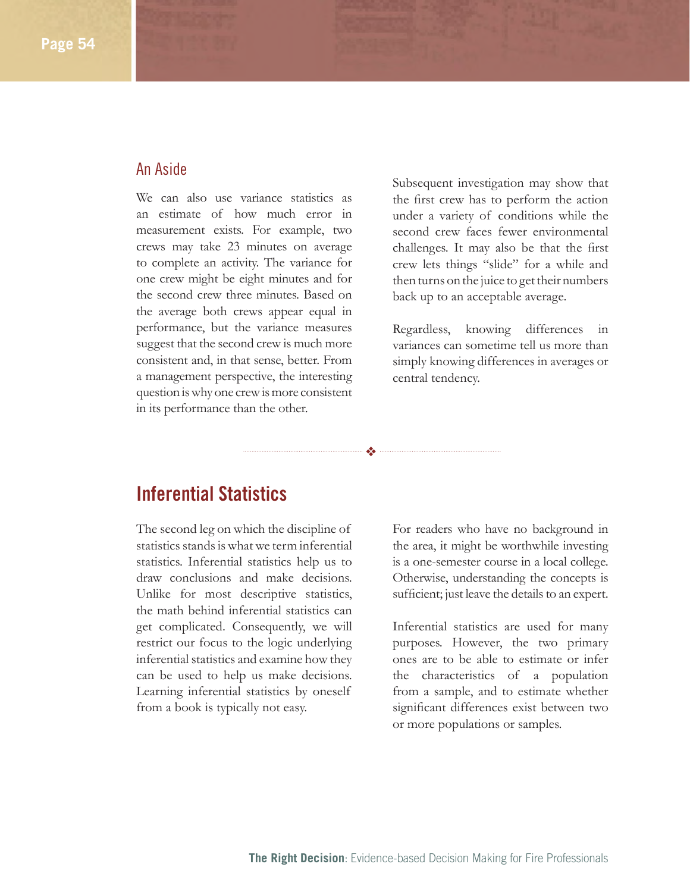## An Aside

We can also use variance statistics as an estimate of how much error in measurement exists. For example, two crews may take 23 minutes on average to complete an activity. The variance for one crew might be eight minutes and for the second crew three minutes. Based on the average both crews appear equal in performance, but the variance measures suggest that the second crew is much more consistent and, in that sense, better. From a management perspective, the interesting question is why one crew is more consistent in its performance than the other.

Subsequent investigation may show that the first crew has to perform the action under a variety of conditions while the second crew faces fewer environmental challenges. It may also be that the first crew lets things "slide" for a while and then turns on the juice to get their numbers back up to an acceptable average.

Regardless, knowing differences in variances can sometime tell us more than simply knowing differences in averages or central tendency.

❖

# Inferential Statistics

The second leg on which the discipline of statistics stands is what we term inferential statistics. Inferential statistics help us to draw conclusions and make decisions. Unlike for most descriptive statistics, the math behind inferential statistics can get complicated. Consequently, we will restrict our focus to the logic underlying inferential statistics and examine how they can be used to help us make decisions. Learning inferential statistics by oneself from a book is typically not easy.

For readers who have no background in the area, it might be worthwhile investing is a one-semester course in a local college. Otherwise, understanding the concepts is sufficient; just leave the details to an expert.

Inferential statistics are used for many purposes. However, the two primary ones are to be able to estimate or infer the characteristics of a population from a sample, and to estimate whether significant differences exist between two or more populations or samples.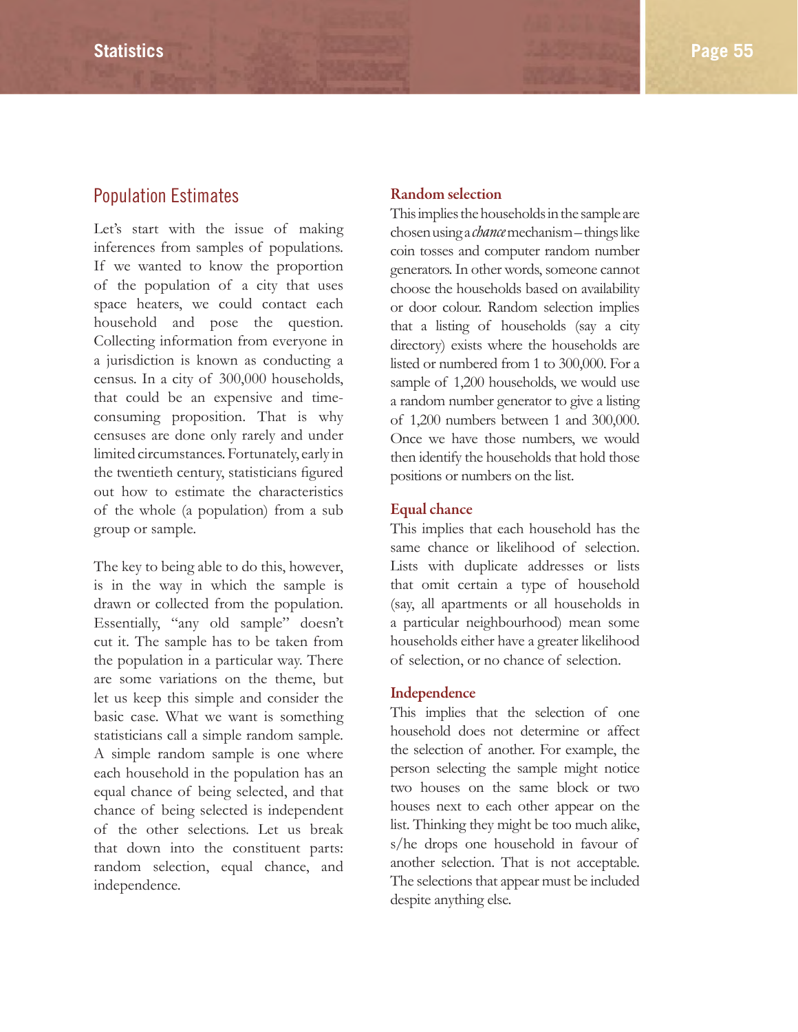## Population Estimates

Let's start with the issue of making inferences from samples of populations. If we wanted to know the proportion of the population of a city that uses space heaters, we could contact each household and pose the question. Collecting information from everyone in a jurisdiction is known as conducting a census. In a city of 300,000 households, that could be an expensive and time-consuming proposition. That is why censuses are done only rarely and under limited circumstances. Fortunately, early in the twentieth century, statisticians figured out how to estimate the characteristics of the whole (a population) from a sub group or sample.

The key to being able to do this, however, is in the way in which the sample is drawn or collected from the population. Essentially, "any old sample" doesn't cut it. The sample has to be taken from the population in a particular way. There are some variations on the theme, but let us keep this simple and consider the basic case. What we want is something statisticians call a simple random sample. A simple random sample is one where each household in the population has an equal chance of being selected, and that chance of being selected is independent of the other selections. Let us break that down into the constituent parts: random selection, equal chance, and independence.

### Random selection

This implies the households in the sample are chosen using a *chance* mechanism – things like coin tosses and computer random number generators. In other words, someone cannot choose the households based on availability or door colour. Random selection implies that a listing of households (say a city directory) exists where the households are listed or numbered from 1 to 300,000. For a sample of 1,200 households, we would use a random number generator to give a listing of 1,200 numbers between 1 and 300,000. Once we have those numbers, we would then identify the households that hold those positions or numbers on the list.

### Equal chance

This implies that each household has the same chance or likelihood of selection. Lists with duplicate addresses or lists that omit certain a type of household (say, all apartments or all households in a particular neighbourhood) mean some households either have a greater likelihood of selection, or no chance of selection.

### Independence

This implies that the selection of one household does not determine or affect the selection of another. For example, the person selecting the sample might notice two houses on the same block or two houses next to each other appear on the list. Thinking they might be too much alike, s/he drops one household in favour of another selection. That is not acceptable. The selections that appear must be included despite anything else.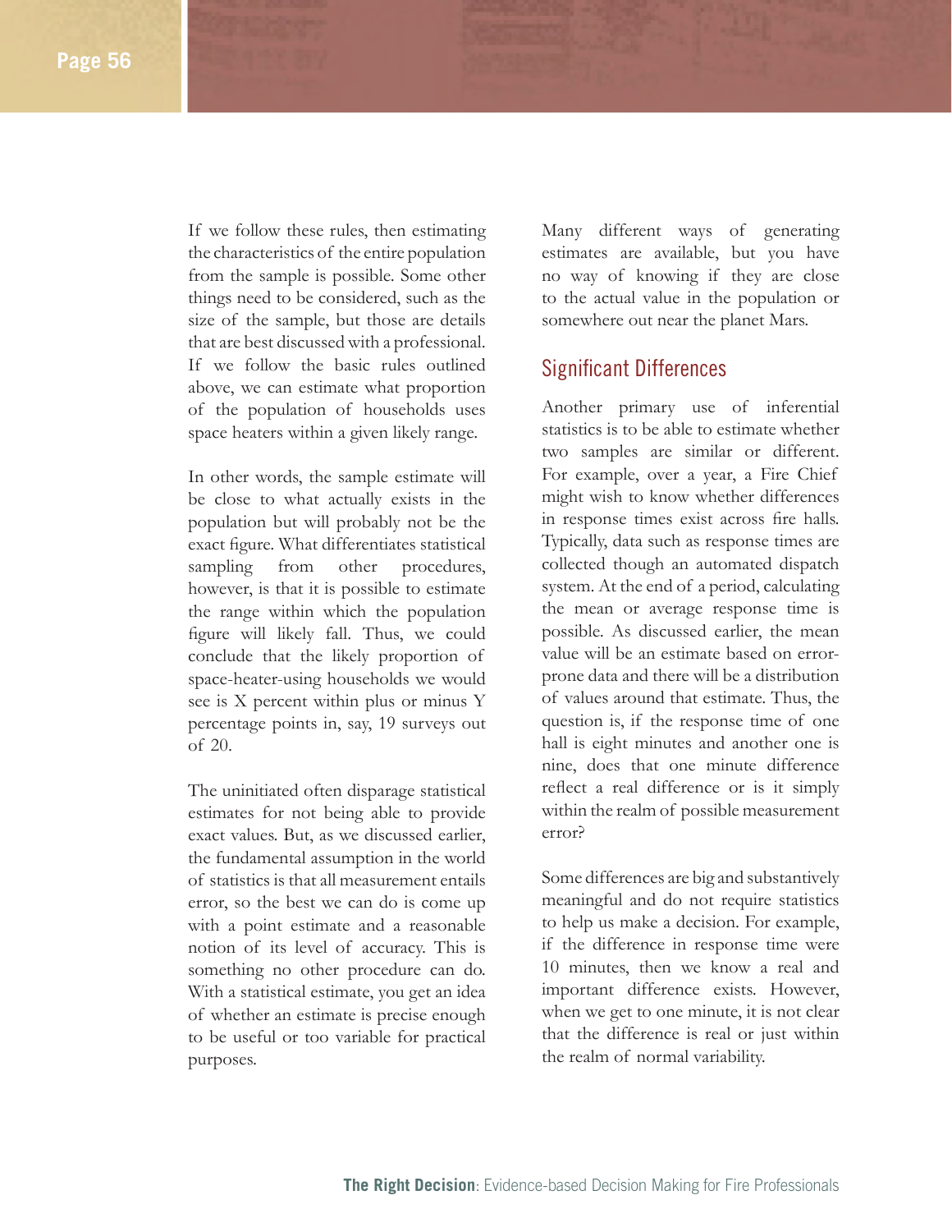If we follow these rules, then estimating the characteristics of the entire population from the sample is possible. Some other things need to be considered, such as the size of the sample, but those are details that are best discussed with a professional. If we follow the basic rules outlined above, we can estimate what proportion of the population of households uses space heaters within a given likely range.

In other words, the sample estimate will be close to what actually exists in the population but will probably not be the exact figure. What differentiates statistical sampling from other procedures, however, is that it is possible to estimate the range within which the population figure will likely fall. Thus, we could conclude that the likely proportion of space-heater-using households we would see is X percent within plus or minus Y percentage points in, say, 19 surveys out of 20.

The uninitiated often disparage statistical estimates for not being able to provide exact values. But, as we discussed earlier, the fundamental assumption in the world of statistics is that all measurement entails error, so the best we can do is come up with a point estimate and a reasonable notion of its level of accuracy. This is something no other procedure can do. With a statistical estimate, you get an idea of whether an estimate is precise enough to be useful or too variable for practical purposes.

Many different ways of generating estimates are available, but you have no way of knowing if they are close to the actual value in the population or somewhere out near the planet Mars.

## Significant Differences

Another primary use of inferential statistics is to be able to estimate whether two samples are similar or different. For example, over a year, a Fire Chief might wish to know whether differences in response times exist across fire halls. Typically, data such as response times are collected though an automated dispatch system. At the end of a period, calculating the mean or average response time is possible. As discussed earlier, the mean value will be an estimate based on error-prone data and there will be a distribution of values around that estimate. Thus, the question is, if the response time of one hall is eight minutes and another one is nine, does that one minute difference reflect a real difference or is it simply within the realm of possible measurement error?

Some differences are big and substantively meaningful and do not require statistics to help us make a decision. For example, if the difference in response time were 10 minutes, then we know a real and important difference exists. However, when we get to one minute, it is not clear that the difference is real or just within the realm of normal variability.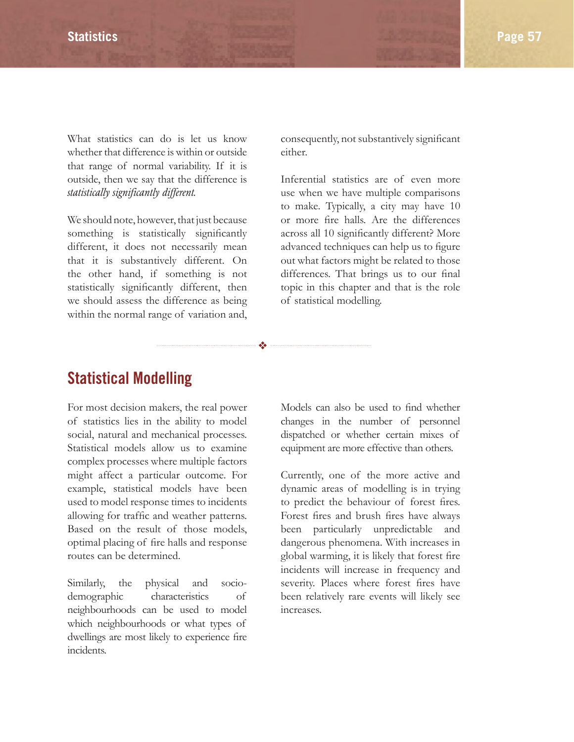What statistics can do is let us know whether that difference is within or outside that range of normal variability. If it is outside, then we say that the difference is *statistically significantly different.*

We should note, however, that just because something is statistically significantly different, it does not necessarily mean that it is substantively different. On the other hand, if something is not statistically significantly different, then we should assess the difference as being within the normal range of variation and, consequently, not substantively significant either.

Inferential statistics are of even more use when we have multiple comparisons to make. Typically, a city may have 10 or more fire halls. Are the differences across all 10 significantly different? More advanced techniques can help us to figure out what factors might be related to those differences. That brings us to our final topic in this chapter and that is the role of statistical modelling.

## Statistical Modelling

For most decision makers, the real power of statistics lies in the ability to model social, natural and mechanical processes. Statistical models allow us to examine complex processes where multiple factors might affect a particular outcome. For example, statistical models have been used to model response times to incidents allowing for traffic and weather patterns. Based on the result of those models, optimal placing of fire halls and response routes can be determined.

Similarly, the physical and socio-demographic characteristics of neighbourhoods can be used to model which neighbourhoods or what types of dwellings are most likely to experience fire incidents.

Models can also be used to find whether changes in the number of personnel dispatched or whether certain mixes of equipment are more effective than others.

Currently, one of the more active and dynamic areas of modelling is in trying to predict the behaviour of forest fires. Forest fires and brush fires have always been particularly unpredictable and dangerous phenomena. With increases in global warming, it is likely that forest fire incidents will increase in frequency and severity. Places where forest fires have been relatively rare events will likely see increases.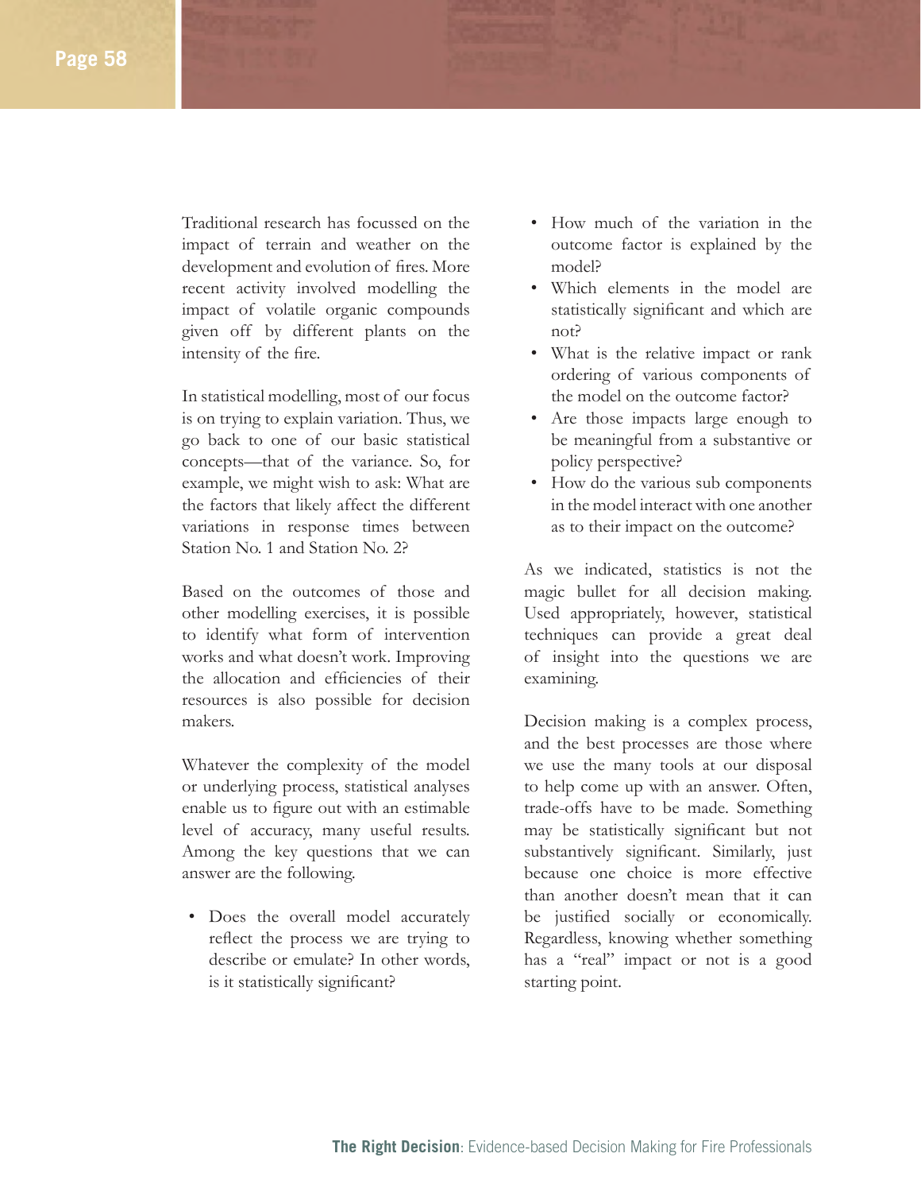Traditional research has focussed on the impact of terrain and weather on the development and evolution of fires. More recent activity involved modelling the impact of volatile organic compounds given off by different plants on the intensity of the fire.

In statistical modelling, most of our focus is on trying to explain variation. Thus, we go back to one of our basic statistical concepts—that of the variance. So, for example, we might wish to ask: What are the factors that likely affect the different variations in response times between Station No. 1 and Station No. 2?

Based on the outcomes of those and other modelling exercises, it is possible to identify what form of intervention works and what doesn't work. Improving the allocation and efficiencies of their resources is also possible for decision makers.

Whatever the complexity of the model or underlying process, statistical analyses enable us to figure out with an estimable level of accuracy, many useful results. Among the key questions that we can answer are the following.

- Does the overall model accurately reflect the process we are trying to describe or emulate? In other words, is it statistically significant?
- How much of the variation in the outcome factor is explained by the model?
- Which elements in the model are statistically significant and which are not?
- What is the relative impact or rank ordering of various components of the model on the outcome factor?
- Are those impacts large enough to be meaningful from a substantive or policy perspective?
- How do the various sub components in the model interact with one another as to their impact on the outcome?

As we indicated, statistics is not the magic bullet for all decision making. Used appropriately, however, statistical techniques can provide a great deal of insight into the questions we are examining.

Decision making is a complex process, and the best processes are those where we use the many tools at our disposal to help come up with an answer. Often, trade-offs have to be made. Something may be statistically significant but not substantively significant. Similarly, just because one choice is more effective than another doesn't mean that it can be justified socially or economically. Regardless, knowing whether something has a "real" impact or not is a good starting point.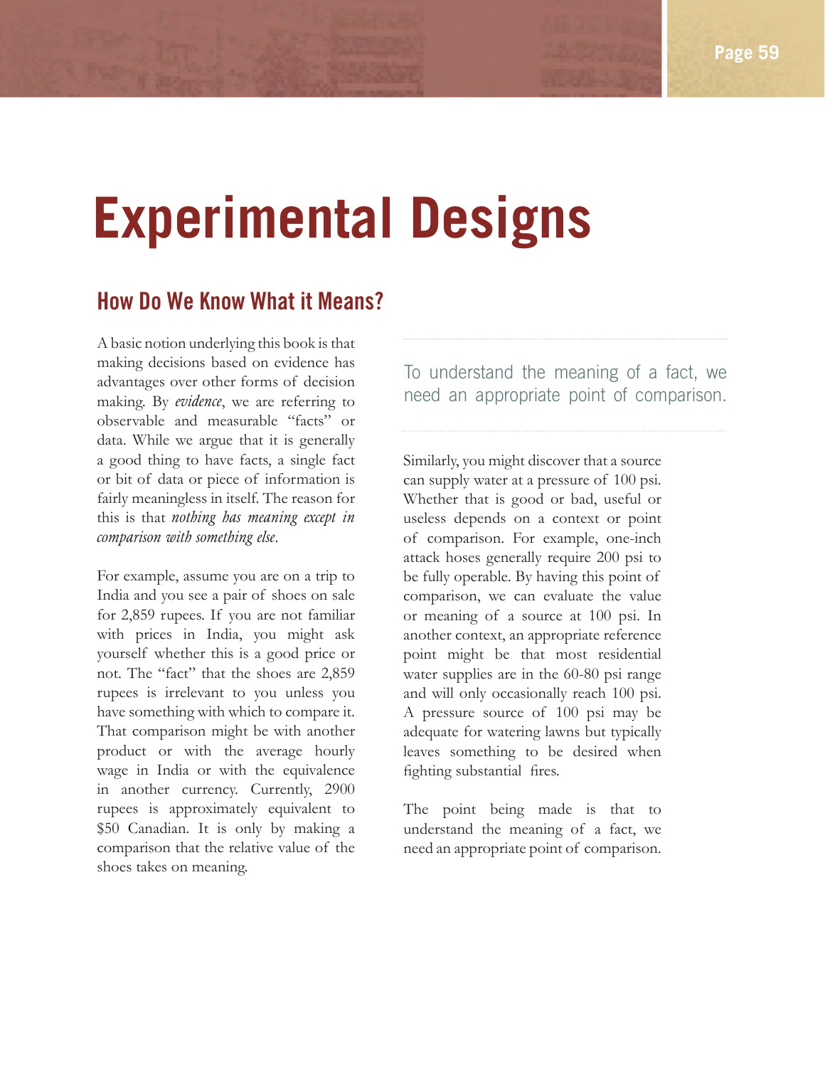# Experimental Designs

## How Do We Know What it Means?

A basic notion underlying this book is that making decisions based on evidence has advantages over other forms of decision making. By *evidence*, we are referring to observable and measurable "facts" or data. While we argue that it is generally a good thing to have facts, a single fact or bit of data or piece of information is fairly meaningless in itself. The reason for this is that *nothing has meaning except in comparison with something else*.

For example, assume you are on a trip to India and you see a pair of shoes on sale for 2,859 rupees. If you are not familiar with prices in India, you might ask yourself whether this is a good price or not. The "fact" that the shoes are 2,859 rupees is irrelevant to you unless you have something with which to compare it. That comparison might be with another product or with the average hourly wage in India or with the equivalence in another currency. Currently, 2900 rupees is approximately equivalent to $50 Canadian. It is only by making a comparison that the relative value of the shoes takes on meaning.

> To understand the meaning of a fact, we need an appropriate point of comparison.

Similarly, you might discover that a source can supply water at a pressure of 100 psi. Whether that is good or bad, useful or useless depends on a context or point of comparison. For example, one-inch attack hoses generally require 200 psi to be fully operable. By having this point of comparison, we can evaluate the value or meaning of a source at 100 psi. In another context, an appropriate reference point might be that most residential water supplies are in the 60-80 psi range and will only occasionally reach 100 psi. A pressure source of 100 psi may be adequate for watering lawns but typically leaves something to be desired when fighting substantial fires.

The point being made is that to understand the meaning of a fact, we need an appropriate point of comparison.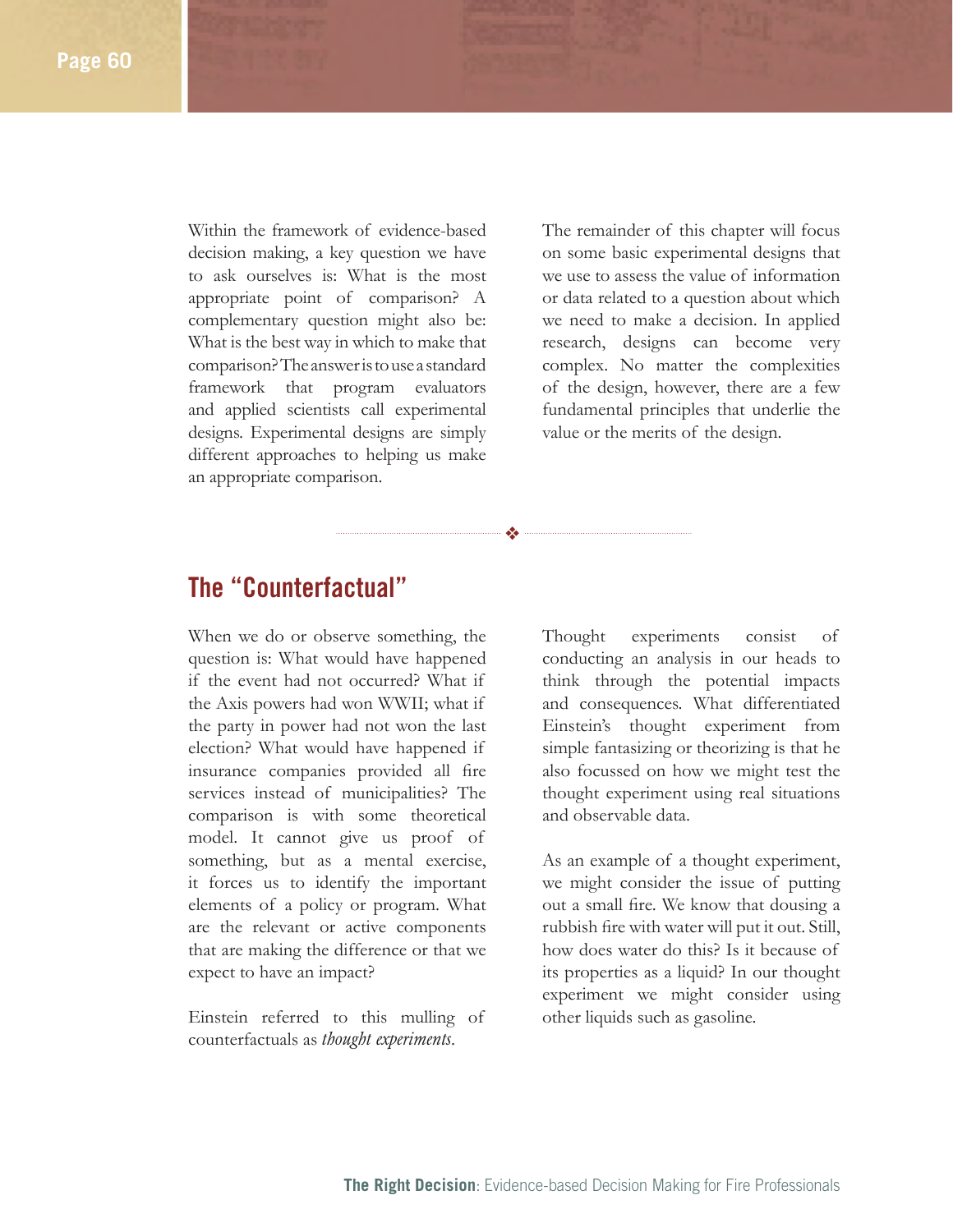Within the framework of evidence-based decision making, a key question we have to ask ourselves is: What is the most appropriate point of comparison? A complementary question might also be: What is the best way in which to make that comparison? The answer is to use a standard framework that program evaluators and applied scientists call experimental designs. Experimental designs are simply different approaches to helping us make an appropriate comparison.

The remainder of this chapter will focus on some basic experimental designs that we use to assess the value of information or data related to a question about which we need to make a decision. In applied research, designs can become very complex. No matter the complexities of the design, however, there are a few fundamental principles that underlie the value or the merits of the design.

## The "Counterfactual"

When we do or observe something, the question is: What would have happened if the event had not occurred? What if the Axis powers had won WWII; what if the party in power had not won the last election? What would have happened if insurance companies provided all fire services instead of municipalities? The comparison is with some theoretical model. It cannot give us proof of something, but as a mental exercise, it forces us to identify the important elements of a policy or program. What are the relevant or active components that are making the difference or that we expect to have an impact?

Einstein referred to this mulling of counterfactuals as *thought experiments*.

Thought experiments consist of conducting an analysis in our heads to think through the potential impacts and consequences. What differentiated Einstein's thought experiment from simple fantasizing or theorizing is that he also focussed on how we might test the thought experiment using real situations and observable data.

As an example of a thought experiment, we might consider the issue of putting out a small fire. We know that dousing a rubbish fire with water will put it out. Still, how does water do this? Is it because of its properties as a liquid? In our thought experiment we might consider using other liquids such as gasoline.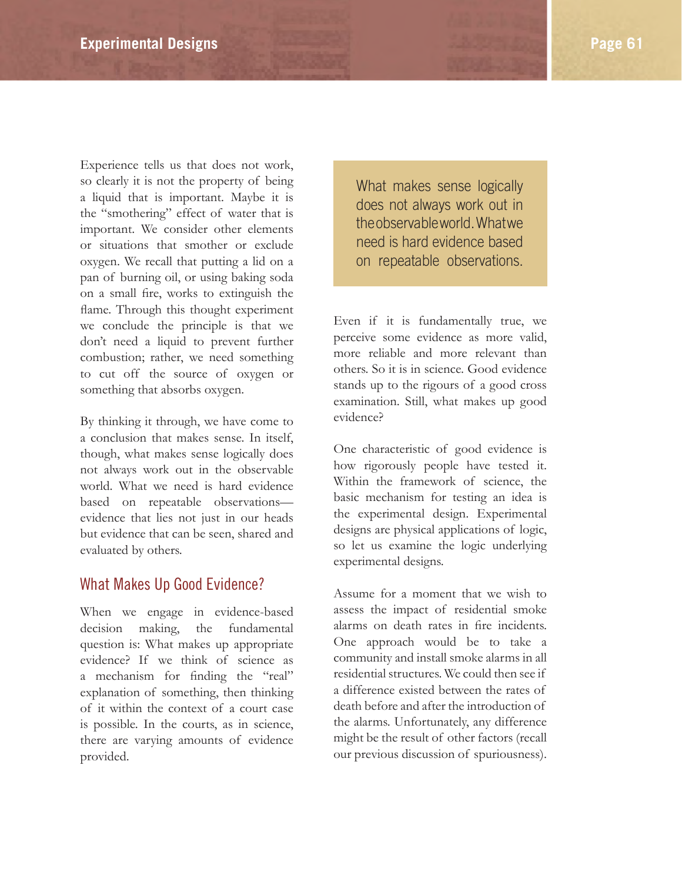Experience tells us that does not work, so clearly it is not the property of being a liquid that is important. Maybe it is the "smothering" effect of water that is important. We consider other elements or situations that smother or exclude oxygen. We recall that putting a lid on a pan of burning oil, or using baking soda on a small fire, works to extinguish the flame. Through this thought experiment we conclude the principle is that we don't need a liquid to prevent further combustion; rather, we need something to cut off the source of oxygen or something that absorbs oxygen.

By thinking it through, we have come to a conclusion that makes sense. In itself, though, what makes sense logically does not always work out in the observable world. What we need is hard evidence based on repeatable observations—evidence that lies not just in our heads but evidence that can be seen, shared and evaluated by others.

> What makes sense logically does not always work out in the observable world. What we need is hard evidence based on repeatable observations.

## What Makes Up Good Evidence?

When we engage in evidence-based decision making, the fundamental question is: What makes up appropriate evidence? If we think of science as a mechanism for finding the "real" explanation of something, then thinking of it within the context of a court case is possible. In the courts, as in science, there are varying amounts of evidence provided. Even if it is fundamentally true, we perceive some evidence as more valid, more reliable and more relevant than others. So it is in science. Good evidence stands up to the rigours of a good cross examination. Still, what makes up good evidence?

One characteristic of good evidence is how rigorously people have tested it. Within the framework of science, the basic mechanism for testing an idea is the experimental design. Experimental designs are physical applications of logic, so let us examine the logic underlying experimental designs.

Assume for a moment that we wish to assess the impact of residential smoke alarms on death rates in fire incidents. One approach would be to take a community and install smoke alarms in all residential structures. We could then see if a difference existed between the rates of death before and after the introduction of the alarms. Unfortunately, any difference might be the result of other factors (recall our previous discussion of spuriousness).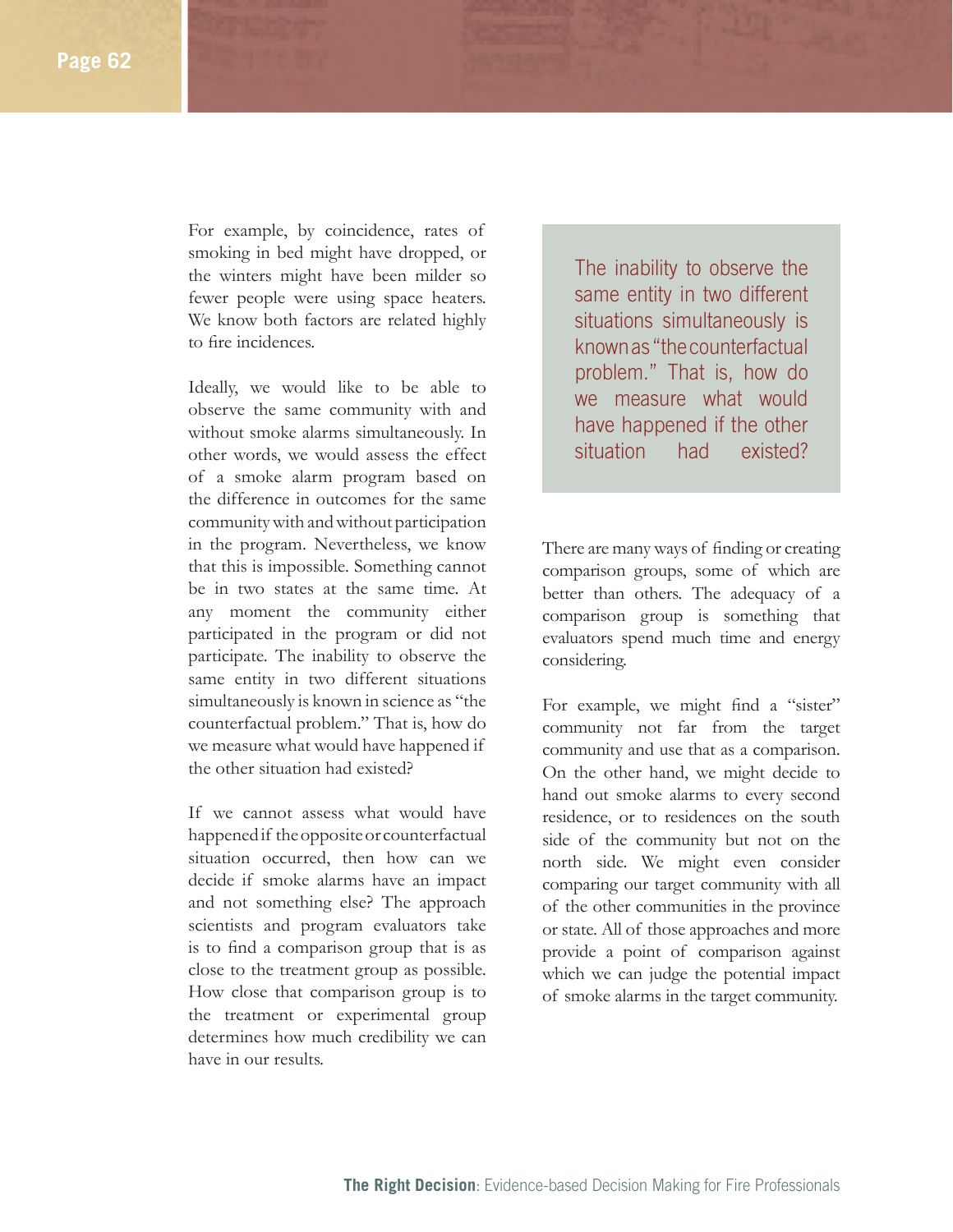For example, by coincidence, rates of smoking in bed might have dropped, or the winters might have been milder so fewer people were using space heaters. We know both factors are related highly to fire incidences.

Ideally, we would like to be able to observe the same community with and without smoke alarms simultaneously. In other words, we would assess the effect of a smoke alarm program based on the difference in outcomes for the same community with and without participation in the program. Nevertheless, we know that this is impossible. Something cannot be in two states at the same time. At any moment the community either participated in the program or did not participate. The inability to observe the same entity in two different situations simultaneously is known in science as "the counterfactual problem." That is, how do we measure what would have happened if the other situation had existed?

If we cannot assess what would have happened if the opposite or counterfactual situation occurred, then how can we decide if smoke alarms have an impact and not something else? The approach scientists and program evaluators take is to find a comparison group that is as close to the treatment group as possible. How close that comparison group is to the treatment or experimental group determines how much credibility we can have in our results.

> The inability to observe the same entity in two different situations simultaneously is known as "the counterfactual problem." That is, how do we measure what would have happened if the other situation had existed?

There are many ways of finding or creating comparison groups, some of which are better than others. The adequacy of a comparison group is something that evaluators spend much time and energy considering.

For example, we might find a "sister" community not far from the target community and use that as a comparison. On the other hand, we might decide to hand out smoke alarms to every second residence, or to residences on the south side of the community but not on the north side. We might even consider comparing our target community with all of the other communities in the province or state. All of those approaches and more provide a point of comparison against which we can judge the potential impact of smoke alarms in the target community.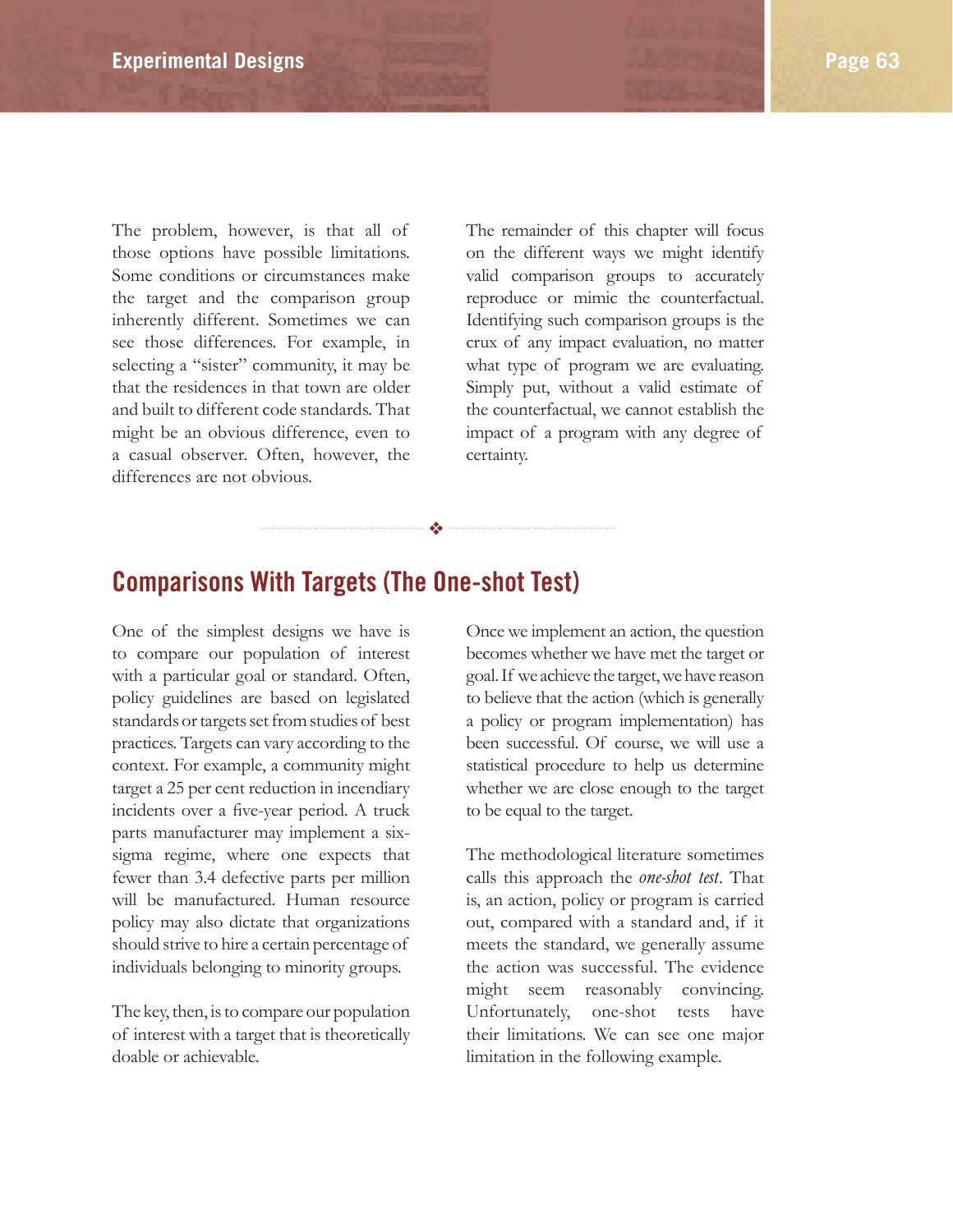The problem, however, is that all of those options have possible limitations. Some conditions or circumstances make the target and the comparison group inherently different. Sometimes we can see those differences. For example, in selecting a "sister" community, it may be that the residences in that town are older and built to different code standards. That might be an obvious difference, even to a casual observer. Often, however, the differences are not obvious.

The remainder of this chapter will focus on the different ways we might identify valid comparison groups to accurately reproduce or mimic the counterfactual. Identifying such comparison groups is the crux of any impact evaluation, no matter what type of program we are evaluating. Simply put, without a valid estimate of the counterfactual, we cannot establish the impact of a program with any degree of certainty.

## Comparisons With Targets (The One-shot Test)

One of the simplest designs we have is to compare our population of interest with a particular goal or standard. Often, policy guidelines are based on legislated standards or targets set from studies of best practices. Targets can vary according to the context. For example, a community might target a 25 per cent reduction in incendiary incidents over a five-year period. A truck parts manufacturer may implement a six-sigma regime, where one expects that fewer than 3.4 defective parts per million will be manufactured. Human resource policy may also dictate that organizations should strive to hire a certain percentage of individuals belonging to minority groups.

The key, then, is to compare our population of interest with a target that is theoretically doable or achievable.

Once we implement an action, the question becomes whether we have met the target or goal. If we achieve the target, we have reason to believe that the action (which is generally a policy or program implementation) has been successful. Of course, we will use a statistical procedure to help us determine whether we are close enough to the target to be equal to the target.

The methodological literature sometimes calls this approach the *one-shot test*. That is, an action, policy or program is carried out, compared with a standard and, if it meets the standard, we generally assume the action was successful. The evidence might seem reasonably convincing. Unfortunately, one-shot tests have their limitations. We can see one major limitation in the following example.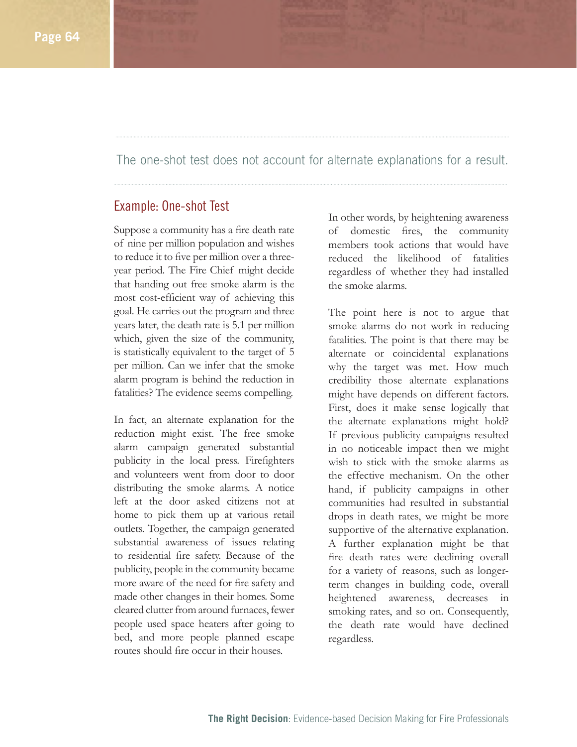The one-shot test does not account for alternate explanations for a result.

## Example: One-shot Test

Suppose a community has a fire death rate of nine per million population and wishes to reduce it to five per million over a three-year period. The Fire Chief might decide that handing out free smoke alarm is the most cost-efficient way of achieving this goal. He carries out the program and three years later, the death rate is 5.1 per million which, given the size of the community, is statistically equivalent to the target of 5 per million. Can we infer that the smoke alarm program is behind the reduction in fatalities? The evidence seems compelling.

In fact, an alternate explanation for the reduction might exist. The free smoke alarm campaign generated substantial publicity in the local press. Firefighters and volunteers went from door to door distributing the smoke alarms. A notice left at the door asked citizens not at home to pick them up at various retail outlets. Together, the campaign generated substantial awareness of issues relating to residential fire safety. Because of the publicity, people in the community became more aware of the need for fire safety and made other changes in their homes. Some cleared clutter from around furnaces, fewer people used space heaters after going to bed, and more people planned escape routes should fire occur in their houses.

In other words, by heightening awareness of domestic fires, the community members took actions that would have reduced the likelihood of fatalities regardless of whether they had installed the smoke alarms.

The point here is not to argue that smoke alarms do not work in reducing fatalities. The point is that there may be alternate or coincidental explanations why the target was met. How much credibility those alternate explanations might have depends on different factors. First, does it make sense logically that the alternate explanations might hold? If previous publicity campaigns resulted in no noticeable impact then we might wish to stick with the smoke alarms as the effective mechanism. On the other hand, if publicity campaigns in other communities had resulted in substantial drops in death rates, we might be more supportive of the alternative explanation. A further explanation might be that fire death rates were declining overall for a variety of reasons, such as longer-term changes in building code, overall heightened awareness, decreases in smoking rates, and so on. Consequently, the death rate would have declined regardless.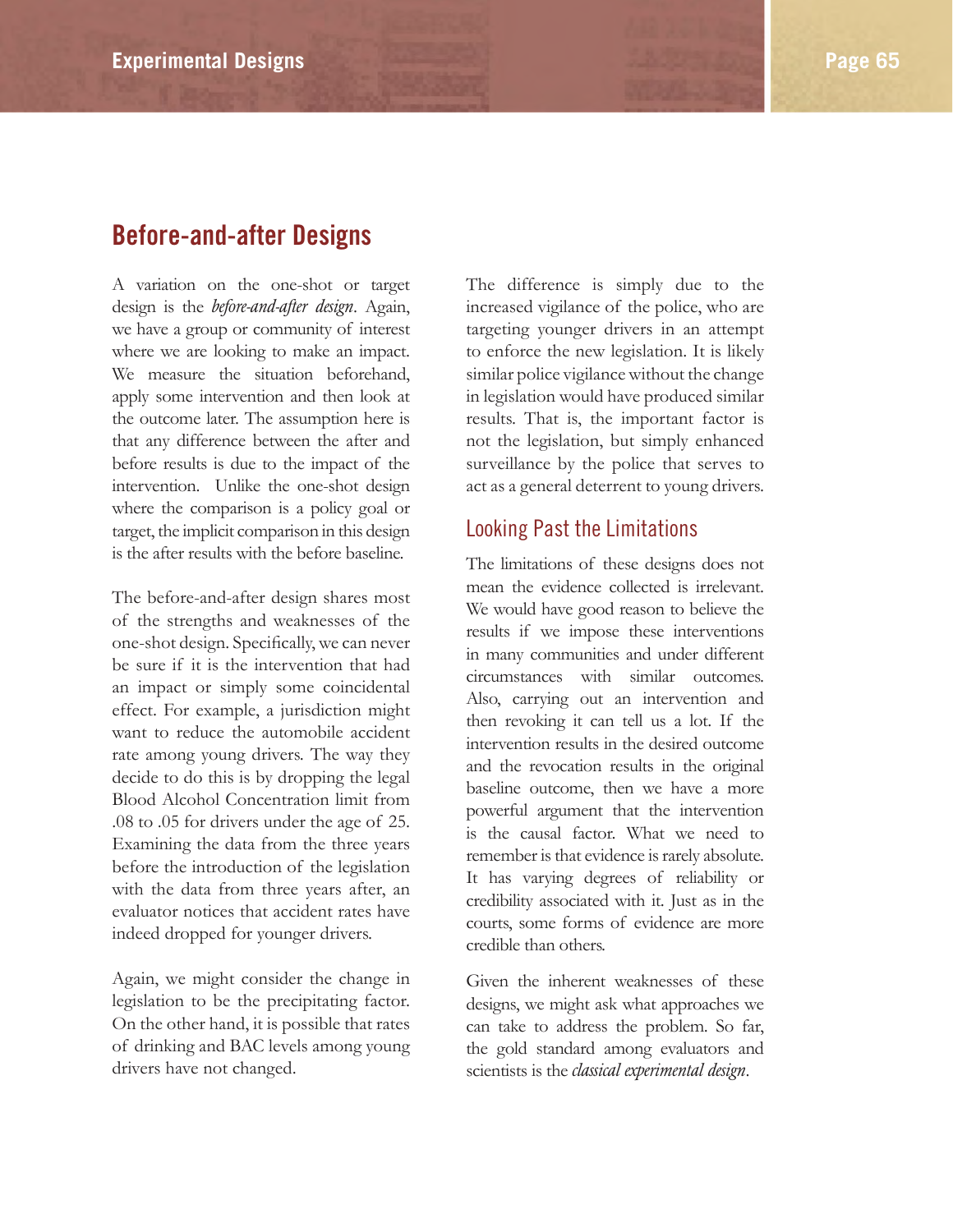## Before-and-after Designs

A variation on the one-shot or target design is the *before-and-after design*. Again, we have a group or community of interest where we are looking to make an impact. We measure the situation beforehand, apply some intervention and then look at the outcome later. The assumption here is that any difference between the after and before results is due to the impact of the intervention. Unlike the one-shot design where the comparison is a policy goal or target, the implicit comparison in this design is the after results with the before baseline.

The before-and-after design shares most of the strengths and weaknesses of the one-shot design. Specifically, we can never be sure if it is the intervention that had an impact or simply some coincidental effect. For example, a jurisdiction might want to reduce the automobile accident rate among young drivers. The way they decide to do this is by dropping the legal Blood Alcohol Concentration limit from .08 to .05 for drivers under the age of 25. Examining the data from the three years before the introduction of the legislation with the data from three years after, an evaluator notices that accident rates have indeed dropped for younger drivers.

Again, we might consider the change in legislation to be the precipitating factor. On the other hand, it is possible that rates of drinking and BAC levels among young drivers have not changed. The difference is simply due to the increased vigilance of the police, who are targeting younger drivers in an attempt to enforce the new legislation. It is likely similar police vigilance without the change in legislation would have produced similar results. That is, the important factor is not the legislation, but simply enhanced surveillance by the police that serves to act as a general deterrent to young drivers.

### Looking Past the Limitations

The limitations of these designs does not mean the evidence collected is irrelevant. We would have good reason to believe the results if we impose these interventions in many communities and under different circumstances with similar outcomes. Also, carrying out an intervention and then revoking it can tell us a lot. If the intervention results in the desired outcome and the revocation results in the original baseline outcome, then we have a more powerful argument that the intervention is the causal factor. What we need to remember is that evidence is rarely absolute. It has varying degrees of reliability or credibility associated with it. Just as in the courts, some forms of evidence are more credible than others.

Given the inherent weaknesses of these designs, we might ask what approaches we can take to address the problem. So far, the gold standard among evaluators and scientists is the *classical experimental design*.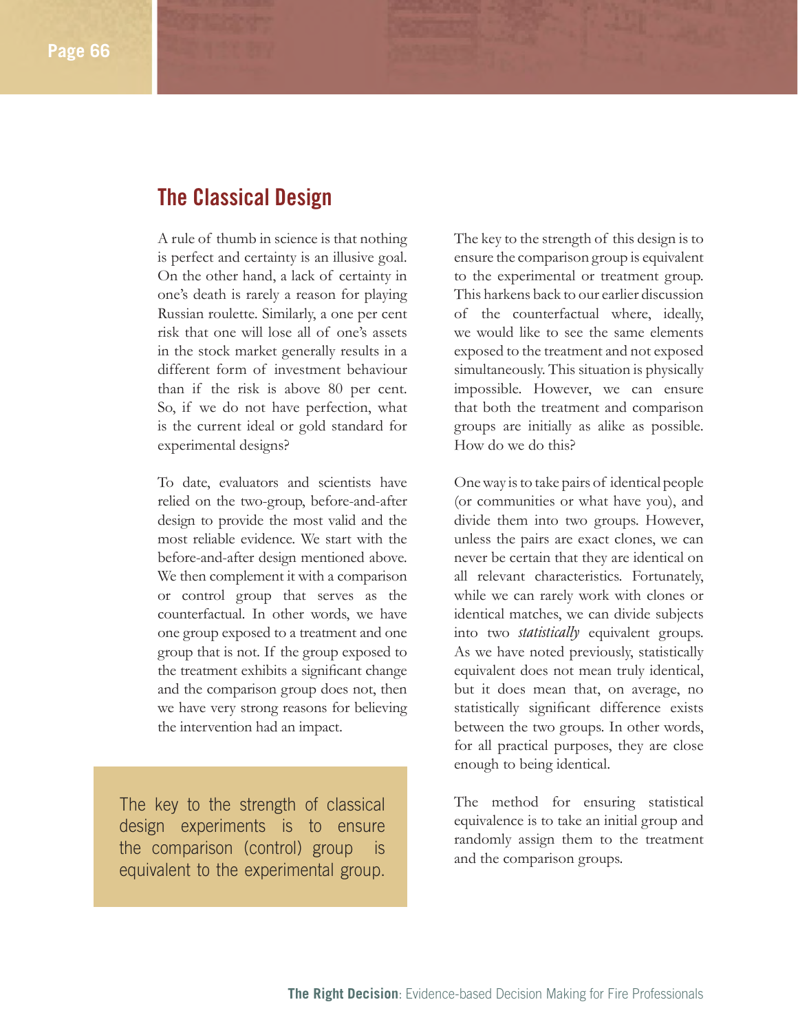## The Classical Design

A rule of thumb in science is that nothing is perfect and certainty is an illusive goal. On the other hand, a lack of certainty in one's death is rarely a reason for playing Russian roulette. Similarly, a one per cent risk that one will lose all of one's assets in the stock market generally results in a different form of investment behaviour than if the risk is above 80 per cent. So, if we do not have perfection, what is the current ideal or gold standard for experimental designs?

To date, evaluators and scientists have relied on the two-group, before-and-after design to provide the most valid and the most reliable evidence. We start with the before-and-after design mentioned above. We then complement it with a comparison or control group that serves as the counterfactual. In other words, we have one group exposed to a treatment and one group that is not. If the group exposed to the treatment exhibits a significant change and the comparison group does not, then we have very strong reasons for believing the intervention had an impact.

> The key to the strength of classical design experiments is to ensure the comparison (control) group is equivalent to the experimental group.

The key to the strength of this design is to ensure the comparison group is equivalent to the experimental or treatment group. This harkens back to our earlier discussion of the counterfactual where, ideally, we would like to see the same elements exposed to the treatment and not exposed simultaneously. This situation is physically impossible. However, we can ensure that both the treatment and comparison groups are initially as alike as possible. How do we do this?

One way is to take pairs of identical people (or communities or what have you), and divide them into two groups. However, unless the pairs are exact clones, we can never be certain that they are identical on all relevant characteristics. Fortunately, while we can rarely work with clones or identical matches, we can divide subjects into two *statistically* equivalent groups. As we have noted previously, statistically equivalent does not mean truly identical, but it does mean that, on average, no statistically significant difference exists between the two groups. In other words, for all practical purposes, they are close enough to being identical.

The method for ensuring statistical equivalence is to take an initial group and randomly assign them to the treatment and the comparison groups.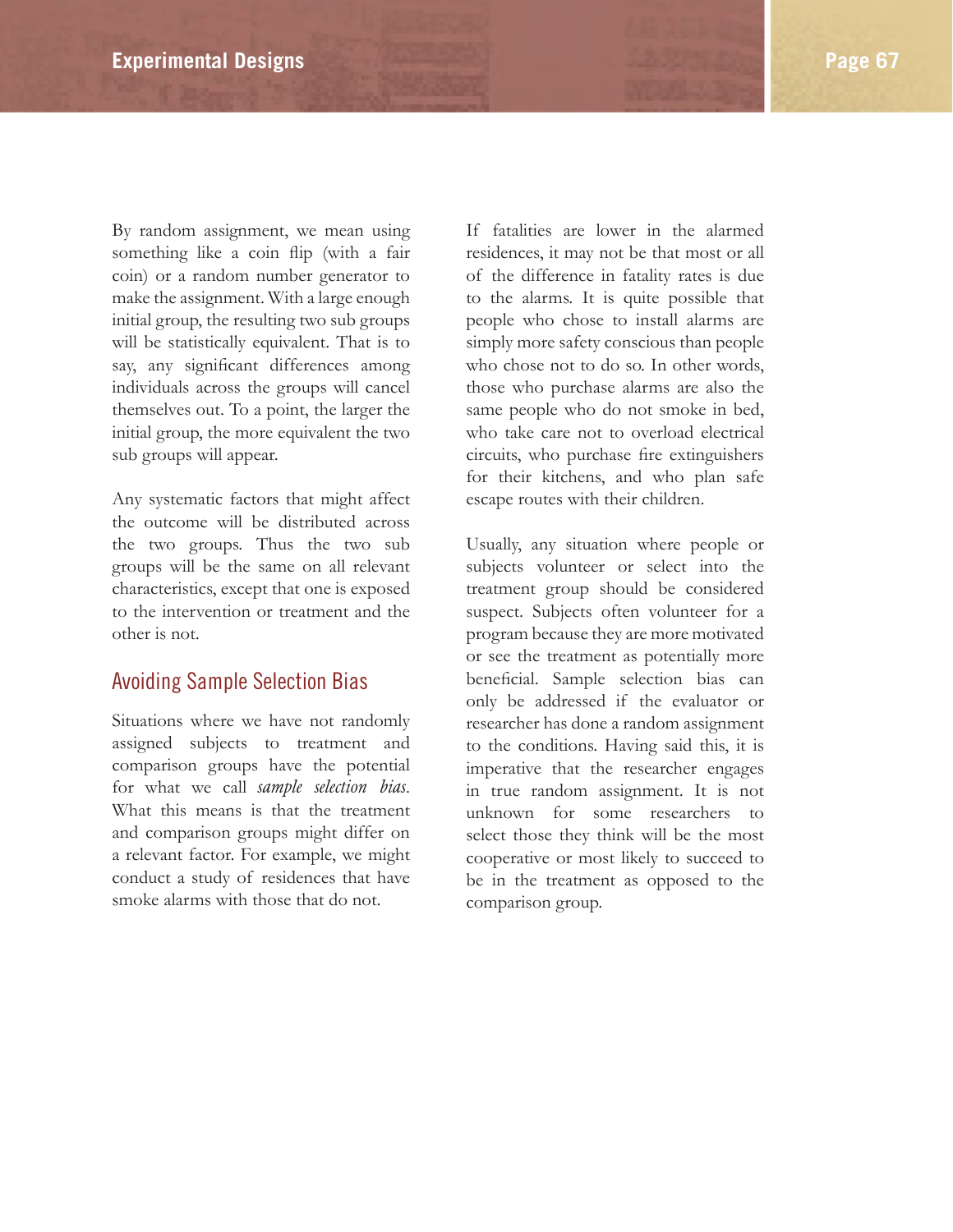By random assignment, we mean using something like a coin flip (with a fair coin) or a random number generator to make the assignment. With a large enough initial group, the resulting two sub groups will be statistically equivalent. That is to say, any significant differences among individuals across the groups will cancel themselves out. To a point, the larger the initial group, the more equivalent the two sub groups will appear.

Any systematic factors that might affect the outcome will be distributed across the two groups. Thus the two sub groups will be the same on all relevant characteristics, except that one is exposed to the intervention or treatment and the other is not.

## Avoiding Sample Selection Bias

Situations where we have not randomly assigned subjects to treatment and comparison groups have the potential for what we call *sample selection bias*. What this means is that the treatment and comparison groups might differ on a relevant factor. For example, we might conduct a study of residences that have smoke alarms with those that do not. If fatalities are lower in the alarmed residences, it may not be that most or all of the difference in fatality rates is due to the alarms. It is quite possible that people who chose to install alarms are simply more safety conscious than people who chose not to do so. In other words, those who purchase alarms are also the same people who do not smoke in bed, who take care not to overload electrical circuits, who purchase fire extinguishers for their kitchens, and who plan safe escape routes with their children.

Usually, any situation where people or subjects volunteer or select into the treatment group should be considered suspect. Subjects often volunteer for a program because they are more motivated or see the treatment as potentially more beneficial. Sample selection bias can only be addressed if the evaluator or researcher has done a random assignment to the conditions. Having said this, it is imperative that the researcher engages in true random assignment. It is not unknown for some researchers to select those they think will be the most cooperative or most likely to succeed to be in the treatment as opposed to the comparison group.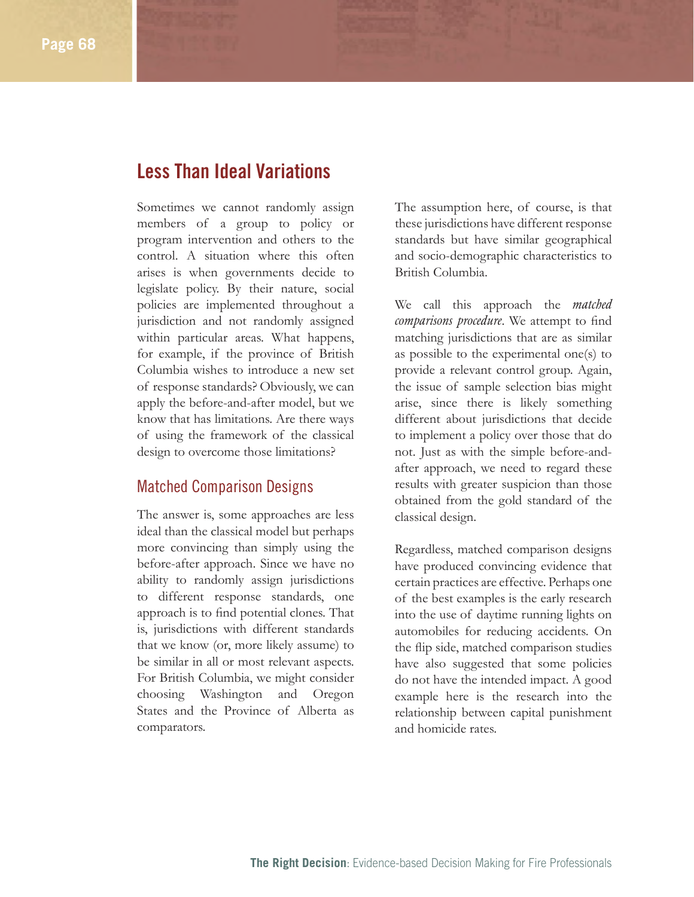## Less Than Ideal Variations

Sometimes we cannot randomly assign members of a group to policy or program intervention and others to the control. A situation where this often arises is when governments decide to legislate policy. By their nature, social policies are implemented throughout a jurisdiction and not randomly assigned within particular areas. What happens, for example, if the province of British Columbia wishes to introduce a new set of response standards? Obviously, we can apply the before-and-after model, but we know that has limitations. Are there ways of using the framework of the classical design to overcome those limitations?

### Matched Comparison Designs

The answer is, some approaches are less ideal than the classical model but perhaps more convincing than simply using the before-after approach. Since we have no ability to randomly assign jurisdictions to different response standards, one approach is to find potential clones. That is, jurisdictions with different standards that we know (or, more likely assume) to be similar in all or most relevant aspects. For British Columbia, we might consider choosing Washington and Oregon States and the Province of Alberta as comparators.

The assumption here, of course, is that these jurisdictions have different response standards but have similar geographical and socio-demographic characteristics to British Columbia.

We call this approach the *matched comparisons procedure*. We attempt to find matching jurisdictions that are as similar as possible to the experimental one(s) to provide a relevant control group. Again, the issue of sample selection bias might arise, since there is likely something different about jurisdictions that decide to implement a policy over those that do not. Just as with the simple before-and-after approach, we need to regard these results with greater suspicion than those obtained from the gold standard of the classical design.

Regardless, matched comparison designs have produced convincing evidence that certain practices are effective. Perhaps one of the best examples is the early research into the use of daytime running lights on automobiles for reducing accidents. On the flip side, matched comparison studies have also suggested that some policies do not have the intended impact. A good example here is the research into the relationship between capital punishment and homicide rates.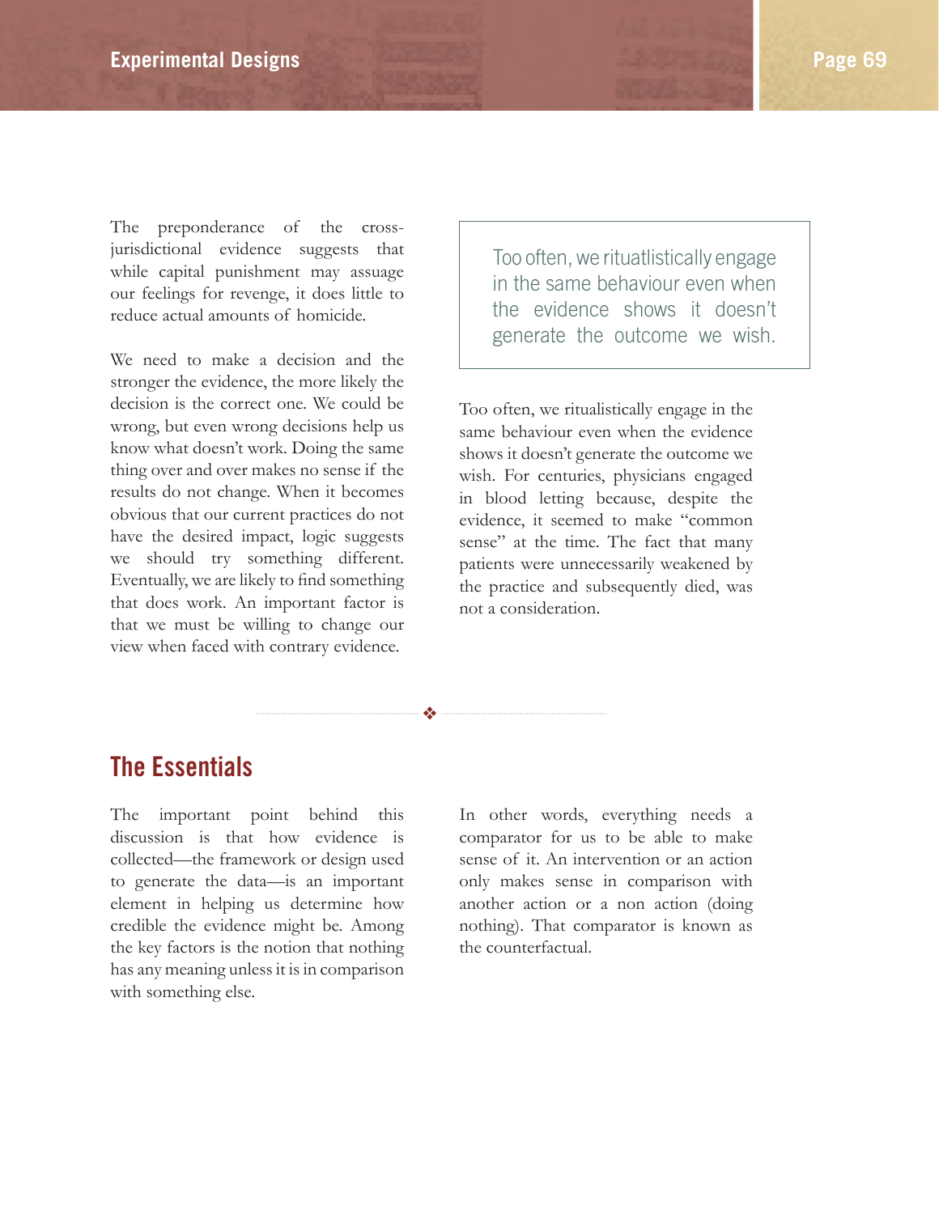The preponderance of the cross-jurisdictional evidence suggests that while capital punishment may assuage our feelings for revenge, it does little to reduce actual amounts of homicide.

We need to make a decision and the stronger the evidence, the more likely the decision is the correct one. We could be wrong, but even wrong decisions help us know what doesn't work. Doing the same thing over and over makes no sense if the results do not change. When it becomes obvious that our current practices do not have the desired impact, logic suggests we should try something different. Eventually, we are likely to find something that does work. An important factor is that we must be willing to change our view when faced with contrary evidence.

> Too often, we ritualtlistically engage in the same behaviour even when the evidence shows it doesn't generate the outcome we wish.

Too often, we ritualistically engage in the same behaviour even when the evidence shows it doesn't generate the outcome we wish. For centuries, physicians engaged in blood letting because, despite the evidence, it seemed to make "common sense" at the time. The fact that many patients were unnecessarily weakened by the practice and subsequently died, was not a consideration.

## The Essentials

The important point behind this discussion is that how evidence is collected—the framework or design used to generate the data—is an important element in helping us determine how credible the evidence might be. Among the key factors is the notion that nothing has any meaning unless it is in comparison with something else.

In other words, everything needs a comparator for us to be able to make sense of it. An intervention or an action only makes sense in comparison with another action or a non action (doing nothing). That comparator is known as the counterfactual.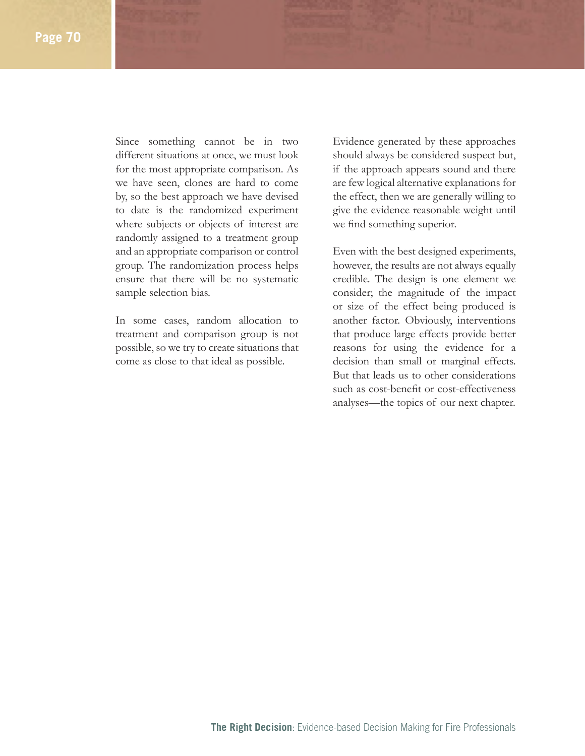Since something cannot be in two different situations at once, we must look for the most appropriate comparison. As we have seen, clones are hard to come by, so the best approach we have devised to date is the randomized experiment where subjects or objects of interest are randomly assigned to a treatment group and an appropriate comparison or control group. The randomization process helps ensure that there will be no systematic sample selection bias.

In some cases, random allocation to treatment and comparison group is not possible, so we try to create situations that come as close to that ideal as possible.

Evidence generated by these approaches should always be considered suspect but, if the approach appears sound and there are few logical alternative explanations for the effect, then we are generally willing to give the evidence reasonable weight until we find something superior.

Even with the best designed experiments, however, the results are not always equally credible. The design is one element we consider; the magnitude of the impact or size of the effect being produced is another factor. Obviously, interventions that produce large effects provide better reasons for using the evidence for a decision than small or marginal effects. But that leads us to other considerations such as cost-benefit or cost-effectiveness analyses—the topics of our next chapter.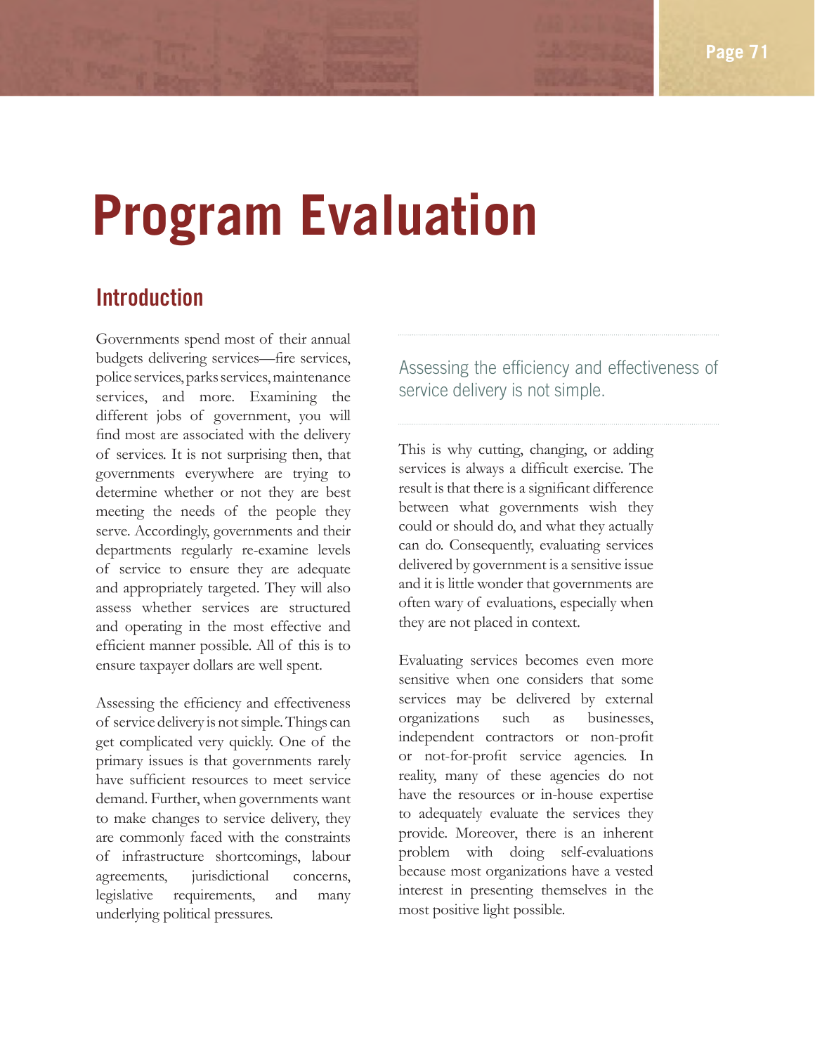# Program Evaluation

## Introduction

Governments spend most of their annual budgets delivering services—fire services, police services, parks services, maintenance services, and more. Examining the different jobs of government, you will find most are associated with the delivery of services. It is not surprising then, that governments everywhere are trying to determine whether or not they are best meeting the needs of the people they serve. Accordingly, governments and their departments regularly re-examine levels of service to ensure they are adequate and appropriately targeted. They will also assess whether services are structured and operating in the most effective and efficient manner possible. All of this is to ensure taxpayer dollars are well spent.

Assessing the efficiency and effectiveness of service delivery is not simple. Things can get complicated very quickly. One of the primary issues is that governments rarely have sufficient resources to meet service demand. Further, when governments want to make changes to service delivery, they are commonly faced with the constraints of infrastructure shortcomings, labour agreements, jurisdictional concerns, legislative requirements, and many underlying political pressures.

> Assessing the efficiency and effectiveness of service delivery is not simple.

This is why cutting, changing, or adding services is always a difficult exercise. The result is that there is a significant difference between what governments wish they could or should do, and what they actually can do. Consequently, evaluating services delivered by government is a sensitive issue and it is little wonder that governments are often wary of evaluations, especially when they are not placed in context.

Evaluating services becomes even more sensitive when one considers that some services may be delivered by external organizations such as businesses, independent contractors or non-profit or not-for-profit service agencies. In reality, many of these agencies do not have the resources or in-house expertise to adequately evaluate the services they provide. Moreover, there is an inherent problem with doing self-evaluations because most organizations have a vested interest in presenting themselves in the most positive light possible.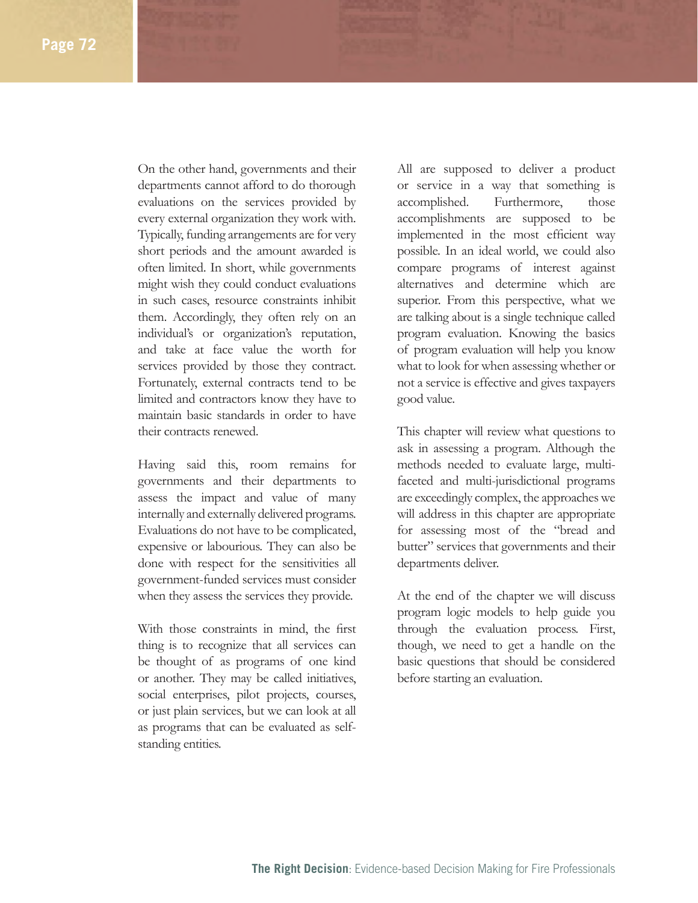On the other hand, governments and their departments cannot afford to do thorough evaluations on the services provided by every external organization they work with. Typically, funding arrangements are for very short periods and the amount awarded is often limited. In short, while governments might wish they could conduct evaluations in such cases, resource constraints inhibit them. Accordingly, they often rely on an individual's or organization's reputation, and take at face value the worth for services provided by those they contract. Fortunately, external contracts tend to be limited and contractors know they have to maintain basic standards in order to have their contracts renewed.

Having said this, room remains for governments and their departments to assess the impact and value of many internally and externally delivered programs. Evaluations do not have to be complicated, expensive or labourious. They can also be done with respect for the sensitivities all government-funded services must consider when they assess the services they provide.

With those constraints in mind, the first thing is to recognize that all services can be thought of as programs of one kind or another. They may be called initiatives, social enterprises, pilot projects, courses, or just plain services, but we can look at all as programs that can be evaluated as self-standing entities.

All are supposed to deliver a product or service in a way that something is accomplished. Furthermore, those accomplishments are supposed to be implemented in the most efficient way possible. In an ideal world, we could also compare programs of interest against alternatives and determine which are superior. From this perspective, what we are talking about is a single technique called program evaluation. Knowing the basics of program evaluation will help you know what to look for when assessing whether or not a service is effective and gives taxpayers good value.

This chapter will review what questions to ask in assessing a program. Although the methods needed to evaluate large, multi-faceted and multi-jurisdictional programs are exceedingly complex, the approaches we will address in this chapter are appropriate for assessing most of the "bread and butter" services that governments and their departments deliver.

At the end of the chapter we will discuss program logic models to help guide you through the evaluation process. First, though, we need to get a handle on the basic questions that should be considered before starting an evaluation.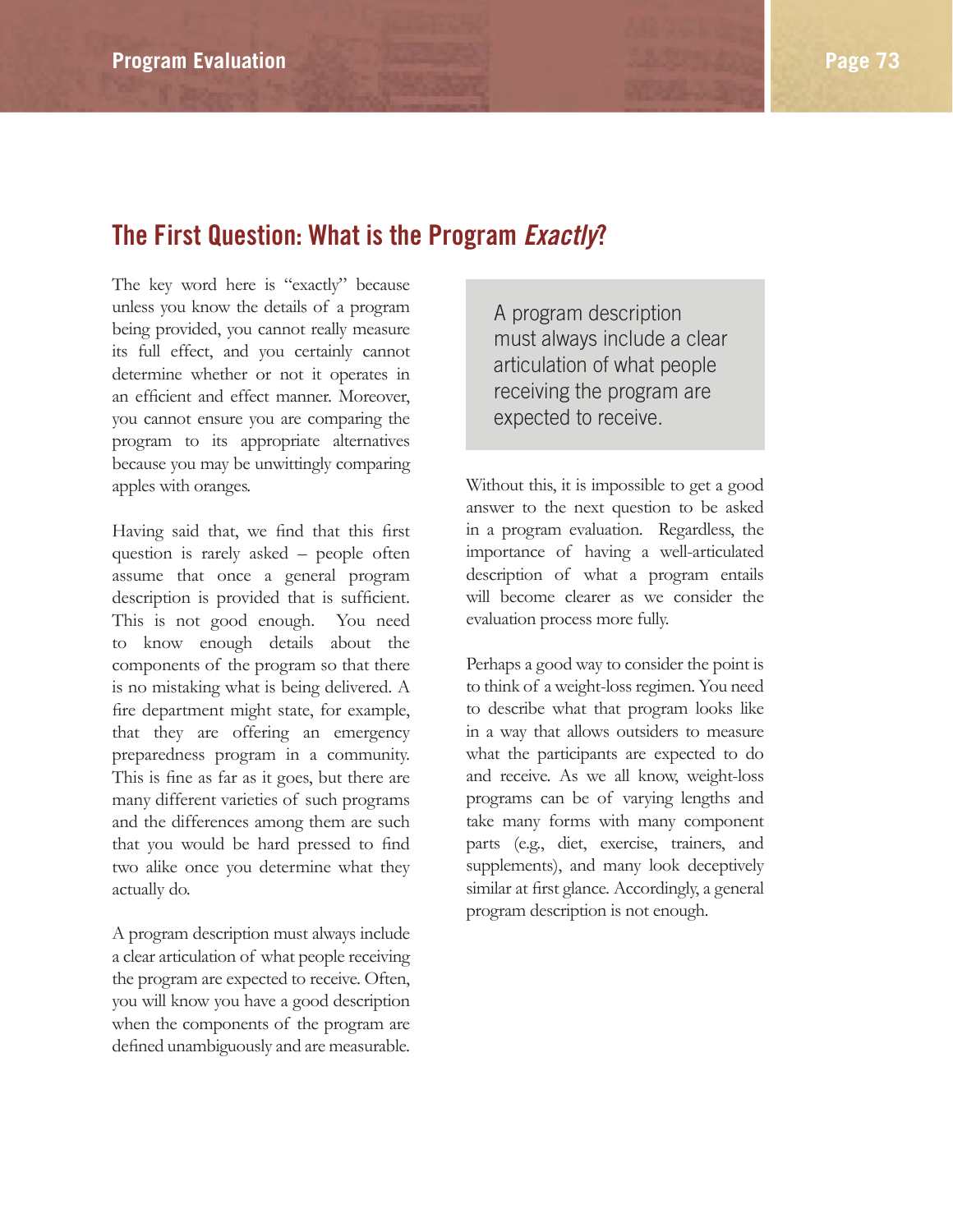## The First Question: What is the Program *Exactly*?

The key word here is "exactly" because unless you know the details of a program being provided, you cannot really measure its full effect, and you certainly cannot determine whether or not it operates in an efficient and effect manner. Moreover, you cannot ensure you are comparing the program to its appropriate alternatives because you may be unwittingly comparing apples with oranges.

Having said that, we find that this first question is rarely asked – people often assume that once a general program description is provided that is sufficient. This is not good enough. You need to know enough details about the components of the program so that there is no mistaking what is being delivered. A fire department might state, for example, that they are offering an emergency preparedness program in a community. This is fine as far as it goes, but there are many different varieties of such programs and the differences among them are such that you would be hard pressed to find two alike once you determine what they actually do.

A program description must always include a clear articulation of what people receiving the program are expected to receive. Often, you will know you have a good description when the components of the program are defined unambiguously and are measurable.

> A program description must always include a clear articulation of what people receiving the program are expected to receive.

Without this, it is impossible to get a good answer to the next question to be asked in a program evaluation. Regardless, the importance of having a well-articulated description of what a program entails will become clearer as we consider the evaluation process more fully.

Perhaps a good way to consider the point is to think of a weight-loss regimen. You need to describe what that program looks like in a way that allows outsiders to measure what the participants are expected to do and receive. As we all know, weight-loss programs can be of varying lengths and take many forms with many component parts (e.g., diet, exercise, trainers, and supplements), and many look deceptively similar at first glance. Accordingly, a general program description is not enough.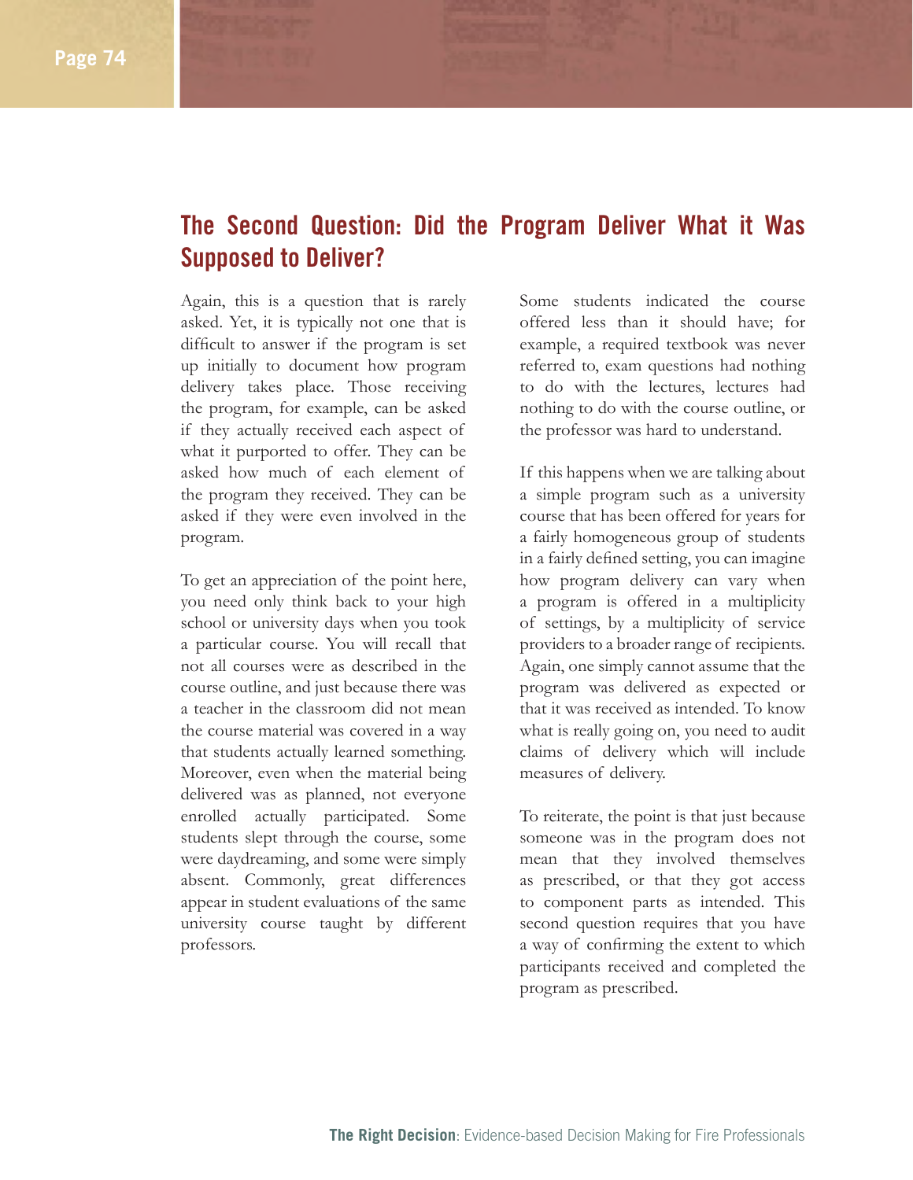## The Second Question: Did the Program Deliver What it Was Supposed to Deliver?

Again, this is a question that is rarely asked. Yet, it is typically not one that is difficult to answer if the program is set up initially to document how program delivery takes place. Those receiving the program, for example, can be asked if they actually received each aspect of what it purported to offer. They can be asked how much of each element of the program they received. They can be asked if they were even involved in the program.

To get an appreciation of the point here, you need only think back to your high school or university days when you took a particular course. You will recall that not all courses were as described in the course outline, and just because there was a teacher in the classroom did not mean the course material was covered in a way that students actually learned something. Moreover, even when the material being delivered was as planned, not everyone enrolled actually participated. Some students slept through the course, some were daydreaming, and some were simply absent. Commonly, great differences appear in student evaluations of the same university course taught by different professors.

Some students indicated the course offered less than it should have; for example, a required textbook was never referred to, exam questions had nothing to do with the lectures, lectures had nothing to do with the course outline, or the professor was hard to understand.

If this happens when we are talking about a simple program such as a university course that has been offered for years for a fairly homogeneous group of students in a fairly defined setting, you can imagine how program delivery can vary when a program is offered in a multiplicity of settings, by a multiplicity of service providers to a broader range of recipients. Again, one simply cannot assume that the program was delivered as expected or that it was received as intended. To know what is really going on, you need to audit claims of delivery which will include measures of delivery.

To reiterate, the point is that just because someone was in the program does not mean that they involved themselves as prescribed, or that they got access to component parts as intended. This second question requires that you have a way of confirming the extent to which participants received and completed the program as prescribed.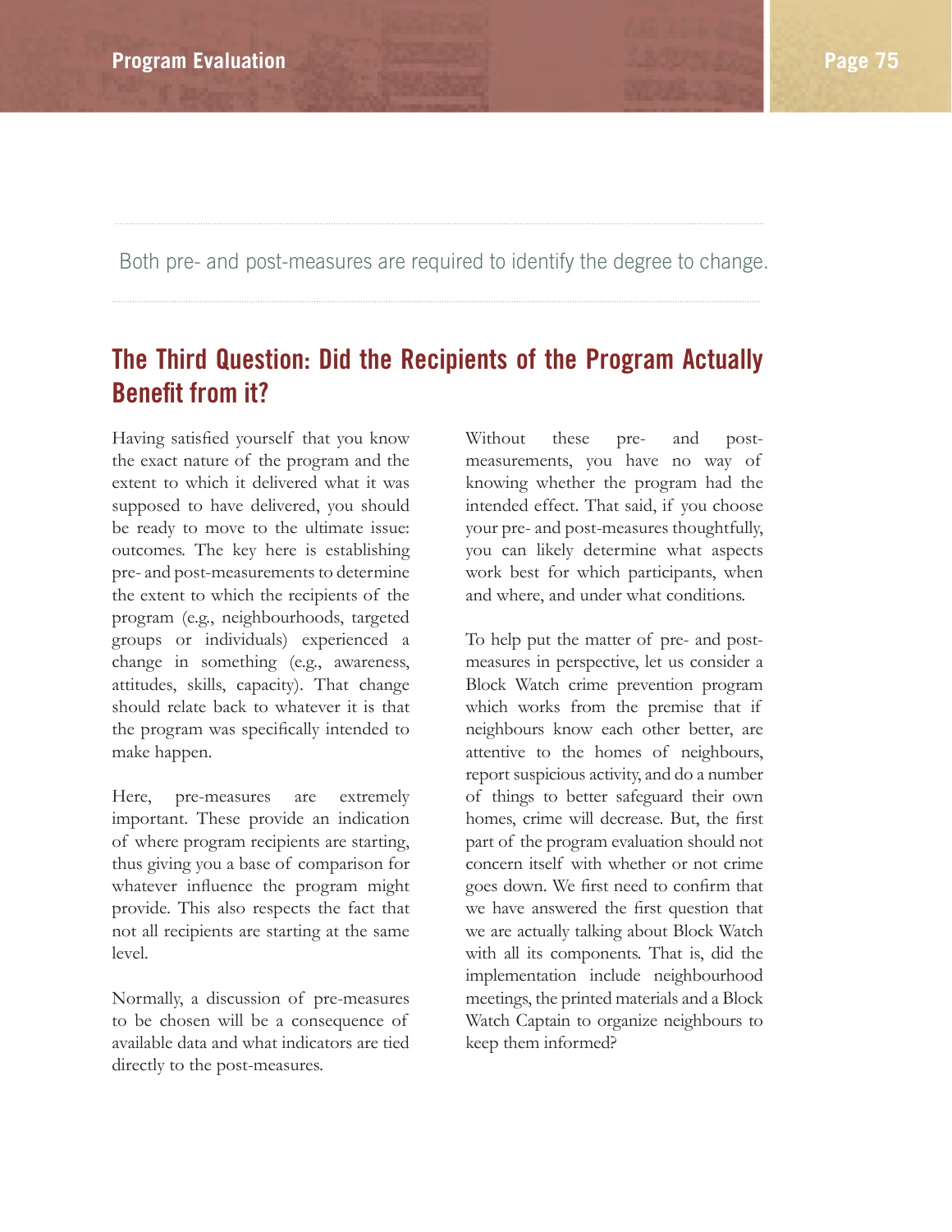Both pre- and post-measures are required to identify the degree to change.

## The Third Question: Did the Recipients of the Program Actually Benefit from it?

Having satisfied yourself that you know the exact nature of the program and the extent to which it delivered what it was supposed to have delivered, you should be ready to move to the ultimate issue: outcomes. The key here is establishing pre- and post-measurements to determine the extent to which the recipients of the program (e.g., neighbourhoods, targeted groups or individuals) experienced a change in something (e.g., awareness, attitudes, skills, capacity). That change should relate back to whatever it is that the program was specifically intended to make happen.

Here, pre-measures are extremely important. These provide an indication of where program recipients are starting, thus giving you a base of comparison for whatever influence the program might provide. This also respects the fact that not all recipients are starting at the same level.

Normally, a discussion of pre-measures to be chosen will be a consequence of available data and what indicators are tied directly to the post-measures.

Without these pre- and post-measurements, you have no way of knowing whether the program had the intended effect. That said, if you choose your pre- and post-measures thoughtfully, you can likely determine what aspects work best for which participants, when and where, and under what conditions.

To help put the matter of pre- and post-measures in perspective, let us consider a Block Watch crime prevention program which works from the premise that if neighbours know each other better, are attentive to the homes of neighbours, report suspicious activity, and do a number of things to better safeguard their own homes, crime will decrease. But, the first part of the program evaluation should not concern itself with whether or not crime goes down. We first need to confirm that we have answered the first question that we are actually talking about Block Watch with all its components. That is, did the implementation include neighbourhood meetings, the printed materials and a Block Watch Captain to organize neighbours to keep them informed?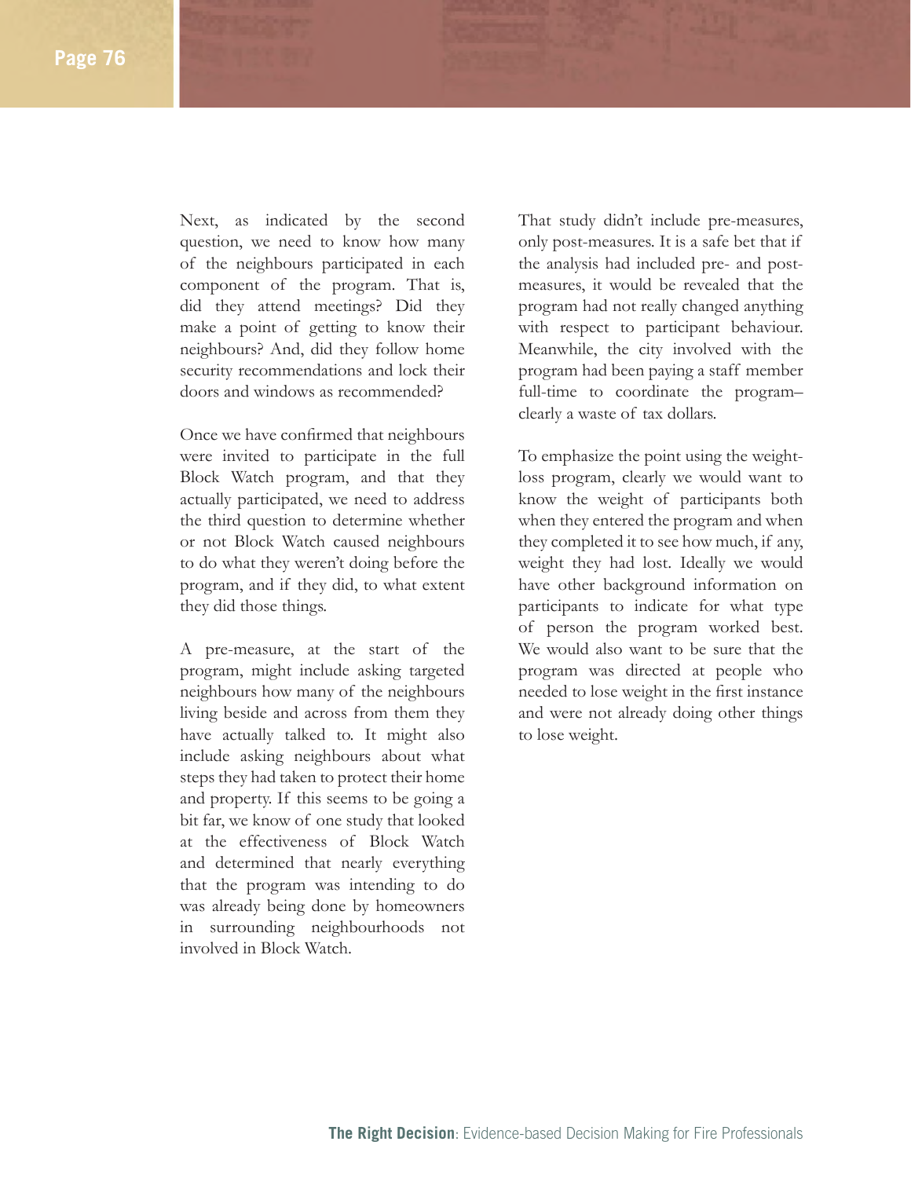Next, as indicated by the second question, we need to know how many of the neighbours participated in each component of the program. That is, did they attend meetings? Did they make a point of getting to know their neighbours? And, did they follow home security recommendations and lock their doors and windows as recommended?

Once we have confirmed that neighbours were invited to participate in the full Block Watch program, and that they actually participated, we need to address the third question to determine whether or not Block Watch caused neighbours to do what they weren't doing before the program, and if they did, to what extent they did those things.

A pre-measure, at the start of the program, might include asking targeted neighbours how many of the neighbours living beside and across from them they have actually talked to. It might also include asking neighbours about what steps they had taken to protect their home and property. If this seems to be going a bit far, we know of one study that looked at the effectiveness of Block Watch and determined that nearly everything that the program was intending to do was already being done by homeowners in surrounding neighbourhoods not involved in Block Watch.

That study didn't include pre-measures, only post-measures. It is a safe bet that if the analysis had included pre- and post-measures, it would be revealed that the program had not really changed anything with respect to participant behaviour. Meanwhile, the city involved with the program had been paying a staff member full-time to coordinate the program–clearly a waste of tax dollars.

To emphasize the point using the weight-loss program, clearly we would want to know the weight of participants both when they entered the program and when they completed it to see how much, if any, weight they had lost. Ideally we would have other background information on participants to indicate for what type of person the program worked best. We would also want to be sure that the program was directed at people who needed to lose weight in the first instance and were not already doing other things to lose weight.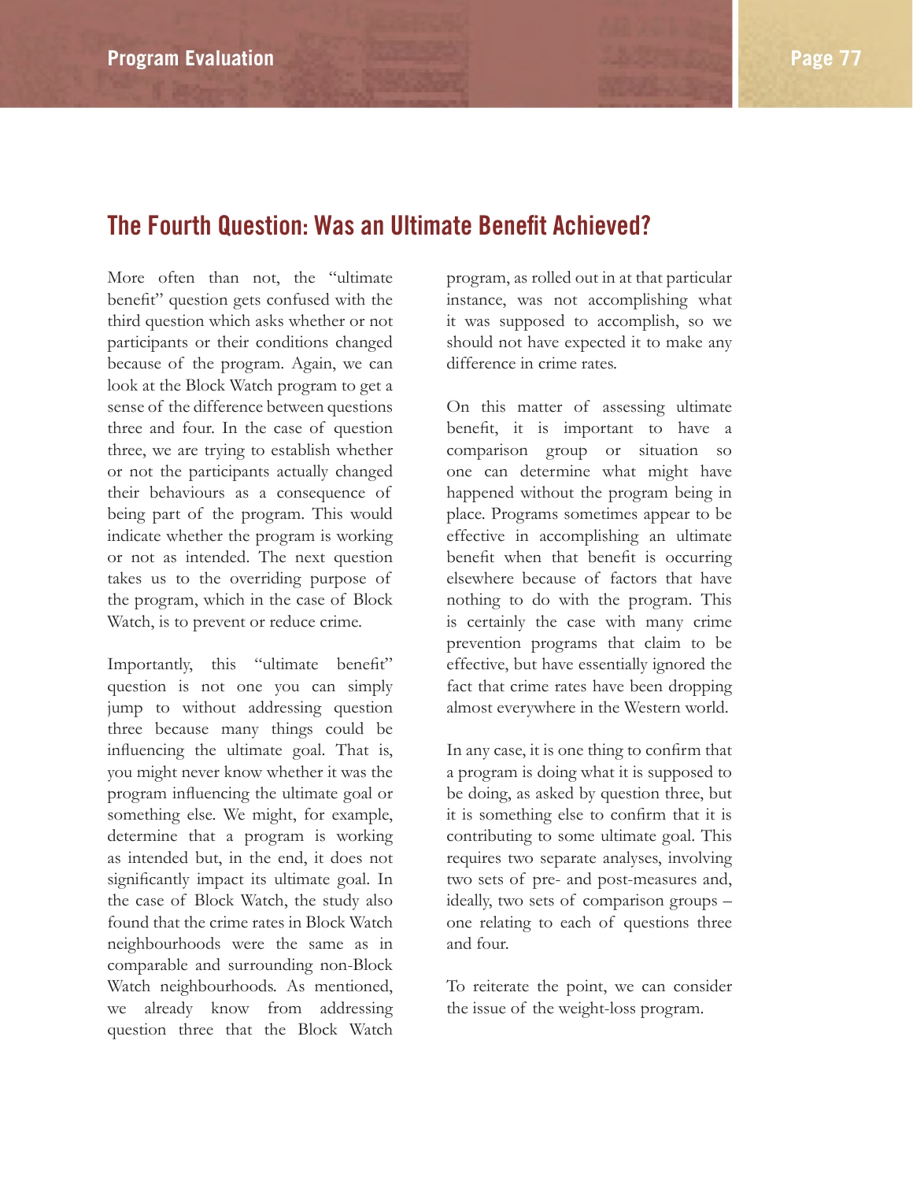## The Fourth Question: Was an Ultimate Benefit Achieved?

More often than not, the "ultimate benefit" question gets confused with the third question which asks whether or not participants or their conditions changed because of the program. Again, we can look at the Block Watch program to get a sense of the difference between questions three and four. In the case of question three, we are trying to establish whether or not the participants actually changed their behaviours as a consequence of being part of the program. This would indicate whether the program is working or not as intended. The next question takes us to the overriding purpose of the program, which in the case of Block Watch, is to prevent or reduce crime.

Importantly, this "ultimate benefit" question is not one you can simply jump to without addressing question three because many things could be influencing the ultimate goal. That is, you might never know whether it was the program influencing the ultimate goal or something else. We might, for example, determine that a program is working as intended but, in the end, it does not significantly impact its ultimate goal. In the case of Block Watch, the study also found that the crime rates in Block Watch neighbourhoods were the same as in comparable and surrounding non-Block Watch neighbourhoods. As mentioned, we already know from addressing question three that the Block Watch program, as rolled out in at that particular instance, was not accomplishing what it was supposed to accomplish, so we should not have expected it to make any difference in crime rates.

On this matter of assessing ultimate benefit, it is important to have a comparison group or situation so one can determine what might have happened without the program being in place. Programs sometimes appear to be effective in accomplishing an ultimate benefit when that benefit is occurring elsewhere because of factors that have nothing to do with the program. This is certainly the case with many crime prevention programs that claim to be effective, but have essentially ignored the fact that crime rates have been dropping almost everywhere in the Western world.

In any case, it is one thing to confirm that a program is doing what it is supposed to be doing, as asked by question three, but it is something else to confirm that it is contributing to some ultimate goal. This requires two separate analyses, involving two sets of pre- and post-measures and, ideally, two sets of comparison groups – one relating to each of questions three and four.

To reiterate the point, we can consider the issue of the weight-loss program.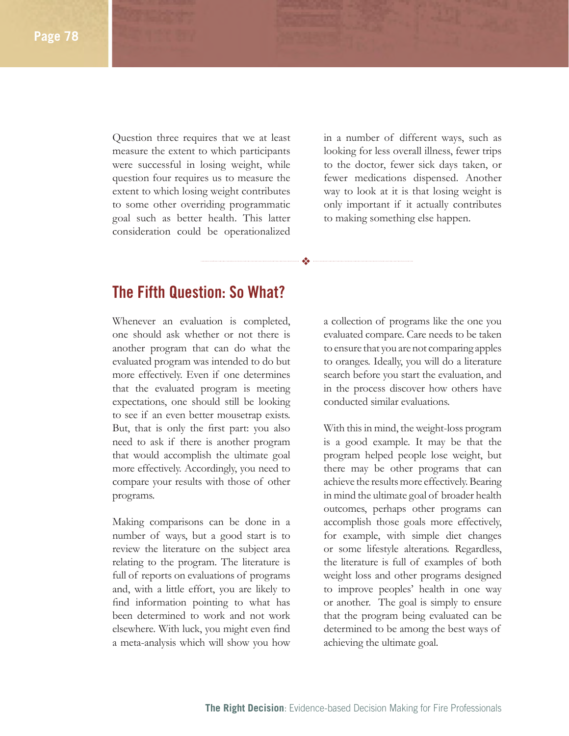Question three requires that we at least measure the extent to which participants were successful in losing weight, while question four requires us to measure the extent to which losing weight contributes to some other overriding programmatic goal such as better health. This latter consideration could be operationalized in a number of different ways, such as looking for less overall illness, fewer trips to the doctor, fewer sick days taken, or fewer medications dispensed. Another way to look at it is that losing weight is only important if it actually contributes to making something else happen.

❖

## The Fifth Question: So What?

Whenever an evaluation is completed, one should ask whether or not there is another program that can do what the evaluated program was intended to do but more effectively. Even if one determines that the evaluated program is meeting expectations, one should still be looking to see if an even better mousetrap exists. But, that is only the first part: you also need to ask if there is another program that would accomplish the ultimate goal more effectively. Accordingly, you need to compare your results with those of other programs.

Making comparisons can be done in a number of ways, but a good start is to review the literature on the subject area relating to the program. The literature is full of reports on evaluations of programs and, with a little effort, you are likely to find information pointing to what has been determined to work and not work elsewhere. With luck, you might even find a meta-analysis which will show you how a collection of programs like the one you evaluated compare. Care needs to be taken to ensure that you are not comparing apples to oranges. Ideally, you will do a literature search before you start the evaluation, and in the process discover how others have conducted similar evaluations.

With this in mind, the weight-loss program is a good example. It may be that the program helped people lose weight, but there may be other programs that can achieve the results more effectively. Bearing in mind the ultimate goal of broader health outcomes, perhaps other programs can accomplish those goals more effectively, for example, with simple diet changes or some lifestyle alterations. Regardless, the literature is full of examples of both weight loss and other programs designed to improve peoples' health in one way or another. The goal is simply to ensure that the program being evaluated can be determined to be among the best ways of achieving the ultimate goal.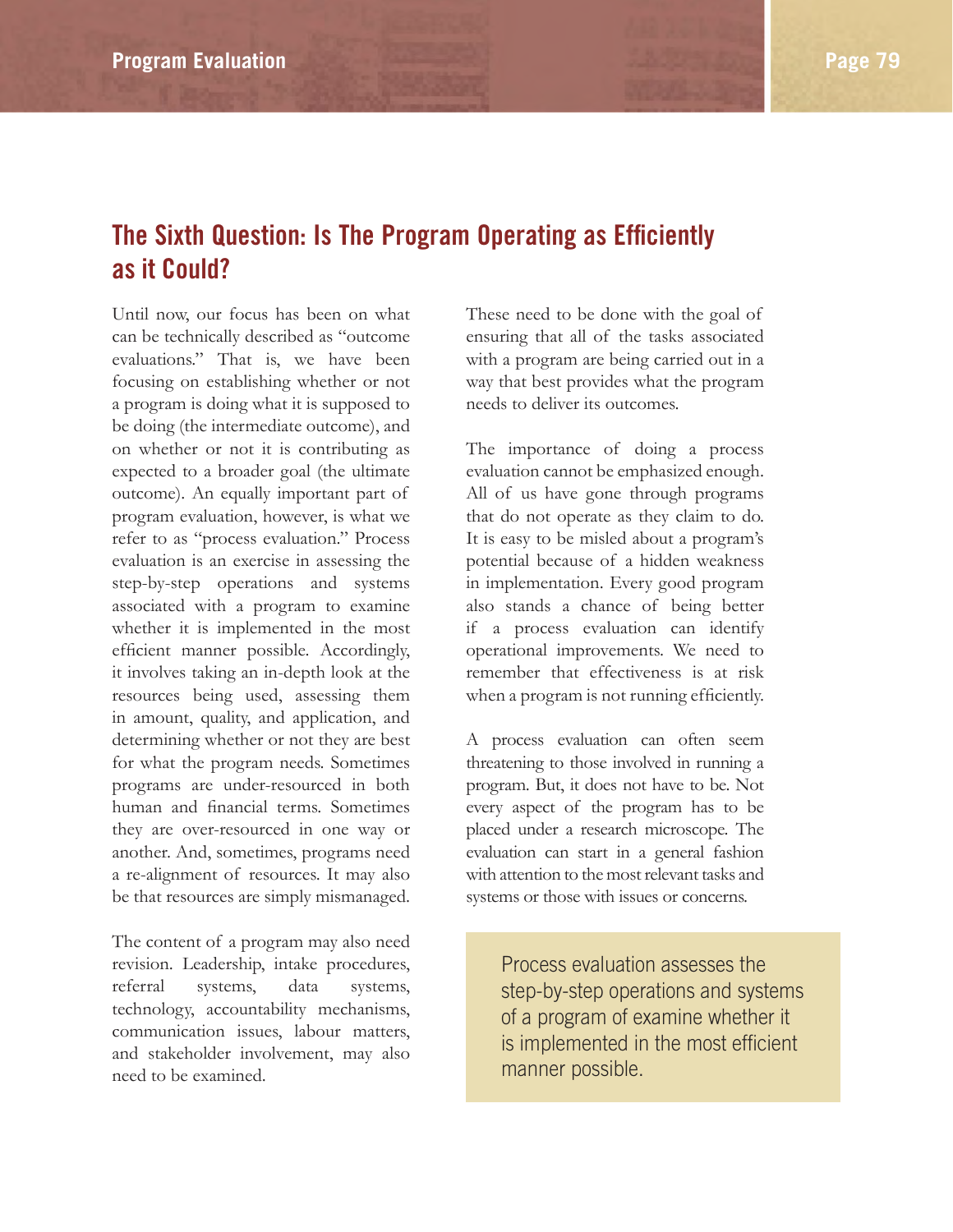## The Sixth Question: Is The Program Operating as Efficiently as it Could?

Until now, our focus has been on what can be technically described as "outcome evaluations." That is, we have been focusing on establishing whether or not a program is doing what it is supposed to be doing (the intermediate outcome), and on whether or not it is contributing as expected to a broader goal (the ultimate outcome). An equally important part of program evaluation, however, is what we refer to as "process evaluation." Process evaluation is an exercise in assessing the step-by-step operations and systems associated with a program to examine whether it is implemented in the most efficient manner possible. Accordingly, it involves taking an in-depth look at the resources being used, assessing them in amount, quality, and application, and determining whether or not they are best for what the program needs. Sometimes programs are under-resourced in both human and financial terms. Sometimes they are over-resourced in one way or another. And, sometimes, programs need a re-alignment of resources. It may also be that resources are simply mismanaged.

The content of a program may also need revision. Leadership, intake procedures, referral systems, data systems, technology, accountability mechanisms, communication issues, labour matters, and stakeholder involvement, may also need to be examined. These need to be done with the goal of ensuring that all of the tasks associated with a program are being carried out in a way that best provides what the program needs to deliver its outcomes.

The importance of doing a process evaluation cannot be emphasized enough. All of us have gone through programs that do not operate as they claim to do. It is easy to be misled about a program's potential because of a hidden weakness in implementation. Every good program also stands a chance of being better if a process evaluation can identify operational improvements. We need to remember that effectiveness is at risk when a program is not running efficiently.

A process evaluation can often seem threatening to those involved in running a program. But, it does not have to be. Not every aspect of the program has to be placed under a research microscope. The evaluation can start in a general fashion with attention to the most relevant tasks and systems or those with issues or concerns.

> Process evaluation assesses the step-by-step operations and systems of a program of examine whether it is implemented in the most efficient manner possible.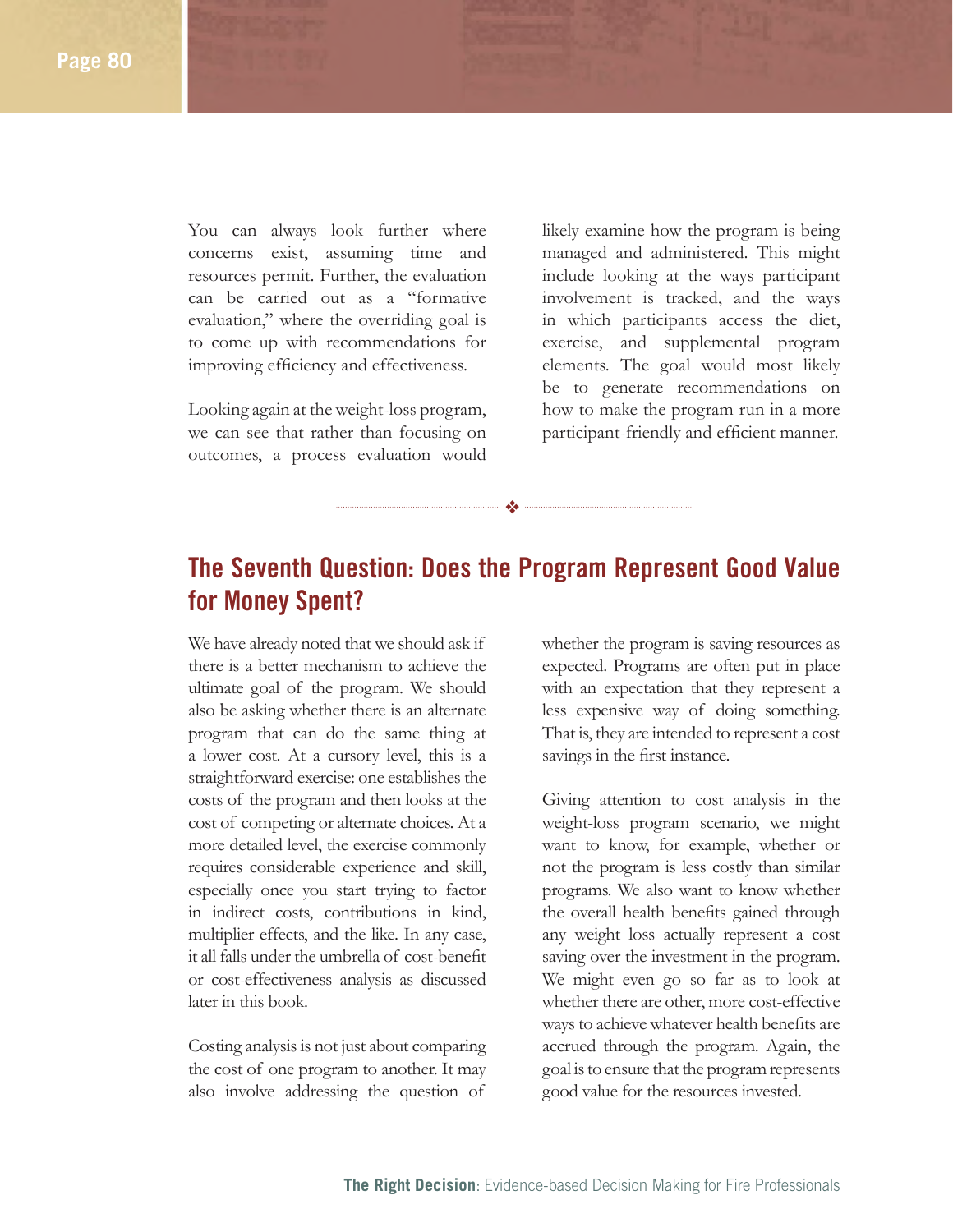You can always look further where concerns exist, assuming time and resources permit. Further, the evaluation can be carried out as a "formative evaluation," where the overriding goal is to come up with recommendations for improving efficiency and effectiveness.

Looking again at the weight-loss program, we can see that rather than focusing on outcomes, a process evaluation would likely examine how the program is being managed and administered. This might include looking at the ways participant involvement is tracked, and the ways in which participants access the diet, exercise, and supplemental program elements. The goal would most likely be to generate recommendations on how to make the program run in a more participant-friendly and efficient manner.

❖

## The Seventh Question: Does the Program Represent Good Value for Money Spent?

We have already noted that we should ask if there is a better mechanism to achieve the ultimate goal of the program. We should also be asking whether there is an alternate program that can do the same thing at a lower cost. At a cursory level, this is a straightforward exercise: one establishes the costs of the program and then looks at the cost of competing or alternate choices. At a more detailed level, the exercise commonly requires considerable experience and skill, especially once you start trying to factor in indirect costs, contributions in kind, multiplier effects, and the like. In any case, it all falls under the umbrella of cost-benefit or cost-effectiveness analysis as discussed later in this book.

Costing analysis is not just about comparing the cost of one program to another. It may also involve addressing the question of whether the program is saving resources as expected. Programs are often put in place with an expectation that they represent a less expensive way of doing something. That is, they are intended to represent a cost savings in the first instance.

Giving attention to cost analysis in the weight-loss program scenario, we might want to know, for example, whether or not the program is less costly than similar programs. We also want to know whether the overall health benefits gained through any weight loss actually represent a cost saving over the investment in the program. We might even go so far as to look at whether there are other, more cost-effective ways to achieve whatever health benefits are accrued through the program. Again, the goal is to ensure that the program represents good value for the resources invested.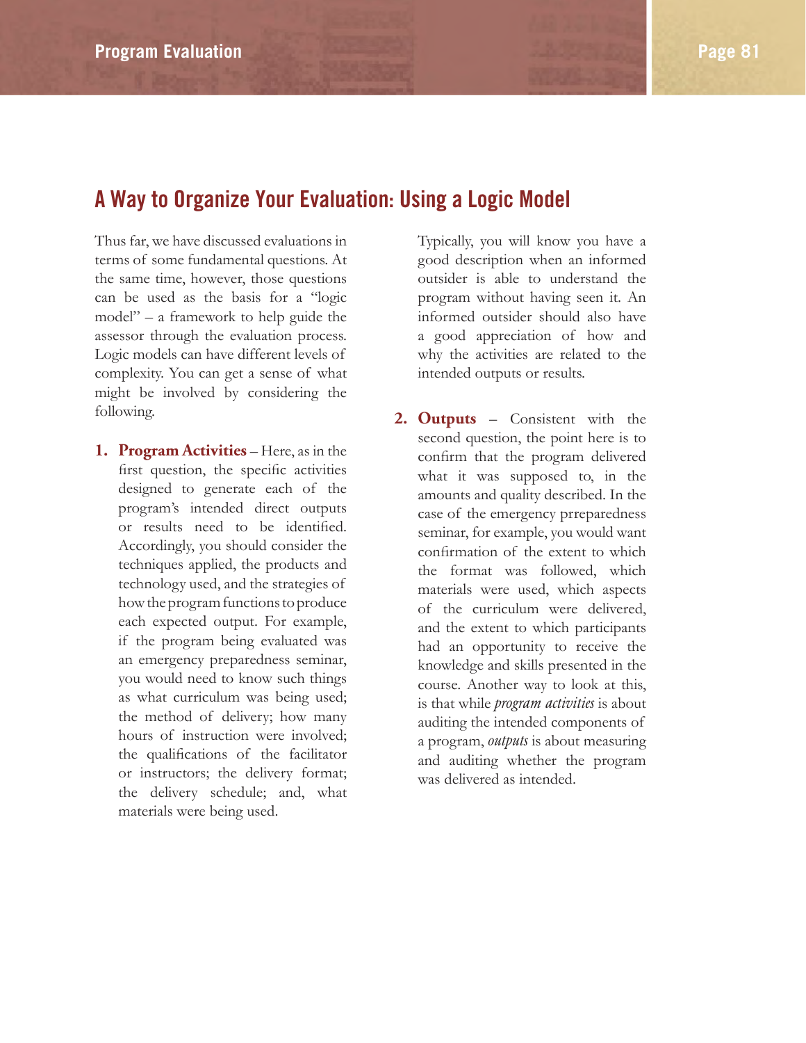## A Way to Organize Your Evaluation: Using a Logic Model

Thus far, we have discussed evaluations in terms of some fundamental questions. At the same time, however, those questions can be used as the basis for a "logic model" – a framework to help guide the assessor through the evaluation process. Logic models can have different levels of complexity. You can get a sense of what might be involved by considering the following.

1. **Program Activities** – Here, as in the first question, the specific activities designed to generate each of the program's intended direct outputs or results need to be identified. Accordingly, you should consider the techniques applied, the products and technology used, and the strategies of how the program functions to produce each expected output. For example, if the program being evaluated was an emergency preparedness seminar, you would need to know such things as what curriculum was being used; the method of delivery; how many hours of instruction were involved; the qualifications of the facilitator or instructors; the delivery format; the delivery schedule; and, what materials were being used.

   Typically, you will know you have a good description when an informed outsider is able to understand the program without having seen it. An informed outsider should also have a good appreciation of how and why the activities are related to the intended outputs or results.

2. **Outputs** – Consistent with the second question, the point here is to confirm that the program delivered what it was supposed to, in the amounts and quality described. In the case of the emergency prreparedness seminar, for example, you would want confirmation of the extent to which the format was followed, which materials were used, which aspects of the curriculum were delivered, and the extent to which participants had an opportunity to receive the knowledge and skills presented in the course. Another way to look at this, is that while *program activities* is about auditing the intended components of a program, *outputs* is about measuring and auditing whether the program was delivered as intended.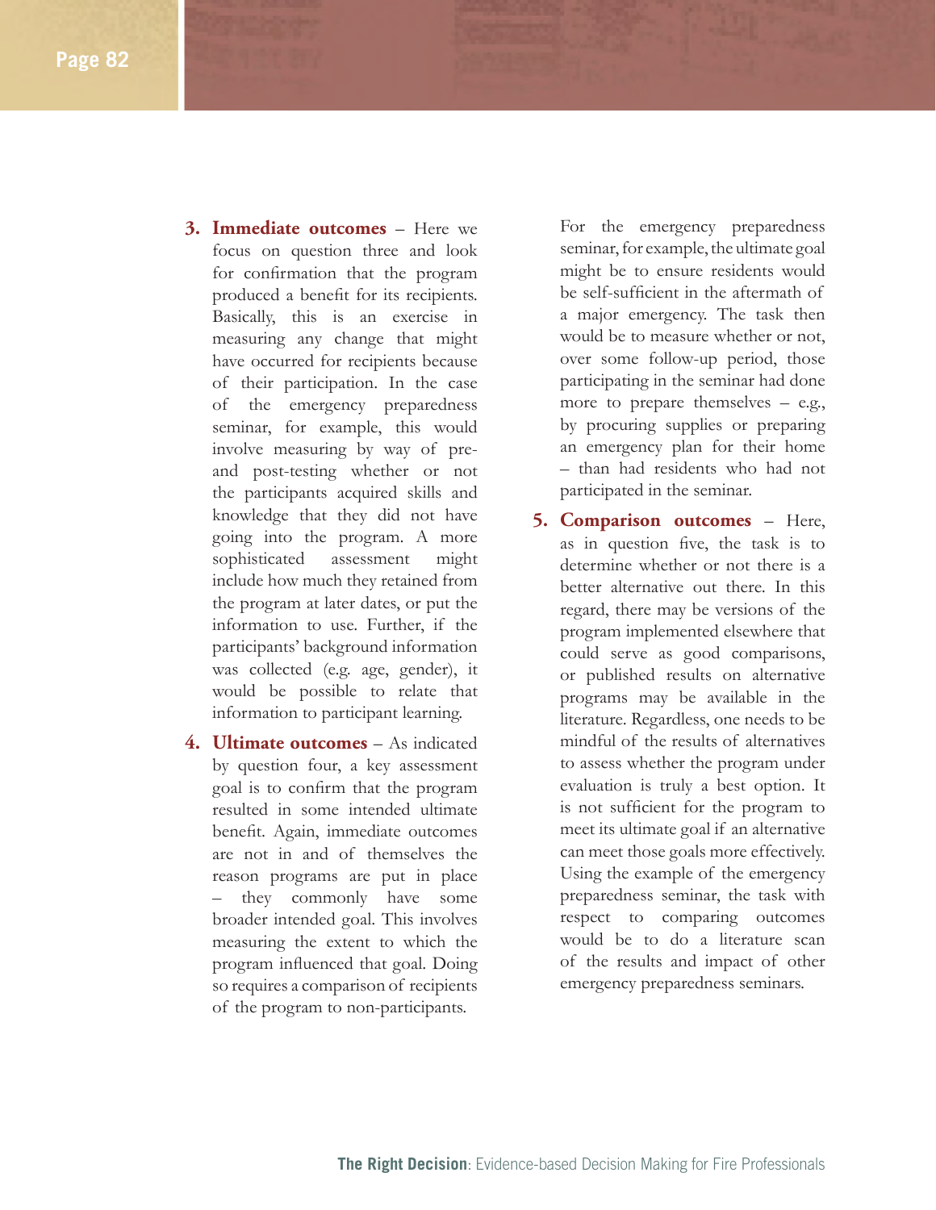3. **Immediate outcomes** – Here we focus on question three and look for confirmation that the program produced a benefit for its recipients. Basically, this is an exercise in measuring any change that might have occurred for recipients because of their participation. In the case of the emergency preparedness seminar, for example, this would involve measuring by way of pre- and post-testing whether or not the participants acquired skills and knowledge that they did not have going into the program. A more sophisticated assessment might include how much they retained from the program at later dates, or put the information to use. Further, if the participants' background information was collected (e.g. age, gender), it would be possible to relate that information to participant learning.

4. **Ultimate outcomes** – As indicated by question four, a key assessment goal is to confirm that the program resulted in some intended ultimate benefit. Again, immediate outcomes are not in and of themselves the reason programs are put in place – they commonly have some broader intended goal. This involves measuring the extent to which the program influenced that goal. Doing so requires a comparison of recipients of the program to non-participants.

   For the emergency preparedness seminar, for example, the ultimate goal might be to ensure residents would be self-sufficient in the aftermath of a major emergency. The task then would be to measure whether or not, over some follow-up period, those participating in the seminar had done more to prepare themselves – e.g., by procuring supplies or preparing an emergency plan for their home – than had residents who had not participated in the seminar.

5. **Comparison outcomes** – Here, as in question five, the task is to determine whether or not there is a better alternative out there. In this regard, there may be versions of the program implemented elsewhere that could serve as good comparisons, or published results on alternative programs may be available in the literature. Regardless, one needs to be mindful of the results of alternatives to assess whether the program under evaluation is truly a best option. It is not sufficient for the program to meet its ultimate goal if an alternative can meet those goals more effectively. Using the example of the emergency preparedness seminar, the task with respect to comparing outcomes would be to do a literature scan of the results and impact of other emergency preparedness seminars.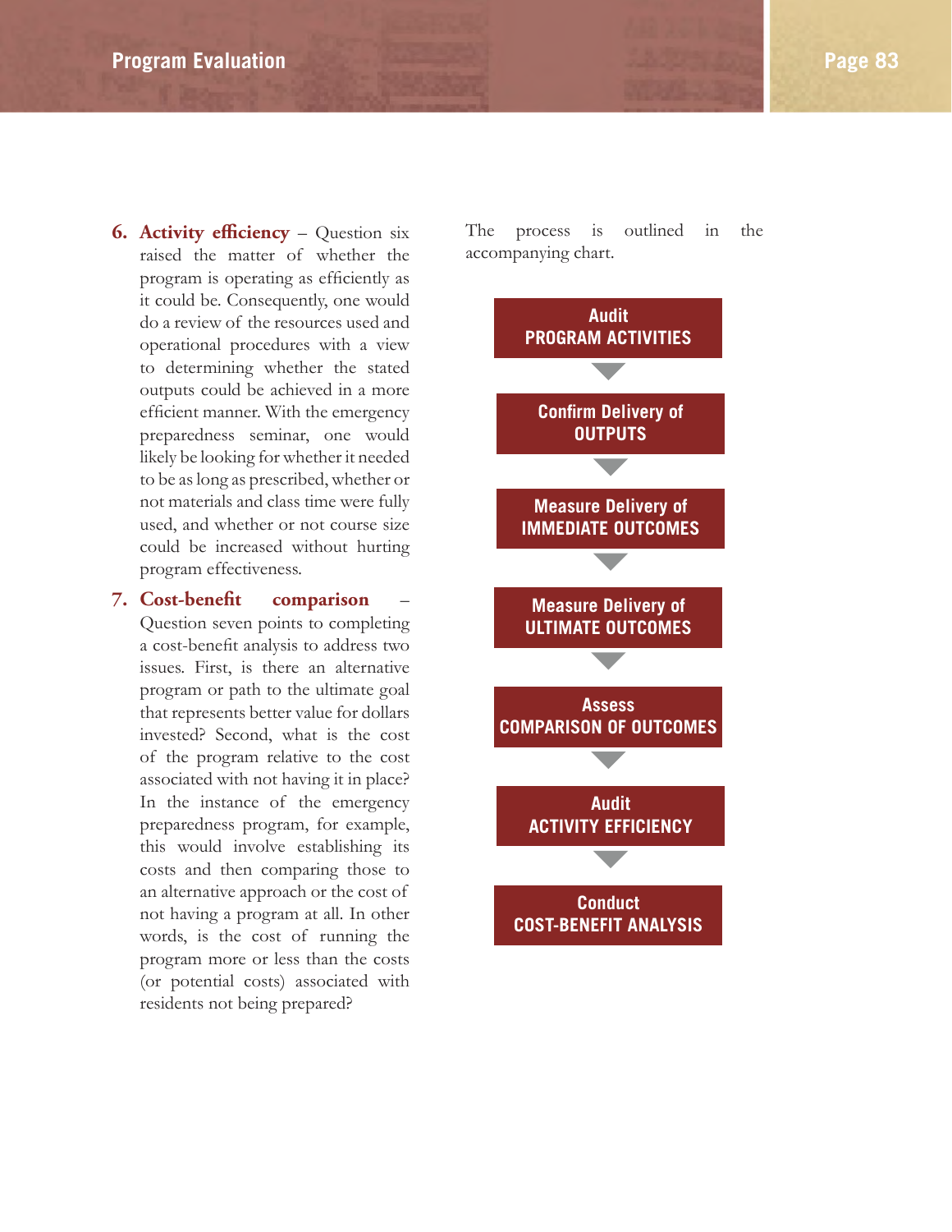6. **Activity efficiency** – Question six raised the matter of whether the program is operating as efficiently as it could be. Consequently, one would do a review of the resources used and operational procedures with a view to determining whether the stated outputs could be achieved in a more efficient manner. With the emergency preparedness seminar, one would likely be looking for whether it needed to be as long as prescribed, whether or not materials and class time were fully used, and whether or not course size could be increased without hurting program effectiveness.

7. **Cost-benefit comparison** – Question seven points to completing a cost-benefit analysis to address two issues. First, is there an alternative program or path to the ultimate goal that represents better value for dollars invested? Second, what is the cost of the program relative to the cost associated with not having it in place? In the instance of the emergency preparedness program, for example, this would involve establishing its costs and then comparing those to an alternative approach or the cost of not having a program at all. In other words, is the cost of running the program more or less than the costs (or potential costs) associated with residents not being prepared?

The process is outlined in the accompanying chart.

**Audit PROGRAM ACTIVITIES**

▼

**Confirm Delivery of OUTPUTS**

▼

**Measure Delivery of IMMEDIATE OUTCOMES**

▼

**Measure Delivery of ULTIMATE OUTCOMES**

▼

**Assess COMPARISON OF OUTCOMES**

▼

**Audit ACTIVITY EFFICIENCY**

▼

**Conduct COST-BENEFIT ANALYSIS**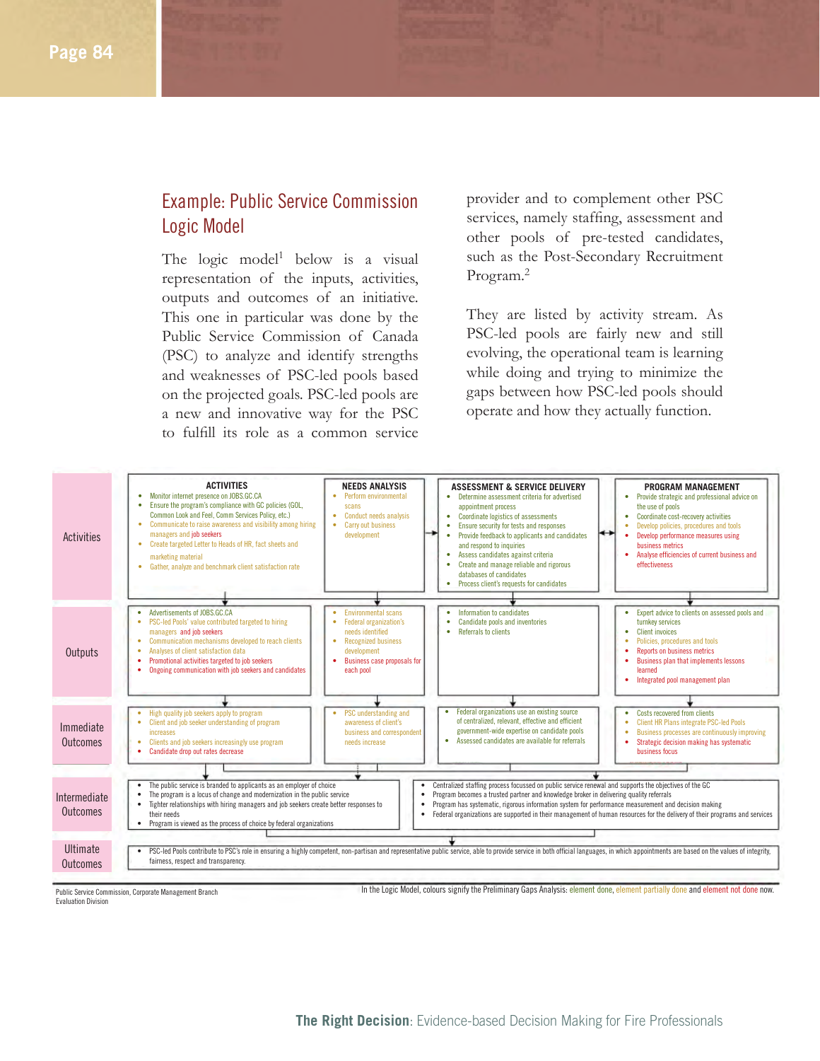## Example: Public Service Commission Logic Model

The logic model[1] below is a visual representation of the inputs, activities, outputs and outcomes of an initiative. This one in particular was done by the Public Service Commission of Canada (PSC) to analyze and identify strengths and weaknesses of PSC-led pools based on the projected goals. PSC-led pools are a new and innovative way for the PSC to fulfill its role as a common service provider and to complement other PSC services, namely staffing, assessment and other pools of pre-tested candidates, such as the Post-Secondary Recruitment Program.[2]

They are listed by activity stream. As PSC-led pools are fairly new and still evolving, the operational team is learning while doing and trying to minimize the gaps between how PSC-led pools should operate and how they actually function.

| | ACTIVITIES | NEEDS ANALYSIS | ASSESSMENT & SERVICE DELIVERY | PROGRAM MANAGEMENT |
|---|---|---|---|---|
| **Activities** | • Monitor internet presence on JOBS.GC.CA<br>• Ensure the program's compliance with GC policies (GOL, Common Look and Feel, Comm Services Policy, etc.)<br>• Communicate to raise awareness and visibility among hiring managers and job seekers<br>• Create targeted Letter to Heads of HR, fact sheets and marketing material<br>• Gather, analyze and benchmark client satisfaction rate | • Perform environmental scans<br>• Conduct needs analysis<br>• Carry out business development | • Determine assessment criteria for advertised appointment process<br>• Coordinate logistics of assessments<br>• Ensure security for tests and responses<br>• Provide feedback to applicants and candidates and respond to inquiries<br>• Assess candidates against criteria<br>• Create and manage reliable and rigorous databases of candidates<br>• Process client's requests for candidates | • Provide strategic and professional advice on the use of pools<br>• Coordinate cost-recovery activities<br>• Develop policies, procedures and tools<br>• Develop performance measures using business metrics<br>• Analyse efficiencies of current business and effectiveness |
| **Outputs** | • Advertisements of JOBS.GC.CA<br>• PSC-led Pools' value contributed targeted to hiring managers and job seekers<br>• Communication mechanisms developed to reach clients<br>• Analyses of client satisfaction data<br>• Promotional activities targeted to job seekers<br>• Ongoing communication with job seekers and candidates | • Environmental scans<br>• Federal organization's needs identified<br>• Recognized business development<br>• Business case proposals for each pool | • Information to candidates<br>• Candidate pools and inventories<br>• Referrals to clients | • Expert advice to clients on assessed pools and turnkey services<br>• Client invoices<br>• Policies, procedures and tools<br>• Reports on business metrics<br>• Business plan that implements lessons learned<br>• Integrated pool management plan |
| **Immediate Outcomes** | • High quality job seekers apply to program<br>• Client and job seeker understanding of program increases<br>• Clients and job seekers increasingly use program<br>• Candidate drop out rates decrease | • PSC understanding and awareness of client's business and correspondent needs increase | • Federal organizations use an existing source of centralized, relevant, effective and efficient government-wide expertise on candidate pools<br>• Assessed candidates are available for referrals | • Costs recovered from clients<br>• Client HR Plans integrate PSC-led Pools<br>• Business processes are continuously improving<br>• Strategic decision making has systematic business focus |
| **Intermediate Outcomes** | • The public service is branded to applicants as an employer of choice<br>• The program is a locus of change and modernization in the public service<br>• Tighter relationships with hiring managers and job seekers create better responses to their needs<br>• Program is viewed as the process of choice by federal organizations | | • Centralized staffing process focussed on public service renewal and supports the objectives of the GC<br>• Program becomes a trusted partner and knowledge broker in delivering quality referrals<br>• Program has systematic, rigorous information system for performance measurement and decision making<br>• Federal organizations are supported in their management of human resources for the delivery of their programs and services | |
| **Ultimate Outcomes** | • PSC-led Pools contribute to PSC's role in ensuring a highly competent, non-partisan and representative public service, able to provide service in both official languages, in which appointments are based on the values of integrity, fairness, respect and transparency. | | | |

Public Service Commission, Corporate Management Branch
Evaluation Division

In the Logic Model, colours signify the Preliminary Gaps Analysis: element done, element partially done and element not done now.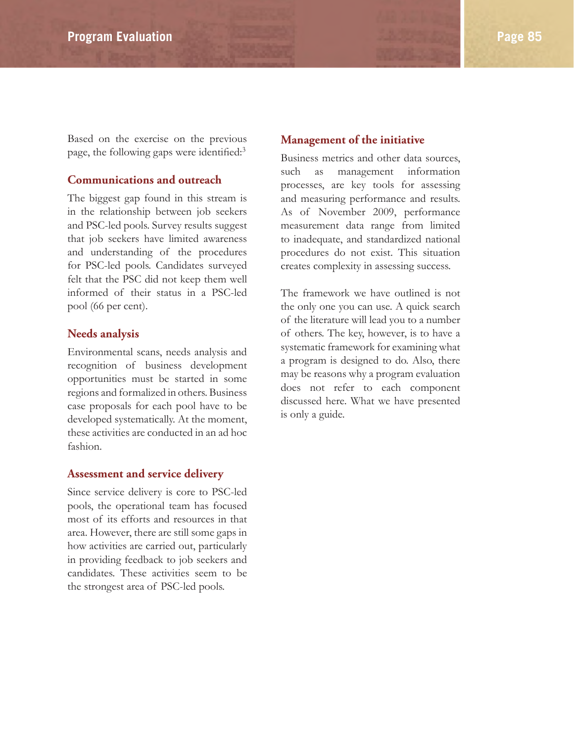Based on the exercise on the previous page, the following gaps were identified:[3]

### Communications and outreach

The biggest gap found in this stream is in the relationship between job seekers and PSC-led pools. Survey results suggest that job seekers have limited awareness and understanding of the procedures for PSC-led pools. Candidates surveyed felt that the PSC did not keep them well informed of their status in a PSC-led pool (66 per cent).

### Needs analysis

Environmental scans, needs analysis and recognition of business development opportunities must be started in some regions and formalized in others. Business case proposals for each pool have to be developed systematically. At the moment, these activities are conducted in an ad hoc fashion.

### Assessment and service delivery

Since service delivery is core to PSC-led pools, the operational team has focused most of its efforts and resources in that area. However, there are still some gaps in how activities are carried out, particularly in providing feedback to job seekers and candidates. These activities seem to be the strongest area of PSC-led pools.

### Management of the initiative

Business metrics and other data sources, such as management information processes, are key tools for assessing and measuring performance and results. As of November 2009, performance measurement data range from limited to inadequate, and standardized national procedures do not exist. This situation creates complexity in assessing success.

The framework we have outlined is not the only one you can use. A quick search of the literature will lead you to a number of others. The key, however, is to have a systematic framework for examining what a program is designed to do. Also, there may be reasons why a program evaluation does not refer to each component discussed here. What we have presented is only a guide.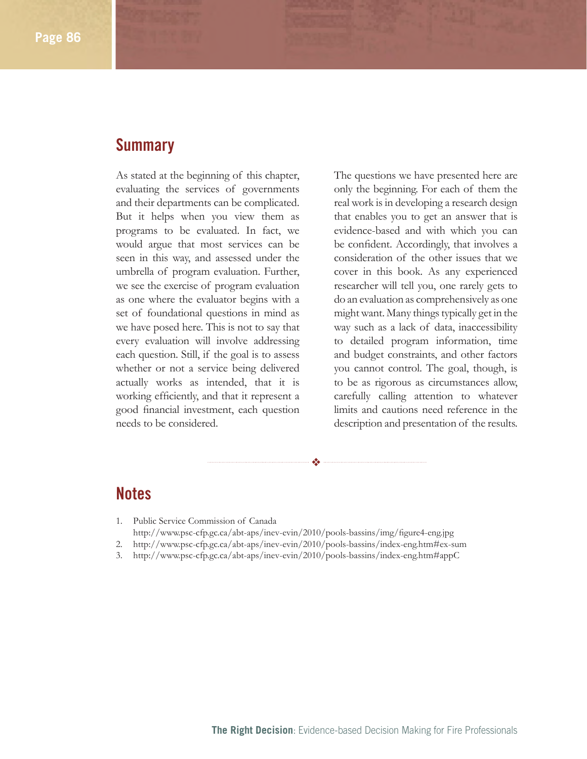## Summary

As stated at the beginning of this chapter, evaluating the services of governments and their departments can be complicated. But it helps when you view them as programs to be evaluated. In fact, we would argue that most services can be seen in this way, and assessed under the umbrella of program evaluation. Further, we see the exercise of program evaluation as one where the evaluator begins with a set of foundational questions in mind as we have posed here. This is not to say that every evaluation will involve addressing each question. Still, if the goal is to assess whether or not a service being delivered actually works as intended, that it is working efficiently, and that it represent a good financial investment, each question needs to be considered.

The questions we have presented here are only the beginning. For each of them the real work is in developing a research design that enables you to get an answer that is evidence-based and with which you can be confident. Accordingly, that involves a consideration of the other issues that we cover in this book. As any experienced researcher will tell you, one rarely gets to do an evaluation as comprehensively as one might want. Many things typically get in the way such as a lack of data, inaccessibility to detailed program information, time and budget constraints, and other factors you cannot control. The goal, though, is to be as rigorous as circumstances allow, carefully calling attention to whatever limits and cautions need reference in the description and presentation of the results.

## Notes

1. Public Service Commission of Canada http://www.psc-cfp.gc.ca/abt-aps/inev-evin/2010/pools-bassins/img/figure4-eng.jpg
2. http://www.psc-cfp.gc.ca/abt-aps/inev-evin/2010/pools-bassins/index-eng.htm#ex-sum
3. http://www.psc-cfp.gc.ca/abt-aps/inev-evin/2010/pools-bassins/index-eng.htm#appC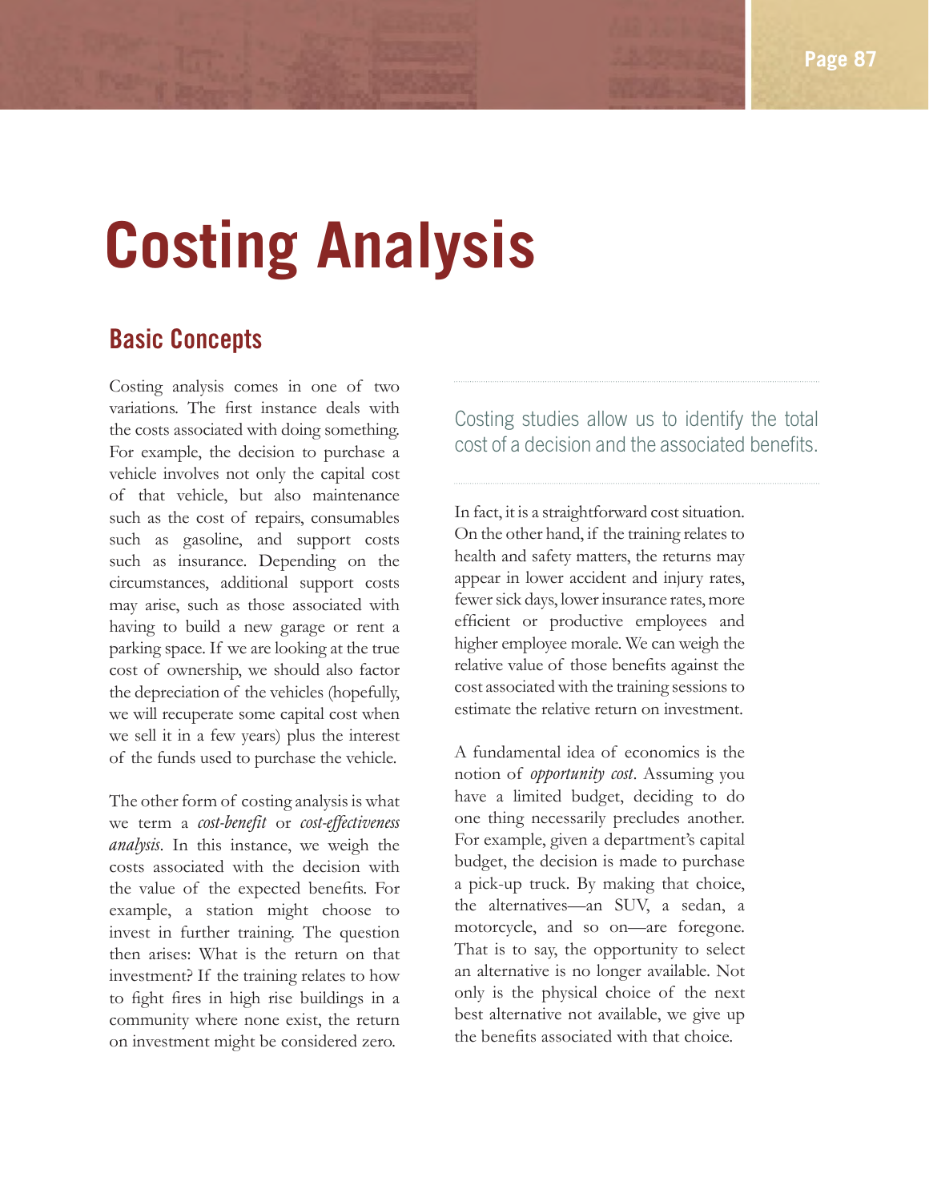# Costing Analysis

## Basic Concepts

Costing analysis comes in one of two variations. The first instance deals with the costs associated with doing something. For example, the decision to purchase a vehicle involves not only the capital cost of that vehicle, but also maintenance such as the cost of repairs, consumables such as gasoline, and support costs such as insurance. Depending on the circumstances, additional support costs may arise, such as those associated with having to build a new garage or rent a parking space. If we are looking at the true cost of ownership, we should also factor the depreciation of the vehicles (hopefully, we will recuperate some capital cost when we sell it in a few years) plus the interest of the funds used to purchase the vehicle.

The other form of costing analysis is what we term a *cost-benefit* or *cost-effectiveness analysis*. In this instance, we weigh the costs associated with the decision with the value of the expected benefits. For example, a station might choose to invest in further training. The question then arises: What is the return on that investment? If the training relates to how to fight fires in high rise buildings in a community where none exist, the return on investment might be considered zero.

Costing studies allow us to identify the total cost of a decision and the associated benefits.

In fact, it is a straightforward cost situation. On the other hand, if the training relates to health and safety matters, the returns may appear in lower accident and injury rates, fewer sick days, lower insurance rates, more efficient or productive employees and higher employee morale. We can weigh the relative value of those benefits against the cost associated with the training sessions to estimate the relative return on investment.

A fundamental idea of economics is the notion of *opportunity cost*. Assuming you have a limited budget, deciding to do one thing necessarily precludes another. For example, given a department's capital budget, the decision is made to purchase a pick-up truck. By making that choice, the alternatives—an SUV, a sedan, a motorcycle, and so on—are foregone. That is to say, the opportunity to select an alternative is no longer available. Not only is the physical choice of the next best alternative not available, we give up the benefits associated with that choice.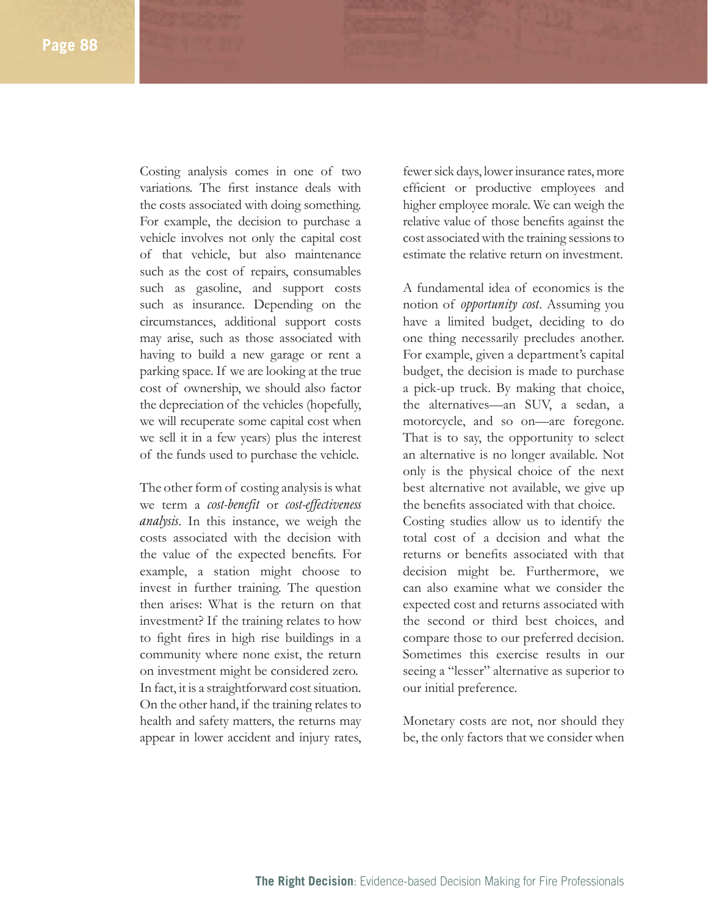Costing analysis comes in one of two variations. The first instance deals with the costs associated with doing something. For example, the decision to purchase a vehicle involves not only the capital cost of that vehicle, but also maintenance such as the cost of repairs, consumables such as gasoline, and support costs such as insurance. Depending on the circumstances, additional support costs may arise, such as those associated with having to build a new garage or rent a parking space. If we are looking at the true cost of ownership, we should also factor the depreciation of the vehicles (hopefully, we will recuperate some capital cost when we sell it in a few years) plus the interest of the funds used to purchase the vehicle.

The other form of costing analysis is what we term a *cost-benefit* or *cost-effectiveness analysis*. In this instance, we weigh the costs associated with the decision with the value of the expected benefits. For example, a station might choose to invest in further training. The question then arises: What is the return on that investment? If the training relates to how to fight fires in high rise buildings in a community where none exist, the return on investment might be considered zero. In fact, it is a straightforward cost situation. On the other hand, if the training relates to health and safety matters, the returns may appear in lower accident and injury rates, fewer sick days, lower insurance rates, more efficient or productive employees and higher employee morale. We can weigh the relative value of those benefits against the cost associated with the training sessions to estimate the relative return on investment.

A fundamental idea of economics is the notion of *opportunity cost*. Assuming you have a limited budget, deciding to do one thing necessarily precludes another. For example, given a department's capital budget, the decision is made to purchase a pick-up truck. By making that choice, the alternatives—an SUV, a sedan, a motorcycle, and so on—are foregone. That is to say, the opportunity to select an alternative is no longer available. Not only is the physical choice of the next best alternative not available, we give up the benefits associated with that choice. Costing studies allow us to identify the total cost of a decision and what the returns or benefits associated with that decision might be. Furthermore, we can also examine what we consider the expected cost and returns associated with the second or third best choices, and compare those to our preferred decision. Sometimes this exercise results in our seeing a "lesser" alternative as superior to our initial preference.

Monetary costs are not, nor should they be, the only factors that we consider when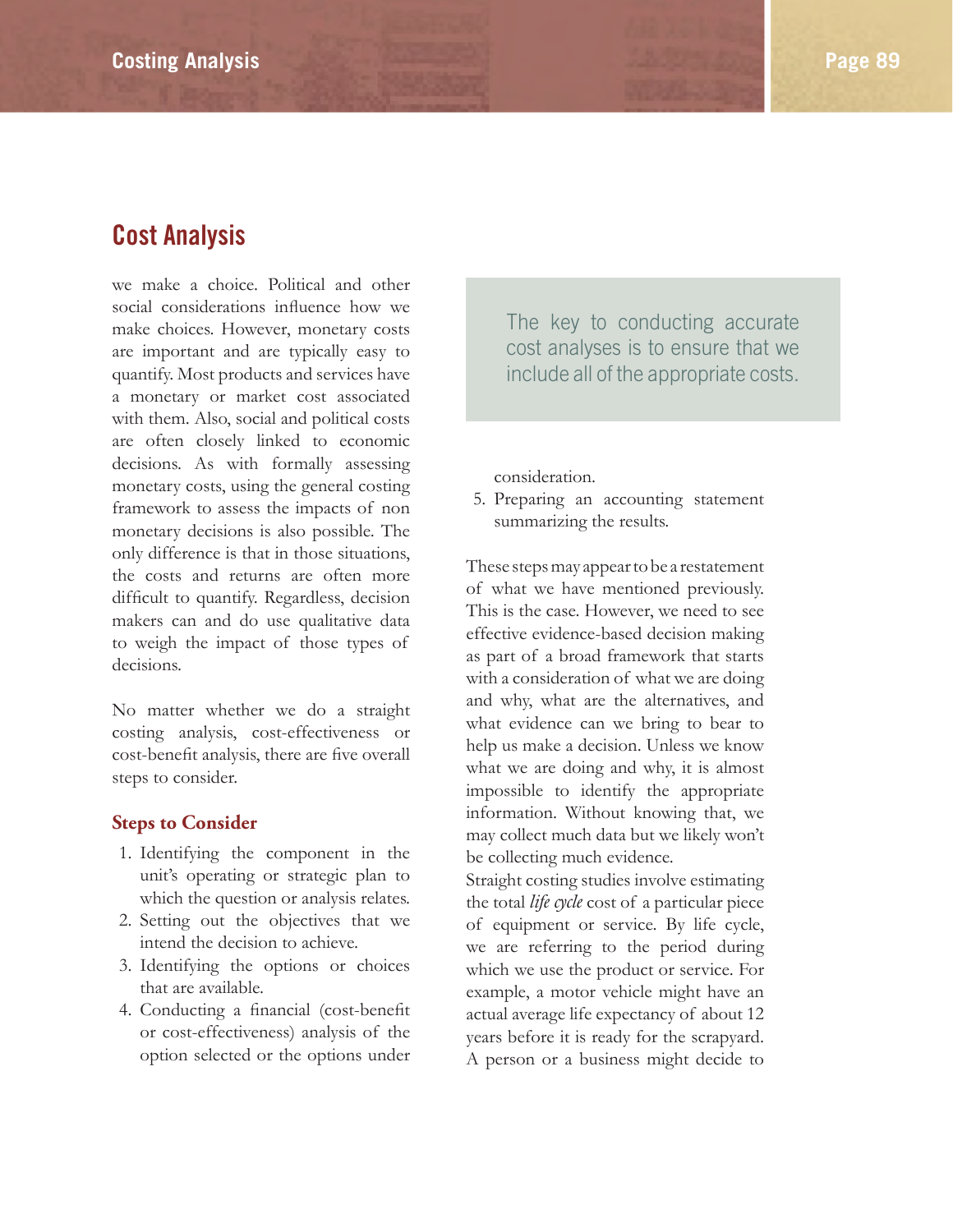## Cost Analysis

we make a choice. Political and other social considerations influence how we make choices. However, monetary costs are important and are typically easy to quantify. Most products and services have a monetary or market cost associated with them. Also, social and political costs are often closely linked to economic decisions. As with formally assessing monetary costs, using the general costing framework to assess the impacts of non monetary decisions is also possible. The only difference is that in those situations, the costs and returns are often more difficult to quantify. Regardless, decision makers can and do use qualitative data to weigh the impact of those types of decisions.

No matter whether we do a straight costing analysis, cost-effectiveness or cost-benefit analysis, there are five overall steps to consider.

### Steps to Consider

1. Identifying the component in the unit's operating or strategic plan to which the question or analysis relates.
2. Setting out the objectives that we intend the decision to achieve.
3. Identifying the options or choices that are available.
4. Conducting a financial (cost-benefit or cost-effectiveness) analysis of the option selected or the options under consideration.
5. Preparing an accounting statement summarizing the results.

> The key to conducting accurate cost analyses is to ensure that we include all of the appropriate costs.

These steps may appear to be a restatement of what we have mentioned previously. This is the case. However, we need to see effective evidence-based decision making as part of a broad framework that starts with a consideration of what we are doing and why, what are the alternatives, and what evidence can we bring to bear to help us make a decision. Unless we know what we are doing and why, it is almost impossible to identify the appropriate information. Without knowing that, we may collect much data but we likely won't be collecting much evidence.

Straight costing studies involve estimating the total *life cycle* cost of a particular piece of equipment or service. By life cycle, we are referring to the period during which we use the product or service. For example, a motor vehicle might have an actual average life expectancy of about 12 years before it is ready for the scrapyard. A person or a business might decide to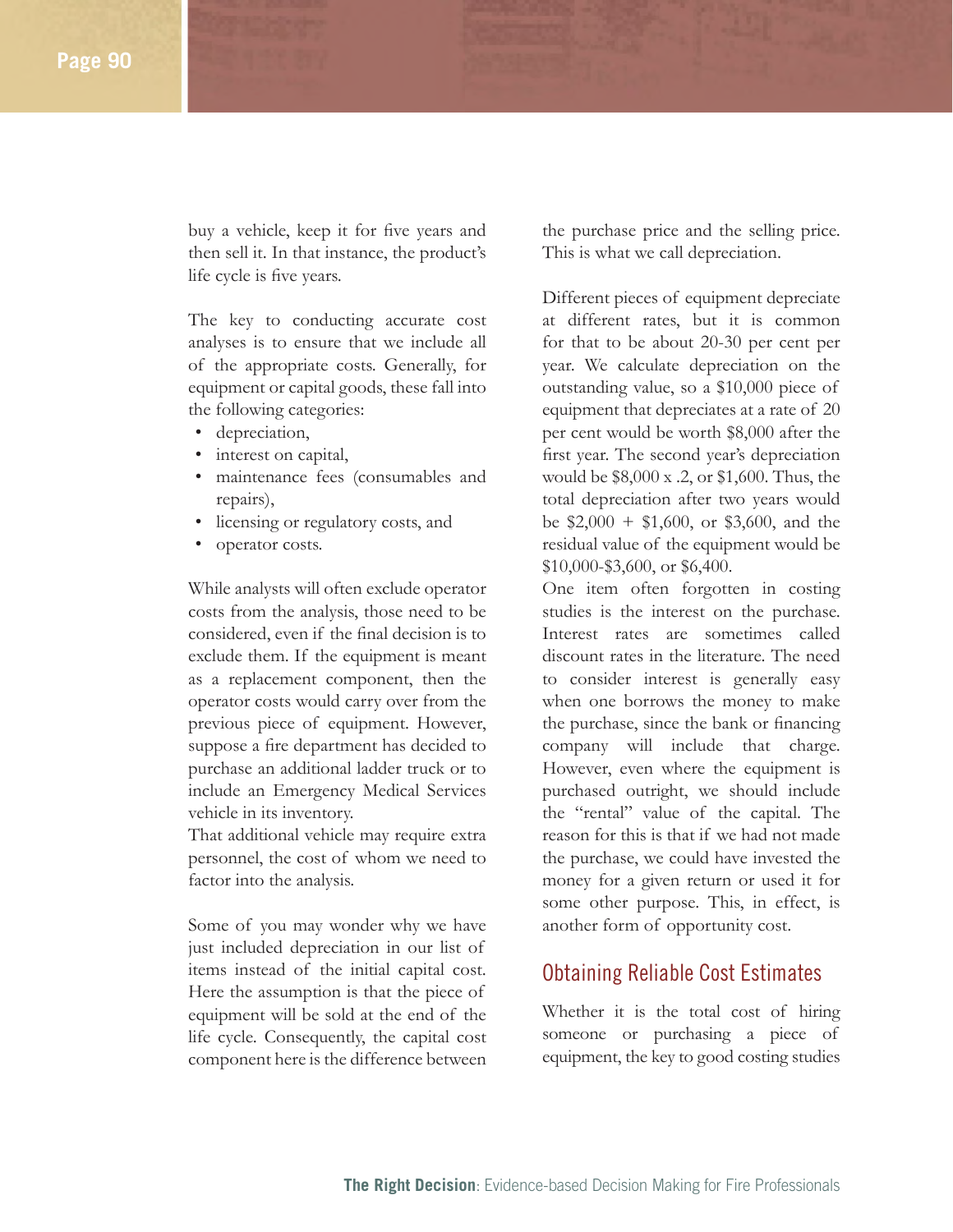buy a vehicle, keep it for five years and then sell it. In that instance, the product's life cycle is five years.

The key to conducting accurate cost analyses is to ensure that we include all of the appropriate costs. Generally, for equipment or capital goods, these fall into the following categories:

- depreciation,
- interest on capital,
- maintenance fees (consumables and repairs),
- licensing or regulatory costs, and
- operator costs.

While analysts will often exclude operator costs from the analysis, those need to be considered, even if the final decision is to exclude them. If the equipment is meant as a replacement component, then the operator costs would carry over from the previous piece of equipment. However, suppose a fire department has decided to purchase an additional ladder truck or to include an Emergency Medical Services vehicle in its inventory.

That additional vehicle may require extra personnel, the cost of whom we need to factor into the analysis.

Some of you may wonder why we have just included depreciation in our list of items instead of the initial capital cost. Here the assumption is that the piece of equipment will be sold at the end of the life cycle. Consequently, the capital cost component here is the difference between the purchase price and the selling price. This is what we call depreciation.

Different pieces of equipment depreciate at different rates, but it is common for that to be about 20-30 per cent per year. We calculate depreciation on the outstanding value, so a $10,000 piece of equipment that depreciates at a rate of 20 per cent would be worth $8,000 after the first year. The second year's depreciation would be $8,000 x .2, or $1,600. Thus, the total depreciation after two years would be $2,000 + $1,600, or $3,600, and the residual value of the equipment would be $10,000-$3,600, or $6,400.

One item often forgotten in costing studies is the interest on the purchase. Interest rates are sometimes called discount rates in the literature. The need to consider interest is generally easy when one borrows the money to make the purchase, since the bank or financing company will include that charge. However, even where the equipment is purchased outright, we should include the "rental" value of the capital. The reason for this is that if we had not made the purchase, we could have invested the money for a given return or used it for some other purpose. This, in effect, is another form of opportunity cost.

## Obtaining Reliable Cost Estimates

Whether it is the total cost of hiring someone or purchasing a piece of equipment, the key to good costing studies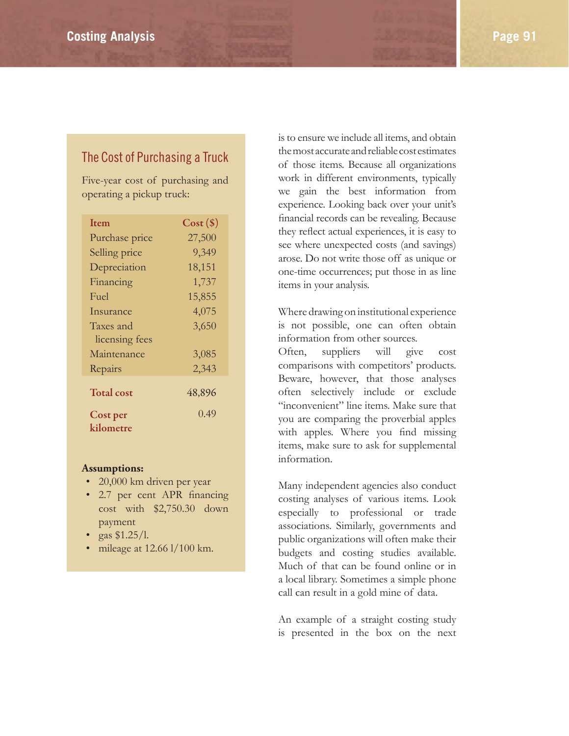## The Cost of Purchasing a Truck

Five-year cost of purchasing and operating a pickup truck:

| Item | Cost ($) |
|---|---|
| Purchase price | 27,500 |
| Selling price | 9,349 |
| Depreciation | 18,151 |
| Financing | 1,737 |
| Fuel | 15,855 |
| Insurance | 4,075 |
| Taxes and licensing fees | 3,650 |
| Maintenance | 3,085 |
| Repairs | 2,343 |
| **Total cost** | 48,896 |
| **Cost per kilometre** | 0.49 |

**Assumptions:**

- 20,000 km driven per year
- 2.7 per cent APR financing cost with $2,750.30 down payment
- gas $1.25/l.
- mileage at 12.66 l/100 km.

is to ensure we include all items, and obtain the most accurate and reliable cost estimates of those items. Because all organizations work in different environments, typically we gain the best information from experience. Looking back over your unit's financial records can be revealing. Because they reflect actual experiences, it is easy to see where unexpected costs (and savings) arose. Do not write those off as unique or one-time occurrences; put those in as line items in your analysis.

Where drawing on institutional experience is not possible, one can often obtain information from other sources. Often, suppliers will give cost comparisons with competitors' products. Beware, however, that those analyses often selectively include or exclude "inconvenient" line items. Make sure that you are comparing the proverbial apples with apples. Where you find missing items, make sure to ask for supplemental information.

Many independent agencies also conduct costing analyses of various items. Look especially to professional or trade associations. Similarly, governments and public organizations will often make their budgets and costing studies available. Much of that can be found online or in a local library. Sometimes a simple phone call can result in a gold mine of data.

An example of a straight costing study is presented in the box on the next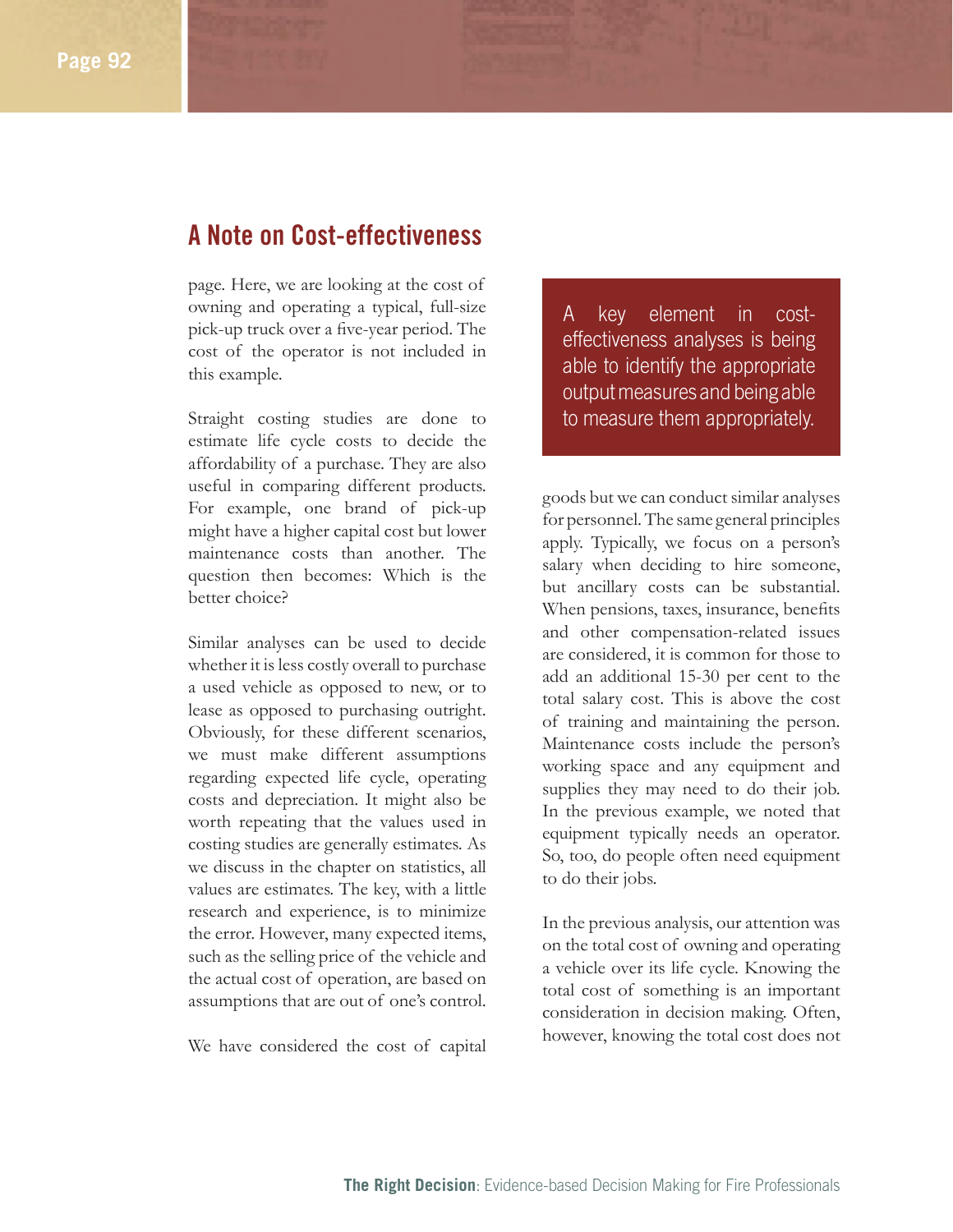## A Note on Cost-effectiveness

page. Here, we are looking at the cost of owning and operating a typical, full-size pick-up truck over a five-year period. The cost of the operator is not included in this example.

Straight costing studies are done to estimate life cycle costs to decide the affordability of a purchase. They are also useful in comparing different products. For example, one brand of pick-up might have a higher capital cost but lower maintenance costs than another. The question then becomes: Which is the better choice?

Similar analyses can be used to decide whether it is less costly overall to purchase a used vehicle as opposed to new, or to lease as opposed to purchasing outright. Obviously, for these different scenarios, we must make different assumptions regarding expected life cycle, operating costs and depreciation. It might also be worth repeating that the values used in costing studies are generally estimates. As we discuss in the chapter on statistics, all values are estimates. The key, with a little research and experience, is to minimize the error. However, many expected items, such as the selling price of the vehicle and the actual cost of operation, are based on assumptions that are out of one's control.

> A key element in cost-effectiveness analyses is being able to identify the appropriate output measures and being able to measure them appropriately.

We have considered the cost of capital goods but we can conduct similar analyses for personnel. The same general principles apply. Typically, we focus on a person's salary when deciding to hire someone, but ancillary costs can be substantial. When pensions, taxes, insurance, benefits and other compensation-related issues are considered, it is common for those to add an additional 15-30 per cent to the total salary cost. This is above the cost of training and maintaining the person. Maintenance costs include the person's working space and any equipment and supplies they may need to do their job. In the previous example, we noted that equipment typically needs an operator. So, too, do people often need equipment to do their jobs.

In the previous analysis, our attention was on the total cost of owning and operating a vehicle over its life cycle. Knowing the total cost of something is an important consideration in decision making. Often, however, knowing the total cost does not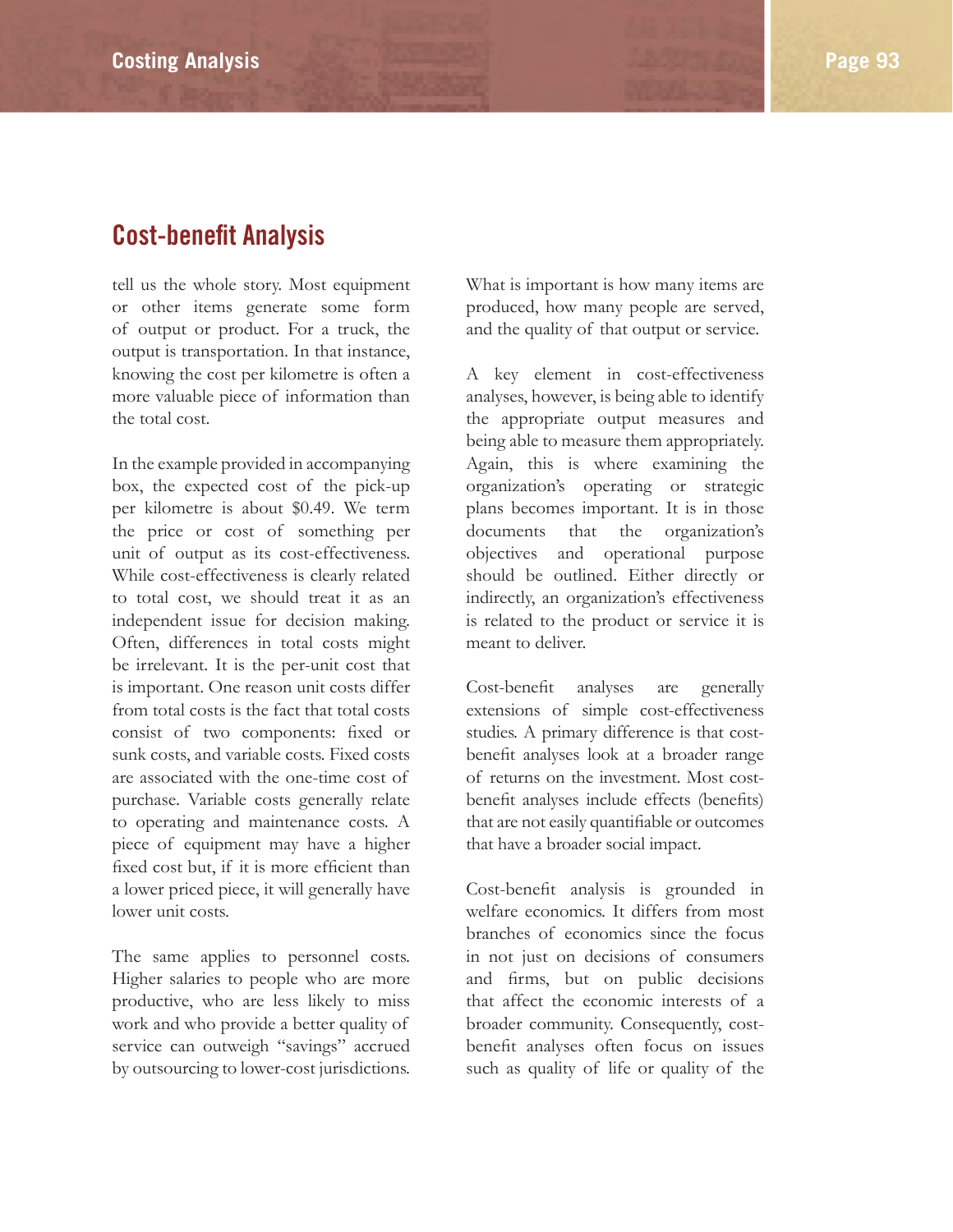## Cost-benefit Analysis

tell us the whole story. Most equipment or other items generate some form of output or product. For a truck, the output is transportation. In that instance, knowing the cost per kilometre is often a more valuable piece of information than the total cost.

In the example provided in accompanying box, the expected cost of the pick-up per kilometre is about $0.49. We term the price or cost of something per unit of output as its cost-effectiveness. While cost-effectiveness is clearly related to total cost, we should treat it as an independent issue for decision making. Often, differences in total costs might be irrelevant. It is the per-unit cost that is important. One reason unit costs differ from total costs is the fact that total costs consist of two components: fixed or sunk costs, and variable costs. Fixed costs are associated with the one-time cost of purchase. Variable costs generally relate to operating and maintenance costs. A piece of equipment may have a higher fixed cost but, if it is more efficient than a lower priced piece, it will generally have lower unit costs.

The same applies to personnel costs. Higher salaries to people who are more productive, who are less likely to miss work and who provide a better quality of service can outweigh "savings" accrued by outsourcing to lower-cost jurisdictions. What is important is how many items are produced, how many people are served, and the quality of that output or service.

A key element in cost-effectiveness analyses, however, is being able to identify the appropriate output measures and being able to measure them appropriately. Again, this is where examining the organization's operating or strategic plans becomes important. It is in those documents that the organization's objectives and operational purpose should be outlined. Either directly or indirectly, an organization's effectiveness is related to the product or service it is meant to deliver.

Cost-benefit analyses are generally extensions of simple cost-effectiveness studies. A primary difference is that cost-benefit analyses look at a broader range of returns on the investment. Most cost-benefit analyses include effects (benefits) that are not easily quantifiable or outcomes that have a broader social impact.

Cost-benefit analysis is grounded in welfare economics. It differs from most branches of economics since the focus in not just on decisions of consumers and firms, but on public decisions that affect the economic interests of a broader community. Consequently, cost-benefit analyses often focus on issues such as quality of life or quality of the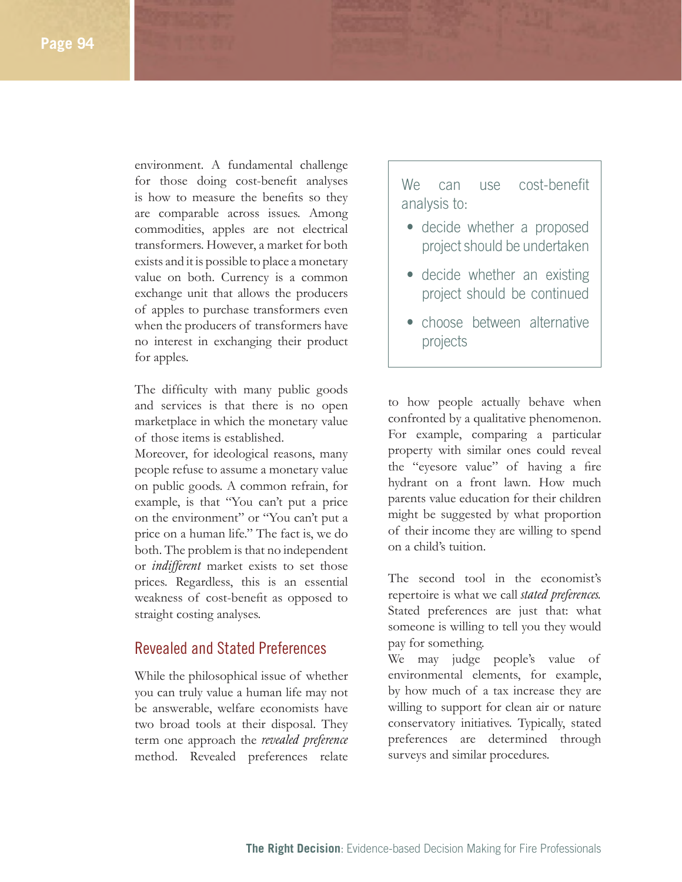environment. A fundamental challenge for those doing cost-benefit analyses is how to measure the benefits so they are comparable across issues. Among commodities, apples are not electrical transformers. However, a market for both exists and it is possible to place a monetary value on both. Currency is a common exchange unit that allows the producers of apples to purchase transformers even when the producers of transformers have no interest in exchanging their product for apples.

The difficulty with many public goods and services is that there is no open marketplace in which the monetary value of those items is established.

Moreover, for ideological reasons, many people refuse to assume a monetary value on public goods. A common refrain, for example, is that "You can't put a price on the environment" or "You can't put a price on a human life." The fact is, we do both. The problem is that no independent or *indifferent* market exists to set those prices. Regardless, this is an essential weakness of cost-benefit as opposed to straight costing analyses.

> We can use cost-benefit analysis to:
>
> - decide whether a proposed project should be undertaken
> - decide whether an existing project should be continued
> - choose between alternative projects

## Revealed and Stated Preferences

While the philosophical issue of whether you can truly value a human life may not be answerable, welfare economists have two broad tools at their disposal. They term one approach the *revealed preference* method. Revealed preferences relate to how people actually behave when confronted by a qualitative phenomenon. For example, comparing a particular property with similar ones could reveal the "eyesore value" of having a fire hydrant on a front lawn. How much parents value education for their children might be suggested by what proportion of their income they are willing to spend on a child's tuition.

The second tool in the economist's repertoire is what we call *stated preferences.* Stated preferences are just that: what someone is willing to tell you they would pay for something.

We may judge people's value of environmental elements, for example, by how much of a tax increase they are willing to support for clean air or nature conservatory initiatives. Typically, stated preferences are determined through surveys and similar procedures.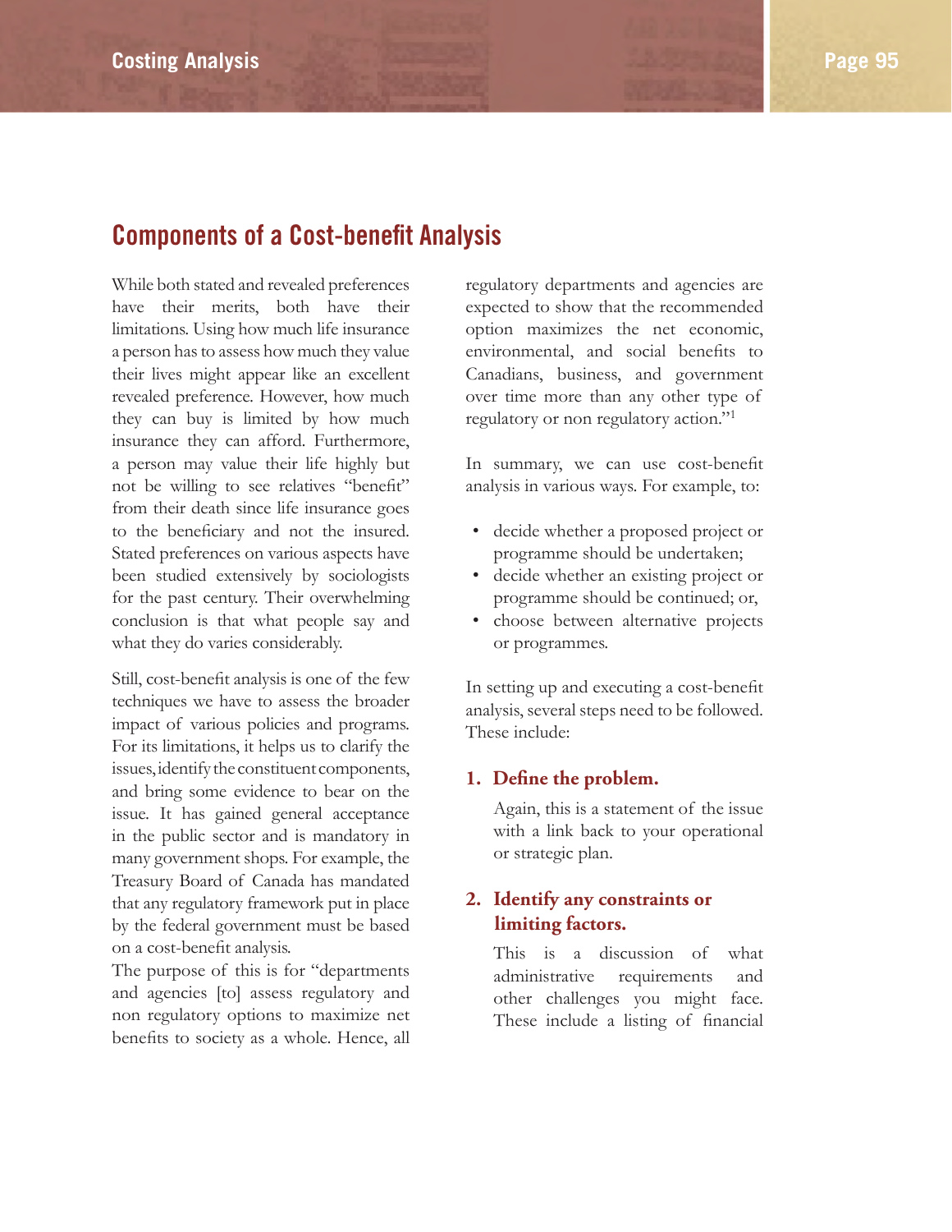## Components of a Cost-benefit Analysis

While both stated and revealed preferences have their merits, both have their limitations. Using how much life insurance a person has to assess how much they value their lives might appear like an excellent revealed preference. However, how much they can buy is limited by how much insurance they can afford. Furthermore, a person may value their life highly but not be willing to see relatives "benefit" from their death since life insurance goes to the beneficiary and not the insured. Stated preferences on various aspects have been studied extensively by sociologists for the past century. Their overwhelming conclusion is that what people say and what they do varies considerably.

Still, cost-benefit analysis is one of the few techniques we have to assess the broader impact of various policies and programs. For its limitations, it helps us to clarify the issues, identify the constituent components, and bring some evidence to bear on the issue. It has gained general acceptance in the public sector and is mandatory in many government shops. For example, the Treasury Board of Canada has mandated that any regulatory framework put in place by the federal government must be based on a cost-benefit analysis. The purpose of this is for "departments and agencies [to] assess regulatory and non regulatory options to maximize net benefits to society as a whole. Hence, all regulatory departments and agencies are expected to show that the recommended option maximizes the net economic, environmental, and social benefits to Canadians, business, and government over time more than any other type of regulatory or non regulatory action."[1]

In summary, we can use cost-benefit analysis in various ways. For example, to:

- decide whether a proposed project or programme should be undertaken;
- decide whether an existing project or programme should be continued; or,
- choose between alternative projects or programmes.

In setting up and executing a cost-benefit analysis, several steps need to be followed. These include:

1. **Define the problem.**

   Again, this is a statement of the issue with a link back to your operational or strategic plan.

2. **Identify any constraints or limiting factors.**

   This is a discussion of what administrative requirements and other challenges you might face. These include a listing of financial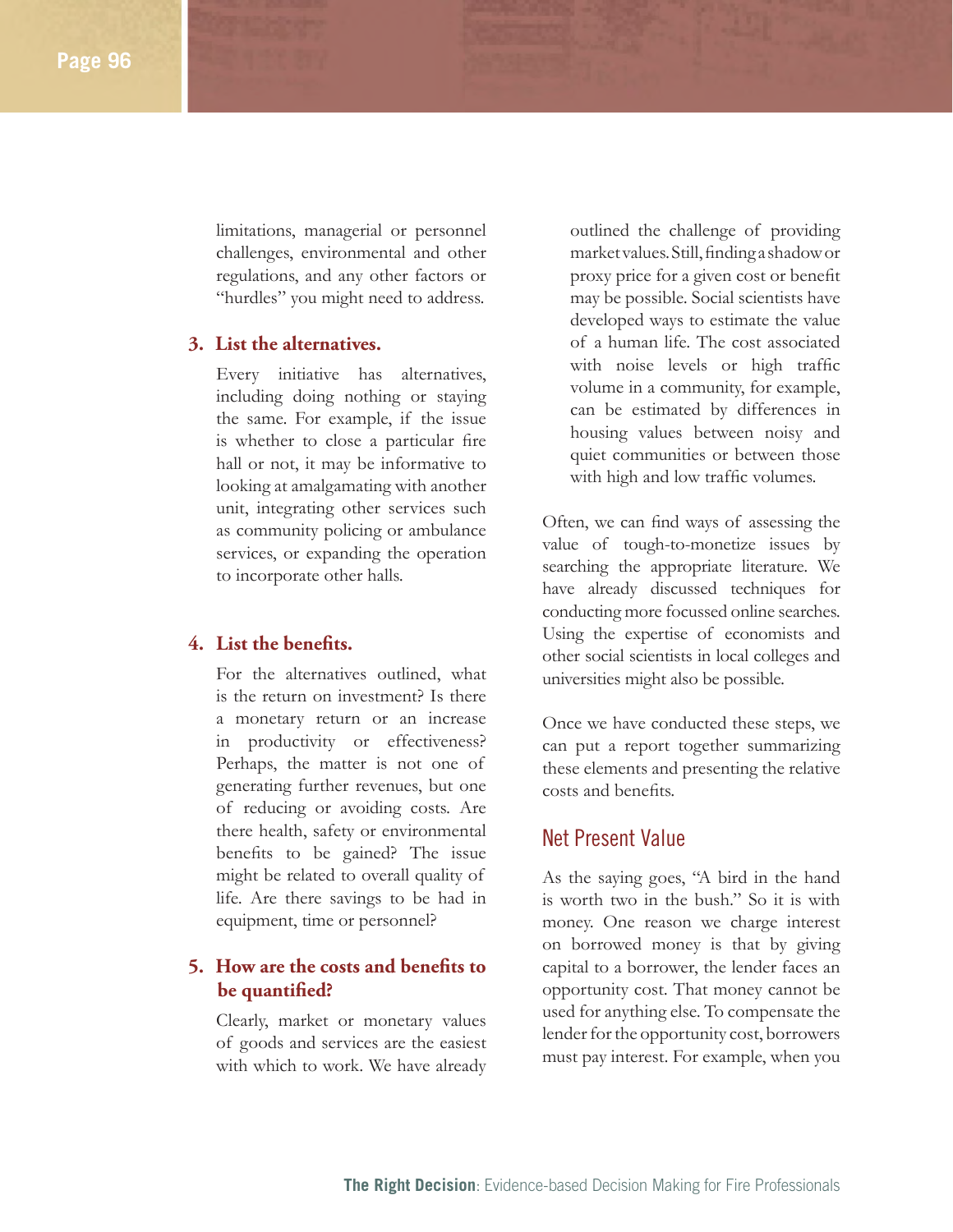limitations, managerial or personnel challenges, environmental and other regulations, and any other factors or "hurdles" you might need to address.

3. **List the alternatives.**

   Every initiative has alternatives, including doing nothing or staying the same. For example, if the issue is whether to close a particular fire hall or not, it may be informative to looking at amalgamating with another unit, integrating other services such as community policing or ambulance services, or expanding the operation to incorporate other halls.

4. **List the benefits.**

   For the alternatives outlined, what is the return on investment? Is there a monetary return or an increase in productivity or effectiveness? Perhaps, the matter is not one of generating further revenues, but one of reducing or avoiding costs. Are there health, safety or environmental benefits to be gained? The issue might be related to overall quality of life. Are there savings to be had in equipment, time or personnel?

5. **How are the costs and benefits to be quantified?**

   Clearly, market or monetary values of goods and services are the easiest with which to work. We have already outlined the challenge of providing market values. Still, finding a shadow or proxy price for a given cost or benefit may be possible. Social scientists have developed ways to estimate the value of a human life. The cost associated with noise levels or high traffic volume in a community, for example, can be estimated by differences in housing values between noisy and quiet communities or between those with high and low traffic volumes.

Often, we can find ways of assessing the value of tough-to-monetize issues by searching the appropriate literature. We have already discussed techniques for conducting more focussed online searches. Using the expertise of economists and other social scientists in local colleges and universities might also be possible.

Once we have conducted these steps, we can put a report together summarizing these elements and presenting the relative costs and benefits.

## Net Present Value

As the saying goes, "A bird in the hand is worth two in the bush." So it is with money. One reason we charge interest on borrowed money is that by giving capital to a borrower, the lender faces an opportunity cost. That money cannot be used for anything else. To compensate the lender for the opportunity cost, borrowers must pay interest. For example, when you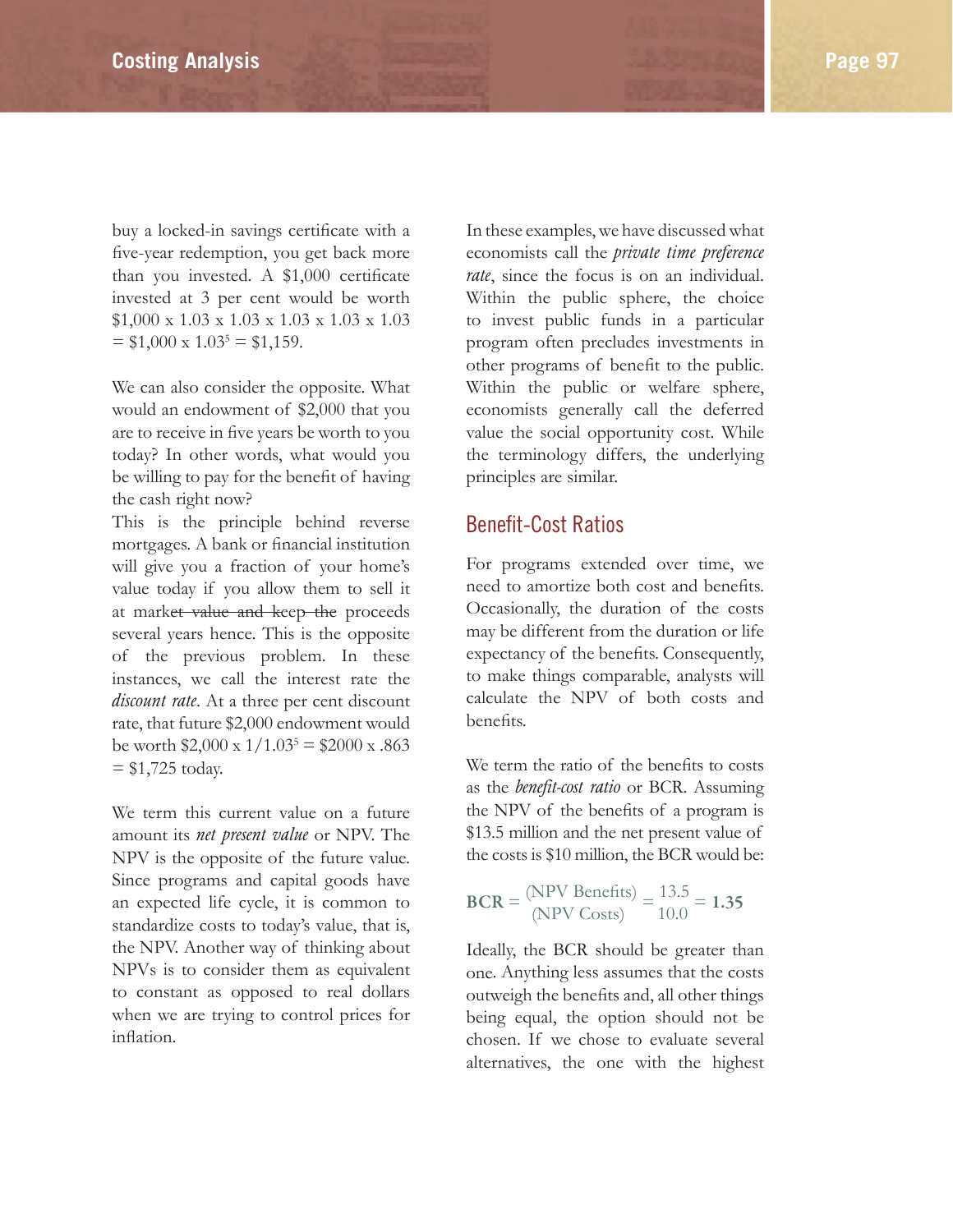buy a locked-in savings certificate with a five-year redemption, you get back more than you invested. A $1,000 certificate invested at 3 per cent would be worth $1,000 x 1.03 x 1.03 x 1.03 x 1.03 x 1.03 = $1,000 x 1.03$^5$ = $1,159.

We can also consider the opposite. What would an endowment of $2,000 that you are to receive in five years be worth to you today? In other words, what would you be willing to pay for the benefit of having the cash right now?

This is the principle behind reverse mortgages. A bank or financial institution will give you a fraction of your home's value today if you allow them to sell it at mark~~et value and keep the~~ proceeds several years hence. This is the opposite of the previous problem. In these instances, we call the interest rate the *discount rate*. At a three per cent discount rate, that future $2,000 endowment would be worth $2,000 x 1/1.03$^5$ = $2000 x .863 = $1,725 today.

We term this current value on a future amount its *net present value* or NPV. The NPV is the opposite of the future value. Since programs and capital goods have an expected life cycle, it is common to standardize costs to today's value, that is, the NPV. Another way of thinking about NPVs is to consider them as equivalent to constant as opposed to real dollars when we are trying to control prices for inflation.

In these examples, we have discussed what economists call the *private time preference rate*, since the focus is on an individual. Within the public sphere, the choice to invest public funds in a particular program often precludes investments in other programs of benefit to the public. Within the public or welfare sphere, economists generally call the deferred value the social opportunity cost. While the terminology differs, the underlying principles are similar.

## Benefit-Cost Ratios

For programs extended over time, we need to amortize both cost and benefits. Occasionally, the duration of the costs may be different from the duration or life expectancy of the benefits. Consequently, to make things comparable, analysts will calculate the NPV of both costs and benefits.

We term the ratio of the benefits to costs as the *benefit-cost ratio* or BCR. Assuming the NPV of the benefits of a program is $13.5 million and the net present value of the costs is $10 million, the BCR would be:

$$\textbf{BCR} = \frac{\text{(NPV Benefits)}}{\text{(NPV Costs)}} = \frac{13.5}{10.0} = \textbf{1.35}$$

Ideally, the BCR should be greater than one. Anything less assumes that the costs outweigh the benefits and, all other things being equal, the option should not be chosen. If we chose to evaluate several alternatives, the one with the highest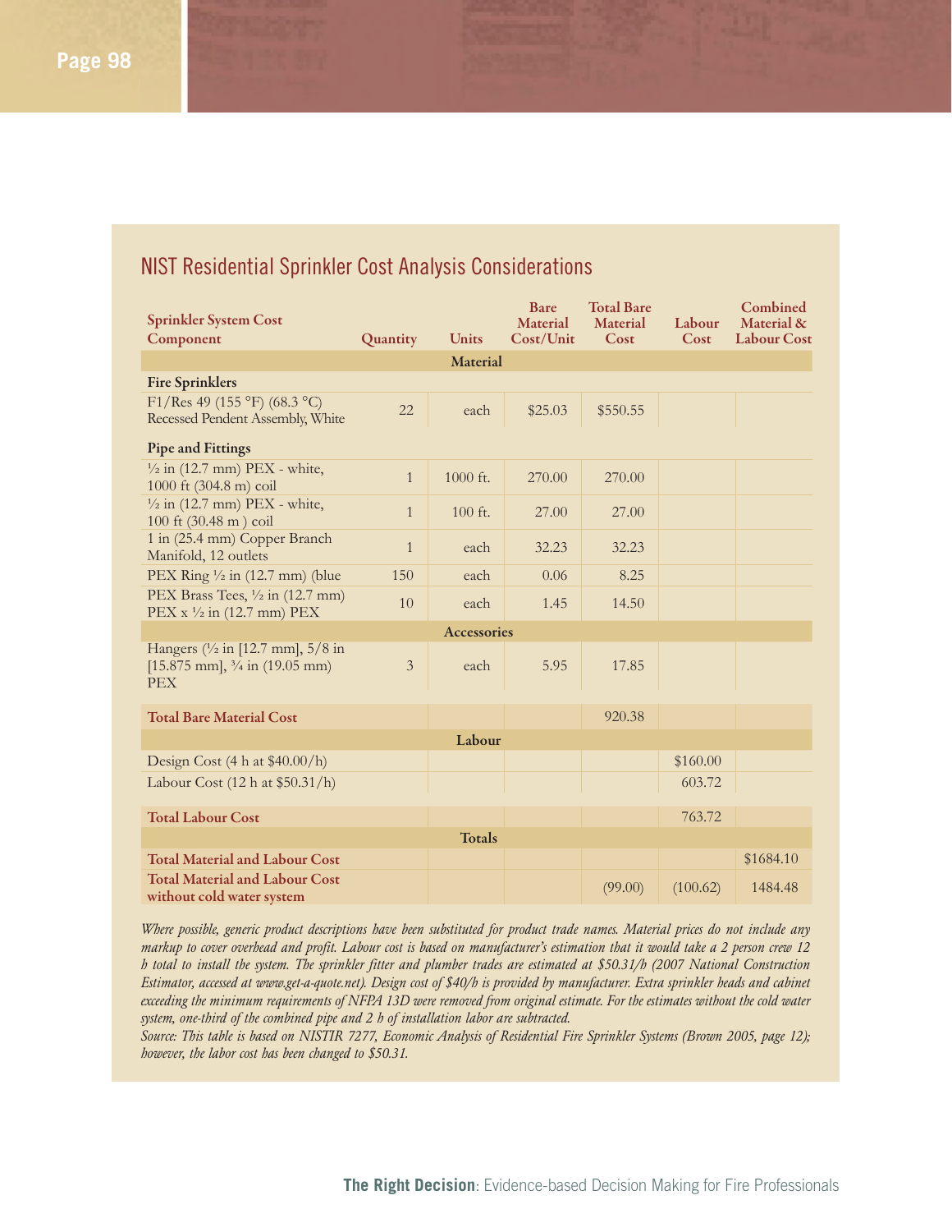## NIST Residential Sprinkler Cost Analysis Considerations

| Sprinkler System Cost Component | Quantity | Units | Bare Material Cost/Unit | Total Bare Material Cost | Labour Cost | Combined Material & Labour Cost |
|---|---|---|---|---|---|---|
| | | **Material** | | | | |
| **Fire Sprinklers** | | | | | | |
| F1/Res 49 (155 °F) (68.3 °C) Recessed Pendent Assembly, White | 22 | each | $25.03 | $550.55 | | |
| **Pipe and Fittings** | | | | | | |
| ½ in (12.7 mm) PEX - white, 1000 ft (304.8 m) coil | 1 | 1000 ft. | 270.00 | 270.00 | | |
| ½ in (12.7 mm) PEX - white, 100 ft (30.48 m ) coil | 1 | 100 ft. | 27.00 | 27.00 | | |
| 1 in (25.4 mm) Copper Branch Manifold, 12 outlets | 1 | each | 32.23 | 32.23 | | |
| PEX Ring ½ in (12.7 mm) (blue | 150 | each | 0.06 | 8.25 | | |
| PEX Brass Tees, ½ in (12.7 mm) PEX x ½ in (12.7 mm) PEX | 10 | each | 1.45 | 14.50 | | |
| | | **Accessories** | | | | |
| Hangers (½ in [12.7 mm], 5/8 in [15.875 mm], ¾ in (19.05 mm) PEX | 3 | each | 5.95 | 17.85 | | |
| **Total Bare Material Cost** | | | | 920.38 | | |
| | | **Labour** | | | | |
| Design Cost (4 h at $40.00/h) | | | | | $160.00 | |
| Labour Cost (12 h at $50.31/h) | | | | | 603.72 | |
| **Total Labour Cost** | | | | | 763.72 | |
| | | **Totals** | | | | |
| **Total Material and Labour Cost** | | | | | | $1684.10 |
| **Total Material and Labour Cost without cold water system** | | | | (99.00) | (100.62) | 1484.48 |

*Where possible, generic product descriptions have been substituted for product trade names. Material prices do not include any markup to cover overhead and profit. Labour cost is based on manufacturer's estimation that it would take a 2 person crew 12 h total to install the system. The sprinkler fitter and plumber trades are estimated at $50.31/h (2007 National Construction Estimator, accessed at www.get-a-quote.net). Design cost of $40/h is provided by manufacturer. Extra sprinkler heads and cabinet exceeding the minimum requirements of NFPA 13D were removed from original estimate. For the estimates without the cold water system, one-third of the combined pipe and 2 h of installation labor are subtracted.*

*Source: This table is based on NISTIR 7277, Economic Analysis of Residential Fire Sprinkler Systems (Brown 2005, page 12); however, the labor cost has been changed to $50.31.*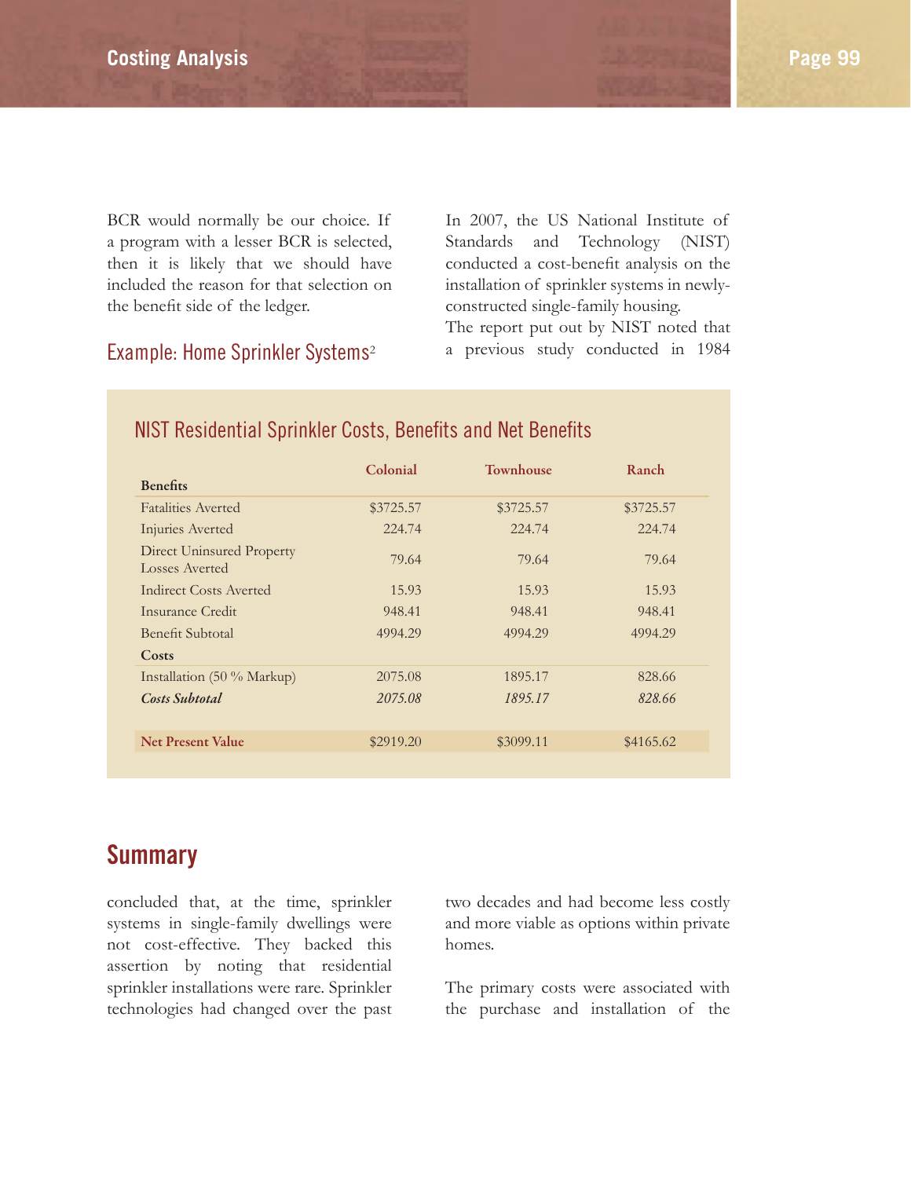BCR would normally be our choice. If a program with a lesser BCR is selected, then it is likely that we should have included the reason for that selection on the benefit side of the ledger.

### Example: Home Sprinkler Systems[2]

In 2007, the US National Institute of Standards and Technology (NIST) conducted a cost-benefit analysis on the installation of sprinkler systems in newly-constructed single-family housing.

The report put out by NIST noted that a previous study conducted in 1984 concluded that, at the time, sprinkler systems in single-family dwellings were not cost-effective. They backed this assertion by noting that residential sprinkler installations were rare. Sprinkler technologies had changed over the past two decades and had become less costly and more viable as options within private homes.

The primary costs were associated with the purchase and installation of the

#### NIST Residential Sprinkler Costs, Benefits and Net Benefits

| | Colonial | Townhouse | Ranch |
|---|---|---|---|
| **Benefits** | | | |
| Fatalities Averted | $3725.57 | $3725.57 | $3725.57 |
| Injuries Averted | 224.74 | 224.74 | 224.74 |
| Direct Uninsured Property Losses Averted | 79.64 | 79.64 | 79.64 |
| Indirect Costs Averted | 15.93 | 15.93 | 15.93 |
| Insurance Credit | 948.41 | 948.41 | 948.41 |
| Benefit Subtotal | 4994.29 | 4994.29 | 4994.29 |
| **Costs** | | | |
| Installation (50 % Markup) | 2075.08 | 1895.17 | 828.66 |
| ***Costs Subtotal*** | *2075.08* | *1895.17* | *828.66* |
| **Net Present Value** | $2919.20 | $3099.11 | $4165.62 |

## Summary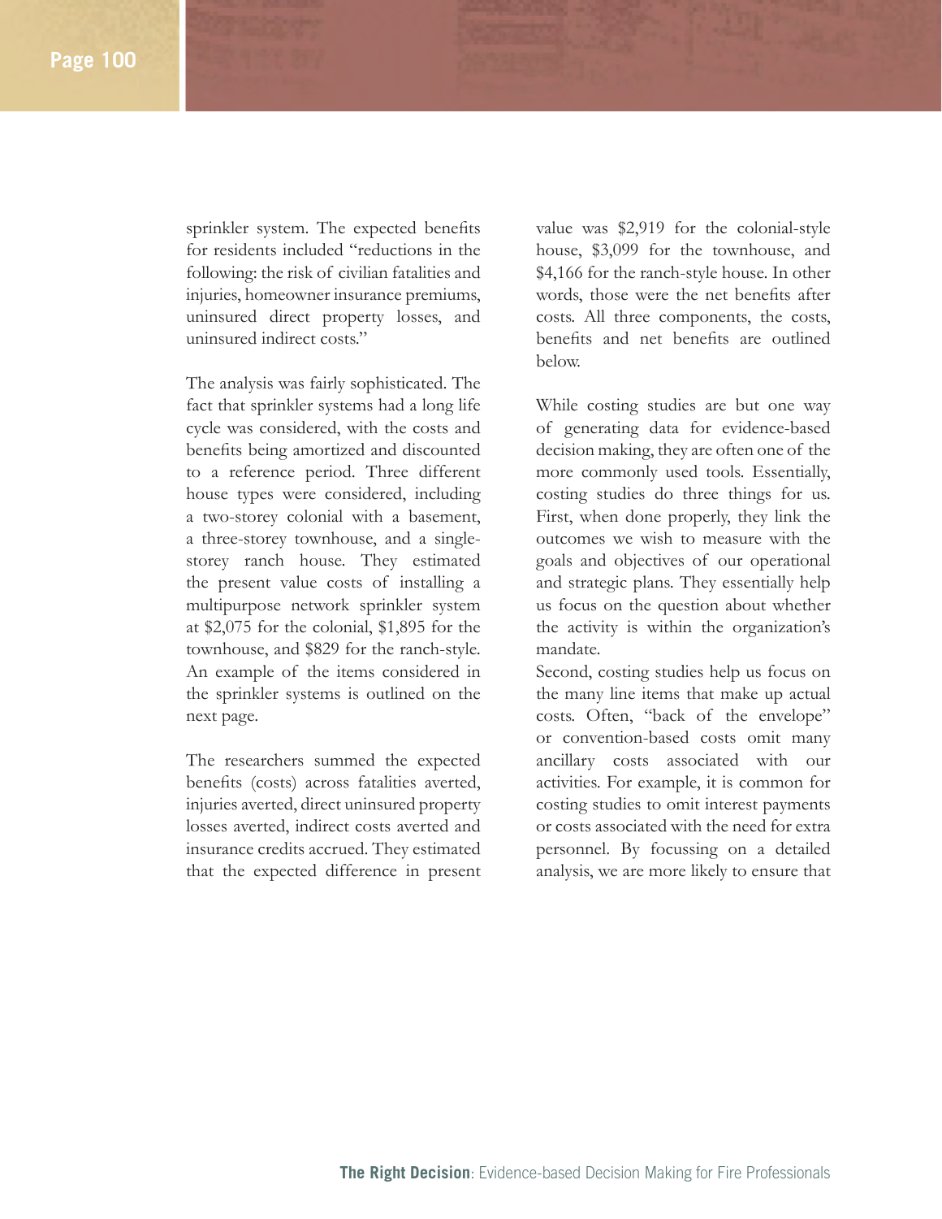sprinkler system. The expected benefits for residents included "reductions in the following: the risk of civilian fatalities and injuries, homeowner insurance premiums, uninsured direct property losses, and uninsured indirect costs."

The analysis was fairly sophisticated. The fact that sprinkler systems had a long life cycle was considered, with the costs and benefits being amortized and discounted to a reference period. Three different house types were considered, including a two-storey colonial with a basement, a three-storey townhouse, and a single-storey ranch house. They estimated the present value costs of installing a multipurpose network sprinkler system at $2,075 for the colonial, $1,895 for the townhouse, and $829 for the ranch-style. An example of the items considered in the sprinkler systems is outlined on the next page.

The researchers summed the expected benefits (costs) across fatalities averted, injuries averted, direct uninsured property losses averted, indirect costs averted and insurance credits accrued. They estimated that the expected difference in present value was $2,919 for the colonial-style house, $3,099 for the townhouse, and $4,166 for the ranch-style house. In other words, those were the net benefits after costs. All three components, the costs, benefits and net benefits are outlined below.

While costing studies are but one way of generating data for evidence-based decision making, they are often one of the more commonly used tools. Essentially, costing studies do three things for us. First, when done properly, they link the outcomes we wish to measure with the goals and objectives of our operational and strategic plans. They essentially help us focus on the question about whether the activity is within the organization's mandate.

Second, costing studies help us focus on the many line items that make up actual costs. Often, "back of the envelope" or convention-based costs omit many ancillary costs associated with our activities. For example, it is common for costing studies to omit interest payments or costs associated with the need for extra personnel. By focussing on a detailed analysis, we are more likely to ensure that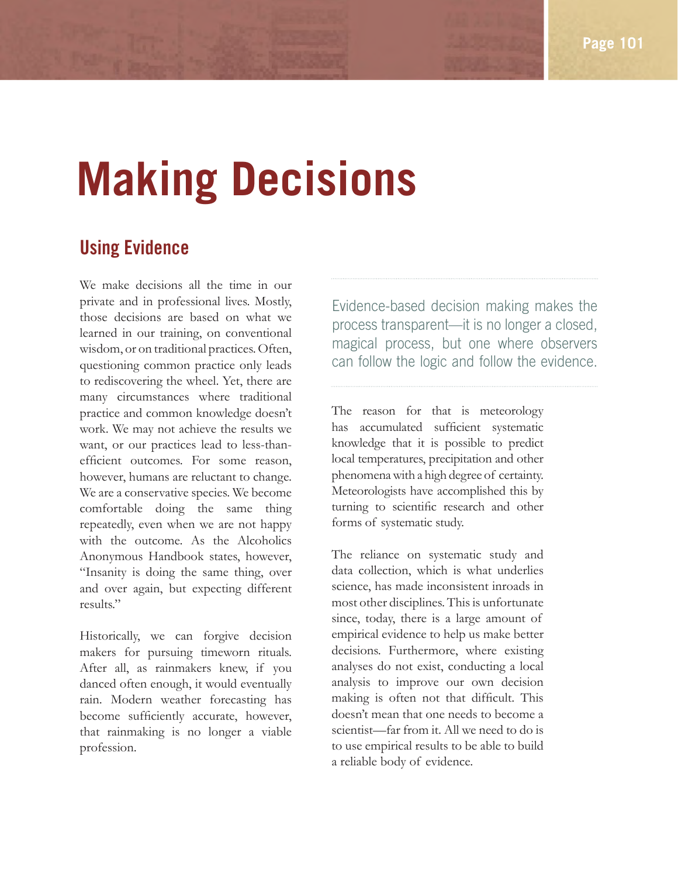# Making Decisions

## Using Evidence

We make decisions all the time in our private and in professional lives. Mostly, those decisions are based on what we learned in our training, on conventional wisdom, or on traditional practices. Often, questioning common practice only leads to rediscovering the wheel. Yet, there are many circumstances where traditional practice and common knowledge doesn't work. We may not achieve the results we want, or our practices lead to less-than-efficient outcomes. For some reason, however, humans are reluctant to change. We are a conservative species. We become comfortable doing the same thing repeatedly, even when we are not happy with the outcome. As the Alcoholics Anonymous Handbook states, however, "Insanity is doing the same thing, over and over again, but expecting different results."

Historically, we can forgive decision makers for pursuing timeworn rituals. After all, as rainmakers knew, if you danced often enough, it would eventually rain. Modern weather forecasting has become sufficiently accurate, however, that rainmaking is no longer a viable profession.

> Evidence-based decision making makes the process transparent—it is no longer a closed, magical process, but one where observers can follow the logic and follow the evidence.

The reason for that is meteorology has accumulated sufficient systematic knowledge that it is possible to predict local temperatures, precipitation and other phenomena with a high degree of certainty. Meteorologists have accomplished this by turning to scientific research and other forms of systematic study.

The reliance on systematic study and data collection, which is what underlies science, has made inconsistent inroads in most other disciplines. This is unfortunate since, today, there is a large amount of empirical evidence to help us make better decisions. Furthermore, where existing analyses do not exist, conducting a local analysis to improve our own decision making is often not that difficult. This doesn't mean that one needs to become a scientist—far from it. All we need to do is to use empirical results to be able to build a reliable body of evidence.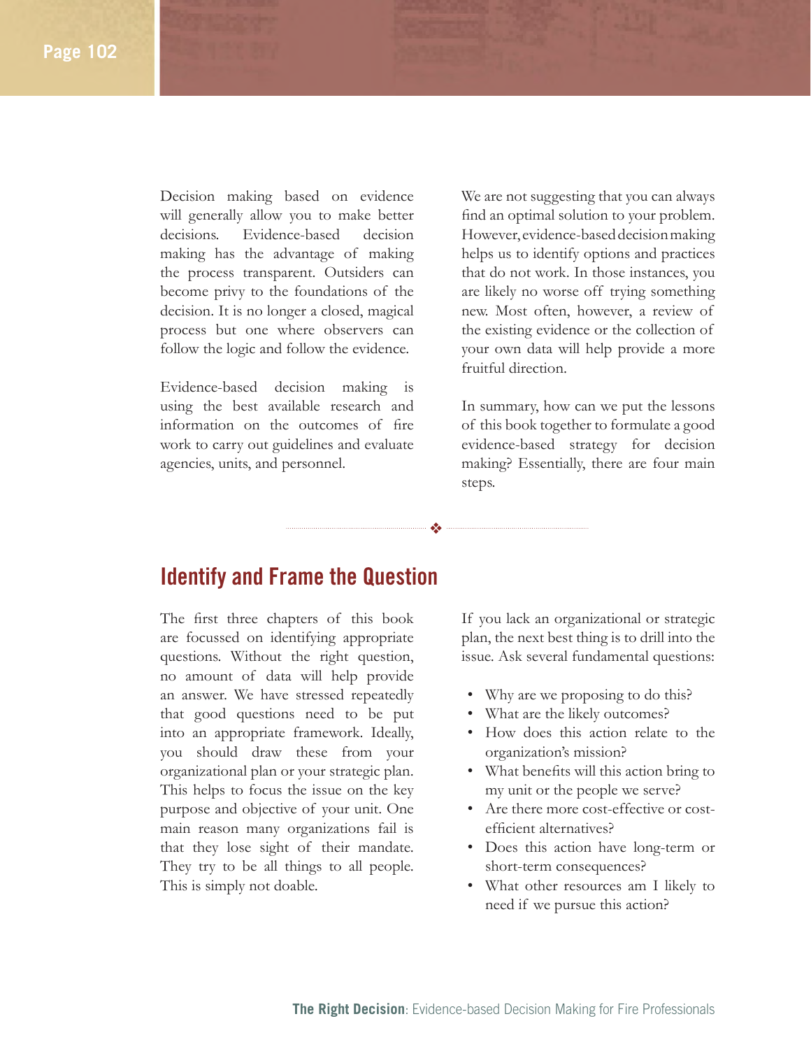Decision making based on evidence will generally allow you to make better decisions. Evidence-based decision making has the advantage of making the process transparent. Outsiders can become privy to the foundations of the decision. It is no longer a closed, magical process but one where observers can follow the logic and follow the evidence.

Evidence-based decision making is using the best available research and information on the outcomes of fire work to carry out guidelines and evaluate agencies, units, and personnel.

We are not suggesting that you can always find an optimal solution to your problem. However, evidence-based decision making helps us to identify options and practices that do not work. In those instances, you are likely no worse off trying something new. Most often, however, a review of the existing evidence or the collection of your own data will help provide a more fruitful direction.

In summary, how can we put the lessons of this book together to formulate a good evidence-based strategy for decision making? Essentially, there are four main steps.

## Identify and Frame the Question

The first three chapters of this book are focussed on identifying appropriate questions. Without the right question, no amount of data will help provide an answer. We have stressed repeatedly that good questions need to be put into an appropriate framework. Ideally, you should draw these from your organizational plan or your strategic plan. This helps to focus the issue on the key purpose and objective of your unit. One main reason many organizations fail is that they lose sight of their mandate. They try to be all things to all people. This is simply not doable.

If you lack an organizational or strategic plan, the next best thing is to drill into the issue. Ask several fundamental questions:

- Why are we proposing to do this?
- What are the likely outcomes?
- How does this action relate to the organization's mission?
- What benefits will this action bring to my unit or the people we serve?
- Are there more cost-effective or cost-efficient alternatives?
- Does this action have long-term or short-term consequences?
- What other resources am I likely to need if we pursue this action?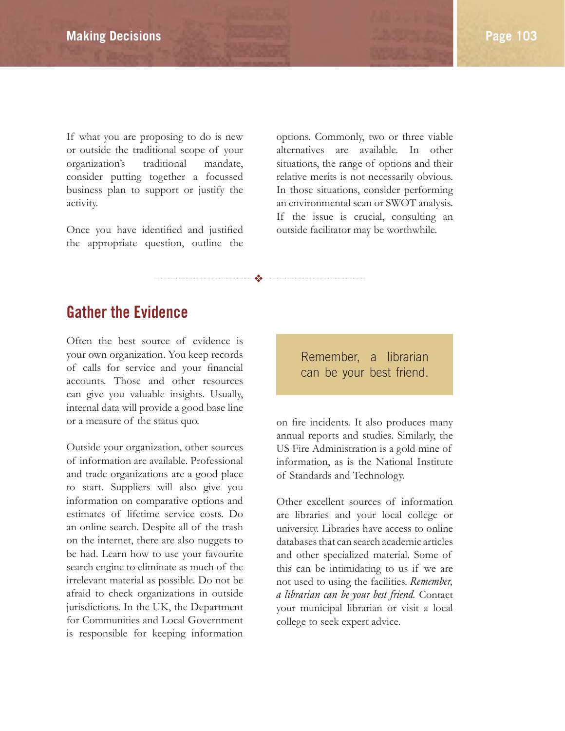If what you are proposing to do is new or outside the traditional scope of your organization's traditional mandate, consider putting together a focussed business plan to support or justify the activity.

Once you have identified and justified the appropriate question, outline the options. Commonly, two or three viable alternatives are available. In other situations, the range of options and their relative merits is not necessarily obvious. In those situations, consider performing an environmental scan or SWOT analysis. If the issue is crucial, consulting an outside facilitator may be worthwhile.

## Gather the Evidence

Often the best source of evidence is your own organization. You keep records of calls for service and your financial accounts. Those and other resources can give you valuable insights. Usually, internal data will provide a good base line or a measure of the status quo.

Outside your organization, other sources of information are available. Professional and trade organizations are a good place to start. Suppliers will also give you information on comparative options and estimates of lifetime service costs. Do an online search. Despite all of the trash on the internet, there are also nuggets to be had. Learn how to use your favourite search engine to eliminate as much of the irrelevant material as possible. Do not be afraid to check organizations in outside jurisdictions. In the UK, the Department for Communities and Local Government is responsible for keeping information on fire incidents. It also produces many annual reports and studies. Similarly, the US Fire Administration is a gold mine of information, as is the National Institute of Standards and Technology.

> Remember, a librarian can be your best friend.

Other excellent sources of information are libraries and your local college or university. Libraries have access to online databases that can search academic articles and other specialized material. Some of this can be intimidating to us if we are not used to using the facilities. *Remember, a librarian can be your best friend.* Contact your municipal librarian or visit a local college to seek expert advice.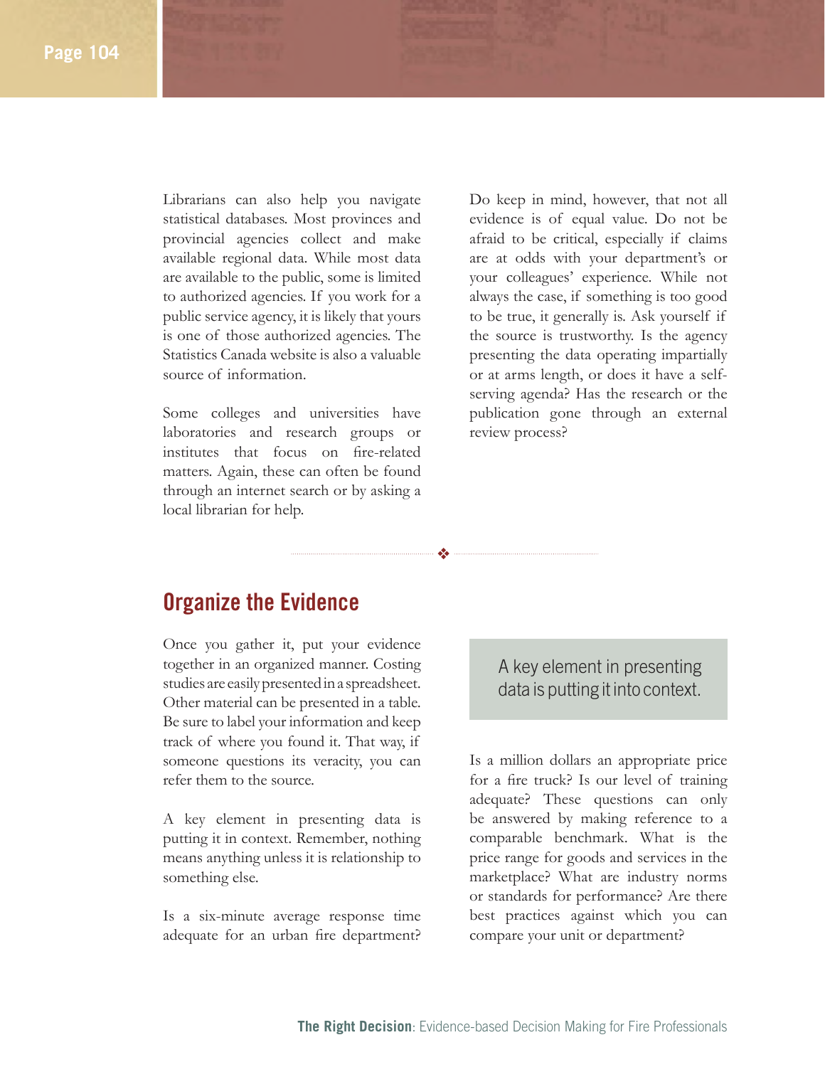Librarians can also help you navigate statistical databases. Most provinces and provincial agencies collect and make available regional data. While most data are available to the public, some is limited to authorized agencies. If you work for a public service agency, it is likely that yours is one of those authorized agencies. The Statistics Canada website is also a valuable source of information.

Some colleges and universities have laboratories and research groups or institutes that focus on fire-related matters. Again, these can often be found through an internet search or by asking a local librarian for help.

Do keep in mind, however, that not all evidence is of equal value. Do not be afraid to be critical, especially if claims are at odds with your department's or your colleagues' experience. While not always the case, if something is too good to be true, it generally is. Ask yourself if the source is trustworthy. Is the agency presenting the data operating impartially or at arms length, or does it have a self-serving agenda? Has the research or the publication gone through an external review process?

## Organize the Evidence

Once you gather it, put your evidence together in an organized manner. Costing studies are easily presented in a spreadsheet. Other material can be presented in a table. Be sure to label your information and keep track of where you found it. That way, if someone questions its veracity, you can refer them to the source.

A key element in presenting data is putting it in context. Remember, nothing means anything unless it is relationship to something else.

Is a six-minute average response time adequate for an urban fire department?

> A key element in presenting data is putting it into context.

Is a million dollars an appropriate price for a fire truck? Is our level of training adequate? These questions can only be answered by making reference to a comparable benchmark. What is the price range for goods and services in the marketplace? What are industry norms or standards for performance? Are there best practices against which you can compare your unit or department?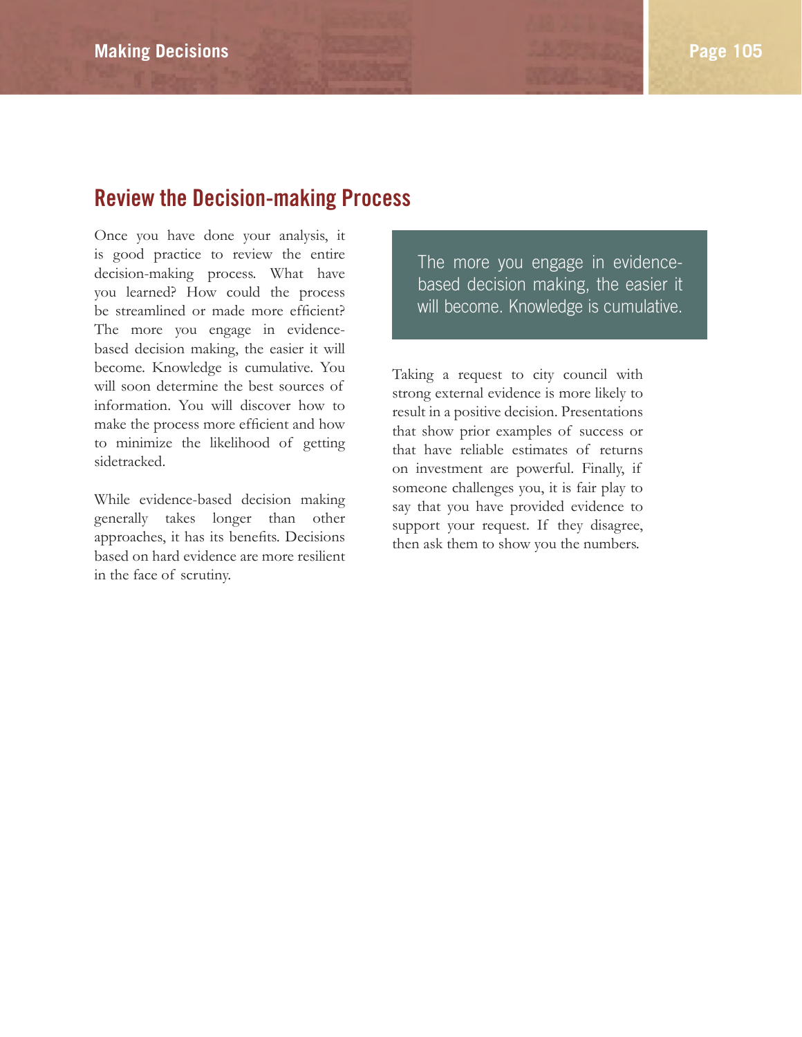## Review the Decision-making Process

Once you have done your analysis, it is good practice to review the entire decision-making process. What have you learned? How could the process be streamlined or made more efficient? The more you engage in evidence-based decision making, the easier it will become. Knowledge is cumulative. You will soon determine the best sources of information. You will discover how to make the process more efficient and how to minimize the likelihood of getting sidetracked.

While evidence-based decision making generally takes longer than other approaches, it has its benefits. Decisions based on hard evidence are more resilient in the face of scrutiny.

> The more you engage in evidence-based decision making, the easier it will become. Knowledge is cumulative.

Taking a request to city council with strong external evidence is more likely to result in a positive decision. Presentations that show prior examples of success or that have reliable estimates of returns on investment are powerful. Finally, if someone challenges you, it is fair play to say that you have provided evidence to support your request. If they disagree, then ask them to show you the numbers.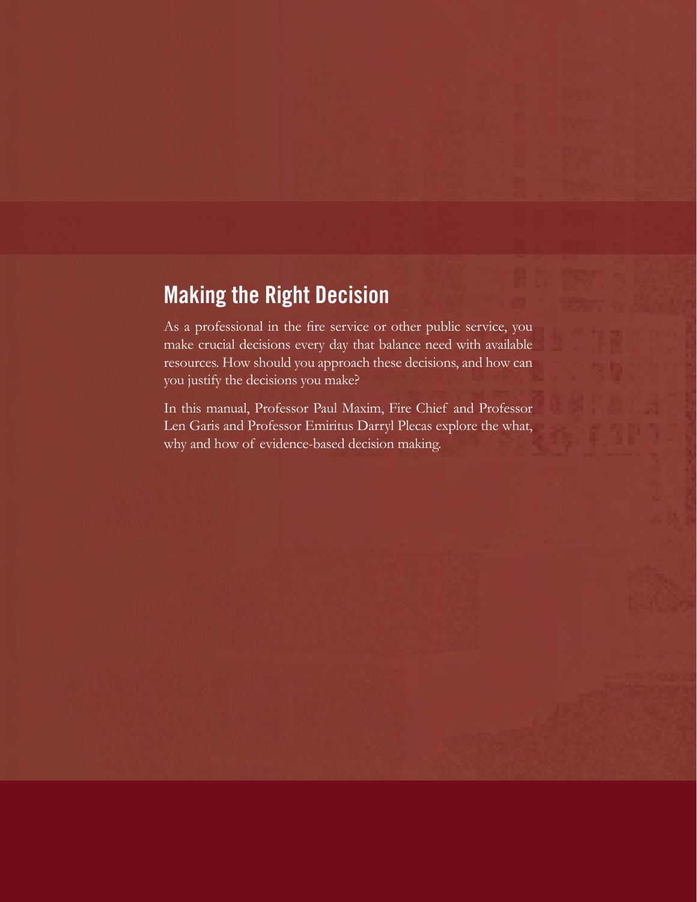## Making the Right Decision

As a professional in the fire service or other public service, you make crucial decisions every day that balance need with available resources. How should you approach these decisions, and how can you justify the decisions you make?

In this manual, Professor Paul Maxim, Fire Chief and Professor Len Garis and Professor Emiritus Darryl Plecas explore the what, why and how of evidence-based decision making.